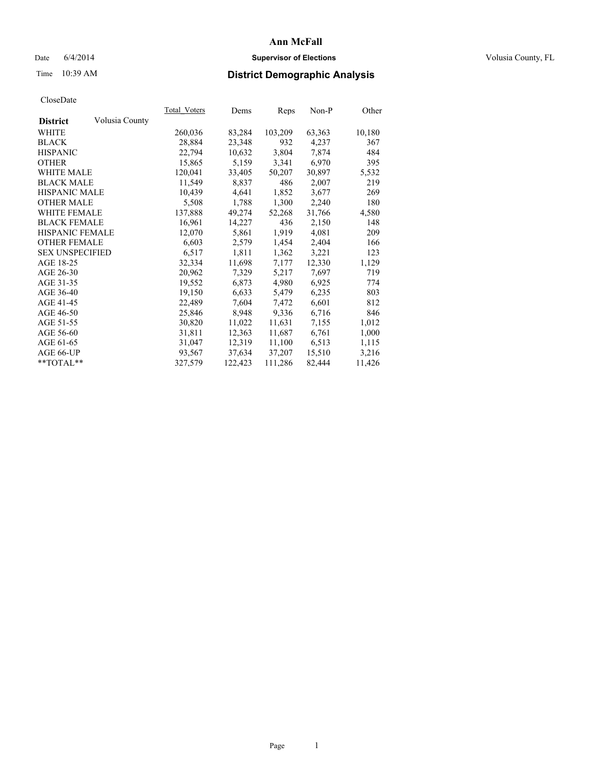# Ann McFall

Date 6/4/2014 **Supervisor of Elections** Volusia County, FL

Time 10:39 AM **District Demographic Analysis**

CloseDate

| **District** Volusia County | Total_Voters | Dems | Reps | Non-P | Other |
|---|---|---|---|---|---|
| WHITE | 260,036 | 83,284 | 103,209 | 63,363 | 10,180 |
| BLACK | 28,884 | 23,348 | 932 | 4,237 | 367 |
| HISPANIC | 22,794 | 10,632 | 3,804 | 7,874 | 484 |
| OTHER | 15,865 | 5,159 | 3,341 | 6,970 | 395 |
| WHITE MALE | 120,041 | 33,405 | 50,207 | 30,897 | 5,532 |
| BLACK MALE | 11,549 | 8,837 | 486 | 2,007 | 219 |
| HISPANIC MALE | 10,439 | 4,641 | 1,852 | 3,677 | 269 |
| OTHER MALE | 5,508 | 1,788 | 1,300 | 2,240 | 180 |
| WHITE FEMALE | 137,888 | 49,274 | 52,268 | 31,766 | 4,580 |
| BLACK FEMALE | 16,961 | 14,227 | 436 | 2,150 | 148 |
| HISPANIC FEMALE | 12,070 | 5,861 | 1,919 | 4,081 | 209 |
| OTHER FEMALE | 6,603 | 2,579 | 1,454 | 2,404 | 166 |
| SEX UNSPECIFIED | 6,517 | 1,811 | 1,362 | 3,221 | 123 |
| AGE 18-25 | 32,334 | 11,698 | 7,177 | 12,330 | 1,129 |
| AGE 26-30 | 20,962 | 7,329 | 5,217 | 7,697 | 719 |
| AGE 31-35 | 19,552 | 6,873 | 4,980 | 6,925 | 774 |
| AGE 36-40 | 19,150 | 6,633 | 5,479 | 6,235 | 803 |
| AGE 41-45 | 22,489 | 7,604 | 7,472 | 6,601 | 812 |
| AGE 46-50 | 25,846 | 8,948 | 9,336 | 6,716 | 846 |
| AGE 51-55 | 30,820 | 11,022 | 11,631 | 7,155 | 1,012 |
| AGE 56-60 | 31,811 | 12,363 | 11,687 | 6,761 | 1,000 |
| AGE 61-65 | 31,047 | 12,319 | 11,100 | 6,513 | 1,115 |
| AGE 66-UP | 93,567 | 37,634 | 37,207 | 15,510 | 3,216 |
| **TOTAL** | 327,579 | 122,423 | 111,286 | 82,444 | 11,426 |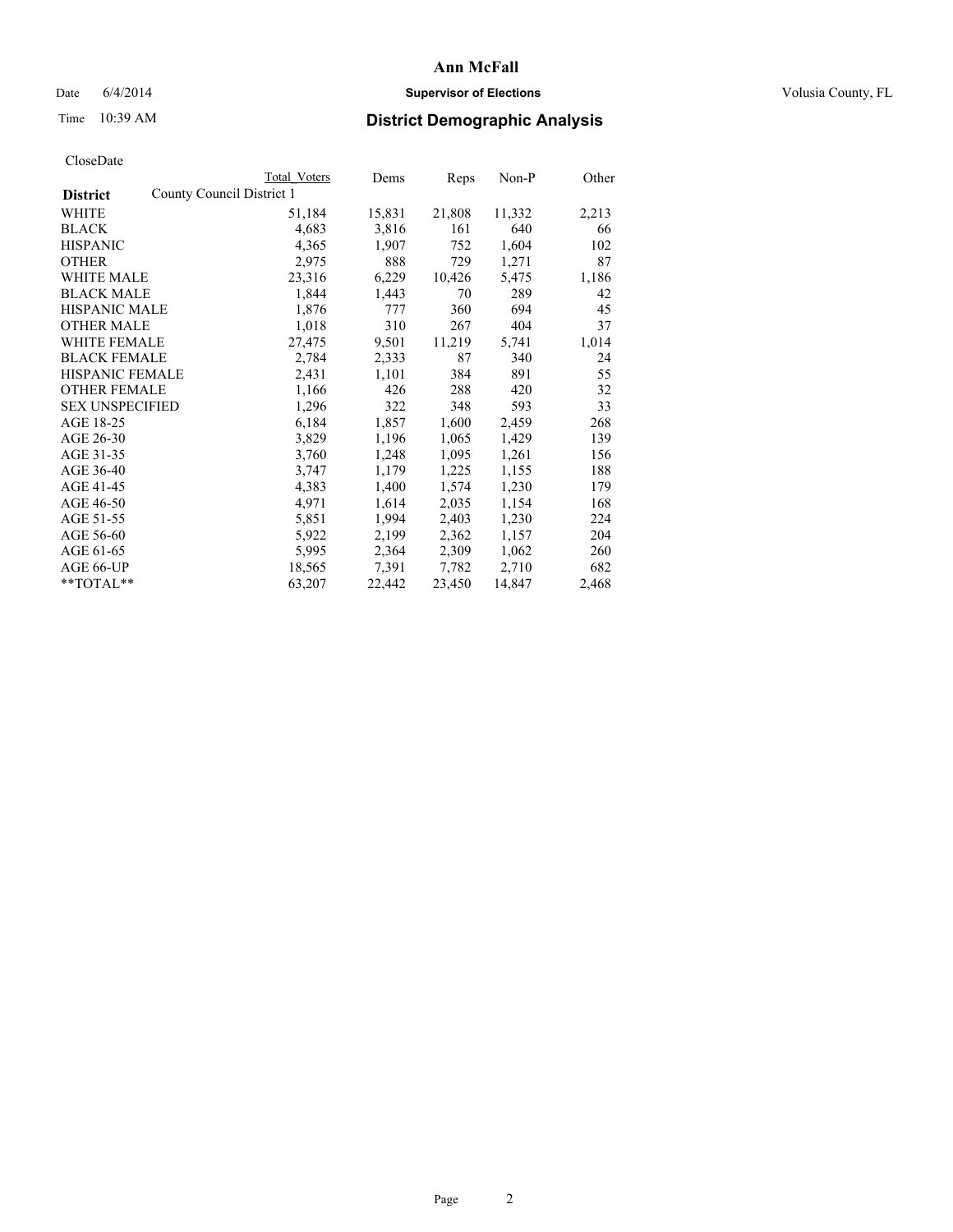# Ann McFall

Date 6/4/2014 **Supervisor of Elections** Volusia County, FL

Time 10:39 AM **District Demographic Analysis**

CloseDate

| District | County Council District 1 Total Voters | Dems | Reps | Non-P | Other |
|---|---|---|---|---|---|
| WHITE | 51,184 | 15,831 | 21,808 | 11,332 | 2,213 |
| BLACK | 4,683 | 3,816 | 161 | 640 | 66 |
| HISPANIC | 4,365 | 1,907 | 752 | 1,604 | 102 |
| OTHER | 2,975 | 888 | 729 | 1,271 | 87 |
| WHITE MALE | 23,316 | 6,229 | 10,426 | 5,475 | 1,186 |
| BLACK MALE | 1,844 | 1,443 | 70 | 289 | 42 |
| HISPANIC MALE | 1,876 | 777 | 360 | 694 | 45 |
| OTHER MALE | 1,018 | 310 | 267 | 404 | 37 |
| WHITE FEMALE | 27,475 | 9,501 | 11,219 | 5,741 | 1,014 |
| BLACK FEMALE | 2,784 | 2,333 | 87 | 340 | 24 |
| HISPANIC FEMALE | 2,431 | 1,101 | 384 | 891 | 55 |
| OTHER FEMALE | 1,166 | 426 | 288 | 420 | 32 |
| SEX UNSPECIFIED | 1,296 | 322 | 348 | 593 | 33 |
| AGE 18-25 | 6,184 | 1,857 | 1,600 | 2,459 | 268 |
| AGE 26-30 | 3,829 | 1,196 | 1,065 | 1,429 | 139 |
| AGE 31-35 | 3,760 | 1,248 | 1,095 | 1,261 | 156 |
| AGE 36-40 | 3,747 | 1,179 | 1,225 | 1,155 | 188 |
| AGE 41-45 | 4,383 | 1,400 | 1,574 | 1,230 | 179 |
| AGE 46-50 | 4,971 | 1,614 | 2,035 | 1,154 | 168 |
| AGE 51-55 | 5,851 | 1,994 | 2,403 | 1,230 | 224 |
| AGE 56-60 | 5,922 | 2,199 | 2,362 | 1,157 | 204 |
| AGE 61-65 | 5,995 | 2,364 | 2,309 | 1,062 | 260 |
| AGE 66-UP | 18,565 | 7,391 | 7,782 | 2,710 | 682 |
| **TOTAL** | 63,207 | 22,442 | 23,450 | 14,847 | 2,468 |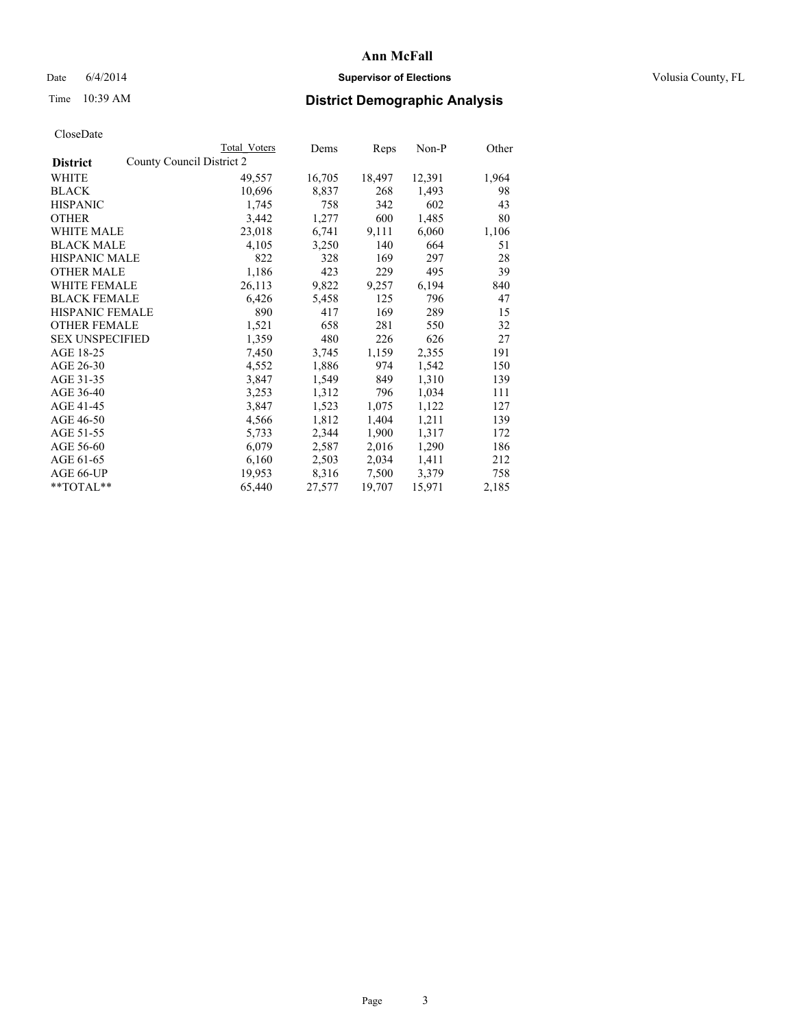# Ann McFall

Date 6/4/2014 **Supervisor of Elections** Volusia County, FL

Time 10:39 AM **District Demographic Analysis**

CloseDate

| | Total Voters | Dems | Reps | Non-P | Other |
|---|---|---|---|---|---|
| **District** County Council District 2 | | | | | |
| WHITE | 49,557 | 16,705 | 18,497 | 12,391 | 1,964 |
| BLACK | 10,696 | 8,837 | 268 | 1,493 | 98 |
| HISPANIC | 1,745 | 758 | 342 | 602 | 43 |
| OTHER | 3,442 | 1,277 | 600 | 1,485 | 80 |
| WHITE MALE | 23,018 | 6,741 | 9,111 | 6,060 | 1,106 |
| BLACK MALE | 4,105 | 3,250 | 140 | 664 | 51 |
| HISPANIC MALE | 822 | 328 | 169 | 297 | 28 |
| OTHER MALE | 1,186 | 423 | 229 | 495 | 39 |
| WHITE FEMALE | 26,113 | 9,822 | 9,257 | 6,194 | 840 |
| BLACK FEMALE | 6,426 | 5,458 | 125 | 796 | 47 |
| HISPANIC FEMALE | 890 | 417 | 169 | 289 | 15 |
| OTHER FEMALE | 1,521 | 658 | 281 | 550 | 32 |
| SEX UNSPECIFIED | 1,359 | 480 | 226 | 626 | 27 |
| AGE 18-25 | 7,450 | 3,745 | 1,159 | 2,355 | 191 |
| AGE 26-30 | 4,552 | 1,886 | 974 | 1,542 | 150 |
| AGE 31-35 | 3,847 | 1,549 | 849 | 1,310 | 139 |
| AGE 36-40 | 3,253 | 1,312 | 796 | 1,034 | 111 |
| AGE 41-45 | 3,847 | 1,523 | 1,075 | 1,122 | 127 |
| AGE 46-50 | 4,566 | 1,812 | 1,404 | 1,211 | 139 |
| AGE 51-55 | 5,733 | 2,344 | 1,900 | 1,317 | 172 |
| AGE 56-60 | 6,079 | 2,587 | 2,016 | 1,290 | 186 |
| AGE 61-65 | 6,160 | 2,503 | 2,034 | 1,411 | 212 |
| AGE 66-UP | 19,953 | 8,316 | 7,500 | 3,379 | 758 |
| **TOTAL** | 65,440 | 27,577 | 19,707 | 15,971 | 2,185 |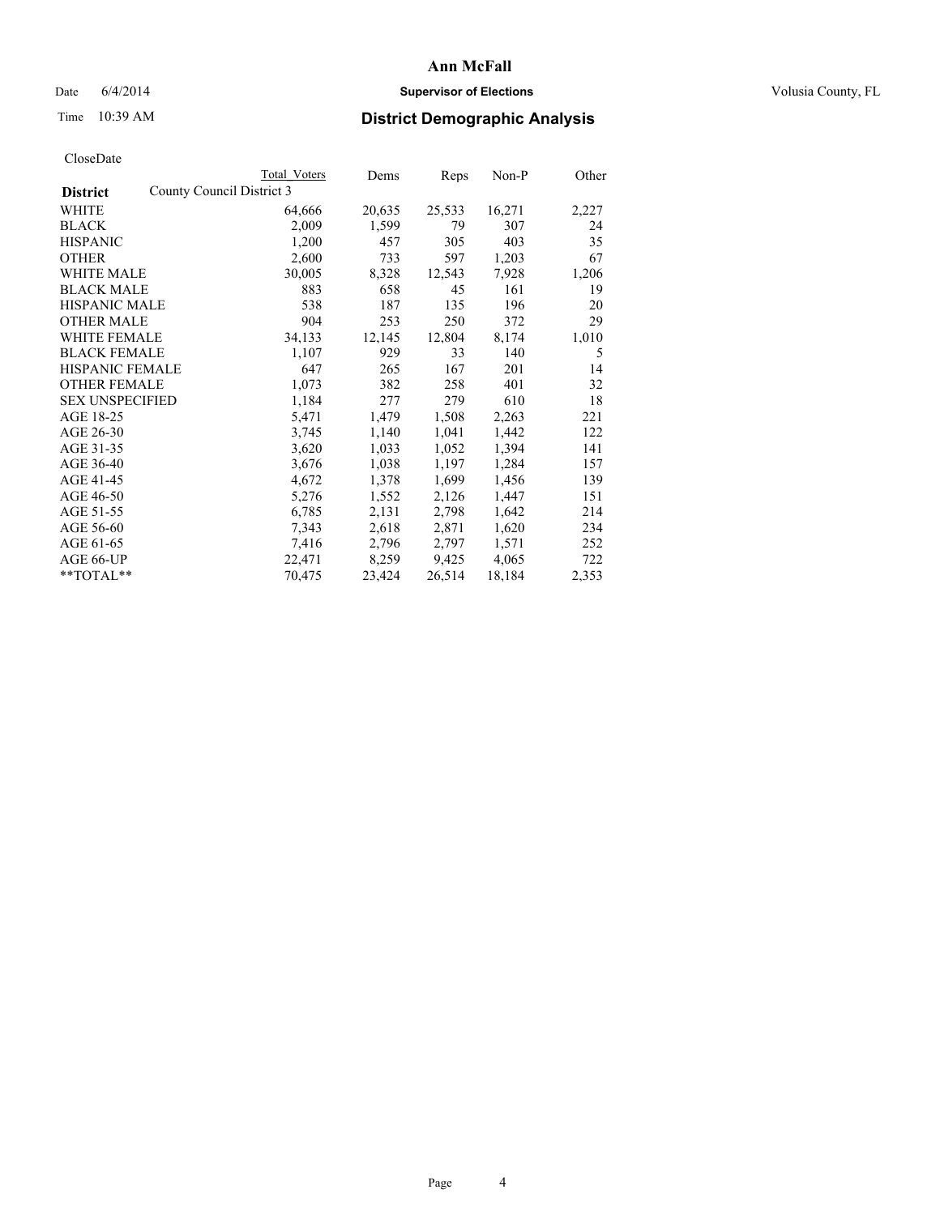# Ann McFall

Date 6/4/2014 **Supervisor of Elections** Volusia County, FL

Time 10:39 AM **District Demographic Analysis**

CloseDate

| **District** | County Council District 3 | Total Voters | Dems | Reps | Non-P | Other |
|---|---|---|---|---|---|---|
| WHITE | | 64,666 | 20,635 | 25,533 | 16,271 | 2,227 |
| BLACK | | 2,009 | 1,599 | 79 | 307 | 24 |
| HISPANIC | | 1,200 | 457 | 305 | 403 | 35 |
| OTHER | | 2,600 | 733 | 597 | 1,203 | 67 |
| WHITE MALE | | 30,005 | 8,328 | 12,543 | 7,928 | 1,206 |
| BLACK MALE | | 883 | 658 | 45 | 161 | 19 |
| HISPANIC MALE | | 538 | 187 | 135 | 196 | 20 |
| OTHER MALE | | 904 | 253 | 250 | 372 | 29 |
| WHITE FEMALE | | 34,133 | 12,145 | 12,804 | 8,174 | 1,010 |
| BLACK FEMALE | | 1,107 | 929 | 33 | 140 | 5 |
| HISPANIC FEMALE | | 647 | 265 | 167 | 201 | 14 |
| OTHER FEMALE | | 1,073 | 382 | 258 | 401 | 32 |
| SEX UNSPECIFIED | | 1,184 | 277 | 279 | 610 | 18 |
| AGE 18-25 | | 5,471 | 1,479 | 1,508 | 2,263 | 221 |
| AGE 26-30 | | 3,745 | 1,140 | 1,041 | 1,442 | 122 |
| AGE 31-35 | | 3,620 | 1,033 | 1,052 | 1,394 | 141 |
| AGE 36-40 | | 3,676 | 1,038 | 1,197 | 1,284 | 157 |
| AGE 41-45 | | 4,672 | 1,378 | 1,699 | 1,456 | 139 |
| AGE 46-50 | | 5,276 | 1,552 | 2,126 | 1,447 | 151 |
| AGE 51-55 | | 6,785 | 2,131 | 2,798 | 1,642 | 214 |
| AGE 56-60 | | 7,343 | 2,618 | 2,871 | 1,620 | 234 |
| AGE 61-65 | | 7,416 | 2,796 | 2,797 | 1,571 | 252 |
| AGE 66-UP | | 22,471 | 8,259 | 9,425 | 4,065 | 722 |
| **TOTAL** | | 70,475 | 23,424 | 26,514 | 18,184 | 2,353 |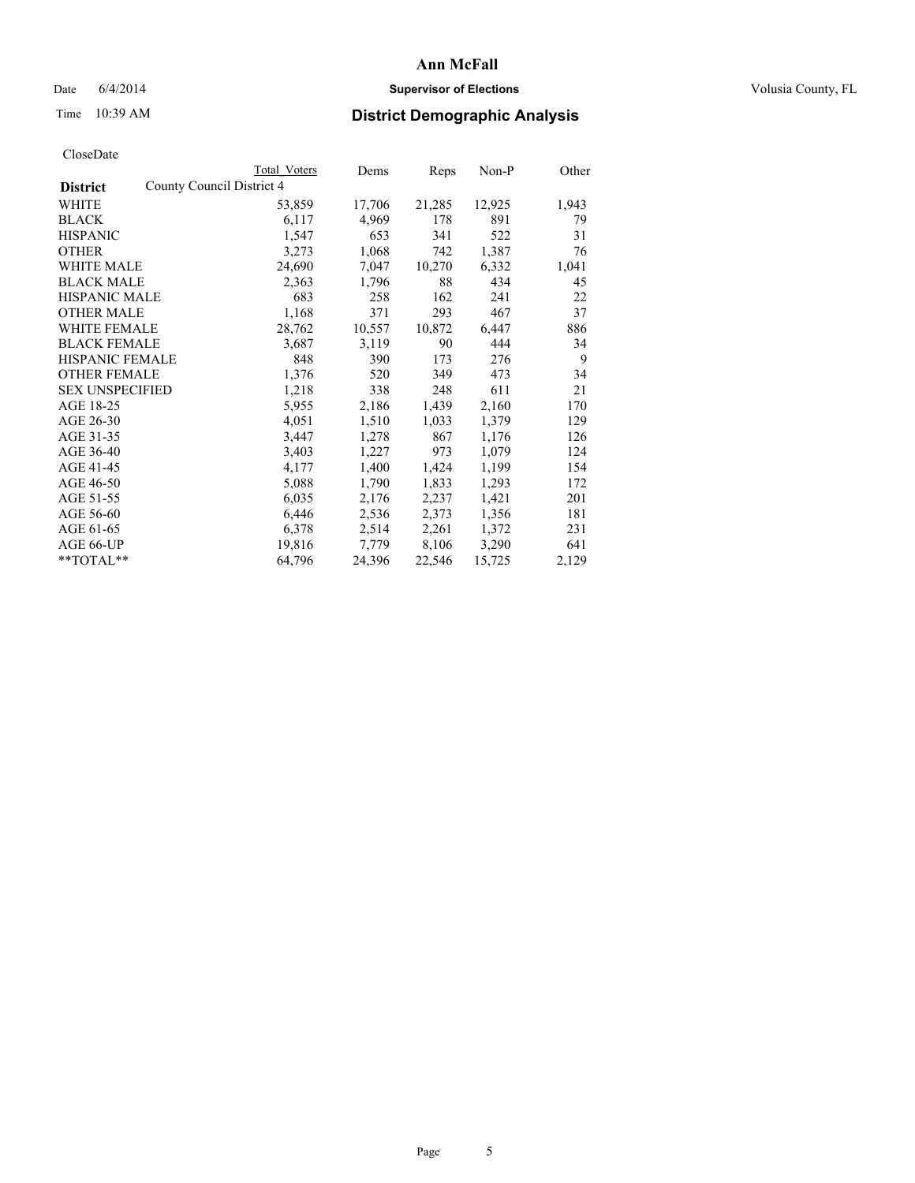# Ann McFall

Date 6/4/2014 **Supervisor of Elections** Volusia County, FL

Time 10:39 AM **District Demographic Analysis**

CloseDate

| **District** | County Council District 4 | Total Voters | Dems | Reps | Non-P | Other |
|---|---|---|---|---|---|---|
| WHITE | | 53,859 | 17,706 | 21,285 | 12,925 | 1,943 |
| BLACK | | 6,117 | 4,969 | 178 | 891 | 79 |
| HISPANIC | | 1,547 | 653 | 341 | 522 | 31 |
| OTHER | | 3,273 | 1,068 | 742 | 1,387 | 76 |
| WHITE MALE | | 24,690 | 7,047 | 10,270 | 6,332 | 1,041 |
| BLACK MALE | | 2,363 | 1,796 | 88 | 434 | 45 |
| HISPANIC MALE | | 683 | 258 | 162 | 241 | 22 |
| OTHER MALE | | 1,168 | 371 | 293 | 467 | 37 |
| WHITE FEMALE | | 28,762 | 10,557 | 10,872 | 6,447 | 886 |
| BLACK FEMALE | | 3,687 | 3,119 | 90 | 444 | 34 |
| HISPANIC FEMALE | | 848 | 390 | 173 | 276 | 9 |
| OTHER FEMALE | | 1,376 | 520 | 349 | 473 | 34 |
| SEX UNSPECIFIED | | 1,218 | 338 | 248 | 611 | 21 |
| AGE 18-25 | | 5,955 | 2,186 | 1,439 | 2,160 | 170 |
| AGE 26-30 | | 4,051 | 1,510 | 1,033 | 1,379 | 129 |
| AGE 31-35 | | 3,447 | 1,278 | 867 | 1,176 | 126 |
| AGE 36-40 | | 3,403 | 1,227 | 973 | 1,079 | 124 |
| AGE 41-45 | | 4,177 | 1,400 | 1,424 | 1,199 | 154 |
| AGE 46-50 | | 5,088 | 1,790 | 1,833 | 1,293 | 172 |
| AGE 51-55 | | 6,035 | 2,176 | 2,237 | 1,421 | 201 |
| AGE 56-60 | | 6,446 | 2,536 | 2,373 | 1,356 | 181 |
| AGE 61-65 | | 6,378 | 2,514 | 2,261 | 1,372 | 231 |
| AGE 66-UP | | 19,816 | 7,779 | 8,106 | 3,290 | 641 |
| **TOTAL** | | 64,796 | 24,396 | 22,546 | 15,725 | 2,129 |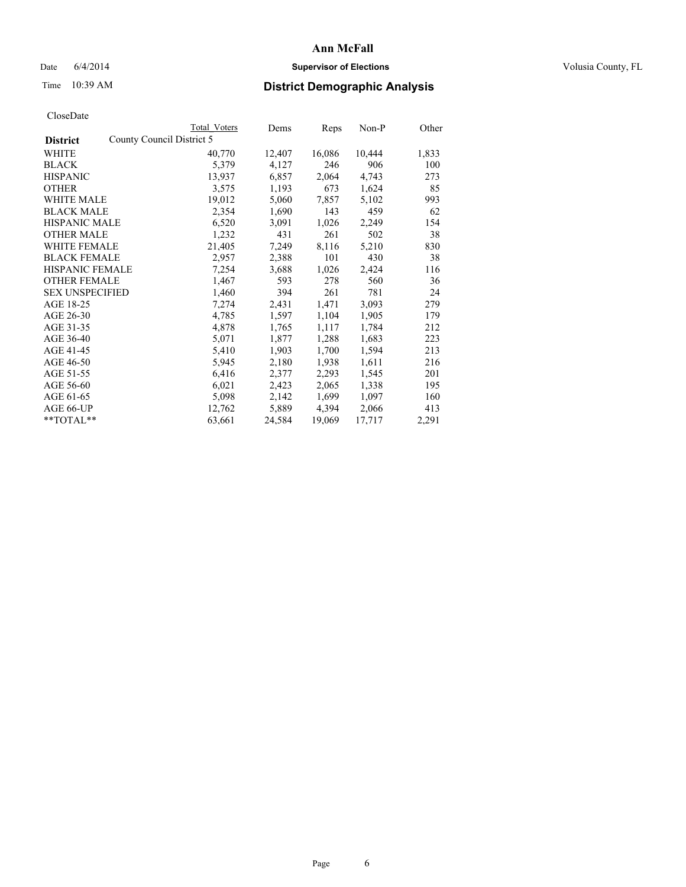# Ann McFall

Date 6/4/2014 **Supervisor of Elections** Volusia County, FL

Time 10:39 AM **District Demographic Analysis**

CloseDate

| **District** | Total Voters | Dems | Reps | Non-P | Other |
|---|---|---|---|---|---|
| County Council District 5 | | | | | |
| WHITE | 40,770 | 12,407 | 16,086 | 10,444 | 1,833 |
| BLACK | 5,379 | 4,127 | 246 | 906 | 100 |
| HISPANIC | 13,937 | 6,857 | 2,064 | 4,743 | 273 |
| OTHER | 3,575 | 1,193 | 673 | 1,624 | 85 |
| WHITE MALE | 19,012 | 5,060 | 7,857 | 5,102 | 993 |
| BLACK MALE | 2,354 | 1,690 | 143 | 459 | 62 |
| HISPANIC MALE | 6,520 | 3,091 | 1,026 | 2,249 | 154 |
| OTHER MALE | 1,232 | 431 | 261 | 502 | 38 |
| WHITE FEMALE | 21,405 | 7,249 | 8,116 | 5,210 | 830 |
| BLACK FEMALE | 2,957 | 2,388 | 101 | 430 | 38 |
| HISPANIC FEMALE | 7,254 | 3,688 | 1,026 | 2,424 | 116 |
| OTHER FEMALE | 1,467 | 593 | 278 | 560 | 36 |
| SEX UNSPECIFIED | 1,460 | 394 | 261 | 781 | 24 |
| AGE 18-25 | 7,274 | 2,431 | 1,471 | 3,093 | 279 |
| AGE 26-30 | 4,785 | 1,597 | 1,104 | 1,905 | 179 |
| AGE 31-35 | 4,878 | 1,765 | 1,117 | 1,784 | 212 |
| AGE 36-40 | 5,071 | 1,877 | 1,288 | 1,683 | 223 |
| AGE 41-45 | 5,410 | 1,903 | 1,700 | 1,594 | 213 |
| AGE 46-50 | 5,945 | 2,180 | 1,938 | 1,611 | 216 |
| AGE 51-55 | 6,416 | 2,377 | 2,293 | 1,545 | 201 |
| AGE 56-60 | 6,021 | 2,423 | 2,065 | 1,338 | 195 |
| AGE 61-65 | 5,098 | 2,142 | 1,699 | 1,097 | 160 |
| AGE 66-UP | 12,762 | 5,889 | 4,394 | 2,066 | 413 |
| **TOTAL** | 63,661 | 24,584 | 19,069 | 17,717 | 2,291 |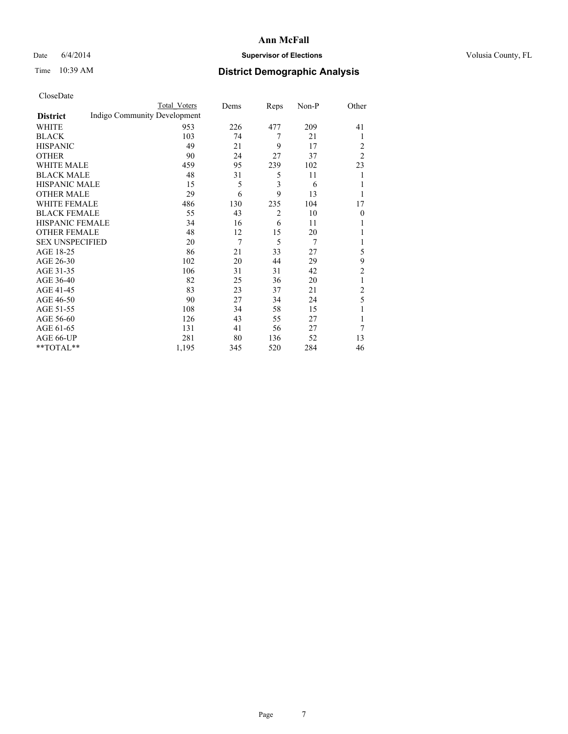# Ann McFall

Date 6/4/2014 **Supervisor of Elections** Volusia County, FL

Time 10:39 AM **District Demographic Analysis**

CloseDate

| District | Total Voters | Dems | Reps | Non-P | Other |
|---|---|---|---|---|---|
| Indigo Community Development | | | | | |
| WHITE | 953 | 226 | 477 | 209 | 41 |
| BLACK | 103 | 74 | 7 | 21 | 1 |
| HISPANIC | 49 | 21 | 9 | 17 | 2 |
| OTHER | 90 | 24 | 27 | 37 | 2 |
| WHITE MALE | 459 | 95 | 239 | 102 | 23 |
| BLACK MALE | 48 | 31 | 5 | 11 | 1 |
| HISPANIC MALE | 15 | 5 | 3 | 6 | 1 |
| OTHER MALE | 29 | 6 | 9 | 13 | 1 |
| WHITE FEMALE | 486 | 130 | 235 | 104 | 17 |
| BLACK FEMALE | 55 | 43 | 2 | 10 | 0 |
| HISPANIC FEMALE | 34 | 16 | 6 | 11 | 1 |
| OTHER FEMALE | 48 | 12 | 15 | 20 | 1 |
| SEX UNSPECIFIED | 20 | 7 | 5 | 7 | 1 |
| AGE 18-25 | 86 | 21 | 33 | 27 | 5 |
| AGE 26-30 | 102 | 20 | 44 | 29 | 9 |
| AGE 31-35 | 106 | 31 | 31 | 42 | 2 |
| AGE 36-40 | 82 | 25 | 36 | 20 | 1 |
| AGE 41-45 | 83 | 23 | 37 | 21 | 2 |
| AGE 46-50 | 90 | 27 | 34 | 24 | 5 |
| AGE 51-55 | 108 | 34 | 58 | 15 | 1 |
| AGE 56-60 | 126 | 43 | 55 | 27 | 1 |
| AGE 61-65 | 131 | 41 | 56 | 27 | 7 |
| AGE 66-UP | 281 | 80 | 136 | 52 | 13 |
| **TOTAL** | 1,195 | 345 | 520 | 284 | 46 |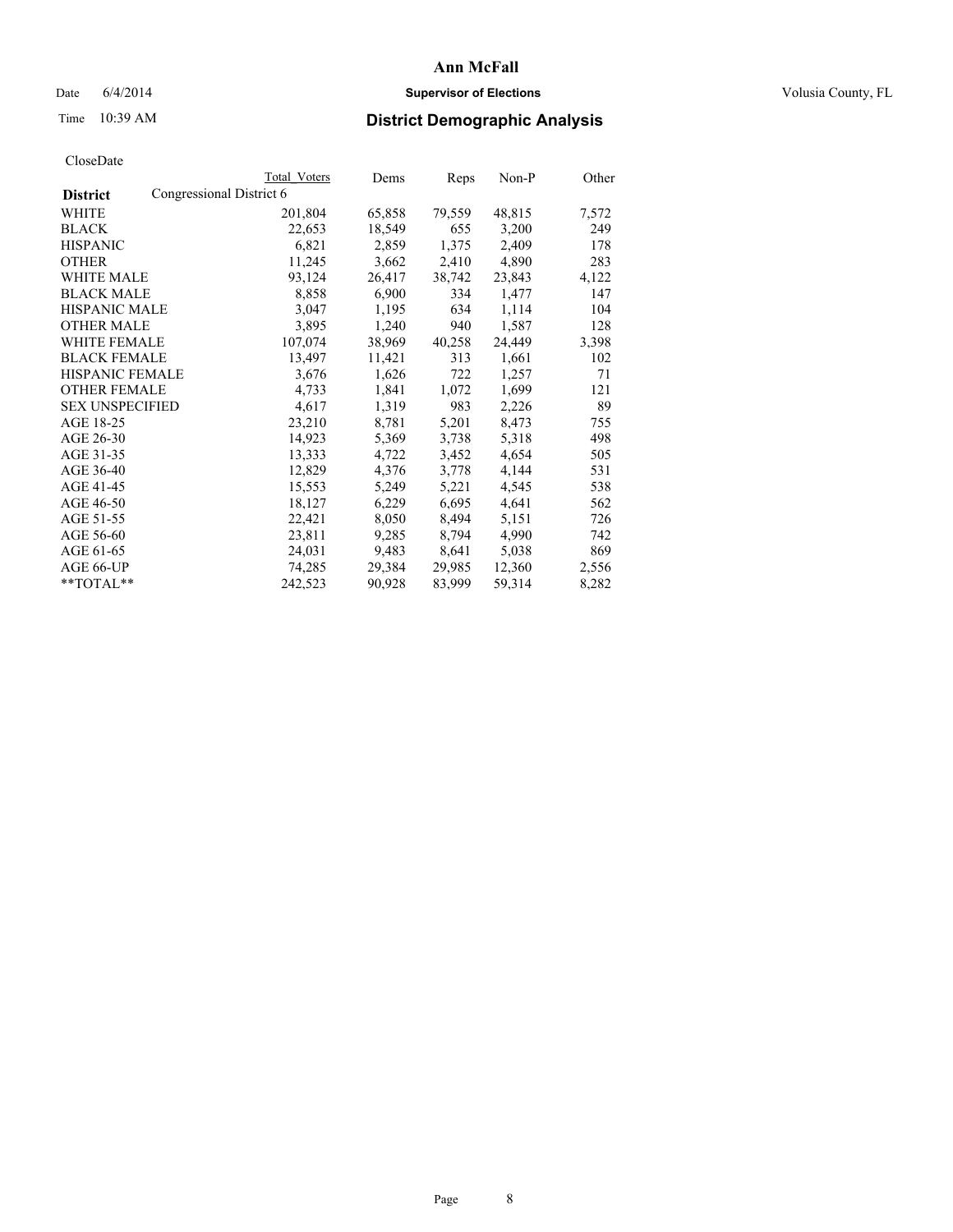# Ann McFall

Date 6/4/2014 **Supervisor of Elections** Volusia County, FL

Time 10:39 AM **District Demographic Analysis**

CloseDate

| District | Total Voters | Dems | Reps | Non-P | Other |
|---|---|---|---|---|---|
| Congressional District 6 | | | | | |
| WHITE | 201,804 | 65,858 | 79,559 | 48,815 | 7,572 |
| BLACK | 22,653 | 18,549 | 655 | 3,200 | 249 |
| HISPANIC | 6,821 | 2,859 | 1,375 | 2,409 | 178 |
| OTHER | 11,245 | 3,662 | 2,410 | 4,890 | 283 |
| WHITE MALE | 93,124 | 26,417 | 38,742 | 23,843 | 4,122 |
| BLACK MALE | 8,858 | 6,900 | 334 | 1,477 | 147 |
| HISPANIC MALE | 3,047 | 1,195 | 634 | 1,114 | 104 |
| OTHER MALE | 3,895 | 1,240 | 940 | 1,587 | 128 |
| WHITE FEMALE | 107,074 | 38,969 | 40,258 | 24,449 | 3,398 |
| BLACK FEMALE | 13,497 | 11,421 | 313 | 1,661 | 102 |
| HISPANIC FEMALE | 3,676 | 1,626 | 722 | 1,257 | 71 |
| OTHER FEMALE | 4,733 | 1,841 | 1,072 | 1,699 | 121 |
| SEX UNSPECIFIED | 4,617 | 1,319 | 983 | 2,226 | 89 |
| AGE 18-25 | 23,210 | 8,781 | 5,201 | 8,473 | 755 |
| AGE 26-30 | 14,923 | 5,369 | 3,738 | 5,318 | 498 |
| AGE 31-35 | 13,333 | 4,722 | 3,452 | 4,654 | 505 |
| AGE 36-40 | 12,829 | 4,376 | 3,778 | 4,144 | 531 |
| AGE 41-45 | 15,553 | 5,249 | 5,221 | 4,545 | 538 |
| AGE 46-50 | 18,127 | 6,229 | 6,695 | 4,641 | 562 |
| AGE 51-55 | 22,421 | 8,050 | 8,494 | 5,151 | 726 |
| AGE 56-60 | 23,811 | 9,285 | 8,794 | 4,990 | 742 |
| AGE 61-65 | 24,031 | 9,483 | 8,641 | 5,038 | 869 |
| AGE 66-UP | 74,285 | 29,384 | 29,985 | 12,360 | 2,556 |
| **TOTAL** | 242,523 | 90,928 | 83,999 | 59,314 | 8,282 |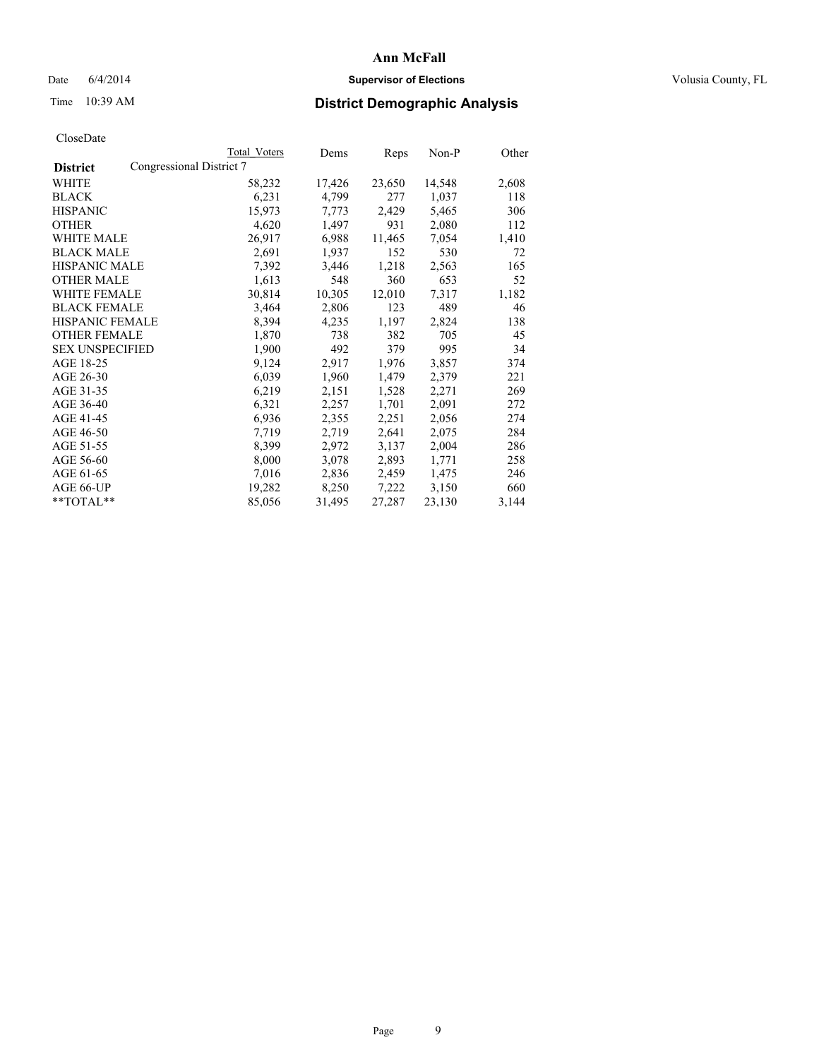# Ann McFall

Date 6/4/2014 **Supervisor of Elections** Volusia County, FL

Time 10:39 AM **District Demographic Analysis**

CloseDate

| District | Congressional District 7 Total Voters | Dems | Reps | Non-P | Other |
|---|---|---|---|---|---|
| WHITE | 58,232 | 17,426 | 23,650 | 14,548 | 2,608 |
| BLACK | 6,231 | 4,799 | 277 | 1,037 | 118 |
| HISPANIC | 15,973 | 7,773 | 2,429 | 5,465 | 306 |
| OTHER | 4,620 | 1,497 | 931 | 2,080 | 112 |
| WHITE MALE | 26,917 | 6,988 | 11,465 | 7,054 | 1,410 |
| BLACK MALE | 2,691 | 1,937 | 152 | 530 | 72 |
| HISPANIC MALE | 7,392 | 3,446 | 1,218 | 2,563 | 165 |
| OTHER MALE | 1,613 | 548 | 360 | 653 | 52 |
| WHITE FEMALE | 30,814 | 10,305 | 12,010 | 7,317 | 1,182 |
| BLACK FEMALE | 3,464 | 2,806 | 123 | 489 | 46 |
| HISPANIC FEMALE | 8,394 | 4,235 | 1,197 | 2,824 | 138 |
| OTHER FEMALE | 1,870 | 738 | 382 | 705 | 45 |
| SEX UNSPECIFIED | 1,900 | 492 | 379 | 995 | 34 |
| AGE 18-25 | 9,124 | 2,917 | 1,976 | 3,857 | 374 |
| AGE 26-30 | 6,039 | 1,960 | 1,479 | 2,379 | 221 |
| AGE 31-35 | 6,219 | 2,151 | 1,528 | 2,271 | 269 |
| AGE 36-40 | 6,321 | 2,257 | 1,701 | 2,091 | 272 |
| AGE 41-45 | 6,936 | 2,355 | 2,251 | 2,056 | 274 |
| AGE 46-50 | 7,719 | 2,719 | 2,641 | 2,075 | 284 |
| AGE 51-55 | 8,399 | 2,972 | 3,137 | 2,004 | 286 |
| AGE 56-60 | 8,000 | 3,078 | 2,893 | 1,771 | 258 |
| AGE 61-65 | 7,016 | 2,836 | 2,459 | 1,475 | 246 |
| AGE 66-UP | 19,282 | 8,250 | 7,222 | 3,150 | 660 |
| **TOTAL** | 85,056 | 31,495 | 27,287 | 23,130 | 3,144 |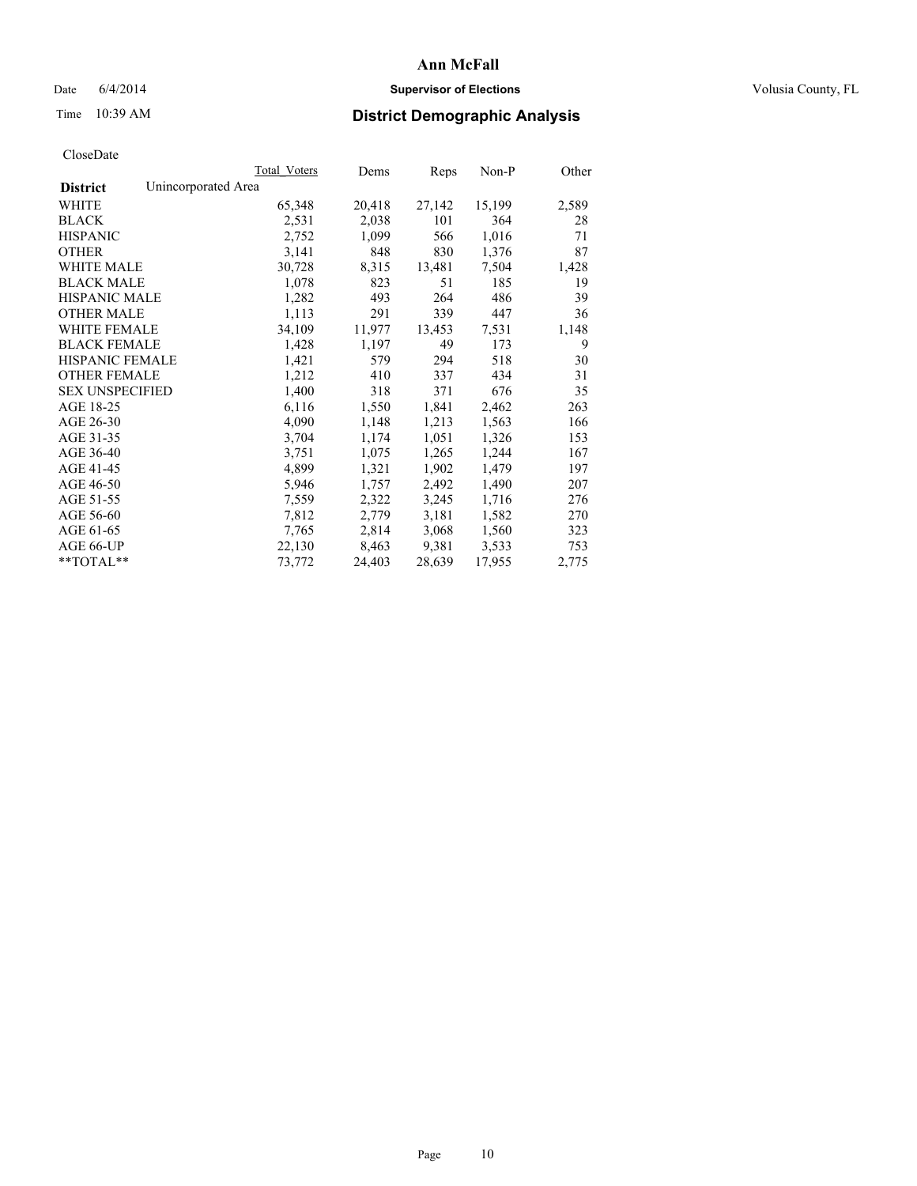# Ann McFall

Date 6/4/2014 **Supervisor of Elections** Volusia County, FL

Time 10:39 AM **District Demographic Analysis**

CloseDate

| | Total_Voters | Dems | Reps | Non-P | Other |
|---|---|---|---|---|---|
| **District** Unincorporated Area | | | | | |
| WHITE | 65,348 | 20,418 | 27,142 | 15,199 | 2,589 |
| BLACK | 2,531 | 2,038 | 101 | 364 | 28 |
| HISPANIC | 2,752 | 1,099 | 566 | 1,016 | 71 |
| OTHER | 3,141 | 848 | 830 | 1,376 | 87 |
| WHITE MALE | 30,728 | 8,315 | 13,481 | 7,504 | 1,428 |
| BLACK MALE | 1,078 | 823 | 51 | 185 | 19 |
| HISPANIC MALE | 1,282 | 493 | 264 | 486 | 39 |
| OTHER MALE | 1,113 | 291 | 339 | 447 | 36 |
| WHITE FEMALE | 34,109 | 11,977 | 13,453 | 7,531 | 1,148 |
| BLACK FEMALE | 1,428 | 1,197 | 49 | 173 | 9 |
| HISPANIC FEMALE | 1,421 | 579 | 294 | 518 | 30 |
| OTHER FEMALE | 1,212 | 410 | 337 | 434 | 31 |
| SEX UNSPECIFIED | 1,400 | 318 | 371 | 676 | 35 |
| AGE 18-25 | 6,116 | 1,550 | 1,841 | 2,462 | 263 |
| AGE 26-30 | 4,090 | 1,148 | 1,213 | 1,563 | 166 |
| AGE 31-35 | 3,704 | 1,174 | 1,051 | 1,326 | 153 |
| AGE 36-40 | 3,751 | 1,075 | 1,265 | 1,244 | 167 |
| AGE 41-45 | 4,899 | 1,321 | 1,902 | 1,479 | 197 |
| AGE 46-50 | 5,946 | 1,757 | 2,492 | 1,490 | 207 |
| AGE 51-55 | 7,559 | 2,322 | 3,245 | 1,716 | 276 |
| AGE 56-60 | 7,812 | 2,779 | 3,181 | 1,582 | 270 |
| AGE 61-65 | 7,765 | 2,814 | 3,068 | 1,560 | 323 |
| AGE 66-UP | 22,130 | 8,463 | 9,381 | 3,533 | 753 |
| **TOTAL** | 73,772 | 24,403 | 28,639 | 17,955 | 2,775 |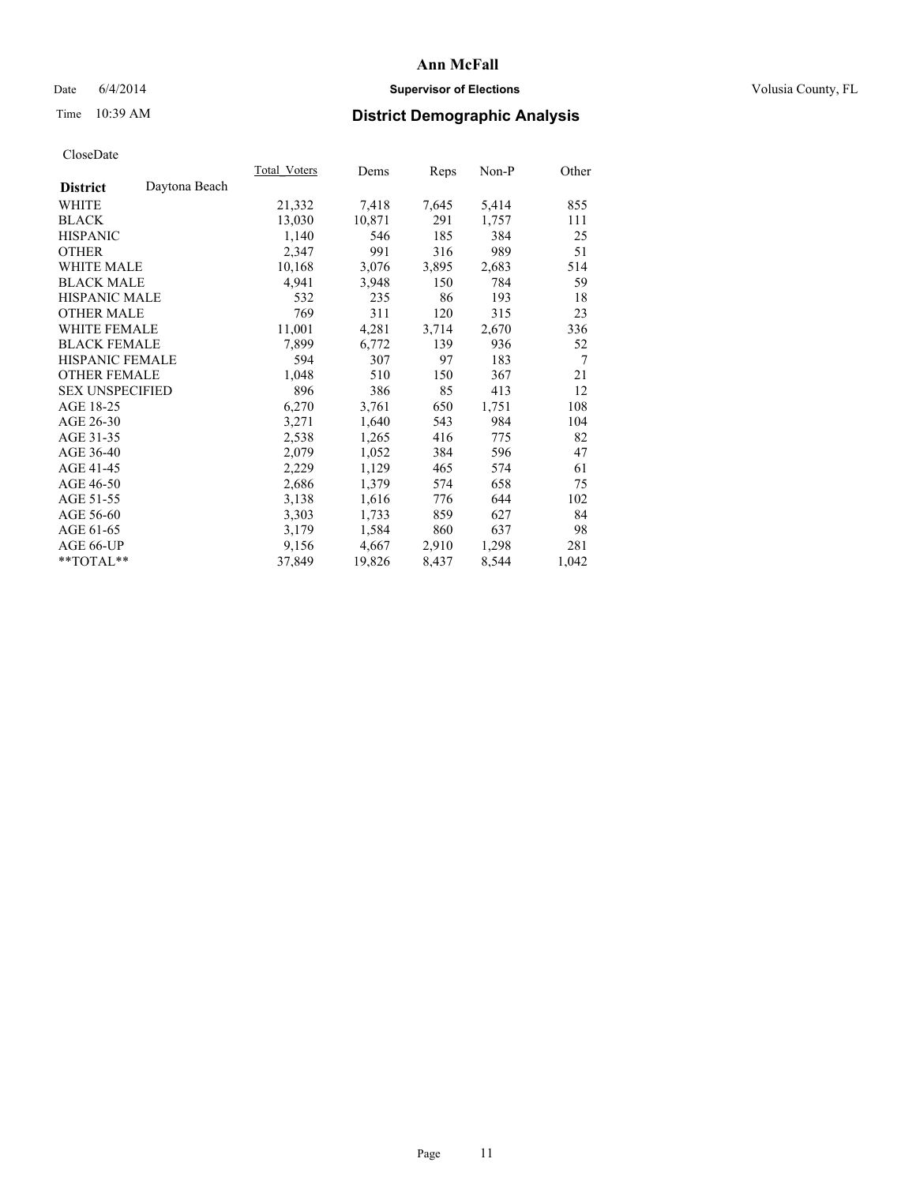# Ann McFall

Date 6/4/2014 **Supervisor of Elections** Volusia County, FL

Time 10:39 AM **District Demographic Analysis**

CloseDate

| | Total_Voters | Dems | Reps | Non-P | Other |
|---|---|---|---|---|---|
| **District** Daytona Beach | | | | | |
| WHITE | 21,332 | 7,418 | 7,645 | 5,414 | 855 |
| BLACK | 13,030 | 10,871 | 291 | 1,757 | 111 |
| HISPANIC | 1,140 | 546 | 185 | 384 | 25 |
| OTHER | 2,347 | 991 | 316 | 989 | 51 |
| WHITE MALE | 10,168 | 3,076 | 3,895 | 2,683 | 514 |
| BLACK MALE | 4,941 | 3,948 | 150 | 784 | 59 |
| HISPANIC MALE | 532 | 235 | 86 | 193 | 18 |
| OTHER MALE | 769 | 311 | 120 | 315 | 23 |
| WHITE FEMALE | 11,001 | 4,281 | 3,714 | 2,670 | 336 |
| BLACK FEMALE | 7,899 | 6,772 | 139 | 936 | 52 |
| HISPANIC FEMALE | 594 | 307 | 97 | 183 | 7 |
| OTHER FEMALE | 1,048 | 510 | 150 | 367 | 21 |
| SEX UNSPECIFIED | 896 | 386 | 85 | 413 | 12 |
| AGE 18-25 | 6,270 | 3,761 | 650 | 1,751 | 108 |
| AGE 26-30 | 3,271 | 1,640 | 543 | 984 | 104 |
| AGE 31-35 | 2,538 | 1,265 | 416 | 775 | 82 |
| AGE 36-40 | 2,079 | 1,052 | 384 | 596 | 47 |
| AGE 41-45 | 2,229 | 1,129 | 465 | 574 | 61 |
| AGE 46-50 | 2,686 | 1,379 | 574 | 658 | 75 |
| AGE 51-55 | 3,138 | 1,616 | 776 | 644 | 102 |
| AGE 56-60 | 3,303 | 1,733 | 859 | 627 | 84 |
| AGE 61-65 | 3,179 | 1,584 | 860 | 637 | 98 |
| AGE 66-UP | 9,156 | 4,667 | 2,910 | 1,298 | 281 |
| **TOTAL** | 37,849 | 19,826 | 8,437 | 8,544 | 1,042 |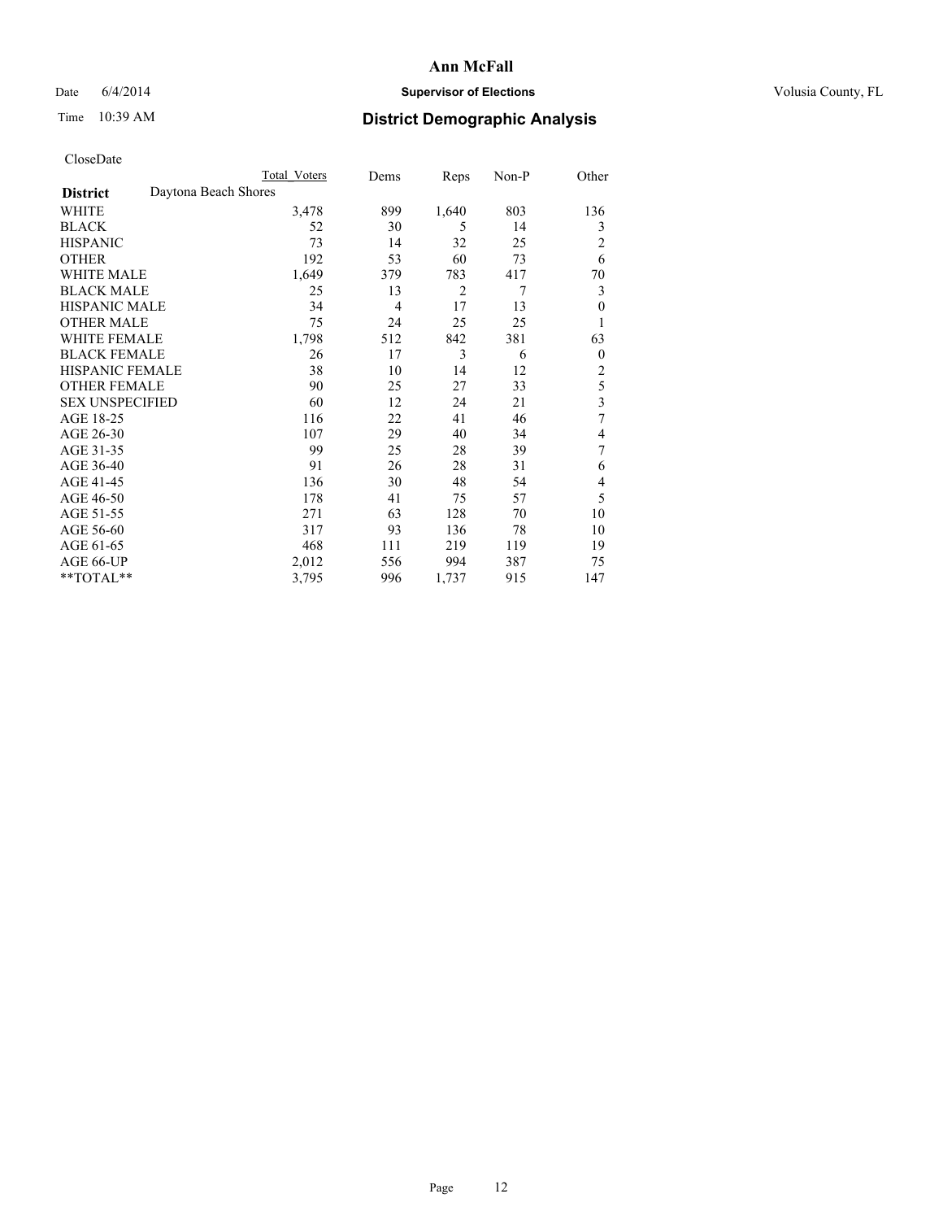# Ann McFall

Date 6/4/2014 **Supervisor of Elections** Volusia County, FL

Time 10:39 AM **District Demographic Analysis**

CloseDate

| | Total Voters | Dems | Reps | Non-P | Other |
|---|---|---|---|---|---|
| **District** Daytona Beach Shores | | | | | |
| WHITE | 3,478 | 899 | 1,640 | 803 | 136 |
| BLACK | 52 | 30 | 5 | 14 | 3 |
| HISPANIC | 73 | 14 | 32 | 25 | 2 |
| OTHER | 192 | 53 | 60 | 73 | 6 |
| WHITE MALE | 1,649 | 379 | 783 | 417 | 70 |
| BLACK MALE | 25 | 13 | 2 | 7 | 3 |
| HISPANIC MALE | 34 | 4 | 17 | 13 | 0 |
| OTHER MALE | 75 | 24 | 25 | 25 | 1 |
| WHITE FEMALE | 1,798 | 512 | 842 | 381 | 63 |
| BLACK FEMALE | 26 | 17 | 3 | 6 | 0 |
| HISPANIC FEMALE | 38 | 10 | 14 | 12 | 2 |
| OTHER FEMALE | 90 | 25 | 27 | 33 | 5 |
| SEX UNSPECIFIED | 60 | 12 | 24 | 21 | 3 |
| AGE 18-25 | 116 | 22 | 41 | 46 | 7 |
| AGE 26-30 | 107 | 29 | 40 | 34 | 4 |
| AGE 31-35 | 99 | 25 | 28 | 39 | 7 |
| AGE 36-40 | 91 | 26 | 28 | 31 | 6 |
| AGE 41-45 | 136 | 30 | 48 | 54 | 4 |
| AGE 46-50 | 178 | 41 | 75 | 57 | 5 |
| AGE 51-55 | 271 | 63 | 128 | 70 | 10 |
| AGE 56-60 | 317 | 93 | 136 | 78 | 10 |
| AGE 61-65 | 468 | 111 | 219 | 119 | 19 |
| AGE 66-UP | 2,012 | 556 | 994 | 387 | 75 |
| **TOTAL** | 3,795 | 996 | 1,737 | 915 | 147 |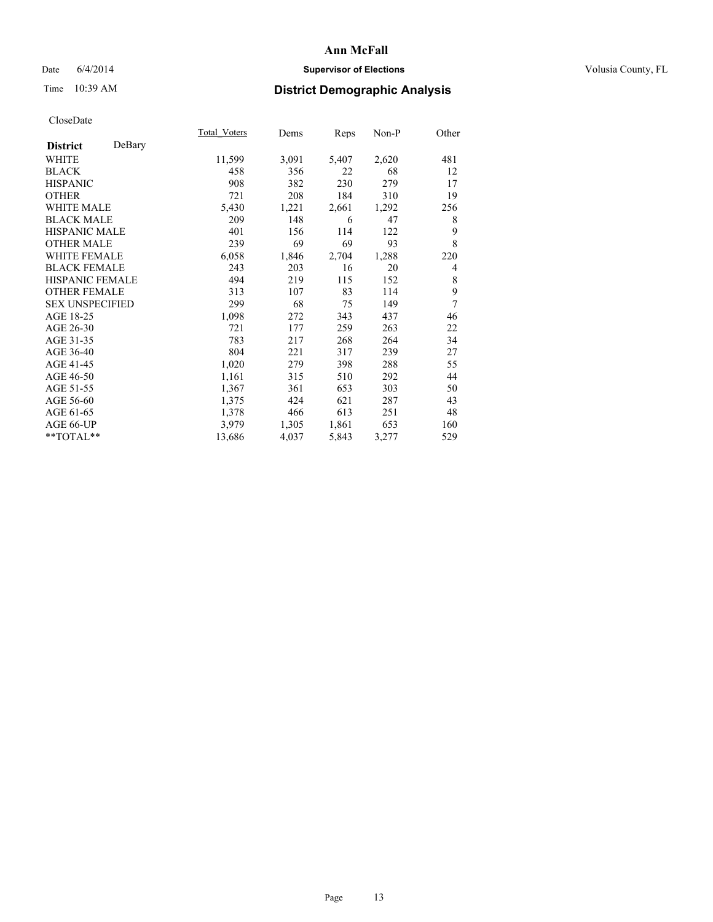**Ann McFall**

Date 6/4/2014 **Supervisor of Elections** Volusia County, FL

Time 10:39 AM **District Demographic Analysis**

CloseDate

| District DeBary | Total_Voters | Dems | Reps | Non-P | Other |
|---|---|---|---|---|---|
| WHITE | 11,599 | 3,091 | 5,407 | 2,620 | 481 |
| BLACK | 458 | 356 | 22 | 68 | 12 |
| HISPANIC | 908 | 382 | 230 | 279 | 17 |
| OTHER | 721 | 208 | 184 | 310 | 19 |
| WHITE MALE | 5,430 | 1,221 | 2,661 | 1,292 | 256 |
| BLACK MALE | 209 | 148 | 6 | 47 | 8 |
| HISPANIC MALE | 401 | 156 | 114 | 122 | 9 |
| OTHER MALE | 239 | 69 | 69 | 93 | 8 |
| WHITE FEMALE | 6,058 | 1,846 | 2,704 | 1,288 | 220 |
| BLACK FEMALE | 243 | 203 | 16 | 20 | 4 |
| HISPANIC FEMALE | 494 | 219 | 115 | 152 | 8 |
| OTHER FEMALE | 313 | 107 | 83 | 114 | 9 |
| SEX UNSPECIFIED | 299 | 68 | 75 | 149 | 7 |
| AGE 18-25 | 1,098 | 272 | 343 | 437 | 46 |
| AGE 26-30 | 721 | 177 | 259 | 263 | 22 |
| AGE 31-35 | 783 | 217 | 268 | 264 | 34 |
| AGE 36-40 | 804 | 221 | 317 | 239 | 27 |
| AGE 41-45 | 1,020 | 279 | 398 | 288 | 55 |
| AGE 46-50 | 1,161 | 315 | 510 | 292 | 44 |
| AGE 51-55 | 1,367 | 361 | 653 | 303 | 50 |
| AGE 56-60 | 1,375 | 424 | 621 | 287 | 43 |
| AGE 61-65 | 1,378 | 466 | 613 | 251 | 48 |
| AGE 66-UP | 3,979 | 1,305 | 1,861 | 653 | 160 |
| **TOTAL** | 13,686 | 4,037 | 5,843 | 3,277 | 529 |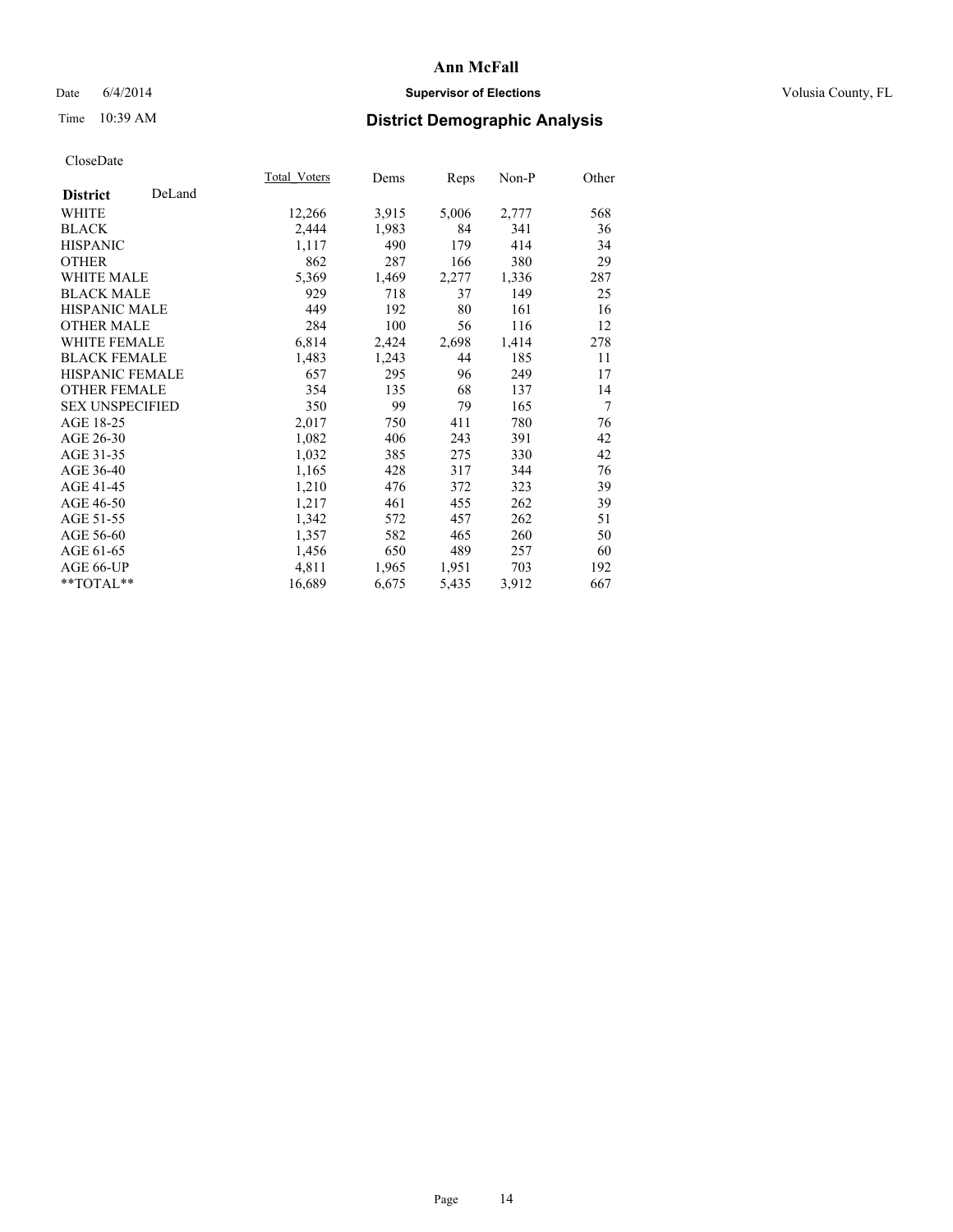# Ann McFall

Date 6/4/2014 **Supervisor of Elections** Volusia County, FL

Time 10:39 AM **District Demographic Analysis**

CloseDate

| **District** DeLand | Total_Voters | Dems | Reps | Non-P | Other |
|---|---|---|---|---|---|
| WHITE | 12,266 | 3,915 | 5,006 | 2,777 | 568 |
| BLACK | 2,444 | 1,983 | 84 | 341 | 36 |
| HISPANIC | 1,117 | 490 | 179 | 414 | 34 |
| OTHER | 862 | 287 | 166 | 380 | 29 |
| WHITE MALE | 5,369 | 1,469 | 2,277 | 1,336 | 287 |
| BLACK MALE | 929 | 718 | 37 | 149 | 25 |
| HISPANIC MALE | 449 | 192 | 80 | 161 | 16 |
| OTHER MALE | 284 | 100 | 56 | 116 | 12 |
| WHITE FEMALE | 6,814 | 2,424 | 2,698 | 1,414 | 278 |
| BLACK FEMALE | 1,483 | 1,243 | 44 | 185 | 11 |
| HISPANIC FEMALE | 657 | 295 | 96 | 249 | 17 |
| OTHER FEMALE | 354 | 135 | 68 | 137 | 14 |
| SEX UNSPECIFIED | 350 | 99 | 79 | 165 | 7 |
| AGE 18-25 | 2,017 | 750 | 411 | 780 | 76 |
| AGE 26-30 | 1,082 | 406 | 243 | 391 | 42 |
| AGE 31-35 | 1,032 | 385 | 275 | 330 | 42 |
| AGE 36-40 | 1,165 | 428 | 317 | 344 | 76 |
| AGE 41-45 | 1,210 | 476 | 372 | 323 | 39 |
| AGE 46-50 | 1,217 | 461 | 455 | 262 | 39 |
| AGE 51-55 | 1,342 | 572 | 457 | 262 | 51 |
| AGE 56-60 | 1,357 | 582 | 465 | 260 | 50 |
| AGE 61-65 | 1,456 | 650 | 489 | 257 | 60 |
| AGE 66-UP | 4,811 | 1,965 | 1,951 | 703 | 192 |
| **TOTAL** | 16,689 | 6,675 | 5,435 | 3,912 | 667 |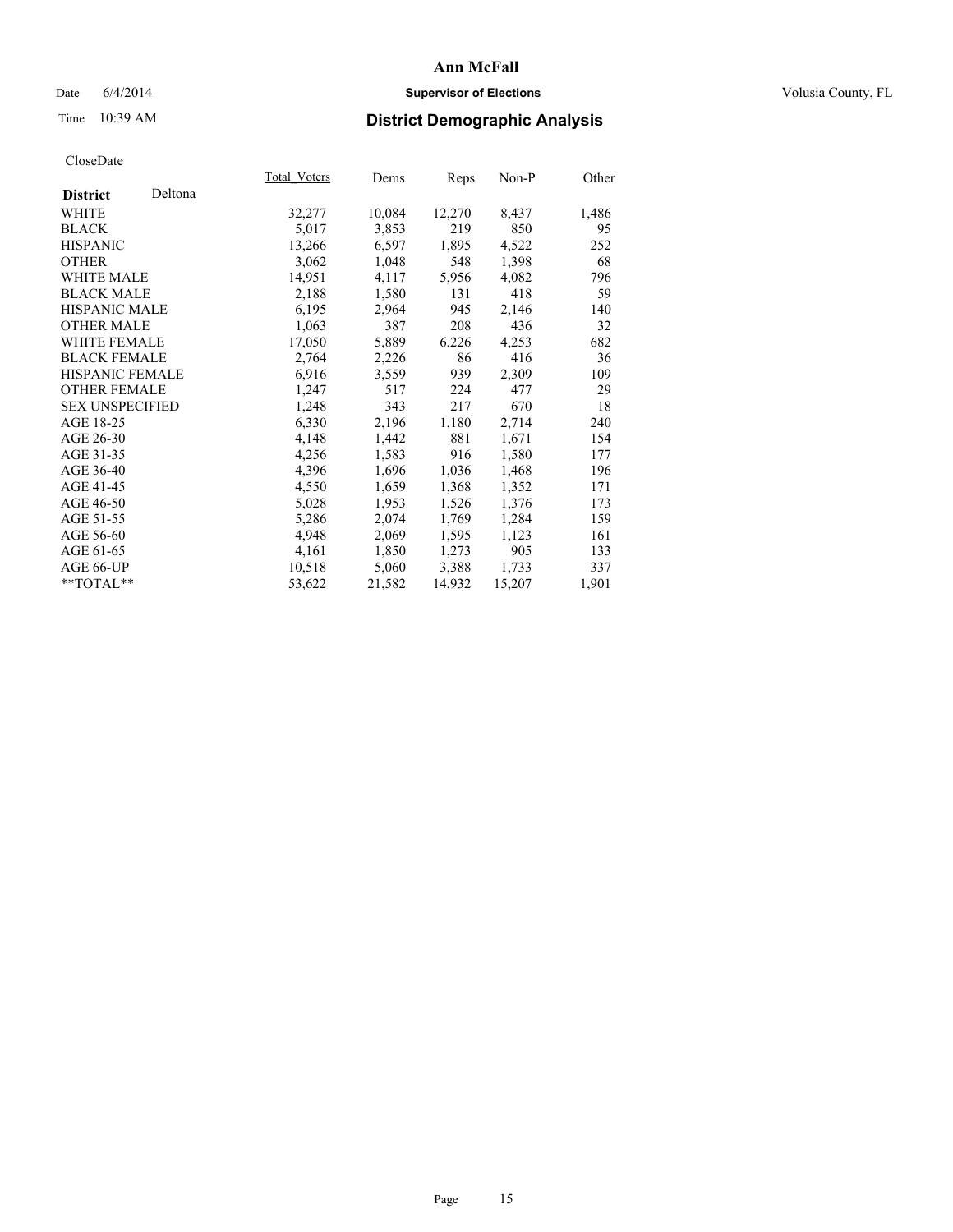# Ann McFall

Date 6/4/2014 **Supervisor of Elections** Volusia County, FL

Time 10:39 AM **District Demographic Analysis**

CloseDate

| **District** Deltona | Total_Voters | Dems | Reps | Non-P | Other |
|---|---|---|---|---|---|
| WHITE | 32,277 | 10,084 | 12,270 | 8,437 | 1,486 |
| BLACK | 5,017 | 3,853 | 219 | 850 | 95 |
| HISPANIC | 13,266 | 6,597 | 1,895 | 4,522 | 252 |
| OTHER | 3,062 | 1,048 | 548 | 1,398 | 68 |
| WHITE MALE | 14,951 | 4,117 | 5,956 | 4,082 | 796 |
| BLACK MALE | 2,188 | 1,580 | 131 | 418 | 59 |
| HISPANIC MALE | 6,195 | 2,964 | 945 | 2,146 | 140 |
| OTHER MALE | 1,063 | 387 | 208 | 436 | 32 |
| WHITE FEMALE | 17,050 | 5,889 | 6,226 | 4,253 | 682 |
| BLACK FEMALE | 2,764 | 2,226 | 86 | 416 | 36 |
| HISPANIC FEMALE | 6,916 | 3,559 | 939 | 2,309 | 109 |
| OTHER FEMALE | 1,247 | 517 | 224 | 477 | 29 |
| SEX UNSPECIFIED | 1,248 | 343 | 217 | 670 | 18 |
| AGE 18-25 | 6,330 | 2,196 | 1,180 | 2,714 | 240 |
| AGE 26-30 | 4,148 | 1,442 | 881 | 1,671 | 154 |
| AGE 31-35 | 4,256 | 1,583 | 916 | 1,580 | 177 |
| AGE 36-40 | 4,396 | 1,696 | 1,036 | 1,468 | 196 |
| AGE 41-45 | 4,550 | 1,659 | 1,368 | 1,352 | 171 |
| AGE 46-50 | 5,028 | 1,953 | 1,526 | 1,376 | 173 |
| AGE 51-55 | 5,286 | 2,074 | 1,769 | 1,284 | 159 |
| AGE 56-60 | 4,948 | 2,069 | 1,595 | 1,123 | 161 |
| AGE 61-65 | 4,161 | 1,850 | 1,273 | 905 | 133 |
| AGE 66-UP | 10,518 | 5,060 | 3,388 | 1,733 | 337 |
| **TOTAL** | 53,622 | 21,582 | 14,932 | 15,207 | 1,901 |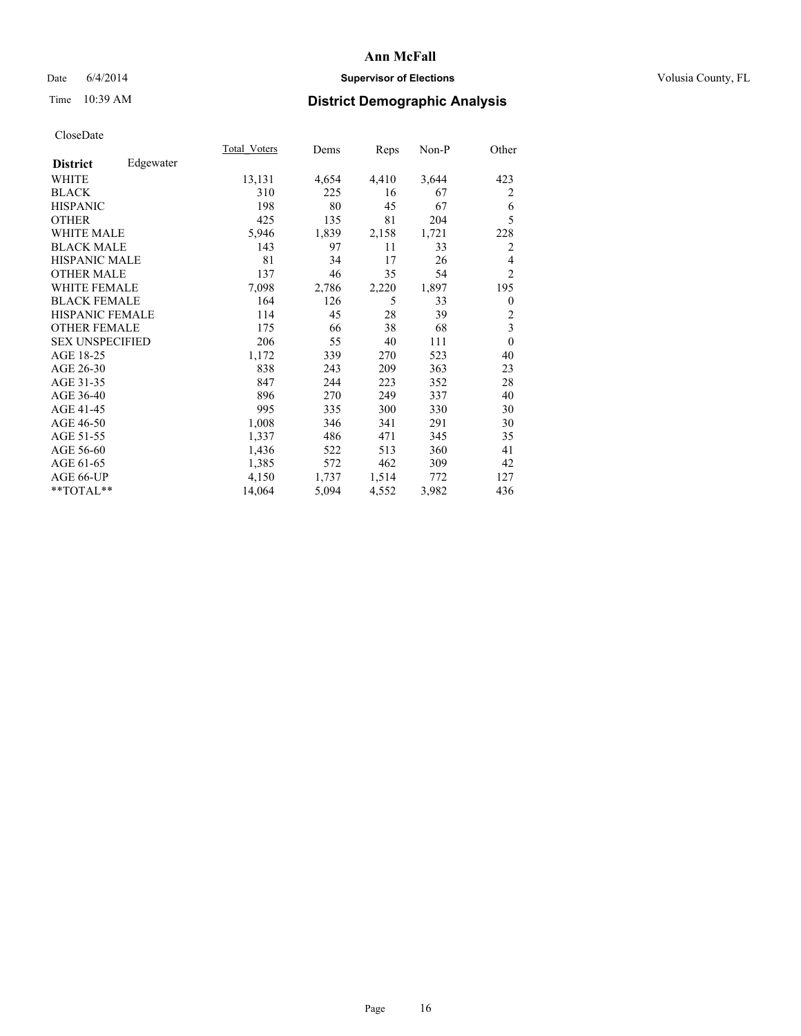# Ann McFall

Date 6/4/2014 **Supervisor of Elections** Volusia County, FL

Time 10:39 AM **District Demographic Analysis**

CloseDate

| **District** Edgewater | Total_Voters | Dems | Reps | Non-P | Other |
|---|---|---|---|---|---|
| WHITE | 13,131 | 4,654 | 4,410 | 3,644 | 423 |
| BLACK | 310 | 225 | 16 | 67 | 2 |
| HISPANIC | 198 | 80 | 45 | 67 | 6 |
| OTHER | 425 | 135 | 81 | 204 | 5 |
| WHITE MALE | 5,946 | 1,839 | 2,158 | 1,721 | 228 |
| BLACK MALE | 143 | 97 | 11 | 33 | 2 |
| HISPANIC MALE | 81 | 34 | 17 | 26 | 4 |
| OTHER MALE | 137 | 46 | 35 | 54 | 2 |
| WHITE FEMALE | 7,098 | 2,786 | 2,220 | 1,897 | 195 |
| BLACK FEMALE | 164 | 126 | 5 | 33 | 0 |
| HISPANIC FEMALE | 114 | 45 | 28 | 39 | 2 |
| OTHER FEMALE | 175 | 66 | 38 | 68 | 3 |
| SEX UNSPECIFIED | 206 | 55 | 40 | 111 | 0 |
| AGE 18-25 | 1,172 | 339 | 270 | 523 | 40 |
| AGE 26-30 | 838 | 243 | 209 | 363 | 23 |
| AGE 31-35 | 847 | 244 | 223 | 352 | 28 |
| AGE 36-40 | 896 | 270 | 249 | 337 | 40 |
| AGE 41-45 | 995 | 335 | 300 | 330 | 30 |
| AGE 46-50 | 1,008 | 346 | 341 | 291 | 30 |
| AGE 51-55 | 1,337 | 486 | 471 | 345 | 35 |
| AGE 56-60 | 1,436 | 522 | 513 | 360 | 41 |
| AGE 61-65 | 1,385 | 572 | 462 | 309 | 42 |
| AGE 66-UP | 4,150 | 1,737 | 1,514 | 772 | 127 |
| **TOTAL** | 14,064 | 5,094 | 4,552 | 3,982 | 436 |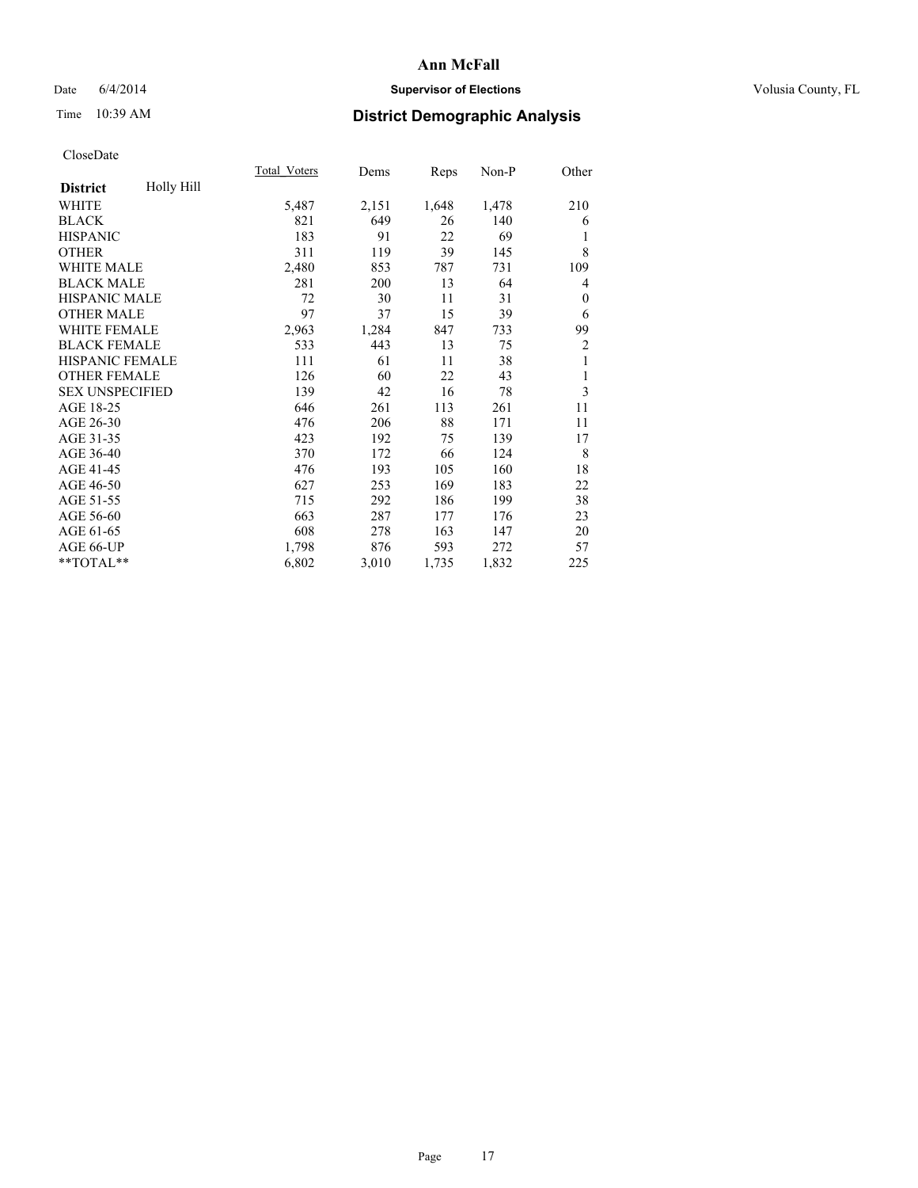# Ann McFall

Date 6/4/2014 **Supervisor of Elections** Volusia County, FL

Time 10:39 AM **District Demographic Analysis**

CloseDate

| **District** Holly Hill | Total_Voters | Dems | Reps | Non-P | Other |
|---|---|---|---|---|---|
| WHITE | 5,487 | 2,151 | 1,648 | 1,478 | 210 |
| BLACK | 821 | 649 | 26 | 140 | 6 |
| HISPANIC | 183 | 91 | 22 | 69 | 1 |
| OTHER | 311 | 119 | 39 | 145 | 8 |
| WHITE MALE | 2,480 | 853 | 787 | 731 | 109 |
| BLACK MALE | 281 | 200 | 13 | 64 | 4 |
| HISPANIC MALE | 72 | 30 | 11 | 31 | 0 |
| OTHER MALE | 97 | 37 | 15 | 39 | 6 |
| WHITE FEMALE | 2,963 | 1,284 | 847 | 733 | 99 |
| BLACK FEMALE | 533 | 443 | 13 | 75 | 2 |
| HISPANIC FEMALE | 111 | 61 | 11 | 38 | 1 |
| OTHER FEMALE | 126 | 60 | 22 | 43 | 1 |
| SEX UNSPECIFIED | 139 | 42 | 16 | 78 | 3 |
| AGE 18-25 | 646 | 261 | 113 | 261 | 11 |
| AGE 26-30 | 476 | 206 | 88 | 171 | 11 |
| AGE 31-35 | 423 | 192 | 75 | 139 | 17 |
| AGE 36-40 | 370 | 172 | 66 | 124 | 8 |
| AGE 41-45 | 476 | 193 | 105 | 160 | 18 |
| AGE 46-50 | 627 | 253 | 169 | 183 | 22 |
| AGE 51-55 | 715 | 292 | 186 | 199 | 38 |
| AGE 56-60 | 663 | 287 | 177 | 176 | 23 |
| AGE 61-65 | 608 | 278 | 163 | 147 | 20 |
| AGE 66-UP | 1,798 | 876 | 593 | 272 | 57 |
| **TOTAL** | 6,802 | 3,010 | 1,735 | 1,832 | 225 |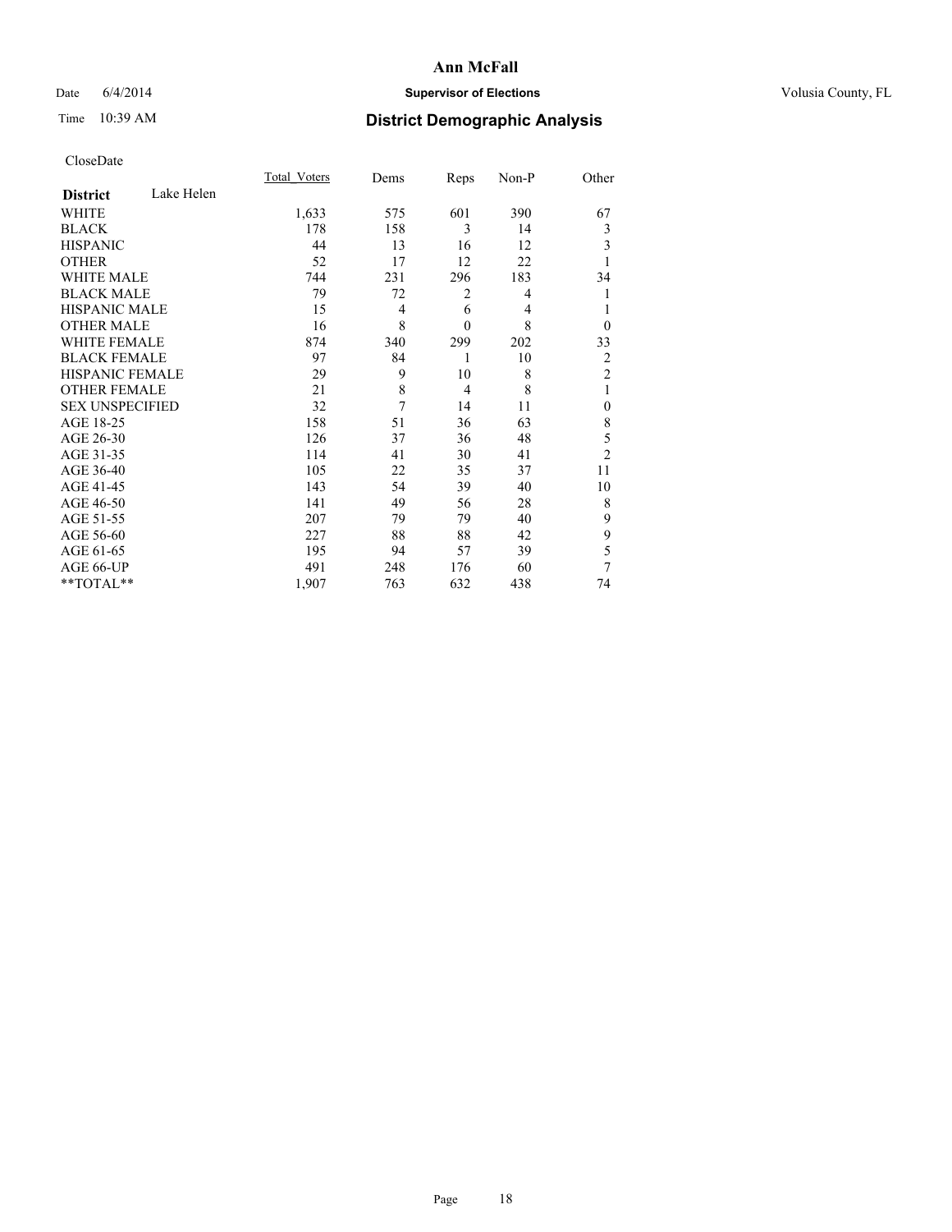# Ann McFall

Date 6/4/2014 **Supervisor of Elections** Volusia County, FL

Time 10:39 AM **District Demographic Analysis**

CloseDate

| **District** Lake Helen | Total_Voters | Dems | Reps | Non-P | Other |
|---|---|---|---|---|---|
| WHITE | 1,633 | 575 | 601 | 390 | 67 |
| BLACK | 178 | 158 | 3 | 14 | 3 |
| HISPANIC | 44 | 13 | 16 | 12 | 3 |
| OTHER | 52 | 17 | 12 | 22 | 1 |
| WHITE MALE | 744 | 231 | 296 | 183 | 34 |
| BLACK MALE | 79 | 72 | 2 | 4 | 1 |
| HISPANIC MALE | 15 | 4 | 6 | 4 | 1 |
| OTHER MALE | 16 | 8 | 0 | 8 | 0 |
| WHITE FEMALE | 874 | 340 | 299 | 202 | 33 |
| BLACK FEMALE | 97 | 84 | 1 | 10 | 2 |
| HISPANIC FEMALE | 29 | 9 | 10 | 8 | 2 |
| OTHER FEMALE | 21 | 8 | 4 | 8 | 1 |
| SEX UNSPECIFIED | 32 | 7 | 14 | 11 | 0 |
| AGE 18-25 | 158 | 51 | 36 | 63 | 8 |
| AGE 26-30 | 126 | 37 | 36 | 48 | 5 |
| AGE 31-35 | 114 | 41 | 30 | 41 | 2 |
| AGE 36-40 | 105 | 22 | 35 | 37 | 11 |
| AGE 41-45 | 143 | 54 | 39 | 40 | 10 |
| AGE 46-50 | 141 | 49 | 56 | 28 | 8 |
| AGE 51-55 | 207 | 79 | 79 | 40 | 9 |
| AGE 56-60 | 227 | 88 | 88 | 42 | 9 |
| AGE 61-65 | 195 | 94 | 57 | 39 | 5 |
| AGE 66-UP | 491 | 248 | 176 | 60 | 7 |
| **TOTAL** | 1,907 | 763 | 632 | 438 | 74 |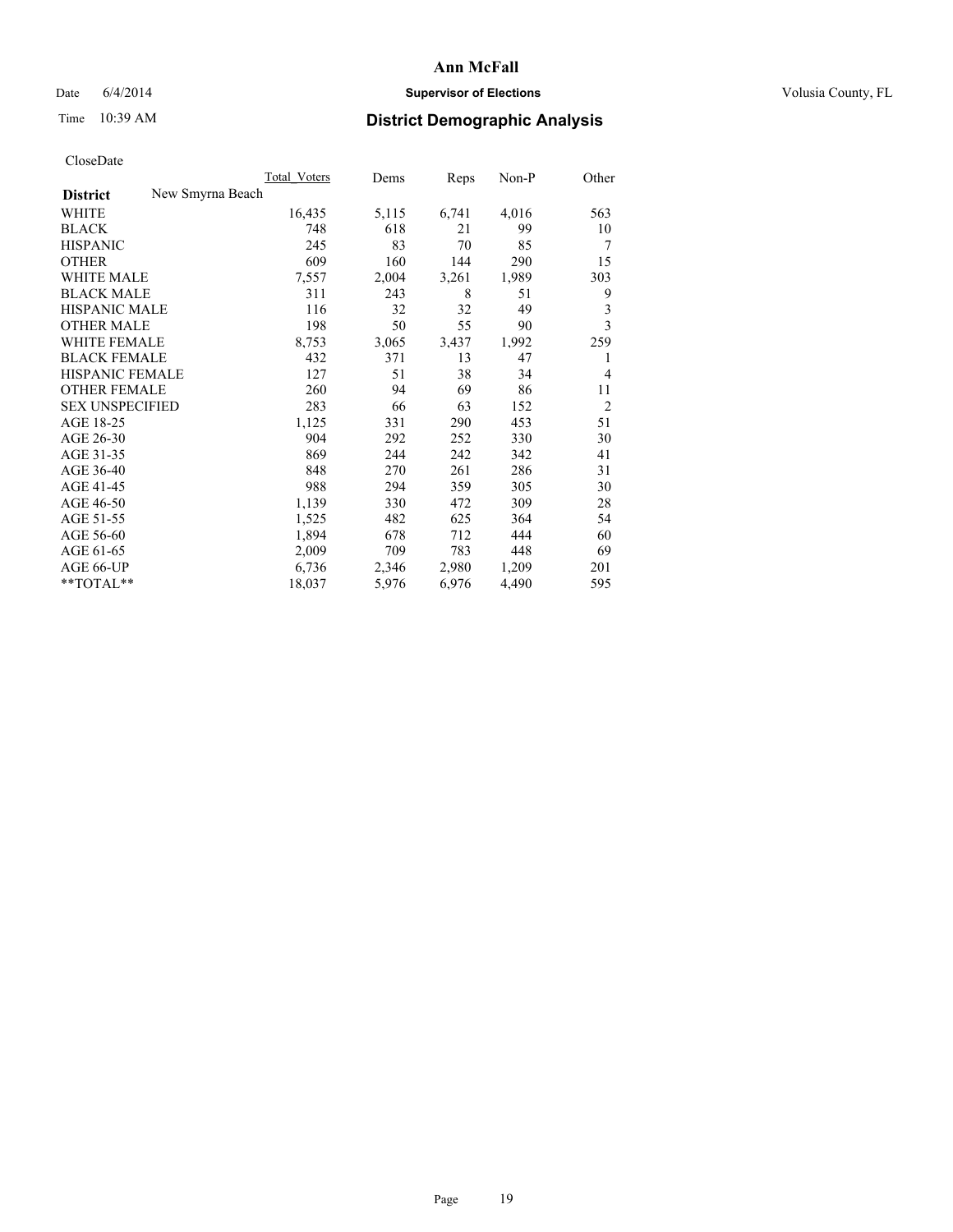# Ann McFall

Date 6/4/2014 **Supervisor of Elections** Volusia County, FL

Time 10:39 AM **District Demographic Analysis**

CloseDate

| | Total_Voters | Dems | Reps | Non-P | Other |
|---|---|---|---|---|---|
| **District** New Smyrna Beach | | | | | |
| WHITE | 16,435 | 5,115 | 6,741 | 4,016 | 563 |
| BLACK | 748 | 618 | 21 | 99 | 10 |
| HISPANIC | 245 | 83 | 70 | 85 | 7 |
| OTHER | 609 | 160 | 144 | 290 | 15 |
| WHITE MALE | 7,557 | 2,004 | 3,261 | 1,989 | 303 |
| BLACK MALE | 311 | 243 | 8 | 51 | 9 |
| HISPANIC MALE | 116 | 32 | 32 | 49 | 3 |
| OTHER MALE | 198 | 50 | 55 | 90 | 3 |
| WHITE FEMALE | 8,753 | 3,065 | 3,437 | 1,992 | 259 |
| BLACK FEMALE | 432 | 371 | 13 | 47 | 1 |
| HISPANIC FEMALE | 127 | 51 | 38 | 34 | 4 |
| OTHER FEMALE | 260 | 94 | 69 | 86 | 11 |
| SEX UNSPECIFIED | 283 | 66 | 63 | 152 | 2 |
| AGE 18-25 | 1,125 | 331 | 290 | 453 | 51 |
| AGE 26-30 | 904 | 292 | 252 | 330 | 30 |
| AGE 31-35 | 869 | 244 | 242 | 342 | 41 |
| AGE 36-40 | 848 | 270 | 261 | 286 | 31 |
| AGE 41-45 | 988 | 294 | 359 | 305 | 30 |
| AGE 46-50 | 1,139 | 330 | 472 | 309 | 28 |
| AGE 51-55 | 1,525 | 482 | 625 | 364 | 54 |
| AGE 56-60 | 1,894 | 678 | 712 | 444 | 60 |
| AGE 61-65 | 2,009 | 709 | 783 | 448 | 69 |
| AGE 66-UP | 6,736 | 2,346 | 2,980 | 1,209 | 201 |
| **TOTAL** | 18,037 | 5,976 | 6,976 | 4,490 | 595 |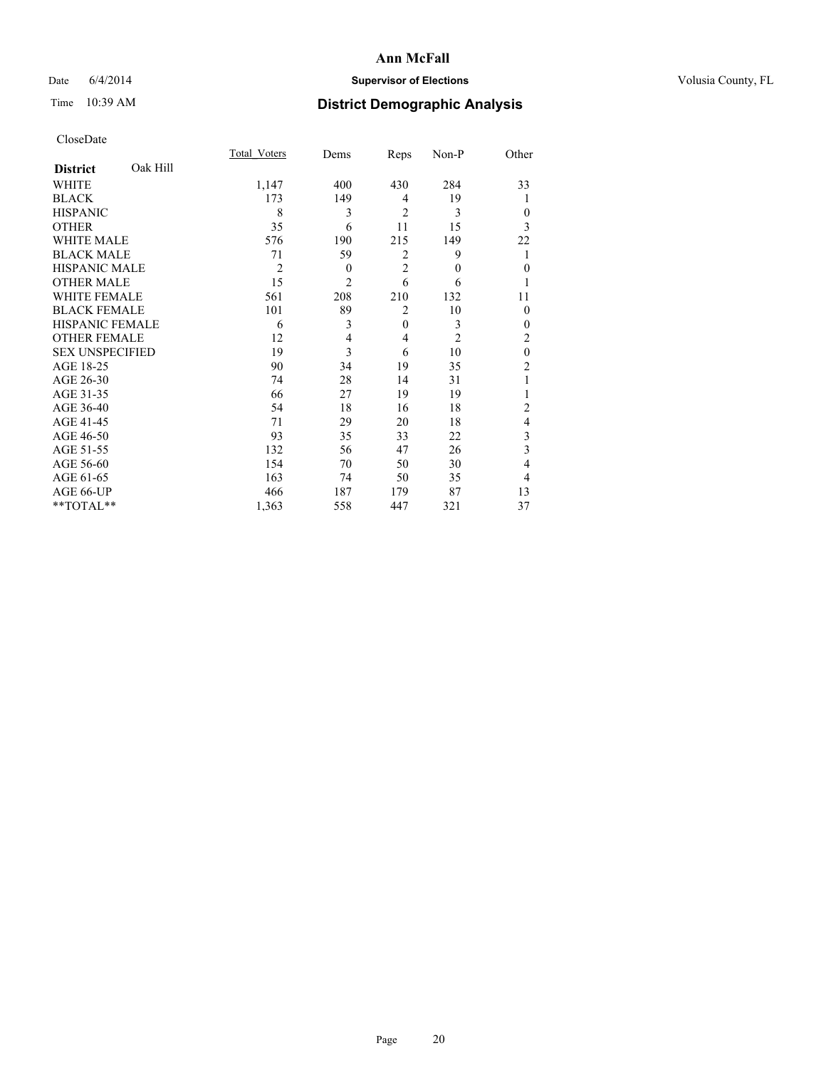# Ann McFall

Date 6/4/2014 **Supervisor of Elections** Volusia County, FL

Time 10:39 AM **District Demographic Analysis**

CloseDate

| **District** Oak Hill | Total_Voters | Dems | Reps | Non-P | Other |
|---|---|---|---|---|---|
| WHITE | 1,147 | 400 | 430 | 284 | 33 |
| BLACK | 173 | 149 | 4 | 19 | 1 |
| HISPANIC | 8 | 3 | 2 | 3 | 0 |
| OTHER | 35 | 6 | 11 | 15 | 3 |
| WHITE MALE | 576 | 190 | 215 | 149 | 22 |
| BLACK MALE | 71 | 59 | 2 | 9 | 1 |
| HISPANIC MALE | 2 | 0 | 2 | 0 | 0 |
| OTHER MALE | 15 | 2 | 6 | 6 | 1 |
| WHITE FEMALE | 561 | 208 | 210 | 132 | 11 |
| BLACK FEMALE | 101 | 89 | 2 | 10 | 0 |
| HISPANIC FEMALE | 6 | 3 | 0 | 3 | 0 |
| OTHER FEMALE | 12 | 4 | 4 | 2 | 2 |
| SEX UNSPECIFIED | 19 | 3 | 6 | 10 | 0 |
| AGE 18-25 | 90 | 34 | 19 | 35 | 2 |
| AGE 26-30 | 74 | 28 | 14 | 31 | 1 |
| AGE 31-35 | 66 | 27 | 19 | 19 | 1 |
| AGE 36-40 | 54 | 18 | 16 | 18 | 2 |
| AGE 41-45 | 71 | 29 | 20 | 18 | 4 |
| AGE 46-50 | 93 | 35 | 33 | 22 | 3 |
| AGE 51-55 | 132 | 56 | 47 | 26 | 3 |
| AGE 56-60 | 154 | 70 | 50 | 30 | 4 |
| AGE 61-65 | 163 | 74 | 50 | 35 | 4 |
| AGE 66-UP | 466 | 187 | 179 | 87 | 13 |
| **TOTAL** | 1,363 | 558 | 447 | 321 | 37 |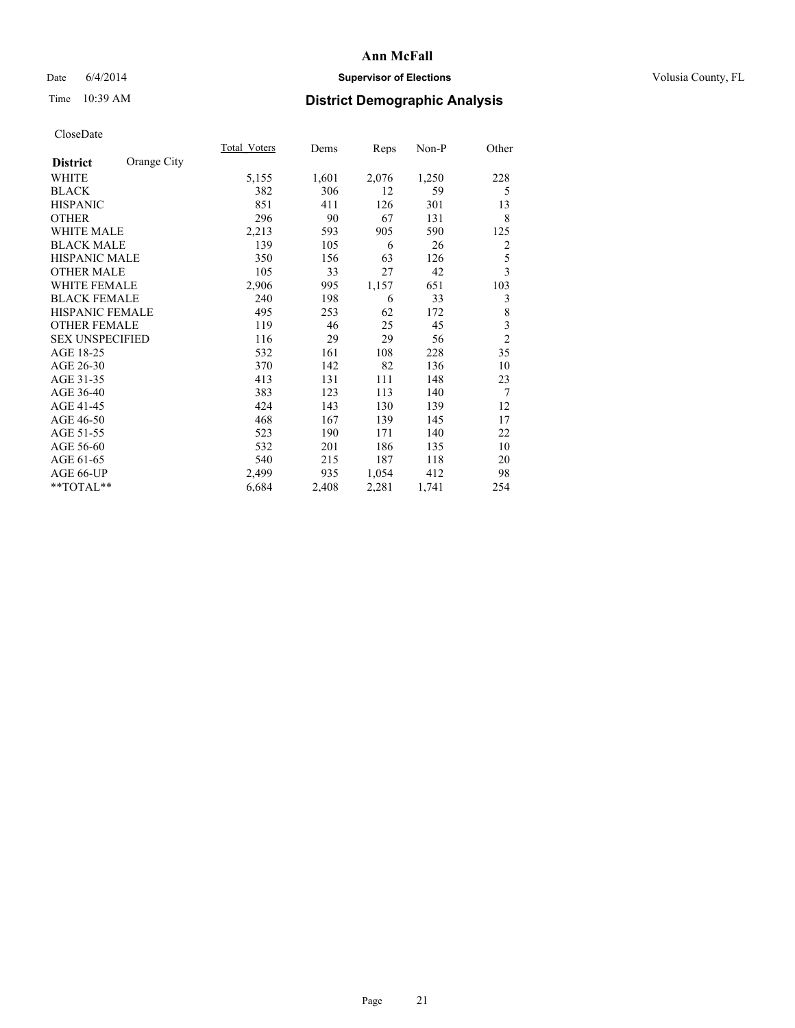# Ann McFall

Date 6/4/2014 **Supervisor of Elections** Volusia County, FL

Time 10:39 AM

## District Demographic Analysis

CloseDate

| District | Orange City | Total_Voters | Dems | Reps | Non-P | Other |
|---|---|---|---|---|---|---|
| WHITE | | 5,155 | 1,601 | 2,076 | 1,250 | 228 |
| BLACK | | 382 | 306 | 12 | 59 | 5 |
| HISPANIC | | 851 | 411 | 126 | 301 | 13 |
| OTHER | | 296 | 90 | 67 | 131 | 8 |
| WHITE MALE | | 2,213 | 593 | 905 | 590 | 125 |
| BLACK MALE | | 139 | 105 | 6 | 26 | 2 |
| HISPANIC MALE | | 350 | 156 | 63 | 126 | 5 |
| OTHER MALE | | 105 | 33 | 27 | 42 | 3 |
| WHITE FEMALE | | 2,906 | 995 | 1,157 | 651 | 103 |
| BLACK FEMALE | | 240 | 198 | 6 | 33 | 3 |
| HISPANIC FEMALE | | 495 | 253 | 62 | 172 | 8 |
| OTHER FEMALE | | 119 | 46 | 25 | 45 | 3 |
| SEX UNSPECIFIED | | 116 | 29 | 29 | 56 | 2 |
| AGE 18-25 | | 532 | 161 | 108 | 228 | 35 |
| AGE 26-30 | | 370 | 142 | 82 | 136 | 10 |
| AGE 31-35 | | 413 | 131 | 111 | 148 | 23 |
| AGE 36-40 | | 383 | 123 | 113 | 140 | 7 |
| AGE 41-45 | | 424 | 143 | 130 | 139 | 12 |
| AGE 46-50 | | 468 | 167 | 139 | 145 | 17 |
| AGE 51-55 | | 523 | 190 | 171 | 140 | 22 |
| AGE 56-60 | | 532 | 201 | 186 | 135 | 10 |
| AGE 61-65 | | 540 | 215 | 187 | 118 | 20 |
| AGE 66-UP | | 2,499 | 935 | 1,054 | 412 | 98 |
| **TOTAL** | | 6,684 | 2,408 | 2,281 | 1,741 | 254 |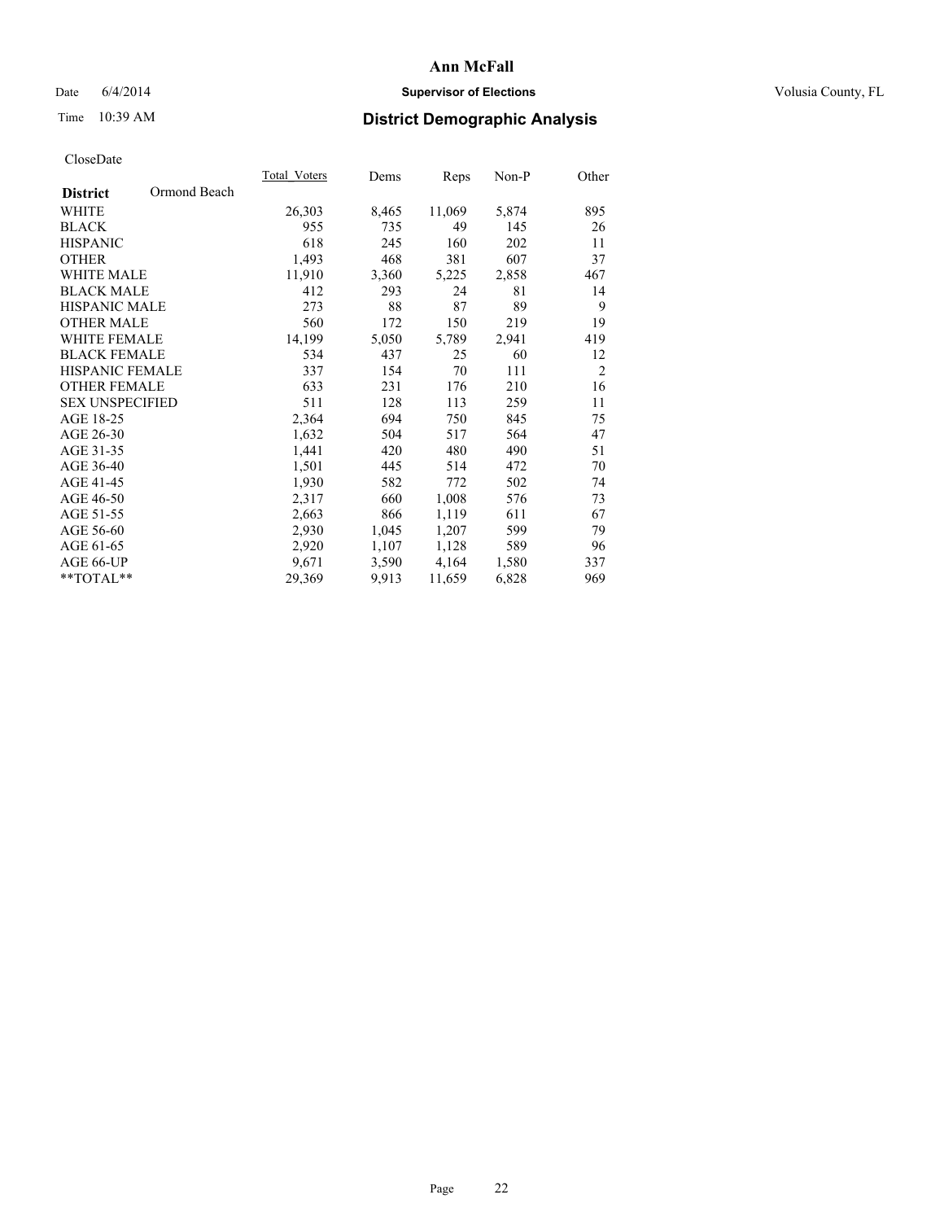# Ann McFall

Date 6/4/2014 **Supervisor of Elections** Volusia County, FL

Time 10:39 AM **District Demographic Analysis**

CloseDate

| **District** Ormond Beach | Total_Voters | Dems | Reps | Non-P | Other |
|---|---|---|---|---|---|
| WHITE | 26,303 | 8,465 | 11,069 | 5,874 | 895 |
| BLACK | 955 | 735 | 49 | 145 | 26 |
| HISPANIC | 618 | 245 | 160 | 202 | 11 |
| OTHER | 1,493 | 468 | 381 | 607 | 37 |
| WHITE MALE | 11,910 | 3,360 | 5,225 | 2,858 | 467 |
| BLACK MALE | 412 | 293 | 24 | 81 | 14 |
| HISPANIC MALE | 273 | 88 | 87 | 89 | 9 |
| OTHER MALE | 560 | 172 | 150 | 219 | 19 |
| WHITE FEMALE | 14,199 | 5,050 | 5,789 | 2,941 | 419 |
| BLACK FEMALE | 534 | 437 | 25 | 60 | 12 |
| HISPANIC FEMALE | 337 | 154 | 70 | 111 | 2 |
| OTHER FEMALE | 633 | 231 | 176 | 210 | 16 |
| SEX UNSPECIFIED | 511 | 128 | 113 | 259 | 11 |
| AGE 18-25 | 2,364 | 694 | 750 | 845 | 75 |
| AGE 26-30 | 1,632 | 504 | 517 | 564 | 47 |
| AGE 31-35 | 1,441 | 420 | 480 | 490 | 51 |
| AGE 36-40 | 1,501 | 445 | 514 | 472 | 70 |
| AGE 41-45 | 1,930 | 582 | 772 | 502 | 74 |
| AGE 46-50 | 2,317 | 660 | 1,008 | 576 | 73 |
| AGE 51-55 | 2,663 | 866 | 1,119 | 611 | 67 |
| AGE 56-60 | 2,930 | 1,045 | 1,207 | 599 | 79 |
| AGE 61-65 | 2,920 | 1,107 | 1,128 | 589 | 96 |
| AGE 66-UP | 9,671 | 3,590 | 4,164 | 1,580 | 337 |
| **TOTAL** | 29,369 | 9,913 | 11,659 | 6,828 | 969 |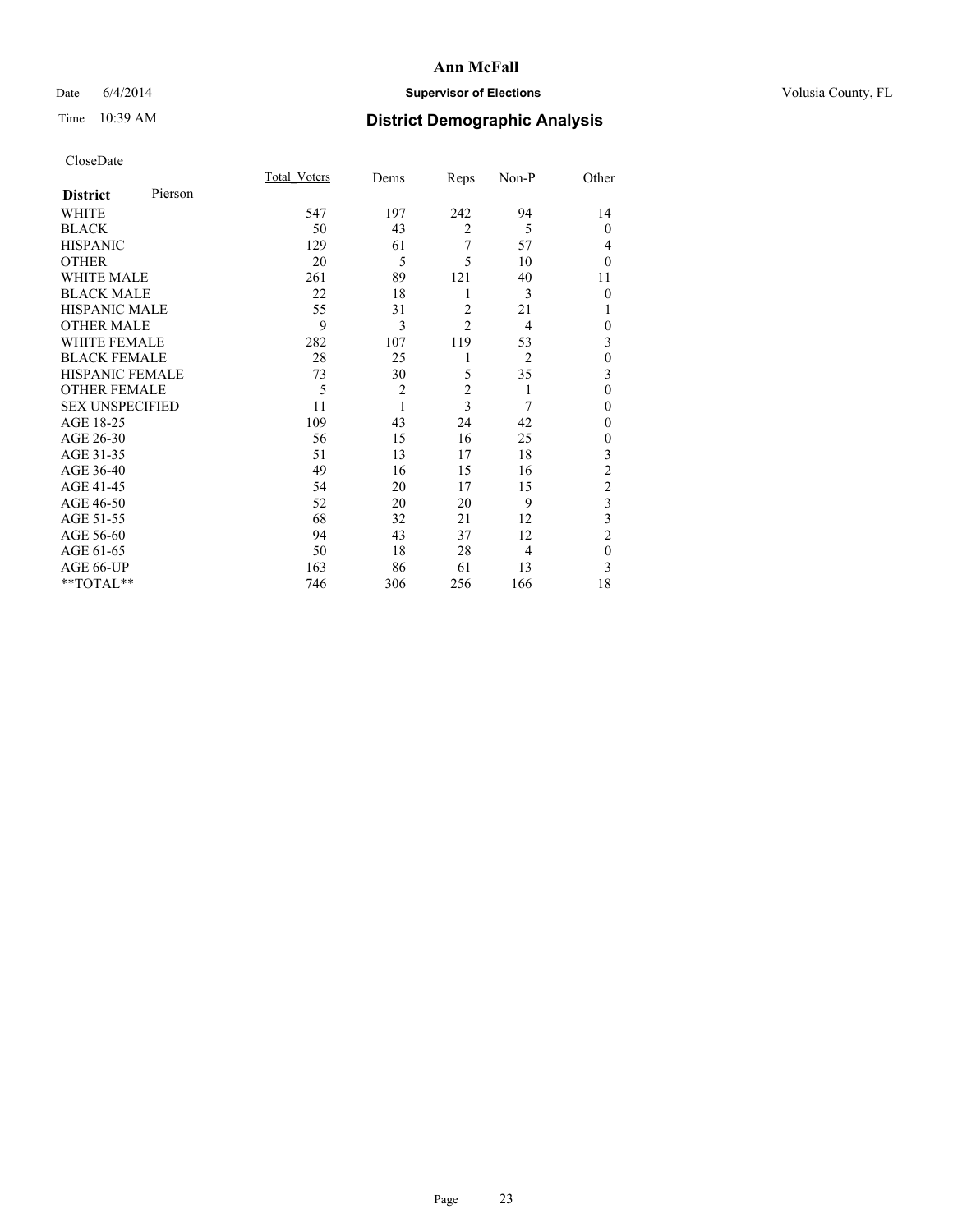# Ann McFall

Date 6/4/2014 **Supervisor of Elections** Volusia County, FL

Time 10:39 AM **District Demographic Analysis**

CloseDate

| **District** Pierson | Total_Voters | Dems | Reps | Non-P | Other |
|---|---|---|---|---|---|
| WHITE | 547 | 197 | 242 | 94 | 14 |
| BLACK | 50 | 43 | 2 | 5 | 0 |
| HISPANIC | 129 | 61 | 7 | 57 | 4 |
| OTHER | 20 | 5 | 5 | 10 | 0 |
| WHITE MALE | 261 | 89 | 121 | 40 | 11 |
| BLACK MALE | 22 | 18 | 1 | 3 | 0 |
| HISPANIC MALE | 55 | 31 | 2 | 21 | 1 |
| OTHER MALE | 9 | 3 | 2 | 4 | 0 |
| WHITE FEMALE | 282 | 107 | 119 | 53 | 3 |
| BLACK FEMALE | 28 | 25 | 1 | 2 | 0 |
| HISPANIC FEMALE | 73 | 30 | 5 | 35 | 3 |
| OTHER FEMALE | 5 | 2 | 2 | 1 | 0 |
| SEX UNSPECIFIED | 11 | 1 | 3 | 7 | 0 |
| AGE 18-25 | 109 | 43 | 24 | 42 | 0 |
| AGE 26-30 | 56 | 15 | 16 | 25 | 0 |
| AGE 31-35 | 51 | 13 | 17 | 18 | 3 |
| AGE 36-40 | 49 | 16 | 15 | 16 | 2 |
| AGE 41-45 | 54 | 20 | 17 | 15 | 2 |
| AGE 46-50 | 52 | 20 | 20 | 9 | 3 |
| AGE 51-55 | 68 | 32 | 21 | 12 | 3 |
| AGE 56-60 | 94 | 43 | 37 | 12 | 2 |
| AGE 61-65 | 50 | 18 | 28 | 4 | 0 |
| AGE 66-UP | 163 | 86 | 61 | 13 | 3 |
| **TOTAL** | 746 | 306 | 256 | 166 | 18 |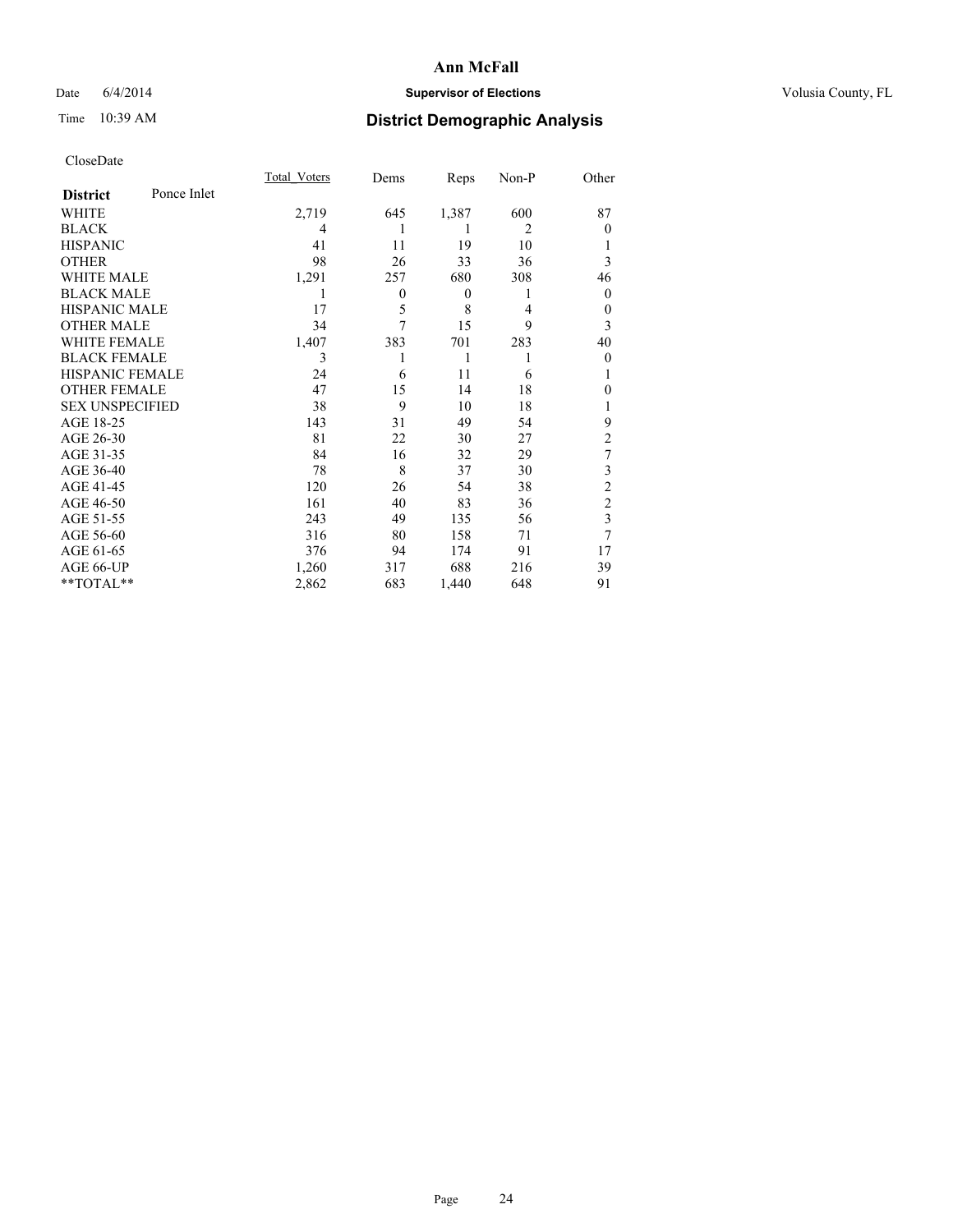# Ann McFall

Date 6/4/2014 **Supervisor of Elections** Volusia County, FL

Time 10:39 AM **District Demographic Analysis**

CloseDate

| **District** Ponce Inlet | Total_Voters | Dems | Reps | Non-P | Other |
|---|---|---|---|---|---|
| WHITE | 2,719 | 645 | 1,387 | 600 | 87 |
| BLACK | 4 | 1 | 1 | 2 | 0 |
| HISPANIC | 41 | 11 | 19 | 10 | 1 |
| OTHER | 98 | 26 | 33 | 36 | 3 |
| WHITE MALE | 1,291 | 257 | 680 | 308 | 46 |
| BLACK MALE | 1 | 0 | 0 | 1 | 0 |
| HISPANIC MALE | 17 | 5 | 8 | 4 | 0 |
| OTHER MALE | 34 | 7 | 15 | 9 | 3 |
| WHITE FEMALE | 1,407 | 383 | 701 | 283 | 40 |
| BLACK FEMALE | 3 | 1 | 1 | 1 | 0 |
| HISPANIC FEMALE | 24 | 6 | 11 | 6 | 1 |
| OTHER FEMALE | 47 | 15 | 14 | 18 | 0 |
| SEX UNSPECIFIED | 38 | 9 | 10 | 18 | 1 |
| AGE 18-25 | 143 | 31 | 49 | 54 | 9 |
| AGE 26-30 | 81 | 22 | 30 | 27 | 2 |
| AGE 31-35 | 84 | 16 | 32 | 29 | 7 |
| AGE 36-40 | 78 | 8 | 37 | 30 | 3 |
| AGE 41-45 | 120 | 26 | 54 | 38 | 2 |
| AGE 46-50 | 161 | 40 | 83 | 36 | 2 |
| AGE 51-55 | 243 | 49 | 135 | 56 | 3 |
| AGE 56-60 | 316 | 80 | 158 | 71 | 7 |
| AGE 61-65 | 376 | 94 | 174 | 91 | 17 |
| AGE 66-UP | 1,260 | 317 | 688 | 216 | 39 |
| **TOTAL** | 2,862 | 683 | 1,440 | 648 | 91 |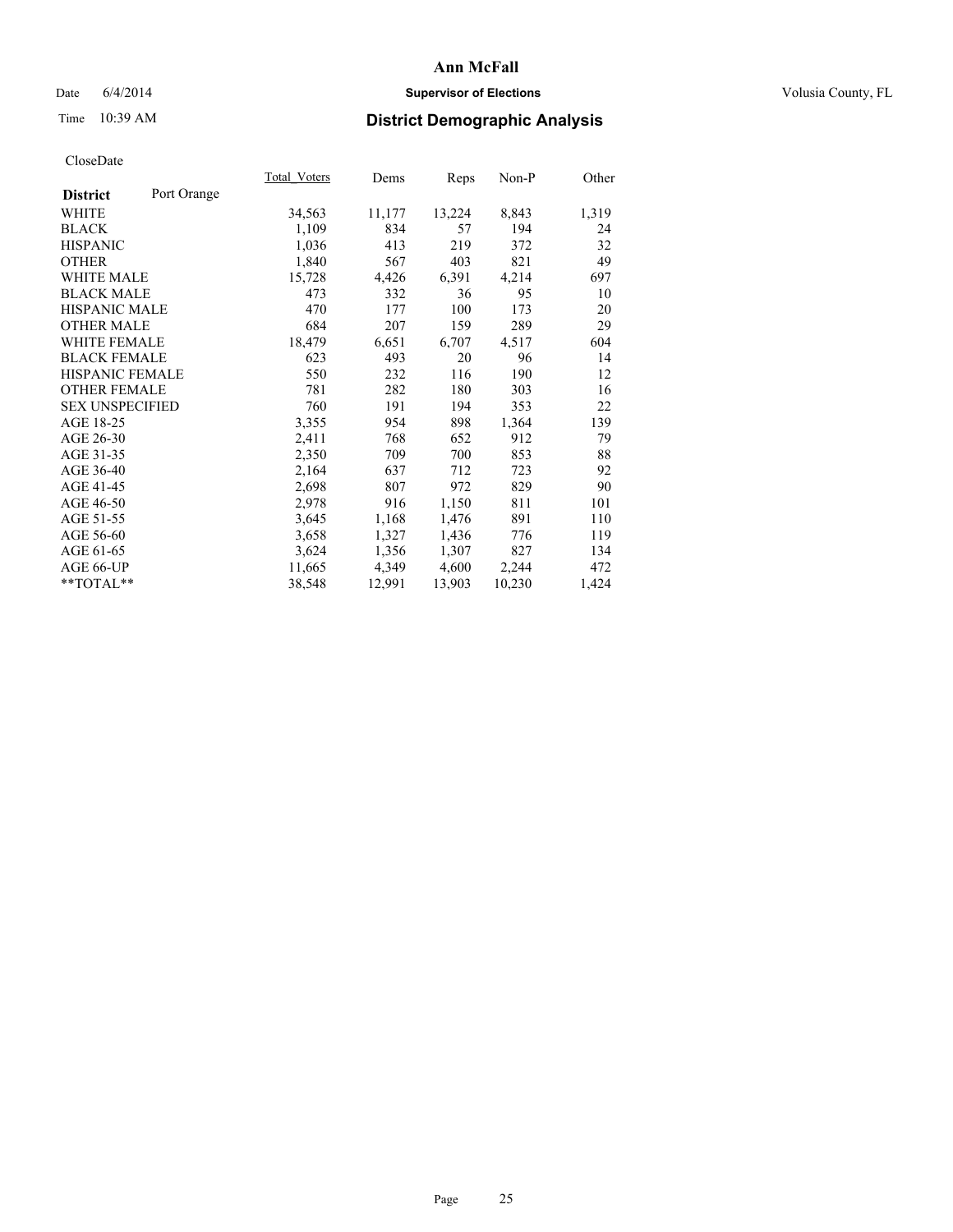# Ann McFall

Date 6/4/2014 **Supervisor of Elections** Volusia County, FL

Time 10:39 AM **District Demographic Analysis**

CloseDate

| **District** Port Orange | Total_Voters | Dems | Reps | Non-P | Other |
|---|---|---|---|---|---|
| WHITE | 34,563 | 11,177 | 13,224 | 8,843 | 1,319 |
| BLACK | 1,109 | 834 | 57 | 194 | 24 |
| HISPANIC | 1,036 | 413 | 219 | 372 | 32 |
| OTHER | 1,840 | 567 | 403 | 821 | 49 |
| WHITE MALE | 15,728 | 4,426 | 6,391 | 4,214 | 697 |
| BLACK MALE | 473 | 332 | 36 | 95 | 10 |
| HISPANIC MALE | 470 | 177 | 100 | 173 | 20 |
| OTHER MALE | 684 | 207 | 159 | 289 | 29 |
| WHITE FEMALE | 18,479 | 6,651 | 6,707 | 4,517 | 604 |
| BLACK FEMALE | 623 | 493 | 20 | 96 | 14 |
| HISPANIC FEMALE | 550 | 232 | 116 | 190 | 12 |
| OTHER FEMALE | 781 | 282 | 180 | 303 | 16 |
| SEX UNSPECIFIED | 760 | 191 | 194 | 353 | 22 |
| AGE 18-25 | 3,355 | 954 | 898 | 1,364 | 139 |
| AGE 26-30 | 2,411 | 768 | 652 | 912 | 79 |
| AGE 31-35 | 2,350 | 709 | 700 | 853 | 88 |
| AGE 36-40 | 2,164 | 637 | 712 | 723 | 92 |
| AGE 41-45 | 2,698 | 807 | 972 | 829 | 90 |
| AGE 46-50 | 2,978 | 916 | 1,150 | 811 | 101 |
| AGE 51-55 | 3,645 | 1,168 | 1,476 | 891 | 110 |
| AGE 56-60 | 3,658 | 1,327 | 1,436 | 776 | 119 |
| AGE 61-65 | 3,624 | 1,356 | 1,307 | 827 | 134 |
| AGE 66-UP | 11,665 | 4,349 | 4,600 | 2,244 | 472 |
| **TOTAL** | 38,548 | 12,991 | 13,903 | 10,230 | 1,424 |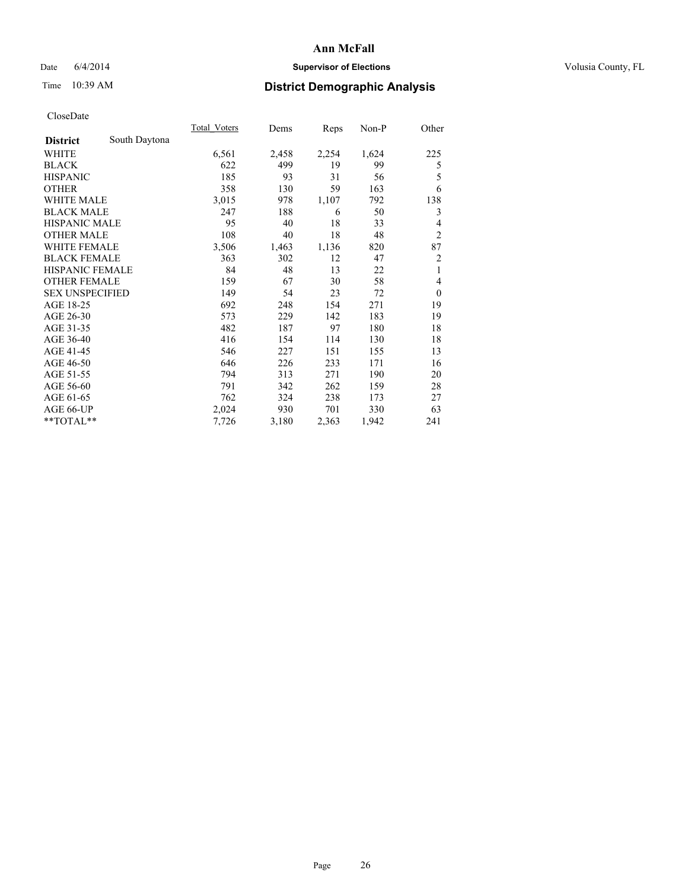# Ann McFall

Date 6/4/2014 **Supervisor of Elections** Volusia County, FL

Time 10:39 AM **District Demographic Analysis**

CloseDate

| **District** South Daytona | Total Voters | Dems | Reps | Non-P | Other |
|---|---|---|---|---|---|
| WHITE | 6,561 | 2,458 | 2,254 | 1,624 | 225 |
| BLACK | 622 | 499 | 19 | 99 | 5 |
| HISPANIC | 185 | 93 | 31 | 56 | 5 |
| OTHER | 358 | 130 | 59 | 163 | 6 |
| WHITE MALE | 3,015 | 978 | 1,107 | 792 | 138 |
| BLACK MALE | 247 | 188 | 6 | 50 | 3 |
| HISPANIC MALE | 95 | 40 | 18 | 33 | 4 |
| OTHER MALE | 108 | 40 | 18 | 48 | 2 |
| WHITE FEMALE | 3,506 | 1,463 | 1,136 | 820 | 87 |
| BLACK FEMALE | 363 | 302 | 12 | 47 | 2 |
| HISPANIC FEMALE | 84 | 48 | 13 | 22 | 1 |
| OTHER FEMALE | 159 | 67 | 30 | 58 | 4 |
| SEX UNSPECIFIED | 149 | 54 | 23 | 72 | 0 |
| AGE 18-25 | 692 | 248 | 154 | 271 | 19 |
| AGE 26-30 | 573 | 229 | 142 | 183 | 19 |
| AGE 31-35 | 482 | 187 | 97 | 180 | 18 |
| AGE 36-40 | 416 | 154 | 114 | 130 | 18 |
| AGE 41-45 | 546 | 227 | 151 | 155 | 13 |
| AGE 46-50 | 646 | 226 | 233 | 171 | 16 |
| AGE 51-55 | 794 | 313 | 271 | 190 | 20 |
| AGE 56-60 | 791 | 342 | 262 | 159 | 28 |
| AGE 61-65 | 762 | 324 | 238 | 173 | 27 |
| AGE 66-UP | 2,024 | 930 | 701 | 330 | 63 |
| **TOTAL** | 7,726 | 3,180 | 2,363 | 1,942 | 241 |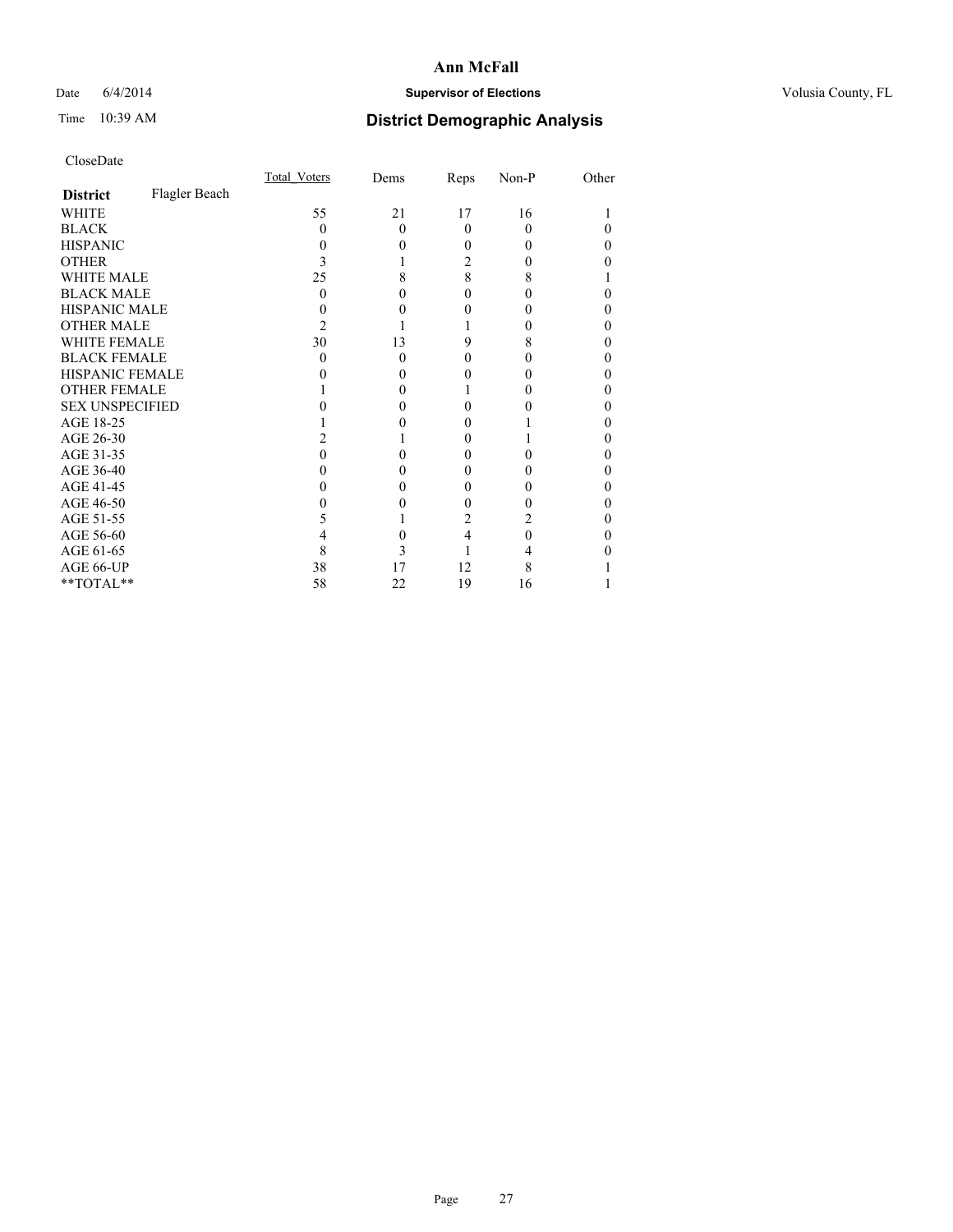# Ann McFall

Date 6/4/2014 **Supervisor of Elections** Volusia County, FL

Time 10:39 AM **District Demographic Analysis**

CloseDate

| **District** Flagler Beach | Total_Voters | Dems | Reps | Non-P | Other |
|---|---|---|---|---|---|
| WHITE | 55 | 21 | 17 | 16 | 1 |
| BLACK | 0 | 0 | 0 | 0 | 0 |
| HISPANIC | 0 | 0 | 0 | 0 | 0 |
| OTHER | 3 | 1 | 2 | 0 | 0 |
| WHITE MALE | 25 | 8 | 8 | 8 | 1 |
| BLACK MALE | 0 | 0 | 0 | 0 | 0 |
| HISPANIC MALE | 0 | 0 | 0 | 0 | 0 |
| OTHER MALE | 2 | 1 | 1 | 0 | 0 |
| WHITE FEMALE | 30 | 13 | 9 | 8 | 0 |
| BLACK FEMALE | 0 | 0 | 0 | 0 | 0 |
| HISPANIC FEMALE | 0 | 0 | 0 | 0 | 0 |
| OTHER FEMALE | 1 | 0 | 1 | 0 | 0 |
| SEX UNSPECIFIED | 0 | 0 | 0 | 0 | 0 |
| AGE 18-25 | 1 | 0 | 0 | 1 | 0 |
| AGE 26-30 | 2 | 1 | 0 | 1 | 0 |
| AGE 31-35 | 0 | 0 | 0 | 0 | 0 |
| AGE 36-40 | 0 | 0 | 0 | 0 | 0 |
| AGE 41-45 | 0 | 0 | 0 | 0 | 0 |
| AGE 46-50 | 0 | 0 | 0 | 0 | 0 |
| AGE 51-55 | 5 | 1 | 2 | 2 | 0 |
| AGE 56-60 | 4 | 0 | 4 | 0 | 0 |
| AGE 61-65 | 8 | 3 | 1 | 4 | 0 |
| AGE 66-UP | 38 | 17 | 12 | 8 | 1 |
| **TOTAL** | 58 | 22 | 19 | 16 | 1 |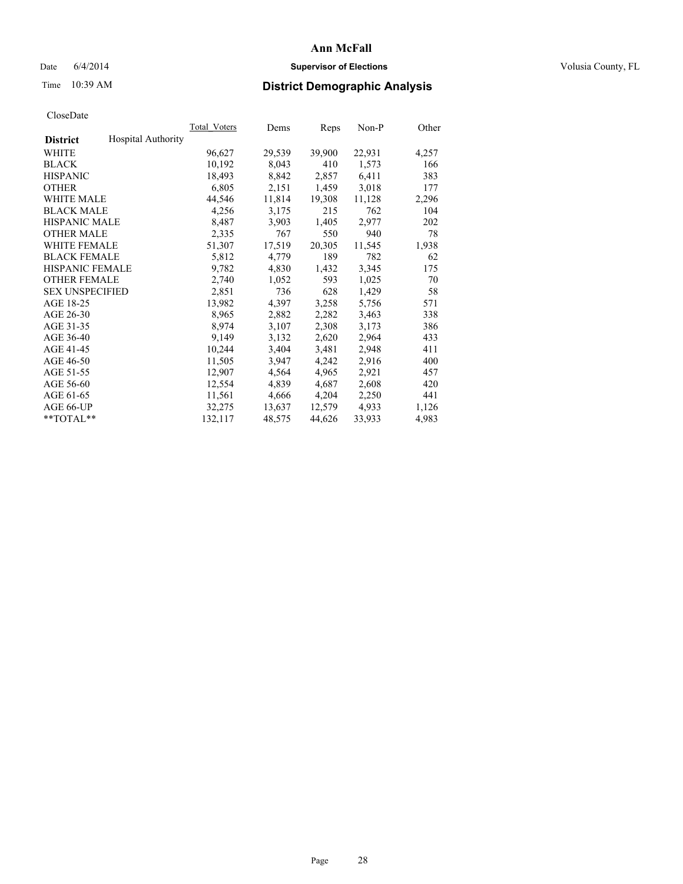# Ann McFall

Date 6/4/2014 **Supervisor of Elections** Volusia County, FL

Time 10:39 AM **District Demographic Analysis**

CloseDate

| District | Hospital Authority | Total_Voters | Dems | Reps | Non-P | Other |
|---|---|---|---|---|---|---|
| WHITE | | 96,627 | 29,539 | 39,900 | 22,931 | 4,257 |
| BLACK | | 10,192 | 8,043 | 410 | 1,573 | 166 |
| HISPANIC | | 18,493 | 8,842 | 2,857 | 6,411 | 383 |
| OTHER | | 6,805 | 2,151 | 1,459 | 3,018 | 177 |
| WHITE MALE | | 44,546 | 11,814 | 19,308 | 11,128 | 2,296 |
| BLACK MALE | | 4,256 | 3,175 | 215 | 762 | 104 |
| HISPANIC MALE | | 8,487 | 3,903 | 1,405 | 2,977 | 202 |
| OTHER MALE | | 2,335 | 767 | 550 | 940 | 78 |
| WHITE FEMALE | | 51,307 | 17,519 | 20,305 | 11,545 | 1,938 |
| BLACK FEMALE | | 5,812 | 4,779 | 189 | 782 | 62 |
| HISPANIC FEMALE | | 9,782 | 4,830 | 1,432 | 3,345 | 175 |
| OTHER FEMALE | | 2,740 | 1,052 | 593 | 1,025 | 70 |
| SEX UNSPECIFIED | | 2,851 | 736 | 628 | 1,429 | 58 |
| AGE 18-25 | | 13,982 | 4,397 | 3,258 | 5,756 | 571 |
| AGE 26-30 | | 8,965 | 2,882 | 2,282 | 3,463 | 338 |
| AGE 31-35 | | 8,974 | 3,107 | 2,308 | 3,173 | 386 |
| AGE 36-40 | | 9,149 | 3,132 | 2,620 | 2,964 | 433 |
| AGE 41-45 | | 10,244 | 3,404 | 3,481 | 2,948 | 411 |
| AGE 46-50 | | 11,505 | 3,947 | 4,242 | 2,916 | 400 |
| AGE 51-55 | | 12,907 | 4,564 | 4,965 | 2,921 | 457 |
| AGE 56-60 | | 12,554 | 4,839 | 4,687 | 2,608 | 420 |
| AGE 61-65 | | 11,561 | 4,666 | 4,204 | 2,250 | 441 |
| AGE 66-UP | | 32,275 | 13,637 | 12,579 | 4,933 | 1,126 |
| **TOTAL** | | 132,117 | 48,575 | 44,626 | 33,933 | 4,983 |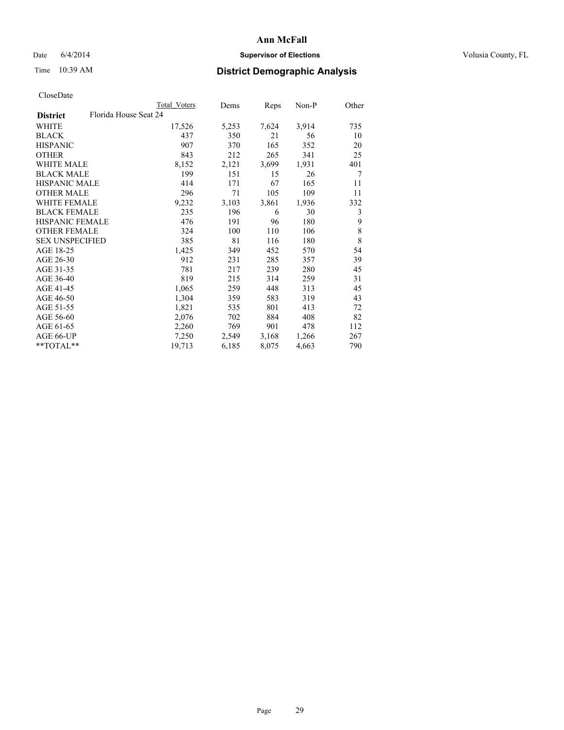# Ann McFall

Date 6/4/2014 **Supervisor of Elections** Volusia County, FL

Time 10:39 AM **District Demographic Analysis**

CloseDate

| | Total Voters | Dems | Reps | Non-P | Other |
|---|---|---|---|---|---|
| **District** Florida House Seat 24 | | | | | |
| WHITE | 17,526 | 5,253 | 7,624 | 3,914 | 735 |
| BLACK | 437 | 350 | 21 | 56 | 10 |
| HISPANIC | 907 | 370 | 165 | 352 | 20 |
| OTHER | 843 | 212 | 265 | 341 | 25 |
| WHITE MALE | 8,152 | 2,121 | 3,699 | 1,931 | 401 |
| BLACK MALE | 199 | 151 | 15 | 26 | 7 |
| HISPANIC MALE | 414 | 171 | 67 | 165 | 11 |
| OTHER MALE | 296 | 71 | 105 | 109 | 11 |
| WHITE FEMALE | 9,232 | 3,103 | 3,861 | 1,936 | 332 |
| BLACK FEMALE | 235 | 196 | 6 | 30 | 3 |
| HISPANIC FEMALE | 476 | 191 | 96 | 180 | 9 |
| OTHER FEMALE | 324 | 100 | 110 | 106 | 8 |
| SEX UNSPECIFIED | 385 | 81 | 116 | 180 | 8 |
| AGE 18-25 | 1,425 | 349 | 452 | 570 | 54 |
| AGE 26-30 | 912 | 231 | 285 | 357 | 39 |
| AGE 31-35 | 781 | 217 | 239 | 280 | 45 |
| AGE 36-40 | 819 | 215 | 314 | 259 | 31 |
| AGE 41-45 | 1,065 | 259 | 448 | 313 | 45 |
| AGE 46-50 | 1,304 | 359 | 583 | 319 | 43 |
| AGE 51-55 | 1,821 | 535 | 801 | 413 | 72 |
| AGE 56-60 | 2,076 | 702 | 884 | 408 | 82 |
| AGE 61-65 | 2,260 | 769 | 901 | 478 | 112 |
| AGE 66-UP | 7,250 | 2,549 | 3,168 | 1,266 | 267 |
| **TOTAL** | 19,713 | 6,185 | 8,075 | 4,663 | 790 |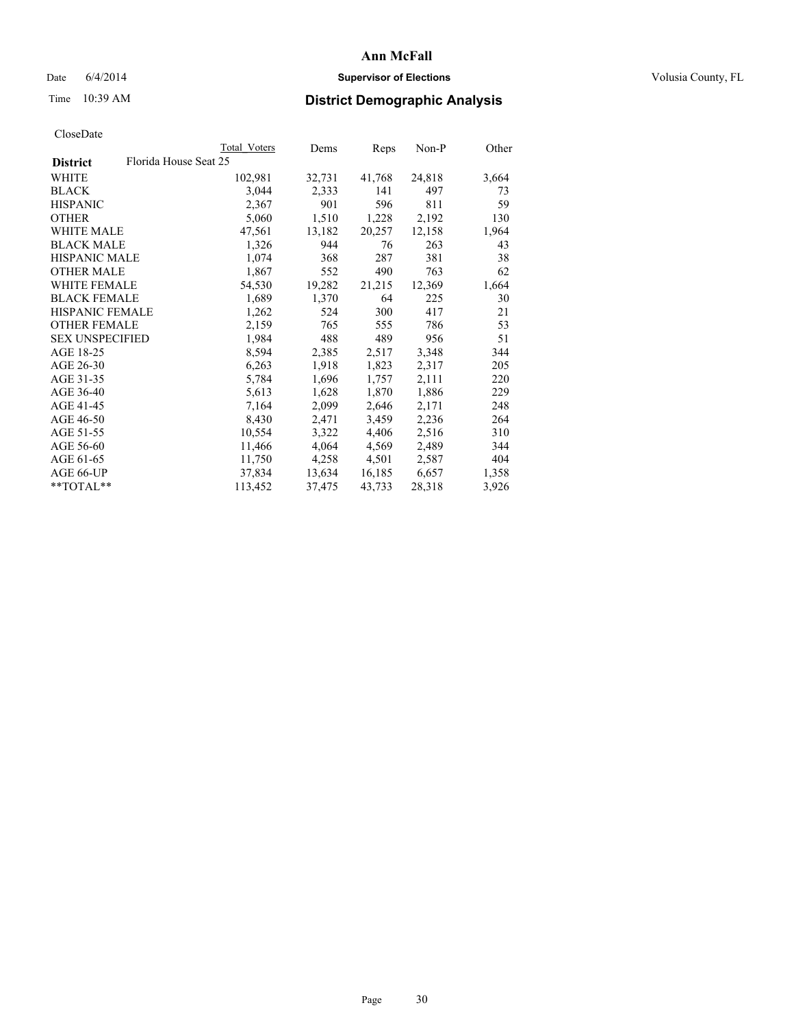# Ann McFall

Date 6/4/2014 **Supervisor of Elections** Volusia County, FL

Time 10:39 AM **District Demographic Analysis**

CloseDate

| | Total Voters | Dems | Reps | Non-P | Other |
|---|---|---|---|---|---|
| **District** Florida House Seat 25 | | | | | |
| WHITE | 102,981 | 32,731 | 41,768 | 24,818 | 3,664 |
| BLACK | 3,044 | 2,333 | 141 | 497 | 73 |
| HISPANIC | 2,367 | 901 | 596 | 811 | 59 |
| OTHER | 5,060 | 1,510 | 1,228 | 2,192 | 130 |
| WHITE MALE | 47,561 | 13,182 | 20,257 | 12,158 | 1,964 |
| BLACK MALE | 1,326 | 944 | 76 | 263 | 43 |
| HISPANIC MALE | 1,074 | 368 | 287 | 381 | 38 |
| OTHER MALE | 1,867 | 552 | 490 | 763 | 62 |
| WHITE FEMALE | 54,530 | 19,282 | 21,215 | 12,369 | 1,664 |
| BLACK FEMALE | 1,689 | 1,370 | 64 | 225 | 30 |
| HISPANIC FEMALE | 1,262 | 524 | 300 | 417 | 21 |
| OTHER FEMALE | 2,159 | 765 | 555 | 786 | 53 |
| SEX UNSPECIFIED | 1,984 | 488 | 489 | 956 | 51 |
| AGE 18-25 | 8,594 | 2,385 | 2,517 | 3,348 | 344 |
| AGE 26-30 | 6,263 | 1,918 | 1,823 | 2,317 | 205 |
| AGE 31-35 | 5,784 | 1,696 | 1,757 | 2,111 | 220 |
| AGE 36-40 | 5,613 | 1,628 | 1,870 | 1,886 | 229 |
| AGE 41-45 | 7,164 | 2,099 | 2,646 | 2,171 | 248 |
| AGE 46-50 | 8,430 | 2,471 | 3,459 | 2,236 | 264 |
| AGE 51-55 | 10,554 | 3,322 | 4,406 | 2,516 | 310 |
| AGE 56-60 | 11,466 | 4,064 | 4,569 | 2,489 | 344 |
| AGE 61-65 | 11,750 | 4,258 | 4,501 | 2,587 | 404 |
| AGE 66-UP | 37,834 | 13,634 | 16,185 | 6,657 | 1,358 |
| **TOTAL** | 113,452 | 37,475 | 43,733 | 28,318 | 3,926 |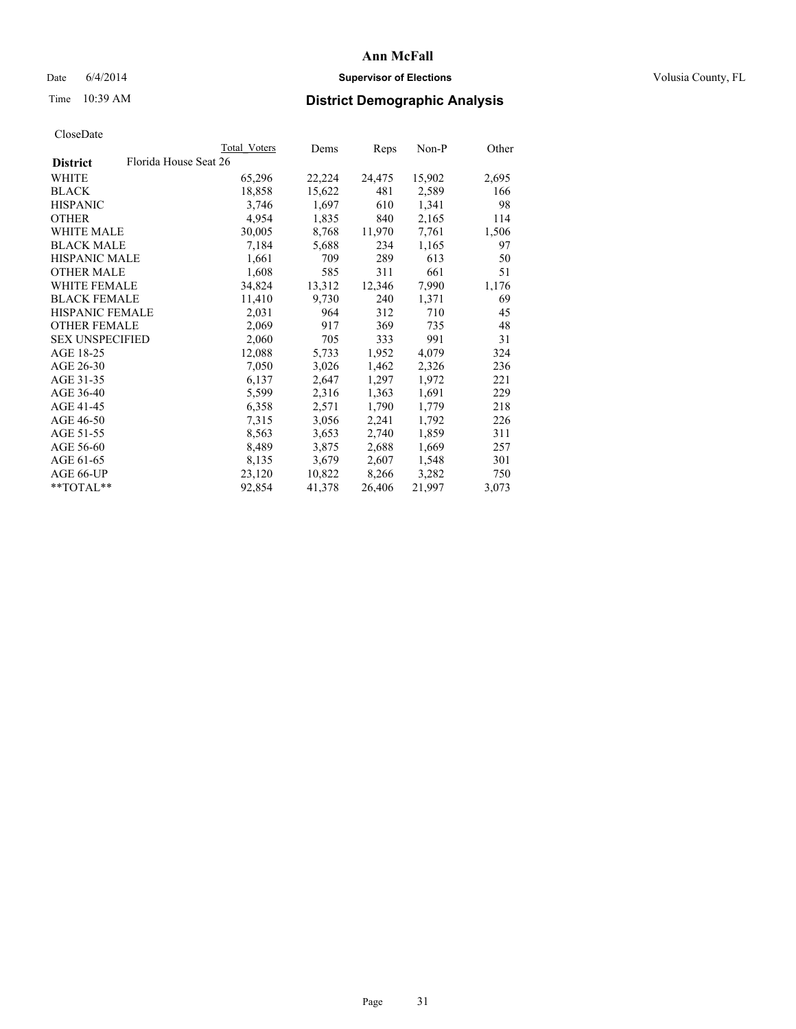**Ann McFall**

Date 6/4/2014 **Supervisor of Elections** Volusia County, FL

Time 10:39 AM **District Demographic Analysis**

CloseDate

| | Total Voters | Dems | Reps | Non-P | Other |
|---|---|---|---|---|---|
| **District** Florida House Seat 26 | | | | | |
| WHITE | 65,296 | 22,224 | 24,475 | 15,902 | 2,695 |
| BLACK | 18,858 | 15,622 | 481 | 2,589 | 166 |
| HISPANIC | 3,746 | 1,697 | 610 | 1,341 | 98 |
| OTHER | 4,954 | 1,835 | 840 | 2,165 | 114 |
| WHITE MALE | 30,005 | 8,768 | 11,970 | 7,761 | 1,506 |
| BLACK MALE | 7,184 | 5,688 | 234 | 1,165 | 97 |
| HISPANIC MALE | 1,661 | 709 | 289 | 613 | 50 |
| OTHER MALE | 1,608 | 585 | 311 | 661 | 51 |
| WHITE FEMALE | 34,824 | 13,312 | 12,346 | 7,990 | 1,176 |
| BLACK FEMALE | 11,410 | 9,730 | 240 | 1,371 | 69 |
| HISPANIC FEMALE | 2,031 | 964 | 312 | 710 | 45 |
| OTHER FEMALE | 2,069 | 917 | 369 | 735 | 48 |
| SEX UNSPECIFIED | 2,060 | 705 | 333 | 991 | 31 |
| AGE 18-25 | 12,088 | 5,733 | 1,952 | 4,079 | 324 |
| AGE 26-30 | 7,050 | 3,026 | 1,462 | 2,326 | 236 |
| AGE 31-35 | 6,137 | 2,647 | 1,297 | 1,972 | 221 |
| AGE 36-40 | 5,599 | 2,316 | 1,363 | 1,691 | 229 |
| AGE 41-45 | 6,358 | 2,571 | 1,790 | 1,779 | 218 |
| AGE 46-50 | 7,315 | 3,056 | 2,241 | 1,792 | 226 |
| AGE 51-55 | 8,563 | 3,653 | 2,740 | 1,859 | 311 |
| AGE 56-60 | 8,489 | 3,875 | 2,688 | 1,669 | 257 |
| AGE 61-65 | 8,135 | 3,679 | 2,607 | 1,548 | 301 |
| AGE 66-UP | 23,120 | 10,822 | 8,266 | 3,282 | 750 |
| **TOTAL** | 92,854 | 41,378 | 26,406 | 21,997 | 3,073 |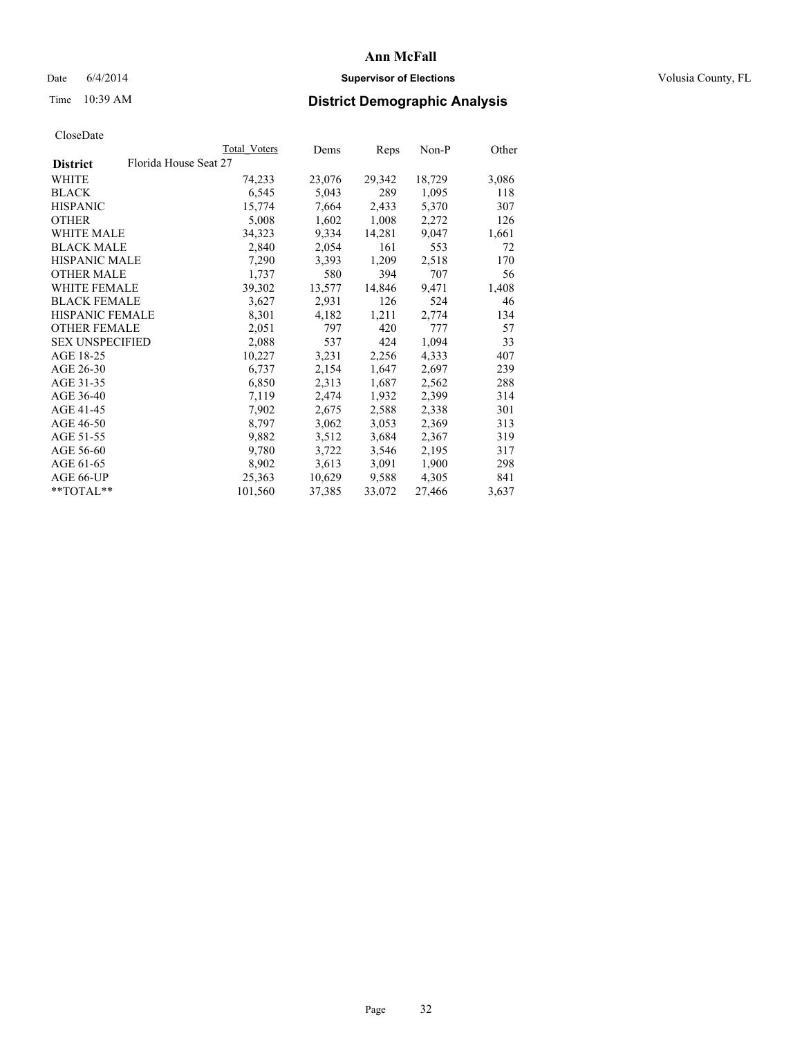# Ann McFall

Date 6/4/2014 **Supervisor of Elections** Volusia County, FL

Time 10:39 AM **District Demographic Analysis**

CloseDate

| District | Florida House Seat 27 Total Voters | Dems | Reps | Non-P | Other |
|---|---|---|---|---|---|
| WHITE | 74,233 | 23,076 | 29,342 | 18,729 | 3,086 |
| BLACK | 6,545 | 5,043 | 289 | 1,095 | 118 |
| HISPANIC | 15,774 | 7,664 | 2,433 | 5,370 | 307 |
| OTHER | 5,008 | 1,602 | 1,008 | 2,272 | 126 |
| WHITE MALE | 34,323 | 9,334 | 14,281 | 9,047 | 1,661 |
| BLACK MALE | 2,840 | 2,054 | 161 | 553 | 72 |
| HISPANIC MALE | 7,290 | 3,393 | 1,209 | 2,518 | 170 |
| OTHER MALE | 1,737 | 580 | 394 | 707 | 56 |
| WHITE FEMALE | 39,302 | 13,577 | 14,846 | 9,471 | 1,408 |
| BLACK FEMALE | 3,627 | 2,931 | 126 | 524 | 46 |
| HISPANIC FEMALE | 8,301 | 4,182 | 1,211 | 2,774 | 134 |
| OTHER FEMALE | 2,051 | 797 | 420 | 777 | 57 |
| SEX UNSPECIFIED | 2,088 | 537 | 424 | 1,094 | 33 |
| AGE 18-25 | 10,227 | 3,231 | 2,256 | 4,333 | 407 |
| AGE 26-30 | 6,737 | 2,154 | 1,647 | 2,697 | 239 |
| AGE 31-35 | 6,850 | 2,313 | 1,687 | 2,562 | 288 |
| AGE 36-40 | 7,119 | 2,474 | 1,932 | 2,399 | 314 |
| AGE 41-45 | 7,902 | 2,675 | 2,588 | 2,338 | 301 |
| AGE 46-50 | 8,797 | 3,062 | 3,053 | 2,369 | 313 |
| AGE 51-55 | 9,882 | 3,512 | 3,684 | 2,367 | 319 |
| AGE 56-60 | 9,780 | 3,722 | 3,546 | 2,195 | 317 |
| AGE 61-65 | 8,902 | 3,613 | 3,091 | 1,900 | 298 |
| AGE 66-UP | 25,363 | 10,629 | 9,588 | 4,305 | 841 |
| **TOTAL** | 101,560 | 37,385 | 33,072 | 27,466 | 3,637 |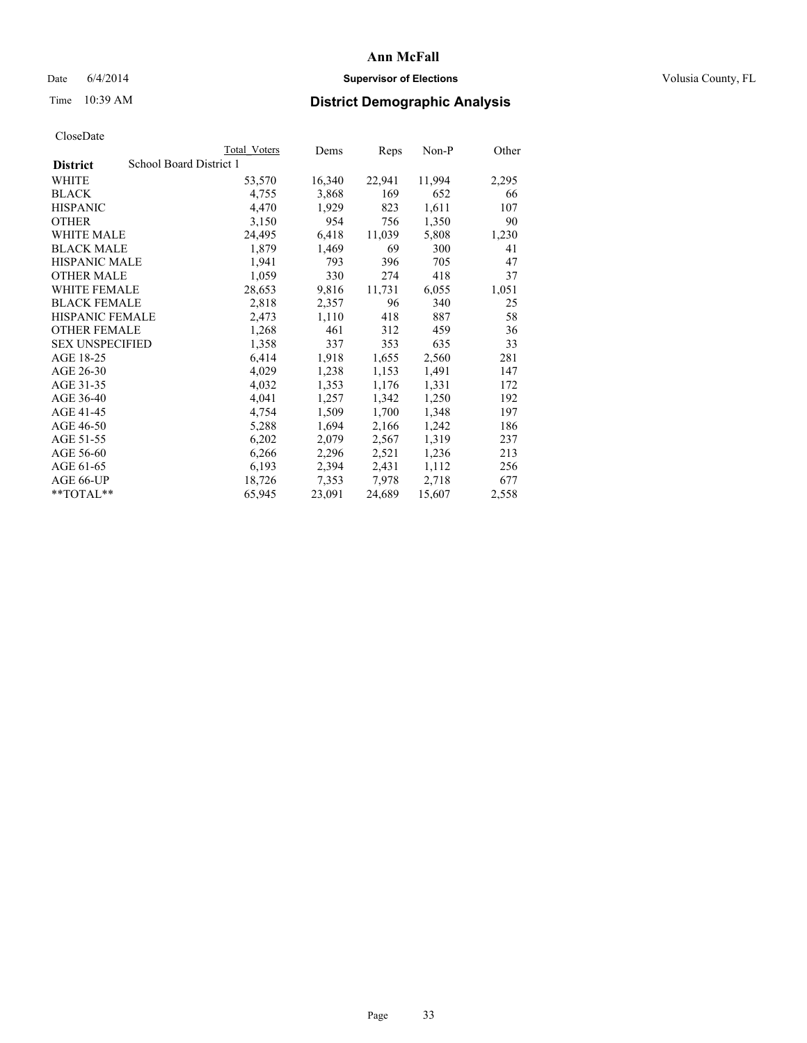# Ann McFall

Date 6/4/2014 **Supervisor of Elections** Volusia County, FL

Time 10:39 AM **District Demographic Analysis**

CloseDate

| **District** | School Board District 1 | Total Voters | Dems | Reps | Non-P | Other |
|---|---|---|---|---|---|---|
| WHITE | | 53,570 | 16,340 | 22,941 | 11,994 | 2,295 |
| BLACK | | 4,755 | 3,868 | 169 | 652 | 66 |
| HISPANIC | | 4,470 | 1,929 | 823 | 1,611 | 107 |
| OTHER | | 3,150 | 954 | 756 | 1,350 | 90 |
| WHITE MALE | | 24,495 | 6,418 | 11,039 | 5,808 | 1,230 |
| BLACK MALE | | 1,879 | 1,469 | 69 | 300 | 41 |
| HISPANIC MALE | | 1,941 | 793 | 396 | 705 | 47 |
| OTHER MALE | | 1,059 | 330 | 274 | 418 | 37 |
| WHITE FEMALE | | 28,653 | 9,816 | 11,731 | 6,055 | 1,051 |
| BLACK FEMALE | | 2,818 | 2,357 | 96 | 340 | 25 |
| HISPANIC FEMALE | | 2,473 | 1,110 | 418 | 887 | 58 |
| OTHER FEMALE | | 1,268 | 461 | 312 | 459 | 36 |
| SEX UNSPECIFIED | | 1,358 | 337 | 353 | 635 | 33 |
| AGE 18-25 | | 6,414 | 1,918 | 1,655 | 2,560 | 281 |
| AGE 26-30 | | 4,029 | 1,238 | 1,153 | 1,491 | 147 |
| AGE 31-35 | | 4,032 | 1,353 | 1,176 | 1,331 | 172 |
| AGE 36-40 | | 4,041 | 1,257 | 1,342 | 1,250 | 192 |
| AGE 41-45 | | 4,754 | 1,509 | 1,700 | 1,348 | 197 |
| AGE 46-50 | | 5,288 | 1,694 | 2,166 | 1,242 | 186 |
| AGE 51-55 | | 6,202 | 2,079 | 2,567 | 1,319 | 237 |
| AGE 56-60 | | 6,266 | 2,296 | 2,521 | 1,236 | 213 |
| AGE 61-65 | | 6,193 | 2,394 | 2,431 | 1,112 | 256 |
| AGE 66-UP | | 18,726 | 7,353 | 7,978 | 2,718 | 677 |
| **TOTAL** | | 65,945 | 23,091 | 24,689 | 15,607 | 2,558 |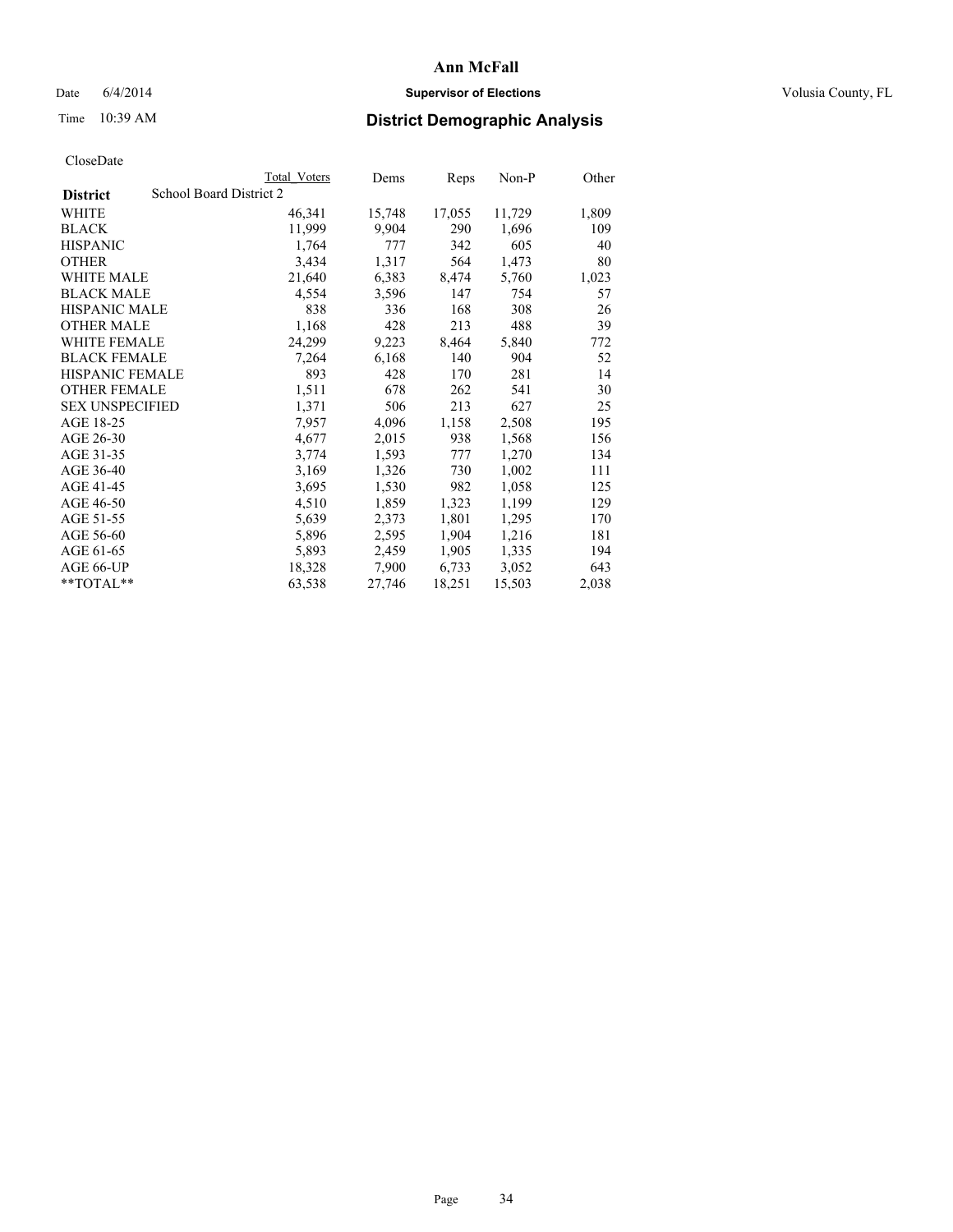**Ann McFall**

Date 6/4/2014 **Supervisor of Elections** Volusia County, FL

Time 10:39 AM **District Demographic Analysis**

CloseDate

| **District** School Board District 2 | Total Voters | Dems | Reps | Non-P | Other |
|---|---|---|---|---|---|
| WHITE | 46,341 | 15,748 | 17,055 | 11,729 | 1,809 |
| BLACK | 11,999 | 9,904 | 290 | 1,696 | 109 |
| HISPANIC | 1,764 | 777 | 342 | 605 | 40 |
| OTHER | 3,434 | 1,317 | 564 | 1,473 | 80 |
| WHITE MALE | 21,640 | 6,383 | 8,474 | 5,760 | 1,023 |
| BLACK MALE | 4,554 | 3,596 | 147 | 754 | 57 |
| HISPANIC MALE | 838 | 336 | 168 | 308 | 26 |
| OTHER MALE | 1,168 | 428 | 213 | 488 | 39 |
| WHITE FEMALE | 24,299 | 9,223 | 8,464 | 5,840 | 772 |
| BLACK FEMALE | 7,264 | 6,168 | 140 | 904 | 52 |
| HISPANIC FEMALE | 893 | 428 | 170 | 281 | 14 |
| OTHER FEMALE | 1,511 | 678 | 262 | 541 | 30 |
| SEX UNSPECIFIED | 1,371 | 506 | 213 | 627 | 25 |
| AGE 18-25 | 7,957 | 4,096 | 1,158 | 2,508 | 195 |
| AGE 26-30 | 4,677 | 2,015 | 938 | 1,568 | 156 |
| AGE 31-35 | 3,774 | 1,593 | 777 | 1,270 | 134 |
| AGE 36-40 | 3,169 | 1,326 | 730 | 1,002 | 111 |
| AGE 41-45 | 3,695 | 1,530 | 982 | 1,058 | 125 |
| AGE 46-50 | 4,510 | 1,859 | 1,323 | 1,199 | 129 |
| AGE 51-55 | 5,639 | 2,373 | 1,801 | 1,295 | 170 |
| AGE 56-60 | 5,896 | 2,595 | 1,904 | 1,216 | 181 |
| AGE 61-65 | 5,893 | 2,459 | 1,905 | 1,335 | 194 |
| AGE 66-UP | 18,328 | 7,900 | 6,733 | 3,052 | 643 |
| **TOTAL** | 63,538 | 27,746 | 18,251 | 15,503 | 2,038 |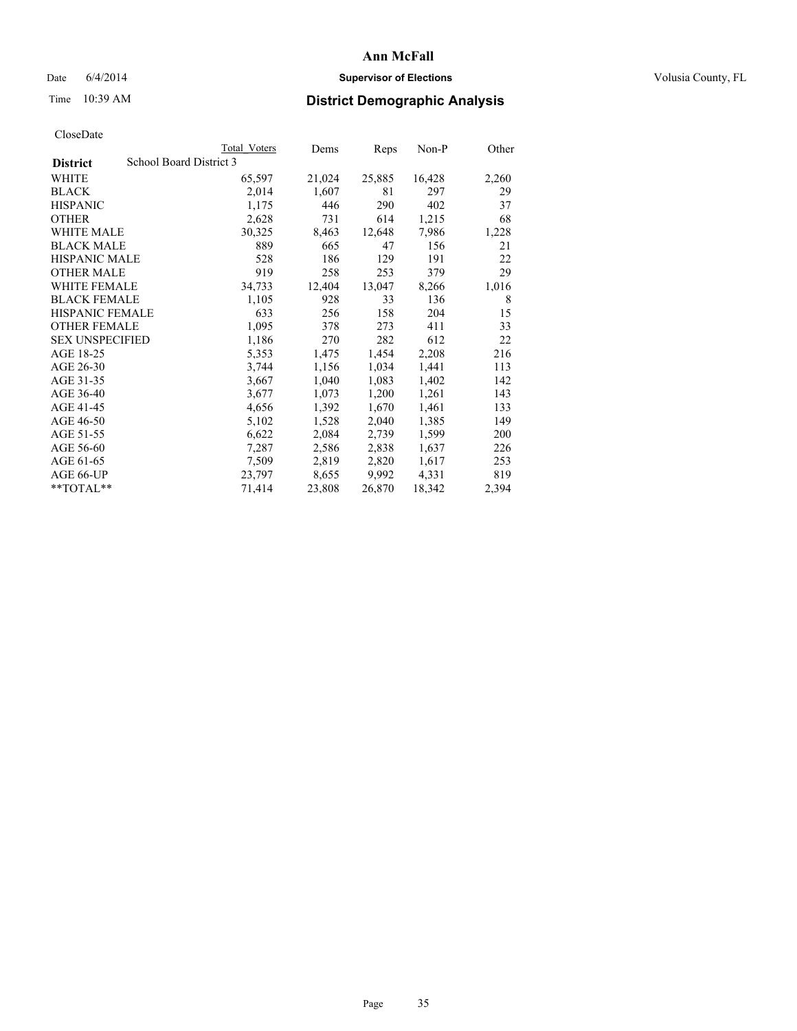**Ann McFall**

Date 6/4/2014 **Supervisor of Elections** Volusia County, FL

Time 10:39 AM **District Demographic Analysis**

CloseDate

| | Total Voters | Dems | Reps | Non-P | Other |
|---|---|---|---|---|---|
| **District** School Board District 3 | | | | | |
| WHITE | 65,597 | 21,024 | 25,885 | 16,428 | 2,260 |
| BLACK | 2,014 | 1,607 | 81 | 297 | 29 |
| HISPANIC | 1,175 | 446 | 290 | 402 | 37 |
| OTHER | 2,628 | 731 | 614 | 1,215 | 68 |
| WHITE MALE | 30,325 | 8,463 | 12,648 | 7,986 | 1,228 |
| BLACK MALE | 889 | 665 | 47 | 156 | 21 |
| HISPANIC MALE | 528 | 186 | 129 | 191 | 22 |
| OTHER MALE | 919 | 258 | 253 | 379 | 29 |
| WHITE FEMALE | 34,733 | 12,404 | 13,047 | 8,266 | 1,016 |
| BLACK FEMALE | 1,105 | 928 | 33 | 136 | 8 |
| HISPANIC FEMALE | 633 | 256 | 158 | 204 | 15 |
| OTHER FEMALE | 1,095 | 378 | 273 | 411 | 33 |
| SEX UNSPECIFIED | 1,186 | 270 | 282 | 612 | 22 |
| AGE 18-25 | 5,353 | 1,475 | 1,454 | 2,208 | 216 |
| AGE 26-30 | 3,744 | 1,156 | 1,034 | 1,441 | 113 |
| AGE 31-35 | 3,667 | 1,040 | 1,083 | 1,402 | 142 |
| AGE 36-40 | 3,677 | 1,073 | 1,200 | 1,261 | 143 |
| AGE 41-45 | 4,656 | 1,392 | 1,670 | 1,461 | 133 |
| AGE 46-50 | 5,102 | 1,528 | 2,040 | 1,385 | 149 |
| AGE 51-55 | 6,622 | 2,084 | 2,739 | 1,599 | 200 |
| AGE 56-60 | 7,287 | 2,586 | 2,838 | 1,637 | 226 |
| AGE 61-65 | 7,509 | 2,819 | 2,820 | 1,617 | 253 |
| AGE 66-UP | 23,797 | 8,655 | 9,992 | 4,331 | 819 |
| **TOTAL** | 71,414 | 23,808 | 26,870 | 18,342 | 2,394 |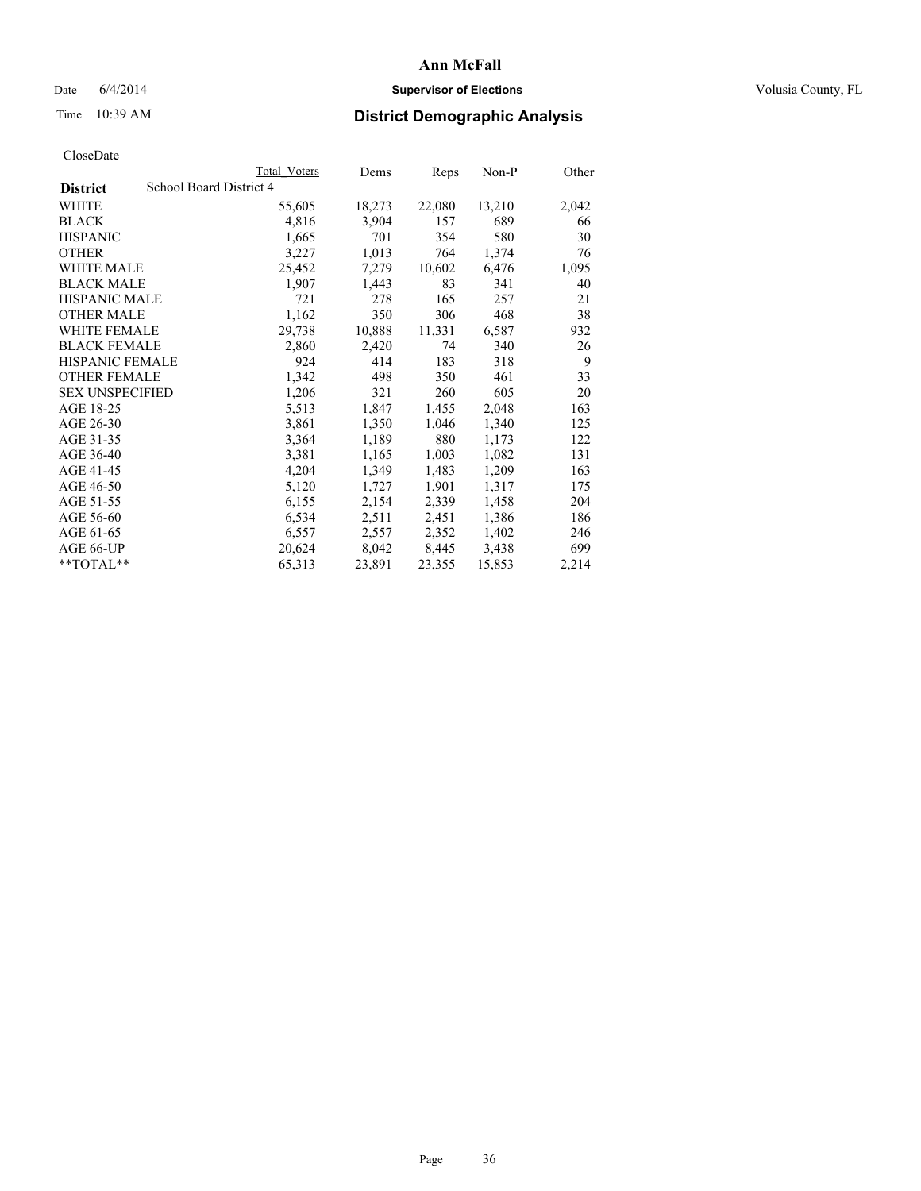# Ann McFall

Date 6/4/2014 **Supervisor of Elections** Volusia County, FL

Time 10:39 AM **District Demographic Analysis**

CloseDate

| District | School Board District 4 | Total Voters | Dems | Reps | Non-P | Other |
|---|---|---|---|---|---|---|
| WHITE | | 55,605 | 18,273 | 22,080 | 13,210 | 2,042 |
| BLACK | | 4,816 | 3,904 | 157 | 689 | 66 |
| HISPANIC | | 1,665 | 701 | 354 | 580 | 30 |
| OTHER | | 3,227 | 1,013 | 764 | 1,374 | 76 |
| WHITE MALE | | 25,452 | 7,279 | 10,602 | 6,476 | 1,095 |
| BLACK MALE | | 1,907 | 1,443 | 83 | 341 | 40 |
| HISPANIC MALE | | 721 | 278 | 165 | 257 | 21 |
| OTHER MALE | | 1,162 | 350 | 306 | 468 | 38 |
| WHITE FEMALE | | 29,738 | 10,888 | 11,331 | 6,587 | 932 |
| BLACK FEMALE | | 2,860 | 2,420 | 74 | 340 | 26 |
| HISPANIC FEMALE | | 924 | 414 | 183 | 318 | 9 |
| OTHER FEMALE | | 1,342 | 498 | 350 | 461 | 33 |
| SEX UNSPECIFIED | | 1,206 | 321 | 260 | 605 | 20 |
| AGE 18-25 | | 5,513 | 1,847 | 1,455 | 2,048 | 163 |
| AGE 26-30 | | 3,861 | 1,350 | 1,046 | 1,340 | 125 |
| AGE 31-35 | | 3,364 | 1,189 | 880 | 1,173 | 122 |
| AGE 36-40 | | 3,381 | 1,165 | 1,003 | 1,082 | 131 |
| AGE 41-45 | | 4,204 | 1,349 | 1,483 | 1,209 | 163 |
| AGE 46-50 | | 5,120 | 1,727 | 1,901 | 1,317 | 175 |
| AGE 51-55 | | 6,155 | 2,154 | 2,339 | 1,458 | 204 |
| AGE 56-60 | | 6,534 | 2,511 | 2,451 | 1,386 | 186 |
| AGE 61-65 | | 6,557 | 2,557 | 2,352 | 1,402 | 246 |
| AGE 66-UP | | 20,624 | 8,042 | 8,445 | 3,438 | 699 |
| **TOTAL** | | 65,313 | 23,891 | 23,355 | 15,853 | 2,214 |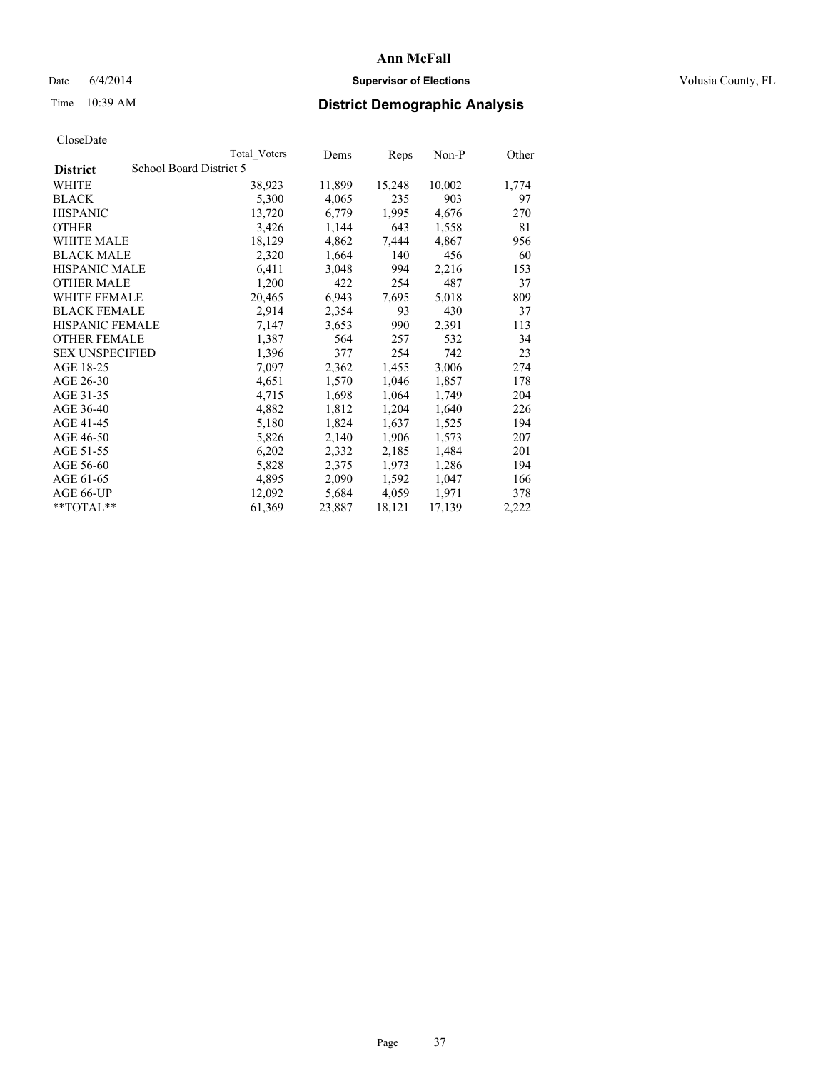# Ann McFall

Date 6/4/2014 **Supervisor of Elections** Volusia County, FL

Time 10:39 AM **District Demographic Analysis**

CloseDate

| | Total Voters | Dems | Reps | Non-P | Other |
|---|---|---|---|---|---|
| **District** School Board District 5 | | | | | |
| WHITE | 38,923 | 11,899 | 15,248 | 10,002 | 1,774 |
| BLACK | 5,300 | 4,065 | 235 | 903 | 97 |
| HISPANIC | 13,720 | 6,779 | 1,995 | 4,676 | 270 |
| OTHER | 3,426 | 1,144 | 643 | 1,558 | 81 |
| WHITE MALE | 18,129 | 4,862 | 7,444 | 4,867 | 956 |
| BLACK MALE | 2,320 | 1,664 | 140 | 456 | 60 |
| HISPANIC MALE | 6,411 | 3,048 | 994 | 2,216 | 153 |
| OTHER MALE | 1,200 | 422 | 254 | 487 | 37 |
| WHITE FEMALE | 20,465 | 6,943 | 7,695 | 5,018 | 809 |
| BLACK FEMALE | 2,914 | 2,354 | 93 | 430 | 37 |
| HISPANIC FEMALE | 7,147 | 3,653 | 990 | 2,391 | 113 |
| OTHER FEMALE | 1,387 | 564 | 257 | 532 | 34 |
| SEX UNSPECIFIED | 1,396 | 377 | 254 | 742 | 23 |
| AGE 18-25 | 7,097 | 2,362 | 1,455 | 3,006 | 274 |
| AGE 26-30 | 4,651 | 1,570 | 1,046 | 1,857 | 178 |
| AGE 31-35 | 4,715 | 1,698 | 1,064 | 1,749 | 204 |
| AGE 36-40 | 4,882 | 1,812 | 1,204 | 1,640 | 226 |
| AGE 41-45 | 5,180 | 1,824 | 1,637 | 1,525 | 194 |
| AGE 46-50 | 5,826 | 2,140 | 1,906 | 1,573 | 207 |
| AGE 51-55 | 6,202 | 2,332 | 2,185 | 1,484 | 201 |
| AGE 56-60 | 5,828 | 2,375 | 1,973 | 1,286 | 194 |
| AGE 61-65 | 4,895 | 2,090 | 1,592 | 1,047 | 166 |
| AGE 66-UP | 12,092 | 5,684 | 4,059 | 1,971 | 378 |
| **TOTAL** | 61,369 | 23,887 | 18,121 | 17,139 | 2,222 |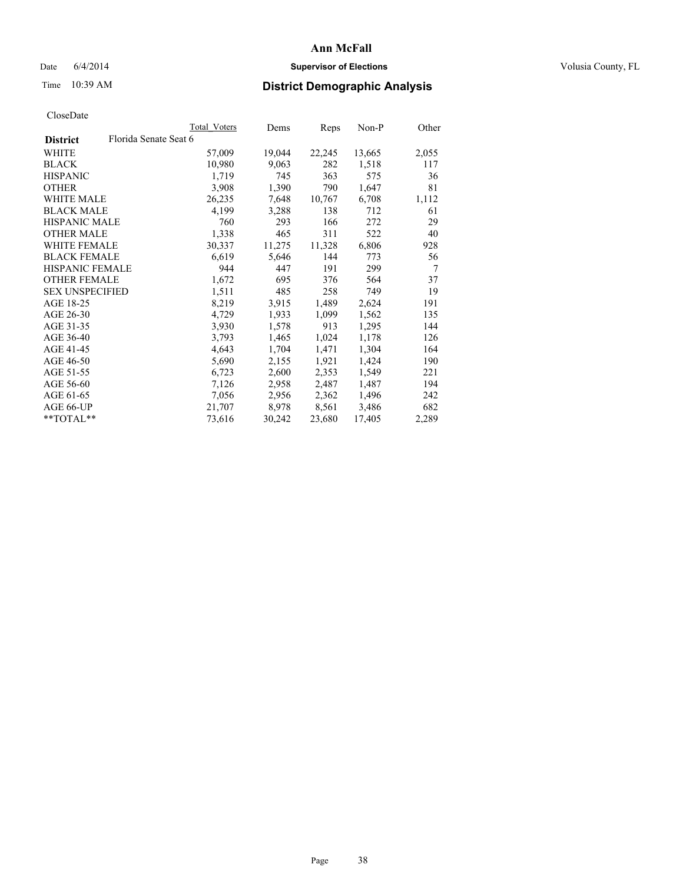**Ann McFall**

Date 6/4/2014 **Supervisor of Elections** Volusia County, FL

Time 10:39 AM **District Demographic Analysis**

CloseDate

| **District** Florida Senate Seat 6 | Total Voters | Dems | Reps | Non-P | Other |
|---|---|---|---|---|---|
| WHITE | 57,009 | 19,044 | 22,245 | 13,665 | 2,055 |
| BLACK | 10,980 | 9,063 | 282 | 1,518 | 117 |
| HISPANIC | 1,719 | 745 | 363 | 575 | 36 |
| OTHER | 3,908 | 1,390 | 790 | 1,647 | 81 |
| WHITE MALE | 26,235 | 7,648 | 10,767 | 6,708 | 1,112 |
| BLACK MALE | 4,199 | 3,288 | 138 | 712 | 61 |
| HISPANIC MALE | 760 | 293 | 166 | 272 | 29 |
| OTHER MALE | 1,338 | 465 | 311 | 522 | 40 |
| WHITE FEMALE | 30,337 | 11,275 | 11,328 | 6,806 | 928 |
| BLACK FEMALE | 6,619 | 5,646 | 144 | 773 | 56 |
| HISPANIC FEMALE | 944 | 447 | 191 | 299 | 7 |
| OTHER FEMALE | 1,672 | 695 | 376 | 564 | 37 |
| SEX UNSPECIFIED | 1,511 | 485 | 258 | 749 | 19 |
| AGE 18-25 | 8,219 | 3,915 | 1,489 | 2,624 | 191 |
| AGE 26-30 | 4,729 | 1,933 | 1,099 | 1,562 | 135 |
| AGE 31-35 | 3,930 | 1,578 | 913 | 1,295 | 144 |
| AGE 36-40 | 3,793 | 1,465 | 1,024 | 1,178 | 126 |
| AGE 41-45 | 4,643 | 1,704 | 1,471 | 1,304 | 164 |
| AGE 46-50 | 5,690 | 2,155 | 1,921 | 1,424 | 190 |
| AGE 51-55 | 6,723 | 2,600 | 2,353 | 1,549 | 221 |
| AGE 56-60 | 7,126 | 2,958 | 2,487 | 1,487 | 194 |
| AGE 61-65 | 7,056 | 2,956 | 2,362 | 1,496 | 242 |
| AGE 66-UP | 21,707 | 8,978 | 8,561 | 3,486 | 682 |
| **TOTAL** | 73,616 | 30,242 | 23,680 | 17,405 | 2,289 |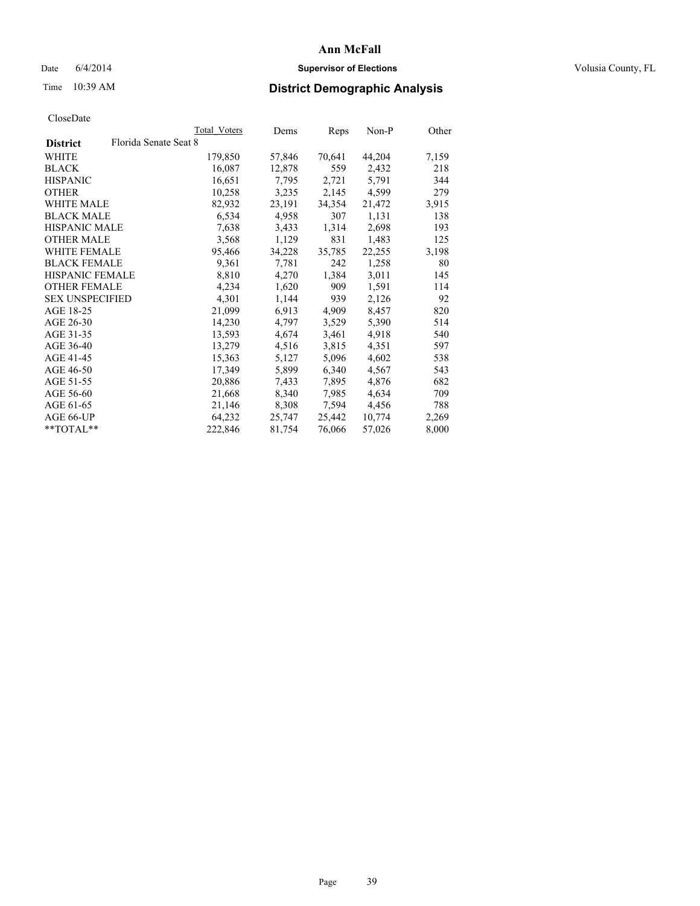# Ann McFall

Date 6/4/2014 **Supervisor of Elections** Volusia County, FL

Time 10:39 AM **District Demographic Analysis**

CloseDate

| | Total Voters | Dems | Reps | Non-P | Other |
|---|---|---|---|---|---|
| **District** Florida Senate Seat 8 | | | | | |
| WHITE | 179,850 | 57,846 | 70,641 | 44,204 | 7,159 |
| BLACK | 16,087 | 12,878 | 559 | 2,432 | 218 |
| HISPANIC | 16,651 | 7,795 | 2,721 | 5,791 | 344 |
| OTHER | 10,258 | 3,235 | 2,145 | 4,599 | 279 |
| WHITE MALE | 82,932 | 23,191 | 34,354 | 21,472 | 3,915 |
| BLACK MALE | 6,534 | 4,958 | 307 | 1,131 | 138 |
| HISPANIC MALE | 7,638 | 3,433 | 1,314 | 2,698 | 193 |
| OTHER MALE | 3,568 | 1,129 | 831 | 1,483 | 125 |
| WHITE FEMALE | 95,466 | 34,228 | 35,785 | 22,255 | 3,198 |
| BLACK FEMALE | 9,361 | 7,781 | 242 | 1,258 | 80 |
| HISPANIC FEMALE | 8,810 | 4,270 | 1,384 | 3,011 | 145 |
| OTHER FEMALE | 4,234 | 1,620 | 909 | 1,591 | 114 |
| SEX UNSPECIFIED | 4,301 | 1,144 | 939 | 2,126 | 92 |
| AGE 18-25 | 21,099 | 6,913 | 4,909 | 8,457 | 820 |
| AGE 26-30 | 14,230 | 4,797 | 3,529 | 5,390 | 514 |
| AGE 31-35 | 13,593 | 4,674 | 3,461 | 4,918 | 540 |
| AGE 36-40 | 13,279 | 4,516 | 3,815 | 4,351 | 597 |
| AGE 41-45 | 15,363 | 5,127 | 5,096 | 4,602 | 538 |
| AGE 46-50 | 17,349 | 5,899 | 6,340 | 4,567 | 543 |
| AGE 51-55 | 20,886 | 7,433 | 7,895 | 4,876 | 682 |
| AGE 56-60 | 21,668 | 8,340 | 7,985 | 4,634 | 709 |
| AGE 61-65 | 21,146 | 8,308 | 7,594 | 4,456 | 788 |
| AGE 66-UP | 64,232 | 25,747 | 25,442 | 10,774 | 2,269 |
| **TOTAL** | 222,846 | 81,754 | 76,066 | 57,026 | 8,000 |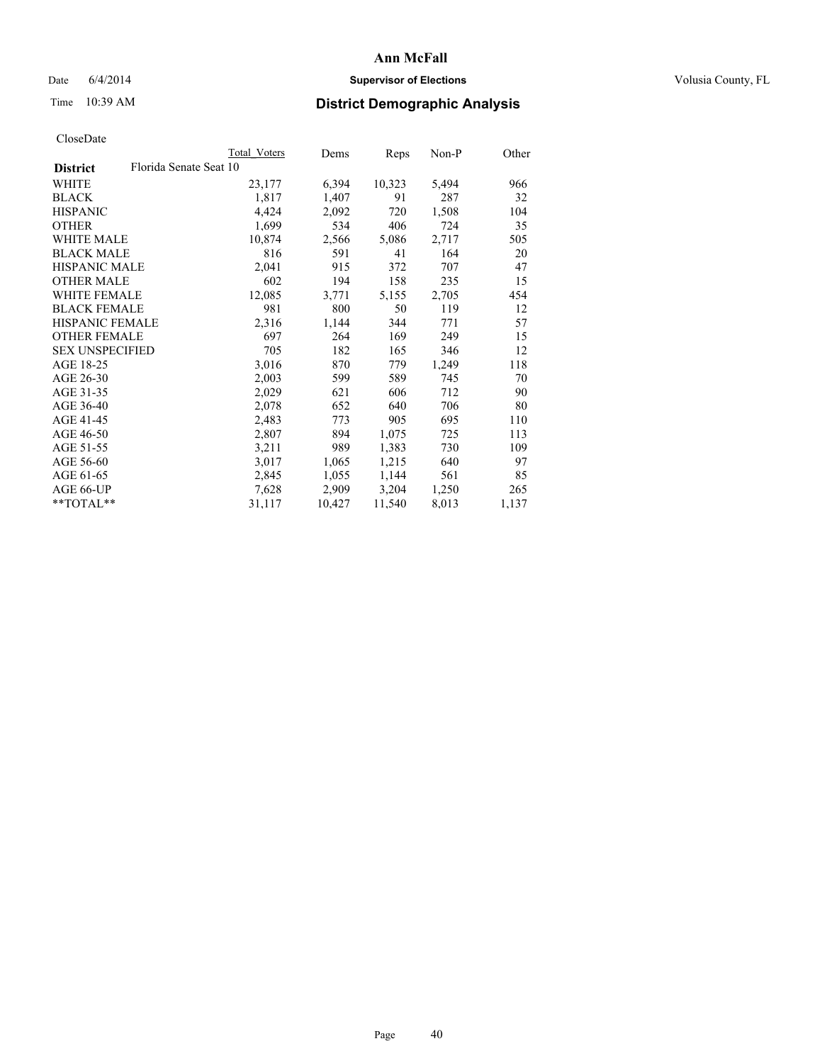# Ann McFall

Date 6/4/2014 **Supervisor of Elections** Volusia County, FL

Time 10:39 AM **District Demographic Analysis**

CloseDate

| | Total Voters | Dems | Reps | Non-P | Other |
|---|---|---|---|---|---|
| **District** Florida Senate Seat 10 | | | | | |
| WHITE | 23,177 | 6,394 | 10,323 | 5,494 | 966 |
| BLACK | 1,817 | 1,407 | 91 | 287 | 32 |
| HISPANIC | 4,424 | 2,092 | 720 | 1,508 | 104 |
| OTHER | 1,699 | 534 | 406 | 724 | 35 |
| WHITE MALE | 10,874 | 2,566 | 5,086 | 2,717 | 505 |
| BLACK MALE | 816 | 591 | 41 | 164 | 20 |
| HISPANIC MALE | 2,041 | 915 | 372 | 707 | 47 |
| OTHER MALE | 602 | 194 | 158 | 235 | 15 |
| WHITE FEMALE | 12,085 | 3,771 | 5,155 | 2,705 | 454 |
| BLACK FEMALE | 981 | 800 | 50 | 119 | 12 |
| HISPANIC FEMALE | 2,316 | 1,144 | 344 | 771 | 57 |
| OTHER FEMALE | 697 | 264 | 169 | 249 | 15 |
| SEX UNSPECIFIED | 705 | 182 | 165 | 346 | 12 |
| AGE 18-25 | 3,016 | 870 | 779 | 1,249 | 118 |
| AGE 26-30 | 2,003 | 599 | 589 | 745 | 70 |
| AGE 31-35 | 2,029 | 621 | 606 | 712 | 90 |
| AGE 36-40 | 2,078 | 652 | 640 | 706 | 80 |
| AGE 41-45 | 2,483 | 773 | 905 | 695 | 110 |
| AGE 46-50 | 2,807 | 894 | 1,075 | 725 | 113 |
| AGE 51-55 | 3,211 | 989 | 1,383 | 730 | 109 |
| AGE 56-60 | 3,017 | 1,065 | 1,215 | 640 | 97 |
| AGE 61-65 | 2,845 | 1,055 | 1,144 | 561 | 85 |
| AGE 66-UP | 7,628 | 2,909 | 3,204 | 1,250 | 265 |
| **TOTAL** | 31,117 | 10,427 | 11,540 | 8,013 | 1,137 |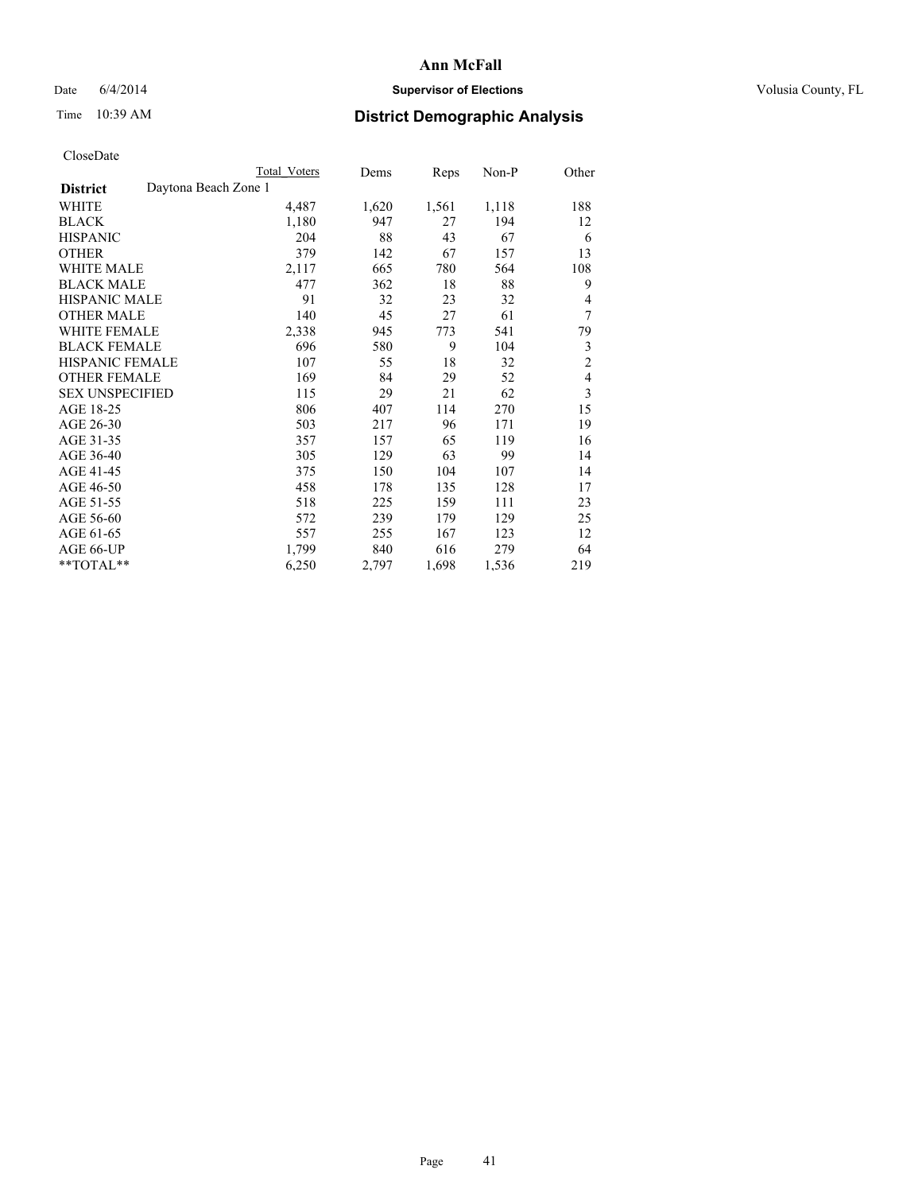# Ann McFall

Date 6/4/2014 **Supervisor of Elections** Volusia County, FL

Time 10:39 AM **District Demographic Analysis**

CloseDate

| | Total Voters | Dems | Reps | Non-P | Other |
|---|---|---|---|---|---|
| **District** Daytona Beach Zone 1 | | | | | |
| WHITE | 4,487 | 1,620 | 1,561 | 1,118 | 188 |
| BLACK | 1,180 | 947 | 27 | 194 | 12 |
| HISPANIC | 204 | 88 | 43 | 67 | 6 |
| OTHER | 379 | 142 | 67 | 157 | 13 |
| WHITE MALE | 2,117 | 665 | 780 | 564 | 108 |
| BLACK MALE | 477 | 362 | 18 | 88 | 9 |
| HISPANIC MALE | 91 | 32 | 23 | 32 | 4 |
| OTHER MALE | 140 | 45 | 27 | 61 | 7 |
| WHITE FEMALE | 2,338 | 945 | 773 | 541 | 79 |
| BLACK FEMALE | 696 | 580 | 9 | 104 | 3 |
| HISPANIC FEMALE | 107 | 55 | 18 | 32 | 2 |
| OTHER FEMALE | 169 | 84 | 29 | 52 | 4 |
| SEX UNSPECIFIED | 115 | 29 | 21 | 62 | 3 |
| AGE 18-25 | 806 | 407 | 114 | 270 | 15 |
| AGE 26-30 | 503 | 217 | 96 | 171 | 19 |
| AGE 31-35 | 357 | 157 | 65 | 119 | 16 |
| AGE 36-40 | 305 | 129 | 63 | 99 | 14 |
| AGE 41-45 | 375 | 150 | 104 | 107 | 14 |
| AGE 46-50 | 458 | 178 | 135 | 128 | 17 |
| AGE 51-55 | 518 | 225 | 159 | 111 | 23 |
| AGE 56-60 | 572 | 239 | 179 | 129 | 25 |
| AGE 61-65 | 557 | 255 | 167 | 123 | 12 |
| AGE 66-UP | 1,799 | 840 | 616 | 279 | 64 |
| **TOTAL** | 6,250 | 2,797 | 1,698 | 1,536 | 219 |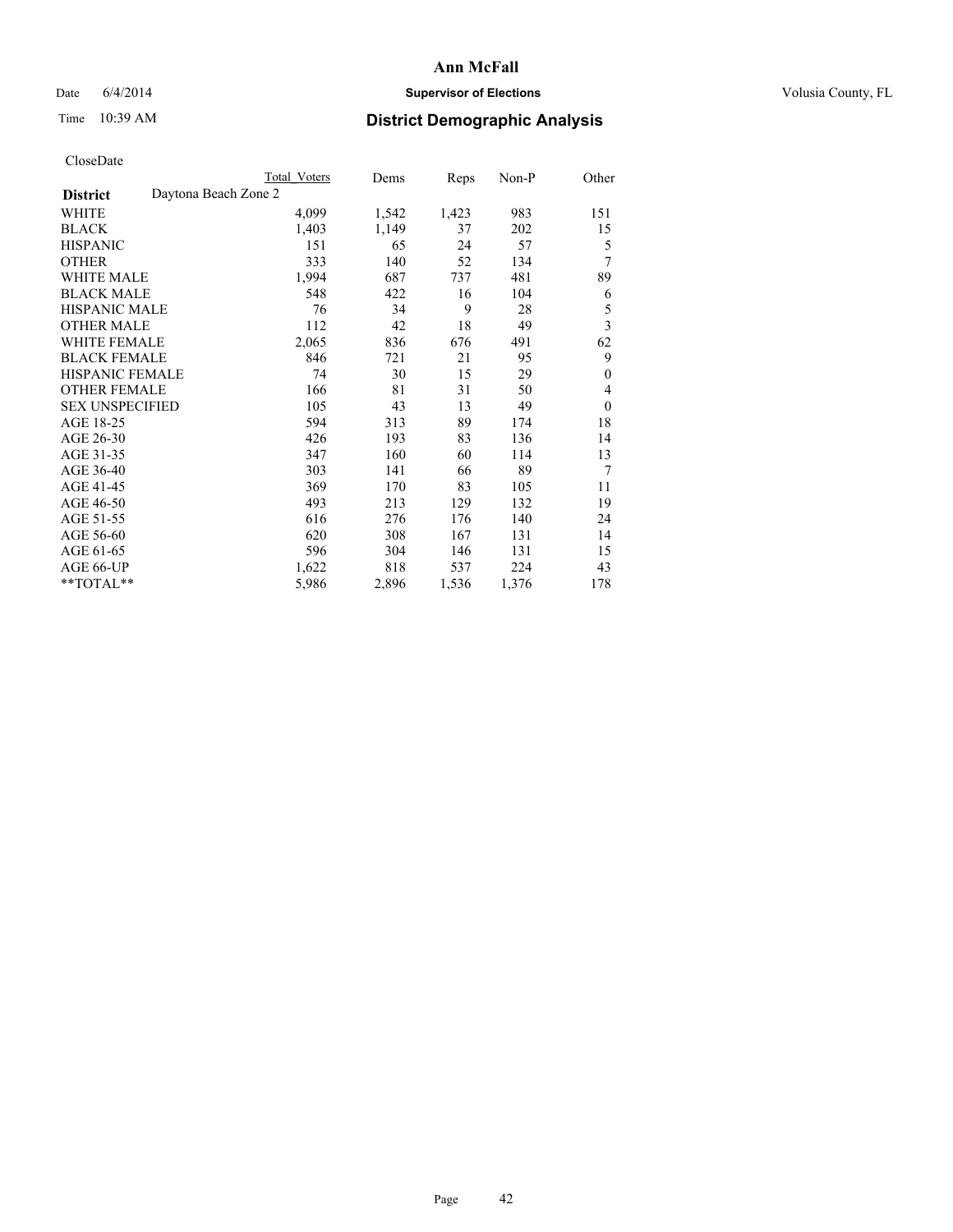# Ann McFall

Date 6/4/2014 **Supervisor of Elections** Volusia County, FL

Time 10:39 AM **District Demographic Analysis**

CloseDate

| District | Daytona Beach Zone 2 | Total Voters | Dems | Reps | Non-P | Other |
|---|---|---|---|---|---|---|
| WHITE | | 4,099 | 1,542 | 1,423 | 983 | 151 |
| BLACK | | 1,403 | 1,149 | 37 | 202 | 15 |
| HISPANIC | | 151 | 65 | 24 | 57 | 5 |
| OTHER | | 333 | 140 | 52 | 134 | 7 |
| WHITE MALE | | 1,994 | 687 | 737 | 481 | 89 |
| BLACK MALE | | 548 | 422 | 16 | 104 | 6 |
| HISPANIC MALE | | 76 | 34 | 9 | 28 | 5 |
| OTHER MALE | | 112 | 42 | 18 | 49 | 3 |
| WHITE FEMALE | | 2,065 | 836 | 676 | 491 | 62 |
| BLACK FEMALE | | 846 | 721 | 21 | 95 | 9 |
| HISPANIC FEMALE | | 74 | 30 | 15 | 29 | 0 |
| OTHER FEMALE | | 166 | 81 | 31 | 50 | 4 |
| SEX UNSPECIFIED | | 105 | 43 | 13 | 49 | 0 |
| AGE 18-25 | | 594 | 313 | 89 | 174 | 18 |
| AGE 26-30 | | 426 | 193 | 83 | 136 | 14 |
| AGE 31-35 | | 347 | 160 | 60 | 114 | 13 |
| AGE 36-40 | | 303 | 141 | 66 | 89 | 7 |
| AGE 41-45 | | 369 | 170 | 83 | 105 | 11 |
| AGE 46-50 | | 493 | 213 | 129 | 132 | 19 |
| AGE 51-55 | | 616 | 276 | 176 | 140 | 24 |
| AGE 56-60 | | 620 | 308 | 167 | 131 | 14 |
| AGE 61-65 | | 596 | 304 | 146 | 131 | 15 |
| AGE 66-UP | | 1,622 | 818 | 537 | 224 | 43 |
| **TOTAL** | | 5,986 | 2,896 | 1,536 | 1,376 | 178 |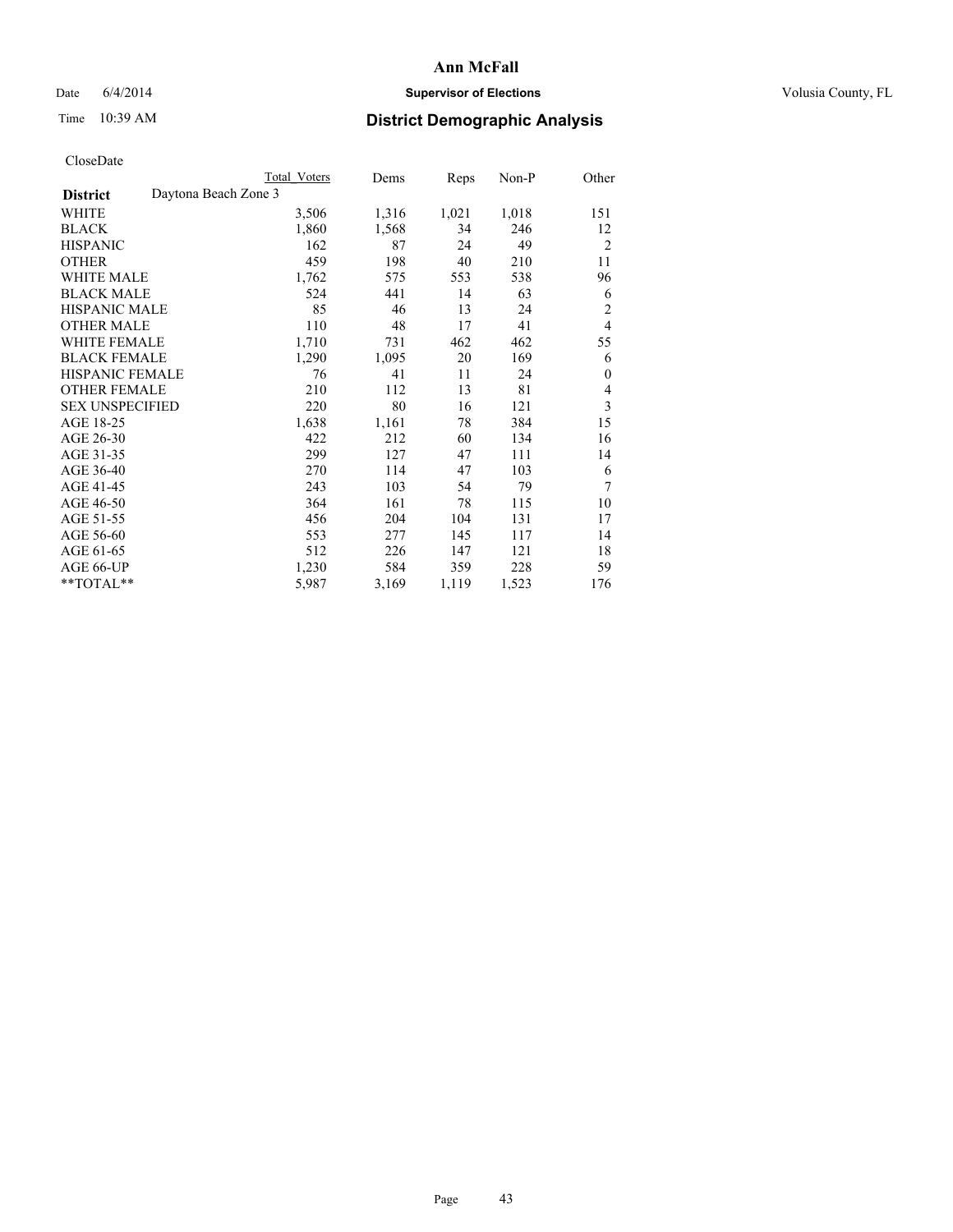# Ann McFall

Date 6/4/2014 **Supervisor of Elections** Volusia County, FL

Time 10:39 AM **District Demographic Analysis**

CloseDate

| | Total Voters | Dems | Reps | Non-P | Other |
|---|---|---|---|---|---|
| **District** Daytona Beach Zone 3 | | | | | |
| WHITE | 3,506 | 1,316 | 1,021 | 1,018 | 151 |
| BLACK | 1,860 | 1,568 | 34 | 246 | 12 |
| HISPANIC | 162 | 87 | 24 | 49 | 2 |
| OTHER | 459 | 198 | 40 | 210 | 11 |
| WHITE MALE | 1,762 | 575 | 553 | 538 | 96 |
| BLACK MALE | 524 | 441 | 14 | 63 | 6 |
| HISPANIC MALE | 85 | 46 | 13 | 24 | 2 |
| OTHER MALE | 110 | 48 | 17 | 41 | 4 |
| WHITE FEMALE | 1,710 | 731 | 462 | 462 | 55 |
| BLACK FEMALE | 1,290 | 1,095 | 20 | 169 | 6 |
| HISPANIC FEMALE | 76 | 41 | 11 | 24 | 0 |
| OTHER FEMALE | 210 | 112 | 13 | 81 | 4 |
| SEX UNSPECIFIED | 220 | 80 | 16 | 121 | 3 |
| AGE 18-25 | 1,638 | 1,161 | 78 | 384 | 15 |
| AGE 26-30 | 422 | 212 | 60 | 134 | 16 |
| AGE 31-35 | 299 | 127 | 47 | 111 | 14 |
| AGE 36-40 | 270 | 114 | 47 | 103 | 6 |
| AGE 41-45 | 243 | 103 | 54 | 79 | 7 |
| AGE 46-50 | 364 | 161 | 78 | 115 | 10 |
| AGE 51-55 | 456 | 204 | 104 | 131 | 17 |
| AGE 56-60 | 553 | 277 | 145 | 117 | 14 |
| AGE 61-65 | 512 | 226 | 147 | 121 | 18 |
| AGE 66-UP | 1,230 | 584 | 359 | 228 | 59 |
| **TOTAL** | 5,987 | 3,169 | 1,119 | 1,523 | 176 |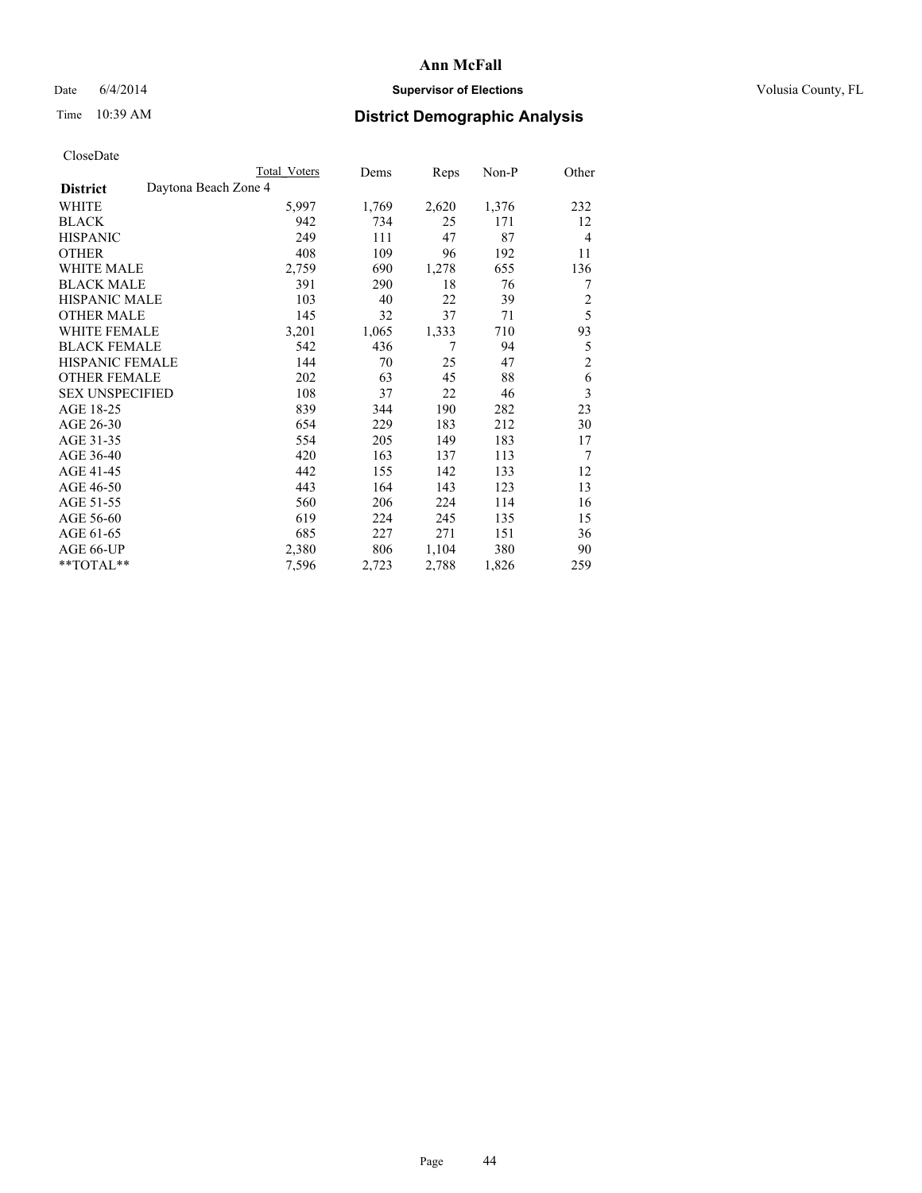# Ann McFall

Date 6/4/2014 **Supervisor of Elections** Volusia County, FL

Time 10:39 AM

## District Demographic Analysis

CloseDate

| | Total Voters | Dems | Reps | Non-P | Other |
|---|---|---|---|---|---|
| **District** Daytona Beach Zone 4 | | | | | |
| WHITE | 5,997 | 1,769 | 2,620 | 1,376 | 232 |
| BLACK | 942 | 734 | 25 | 171 | 12 |
| HISPANIC | 249 | 111 | 47 | 87 | 4 |
| OTHER | 408 | 109 | 96 | 192 | 11 |
| WHITE MALE | 2,759 | 690 | 1,278 | 655 | 136 |
| BLACK MALE | 391 | 290 | 18 | 76 | 7 |
| HISPANIC MALE | 103 | 40 | 22 | 39 | 2 |
| OTHER MALE | 145 | 32 | 37 | 71 | 5 |
| WHITE FEMALE | 3,201 | 1,065 | 1,333 | 710 | 93 |
| BLACK FEMALE | 542 | 436 | 7 | 94 | 5 |
| HISPANIC FEMALE | 144 | 70 | 25 | 47 | 2 |
| OTHER FEMALE | 202 | 63 | 45 | 88 | 6 |
| SEX UNSPECIFIED | 108 | 37 | 22 | 46 | 3 |
| AGE 18-25 | 839 | 344 | 190 | 282 | 23 |
| AGE 26-30 | 654 | 229 | 183 | 212 | 30 |
| AGE 31-35 | 554 | 205 | 149 | 183 | 17 |
| AGE 36-40 | 420 | 163 | 137 | 113 | 7 |
| AGE 41-45 | 442 | 155 | 142 | 133 | 12 |
| AGE 46-50 | 443 | 164 | 143 | 123 | 13 |
| AGE 51-55 | 560 | 206 | 224 | 114 | 16 |
| AGE 56-60 | 619 | 224 | 245 | 135 | 15 |
| AGE 61-65 | 685 | 227 | 271 | 151 | 36 |
| AGE 66-UP | 2,380 | 806 | 1,104 | 380 | 90 |
| **TOTAL** | 7,596 | 2,723 | 2,788 | 1,826 | 259 |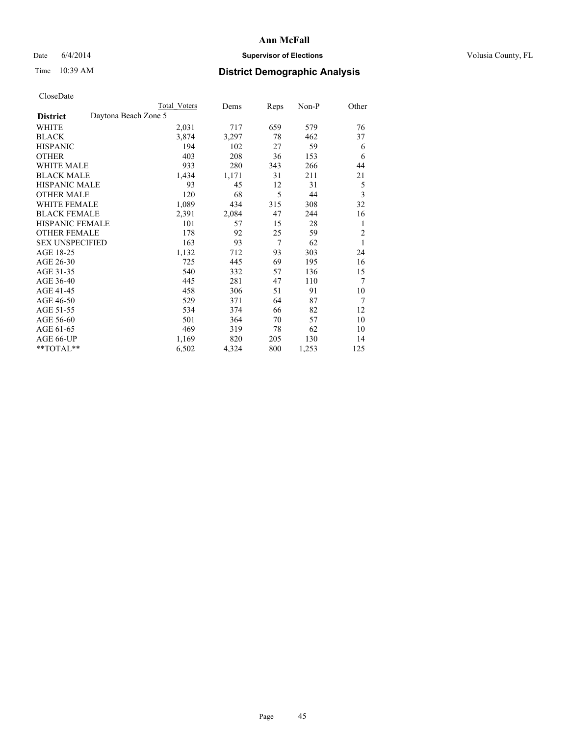# Ann McFall

Date 6/4/2014 **Supervisor of Elections** Volusia County, FL

Time 10:39 AM **District Demographic Analysis**

CloseDate

| District | Daytona Beach Zone 5 | Total Voters | Dems | Reps | Non-P | Other |
|---|---|---|---|---|---|---|
| WHITE | | 2,031 | 717 | 659 | 579 | 76 |
| BLACK | | 3,874 | 3,297 | 78 | 462 | 37 |
| HISPANIC | | 194 | 102 | 27 | 59 | 6 |
| OTHER | | 403 | 208 | 36 | 153 | 6 |
| WHITE MALE | | 933 | 280 | 343 | 266 | 44 |
| BLACK MALE | | 1,434 | 1,171 | 31 | 211 | 21 |
| HISPANIC MALE | | 93 | 45 | 12 | 31 | 5 |
| OTHER MALE | | 120 | 68 | 5 | 44 | 3 |
| WHITE FEMALE | | 1,089 | 434 | 315 | 308 | 32 |
| BLACK FEMALE | | 2,391 | 2,084 | 47 | 244 | 16 |
| HISPANIC FEMALE | | 101 | 57 | 15 | 28 | 1 |
| OTHER FEMALE | | 178 | 92 | 25 | 59 | 2 |
| SEX UNSPECIFIED | | 163 | 93 | 7 | 62 | 1 |
| AGE 18-25 | | 1,132 | 712 | 93 | 303 | 24 |
| AGE 26-30 | | 725 | 445 | 69 | 195 | 16 |
| AGE 31-35 | | 540 | 332 | 57 | 136 | 15 |
| AGE 36-40 | | 445 | 281 | 47 | 110 | 7 |
| AGE 41-45 | | 458 | 306 | 51 | 91 | 10 |
| AGE 46-50 | | 529 | 371 | 64 | 87 | 7 |
| AGE 51-55 | | 534 | 374 | 66 | 82 | 12 |
| AGE 56-60 | | 501 | 364 | 70 | 57 | 10 |
| AGE 61-65 | | 469 | 319 | 78 | 62 | 10 |
| AGE 66-UP | | 1,169 | 820 | 205 | 130 | 14 |
| **TOTAL** | | 6,502 | 4,324 | 800 | 1,253 | 125 |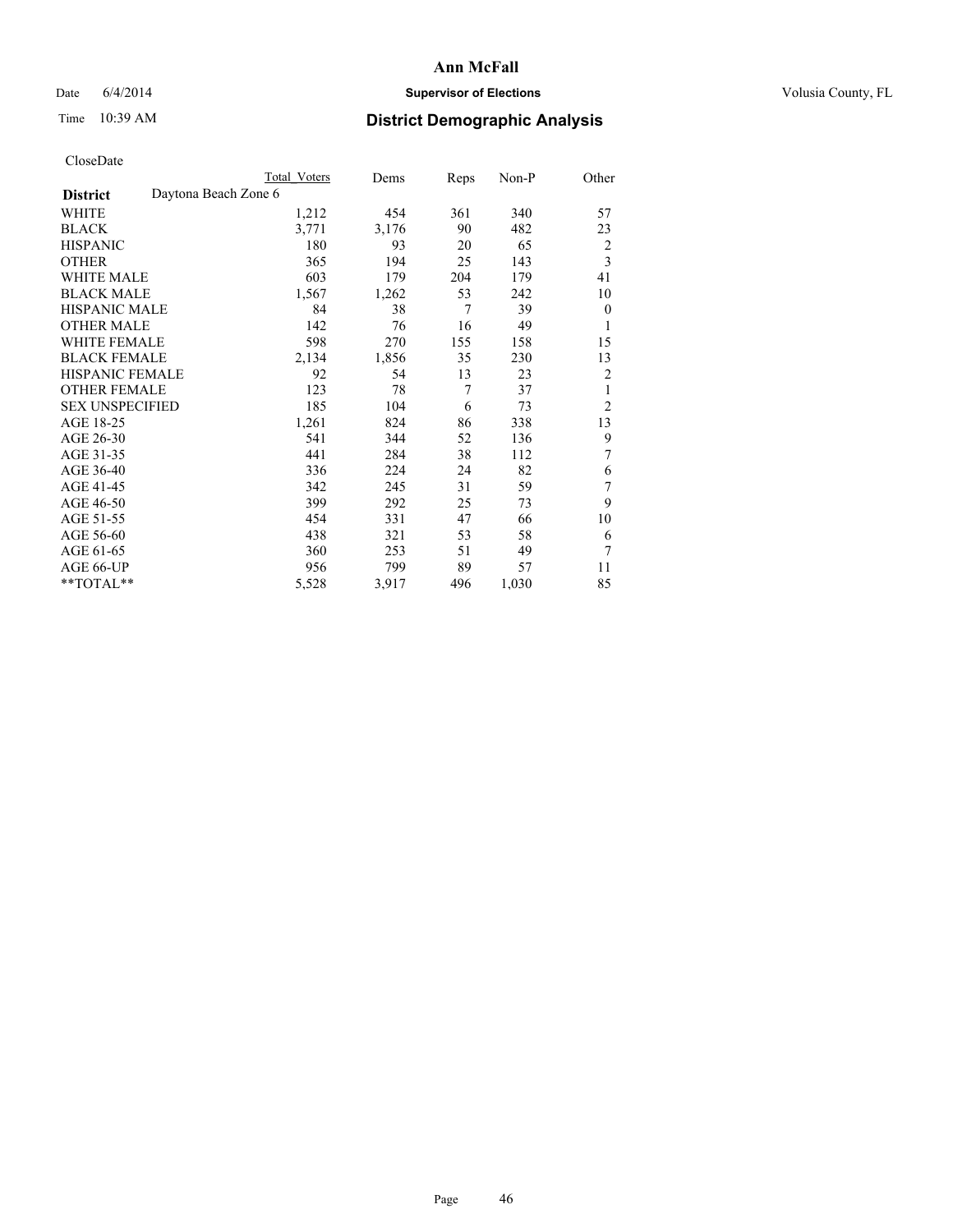# Ann McFall

Date 6/4/2014 **Supervisor of Elections** Volusia County, FL

Time 10:39 AM **District Demographic Analysis**

CloseDate

| | Total Voters | Dems | Reps | Non-P | Other |
|---|---|---|---|---|---|
| **District** Daytona Beach Zone 6 | | | | | |
| WHITE | 1,212 | 454 | 361 | 340 | 57 |
| BLACK | 3,771 | 3,176 | 90 | 482 | 23 |
| HISPANIC | 180 | 93 | 20 | 65 | 2 |
| OTHER | 365 | 194 | 25 | 143 | 3 |
| WHITE MALE | 603 | 179 | 204 | 179 | 41 |
| BLACK MALE | 1,567 | 1,262 | 53 | 242 | 10 |
| HISPANIC MALE | 84 | 38 | 7 | 39 | 0 |
| OTHER MALE | 142 | 76 | 16 | 49 | 1 |
| WHITE FEMALE | 598 | 270 | 155 | 158 | 15 |
| BLACK FEMALE | 2,134 | 1,856 | 35 | 230 | 13 |
| HISPANIC FEMALE | 92 | 54 | 13 | 23 | 2 |
| OTHER FEMALE | 123 | 78 | 7 | 37 | 1 |
| SEX UNSPECIFIED | 185 | 104 | 6 | 73 | 2 |
| AGE 18-25 | 1,261 | 824 | 86 | 338 | 13 |
| AGE 26-30 | 541 | 344 | 52 | 136 | 9 |
| AGE 31-35 | 441 | 284 | 38 | 112 | 7 |
| AGE 36-40 | 336 | 224 | 24 | 82 | 6 |
| AGE 41-45 | 342 | 245 | 31 | 59 | 7 |
| AGE 46-50 | 399 | 292 | 25 | 73 | 9 |
| AGE 51-55 | 454 | 331 | 47 | 66 | 10 |
| AGE 56-60 | 438 | 321 | 53 | 58 | 6 |
| AGE 61-65 | 360 | 253 | 51 | 49 | 7 |
| AGE 66-UP | 956 | 799 | 89 | 57 | 11 |
| **TOTAL** | 5,528 | 3,917 | 496 | 1,030 | 85 |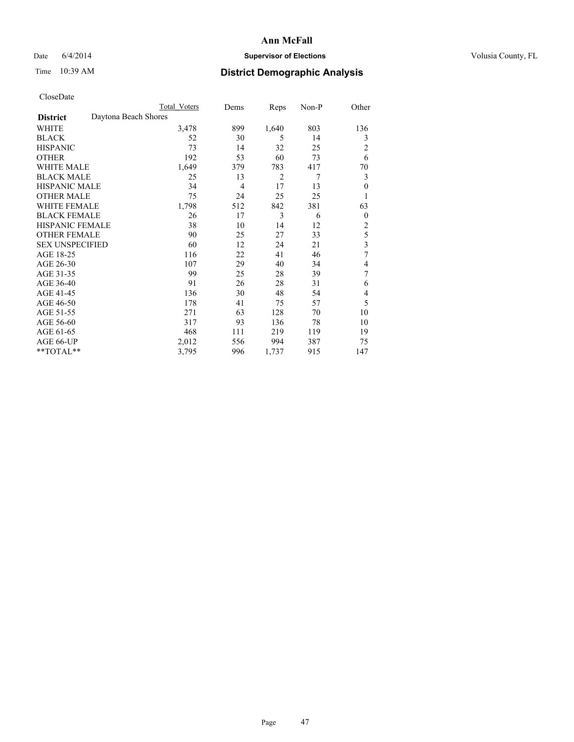# Ann McFall

Date 6/4/2014 **Supervisor of Elections** Volusia County, FL

Time 10:39 AM **District Demographic Analysis**

CloseDate

| **District** Daytona Beach Shores | Total Voters | Dems | Reps | Non-P | Other |
|---|---|---|---|---|---|
| WHITE | 3,478 | 899 | 1,640 | 803 | 136 |
| BLACK | 52 | 30 | 5 | 14 | 3 |
| HISPANIC | 73 | 14 | 32 | 25 | 2 |
| OTHER | 192 | 53 | 60 | 73 | 6 |
| WHITE MALE | 1,649 | 379 | 783 | 417 | 70 |
| BLACK MALE | 25 | 13 | 2 | 7 | 3 |
| HISPANIC MALE | 34 | 4 | 17 | 13 | 0 |
| OTHER MALE | 75 | 24 | 25 | 25 | 1 |
| WHITE FEMALE | 1,798 | 512 | 842 | 381 | 63 |
| BLACK FEMALE | 26 | 17 | 3 | 6 | 0 |
| HISPANIC FEMALE | 38 | 10 | 14 | 12 | 2 |
| OTHER FEMALE | 90 | 25 | 27 | 33 | 5 |
| SEX UNSPECIFIED | 60 | 12 | 24 | 21 | 3 |
| AGE 18-25 | 116 | 22 | 41 | 46 | 7 |
| AGE 26-30 | 107 | 29 | 40 | 34 | 4 |
| AGE 31-35 | 99 | 25 | 28 | 39 | 7 |
| AGE 36-40 | 91 | 26 | 28 | 31 | 6 |
| AGE 41-45 | 136 | 30 | 48 | 54 | 4 |
| AGE 46-50 | 178 | 41 | 75 | 57 | 5 |
| AGE 51-55 | 271 | 63 | 128 | 70 | 10 |
| AGE 56-60 | 317 | 93 | 136 | 78 | 10 |
| AGE 61-65 | 468 | 111 | 219 | 119 | 19 |
| AGE 66-UP | 2,012 | 556 | 994 | 387 | 75 |
| **TOTAL** | 3,795 | 996 | 1,737 | 915 | 147 |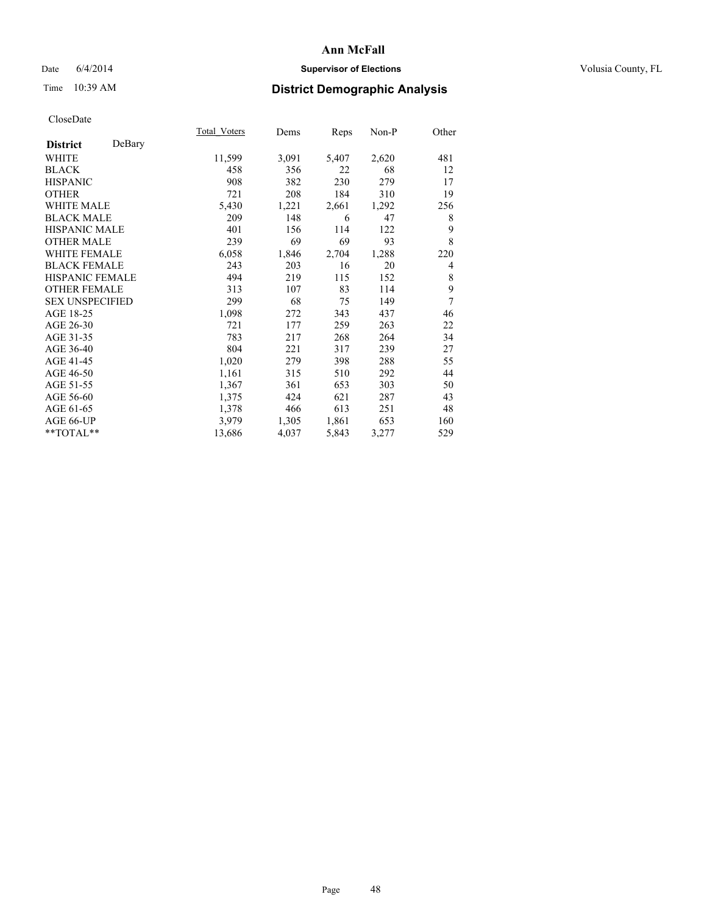# Ann McFall

Date 6/4/2014 **Supervisor of Elections** Volusia County, FL

Time 10:39 AM **District Demographic Analysis**

CloseDate

| **District** DeBary | Total_Voters | Dems | Reps | Non-P | Other |
|---|---|---|---|---|---|
| WHITE | 11,599 | 3,091 | 5,407 | 2,620 | 481 |
| BLACK | 458 | 356 | 22 | 68 | 12 |
| HISPANIC | 908 | 382 | 230 | 279 | 17 |
| OTHER | 721 | 208 | 184 | 310 | 19 |
| WHITE MALE | 5,430 | 1,221 | 2,661 | 1,292 | 256 |
| BLACK MALE | 209 | 148 | 6 | 47 | 8 |
| HISPANIC MALE | 401 | 156 | 114 | 122 | 9 |
| OTHER MALE | 239 | 69 | 69 | 93 | 8 |
| WHITE FEMALE | 6,058 | 1,846 | 2,704 | 1,288 | 220 |
| BLACK FEMALE | 243 | 203 | 16 | 20 | 4 |
| HISPANIC FEMALE | 494 | 219 | 115 | 152 | 8 |
| OTHER FEMALE | 313 | 107 | 83 | 114 | 9 |
| SEX UNSPECIFIED | 299 | 68 | 75 | 149 | 7 |
| AGE 18-25 | 1,098 | 272 | 343 | 437 | 46 |
| AGE 26-30 | 721 | 177 | 259 | 263 | 22 |
| AGE 31-35 | 783 | 217 | 268 | 264 | 34 |
| AGE 36-40 | 804 | 221 | 317 | 239 | 27 |
| AGE 41-45 | 1,020 | 279 | 398 | 288 | 55 |
| AGE 46-50 | 1,161 | 315 | 510 | 292 | 44 |
| AGE 51-55 | 1,367 | 361 | 653 | 303 | 50 |
| AGE 56-60 | 1,375 | 424 | 621 | 287 | 43 |
| AGE 61-65 | 1,378 | 466 | 613 | 251 | 48 |
| AGE 66-UP | 3,979 | 1,305 | 1,861 | 653 | 160 |
| **TOTAL** | 13,686 | 4,037 | 5,843 | 3,277 | 529 |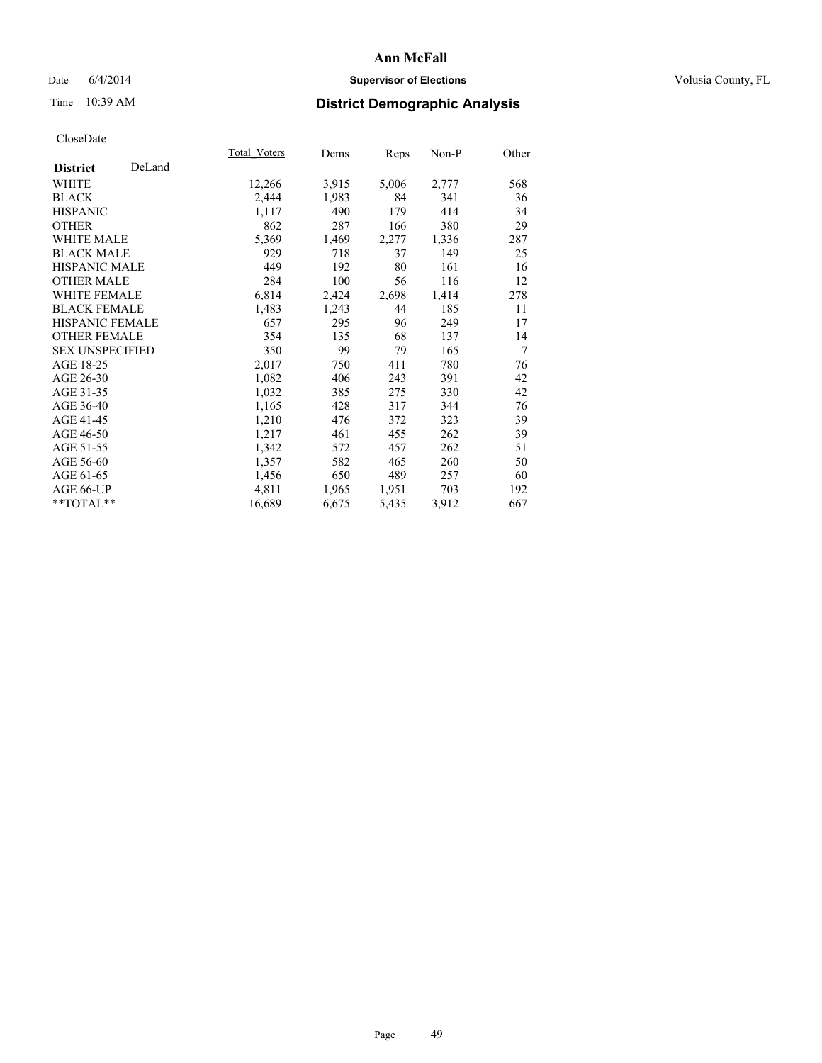# Ann McFall

Date 6/4/2014 **Supervisor of Elections** Volusia County, FL

Time 10:39 AM **District Demographic Analysis**

CloseDate

| **District** DeLand | Total_Voters | Dems | Reps | Non-P | Other |
|---|---|---|---|---|---|
| WHITE | 12,266 | 3,915 | 5,006 | 2,777 | 568 |
| BLACK | 2,444 | 1,983 | 84 | 341 | 36 |
| HISPANIC | 1,117 | 490 | 179 | 414 | 34 |
| OTHER | 862 | 287 | 166 | 380 | 29 |
| WHITE MALE | 5,369 | 1,469 | 2,277 | 1,336 | 287 |
| BLACK MALE | 929 | 718 | 37 | 149 | 25 |
| HISPANIC MALE | 449 | 192 | 80 | 161 | 16 |
| OTHER MALE | 284 | 100 | 56 | 116 | 12 |
| WHITE FEMALE | 6,814 | 2,424 | 2,698 | 1,414 | 278 |
| BLACK FEMALE | 1,483 | 1,243 | 44 | 185 | 11 |
| HISPANIC FEMALE | 657 | 295 | 96 | 249 | 17 |
| OTHER FEMALE | 354 | 135 | 68 | 137 | 14 |
| SEX UNSPECIFIED | 350 | 99 | 79 | 165 | 7 |
| AGE 18-25 | 2,017 | 750 | 411 | 780 | 76 |
| AGE 26-30 | 1,082 | 406 | 243 | 391 | 42 |
| AGE 31-35 | 1,032 | 385 | 275 | 330 | 42 |
| AGE 36-40 | 1,165 | 428 | 317 | 344 | 76 |
| AGE 41-45 | 1,210 | 476 | 372 | 323 | 39 |
| AGE 46-50 | 1,217 | 461 | 455 | 262 | 39 |
| AGE 51-55 | 1,342 | 572 | 457 | 262 | 51 |
| AGE 56-60 | 1,357 | 582 | 465 | 260 | 50 |
| AGE 61-65 | 1,456 | 650 | 489 | 257 | 60 |
| AGE 66-UP | 4,811 | 1,965 | 1,951 | 703 | 192 |
| **TOTAL** | 16,689 | 6,675 | 5,435 | 3,912 | 667 |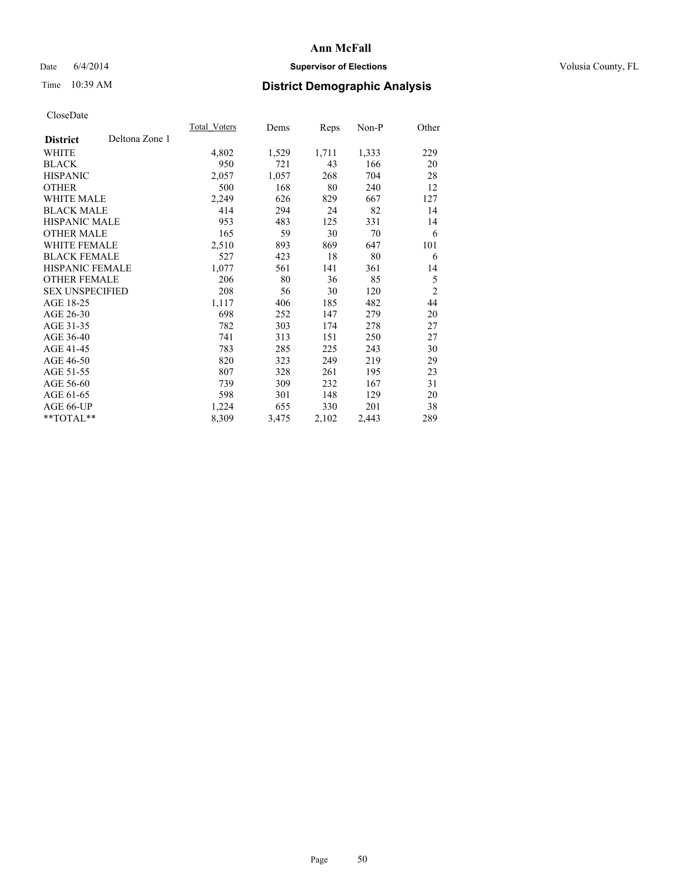# Ann McFall

Date 6/4/2014 **Supervisor of Elections** Volusia County, FL

Time 10:39 AM **District Demographic Analysis**

CloseDate

| **District** Deltona Zone 1 | Total_Voters | Dems | Reps | Non-P | Other |
|---|---|---|---|---|---|
| WHITE | 4,802 | 1,529 | 1,711 | 1,333 | 229 |
| BLACK | 950 | 721 | 43 | 166 | 20 |
| HISPANIC | 2,057 | 1,057 | 268 | 704 | 28 |
| OTHER | 500 | 168 | 80 | 240 | 12 |
| WHITE MALE | 2,249 | 626 | 829 | 667 | 127 |
| BLACK MALE | 414 | 294 | 24 | 82 | 14 |
| HISPANIC MALE | 953 | 483 | 125 | 331 | 14 |
| OTHER MALE | 165 | 59 | 30 | 70 | 6 |
| WHITE FEMALE | 2,510 | 893 | 869 | 647 | 101 |
| BLACK FEMALE | 527 | 423 | 18 | 80 | 6 |
| HISPANIC FEMALE | 1,077 | 561 | 141 | 361 | 14 |
| OTHER FEMALE | 206 | 80 | 36 | 85 | 5 |
| SEX UNSPECIFIED | 208 | 56 | 30 | 120 | 2 |
| AGE 18-25 | 1,117 | 406 | 185 | 482 | 44 |
| AGE 26-30 | 698 | 252 | 147 | 279 | 20 |
| AGE 31-35 | 782 | 303 | 174 | 278 | 27 |
| AGE 36-40 | 741 | 313 | 151 | 250 | 27 |
| AGE 41-45 | 783 | 285 | 225 | 243 | 30 |
| AGE 46-50 | 820 | 323 | 249 | 219 | 29 |
| AGE 51-55 | 807 | 328 | 261 | 195 | 23 |
| AGE 56-60 | 739 | 309 | 232 | 167 | 31 |
| AGE 61-65 | 598 | 301 | 148 | 129 | 20 |
| AGE 66-UP | 1,224 | 655 | 330 | 201 | 38 |
| **TOTAL** | 8,309 | 3,475 | 2,102 | 2,443 | 289 |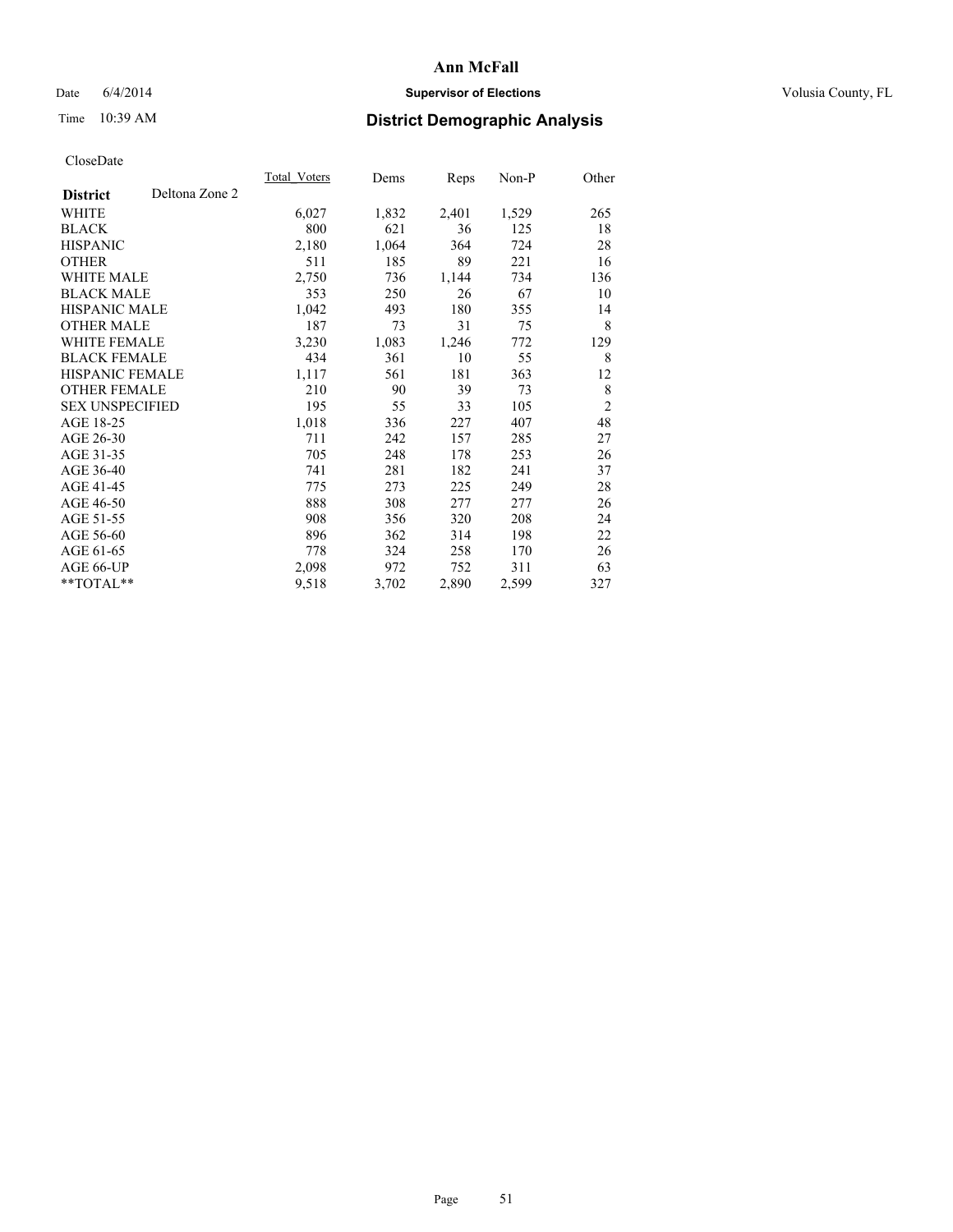# Ann McFall

Date 6/4/2014 **Supervisor of Elections** Volusia County, FL

Time 10:39 AM **District Demographic Analysis**

CloseDate

| **District** Deltona Zone 2 | Total_Voters | Dems | Reps | Non-P | Other |
|---|---|---|---|---|---|
| WHITE | 6,027 | 1,832 | 2,401 | 1,529 | 265 |
| BLACK | 800 | 621 | 36 | 125 | 18 |
| HISPANIC | 2,180 | 1,064 | 364 | 724 | 28 |
| OTHER | 511 | 185 | 89 | 221 | 16 |
| WHITE MALE | 2,750 | 736 | 1,144 | 734 | 136 |
| BLACK MALE | 353 | 250 | 26 | 67 | 10 |
| HISPANIC MALE | 1,042 | 493 | 180 | 355 | 14 |
| OTHER MALE | 187 | 73 | 31 | 75 | 8 |
| WHITE FEMALE | 3,230 | 1,083 | 1,246 | 772 | 129 |
| BLACK FEMALE | 434 | 361 | 10 | 55 | 8 |
| HISPANIC FEMALE | 1,117 | 561 | 181 | 363 | 12 |
| OTHER FEMALE | 210 | 90 | 39 | 73 | 8 |
| SEX UNSPECIFIED | 195 | 55 | 33 | 105 | 2 |
| AGE 18-25 | 1,018 | 336 | 227 | 407 | 48 |
| AGE 26-30 | 711 | 242 | 157 | 285 | 27 |
| AGE 31-35 | 705 | 248 | 178 | 253 | 26 |
| AGE 36-40 | 741 | 281 | 182 | 241 | 37 |
| AGE 41-45 | 775 | 273 | 225 | 249 | 28 |
| AGE 46-50 | 888 | 308 | 277 | 277 | 26 |
| AGE 51-55 | 908 | 356 | 320 | 208 | 24 |
| AGE 56-60 | 896 | 362 | 314 | 198 | 22 |
| AGE 61-65 | 778 | 324 | 258 | 170 | 26 |
| AGE 66-UP | 2,098 | 972 | 752 | 311 | 63 |
| **TOTAL** | 9,518 | 3,702 | 2,890 | 2,599 | 327 |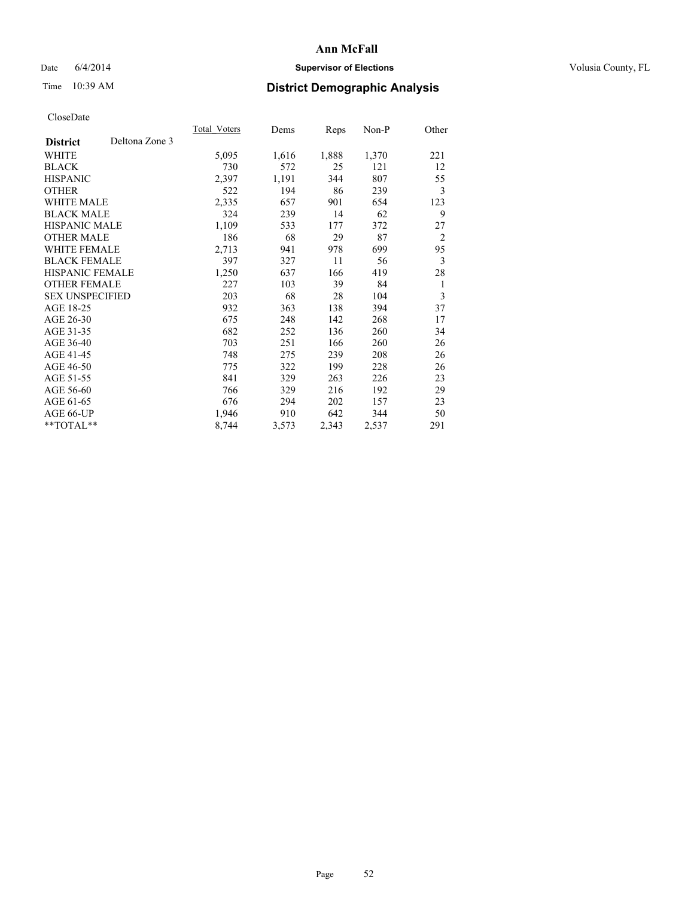# Ann McFall

Date 6/4/2014 **Supervisor of Elections** Volusia County, FL

Time 10:39 AM **District Demographic Analysis**

CloseDate

| **District** Deltona Zone 3 | Total_Voters | Dems | Reps | Non-P | Other |
|---|---|---|---|---|---|
| WHITE | 5,095 | 1,616 | 1,888 | 1,370 | 221 |
| BLACK | 730 | 572 | 25 | 121 | 12 |
| HISPANIC | 2,397 | 1,191 | 344 | 807 | 55 |
| OTHER | 522 | 194 | 86 | 239 | 3 |
| WHITE MALE | 2,335 | 657 | 901 | 654 | 123 |
| BLACK MALE | 324 | 239 | 14 | 62 | 9 |
| HISPANIC MALE | 1,109 | 533 | 177 | 372 | 27 |
| OTHER MALE | 186 | 68 | 29 | 87 | 2 |
| WHITE FEMALE | 2,713 | 941 | 978 | 699 | 95 |
| BLACK FEMALE | 397 | 327 | 11 | 56 | 3 |
| HISPANIC FEMALE | 1,250 | 637 | 166 | 419 | 28 |
| OTHER FEMALE | 227 | 103 | 39 | 84 | 1 |
| SEX UNSPECIFIED | 203 | 68 | 28 | 104 | 3 |
| AGE 18-25 | 932 | 363 | 138 | 394 | 37 |
| AGE 26-30 | 675 | 248 | 142 | 268 | 17 |
| AGE 31-35 | 682 | 252 | 136 | 260 | 34 |
| AGE 36-40 | 703 | 251 | 166 | 260 | 26 |
| AGE 41-45 | 748 | 275 | 239 | 208 | 26 |
| AGE 46-50 | 775 | 322 | 199 | 228 | 26 |
| AGE 51-55 | 841 | 329 | 263 | 226 | 23 |
| AGE 56-60 | 766 | 329 | 216 | 192 | 29 |
| AGE 61-65 | 676 | 294 | 202 | 157 | 23 |
| AGE 66-UP | 1,946 | 910 | 642 | 344 | 50 |
| **TOTAL** | 8,744 | 3,573 | 2,343 | 2,537 | 291 |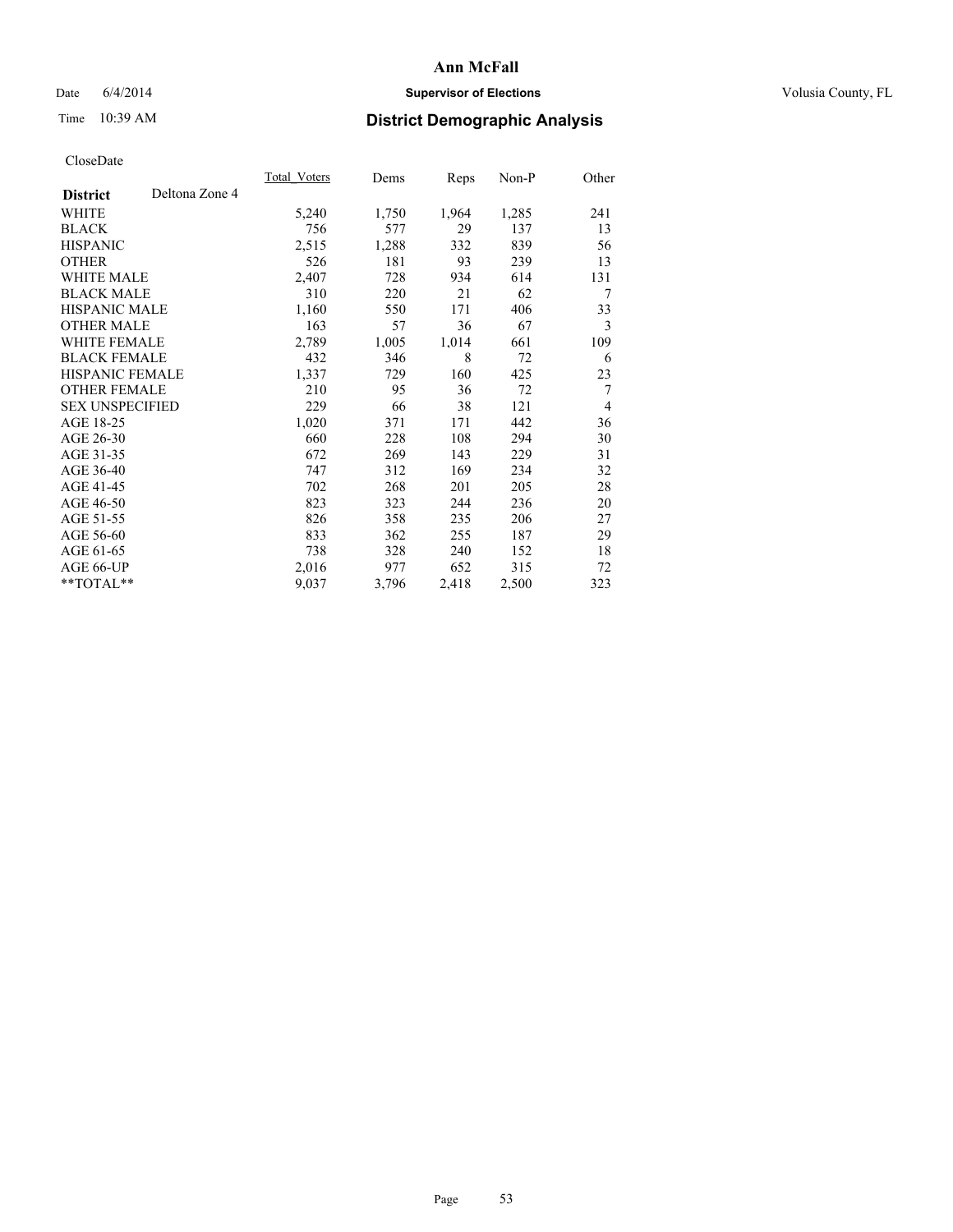**Ann McFall**

Date 6/4/2014 **Supervisor of Elections** Volusia County, FL

Time 10:39 AM **District Demographic Analysis**

CloseDate

| **District** Deltona Zone 4 | Total_Voters | Dems | Reps | Non-P | Other |
|---|---|---|---|---|---|
| WHITE | 5,240 | 1,750 | 1,964 | 1,285 | 241 |
| BLACK | 756 | 577 | 29 | 137 | 13 |
| HISPANIC | 2,515 | 1,288 | 332 | 839 | 56 |
| OTHER | 526 | 181 | 93 | 239 | 13 |
| WHITE MALE | 2,407 | 728 | 934 | 614 | 131 |
| BLACK MALE | 310 | 220 | 21 | 62 | 7 |
| HISPANIC MALE | 1,160 | 550 | 171 | 406 | 33 |
| OTHER MALE | 163 | 57 | 36 | 67 | 3 |
| WHITE FEMALE | 2,789 | 1,005 | 1,014 | 661 | 109 |
| BLACK FEMALE | 432 | 346 | 8 | 72 | 6 |
| HISPANIC FEMALE | 1,337 | 729 | 160 | 425 | 23 |
| OTHER FEMALE | 210 | 95 | 36 | 72 | 7 |
| SEX UNSPECIFIED | 229 | 66 | 38 | 121 | 4 |
| AGE 18-25 | 1,020 | 371 | 171 | 442 | 36 |
| AGE 26-30 | 660 | 228 | 108 | 294 | 30 |
| AGE 31-35 | 672 | 269 | 143 | 229 | 31 |
| AGE 36-40 | 747 | 312 | 169 | 234 | 32 |
| AGE 41-45 | 702 | 268 | 201 | 205 | 28 |
| AGE 46-50 | 823 | 323 | 244 | 236 | 20 |
| AGE 51-55 | 826 | 358 | 235 | 206 | 27 |
| AGE 56-60 | 833 | 362 | 255 | 187 | 29 |
| AGE 61-65 | 738 | 328 | 240 | 152 | 18 |
| AGE 66-UP | 2,016 | 977 | 652 | 315 | 72 |
| **TOTAL** | 9,037 | 3,796 | 2,418 | 2,500 | 323 |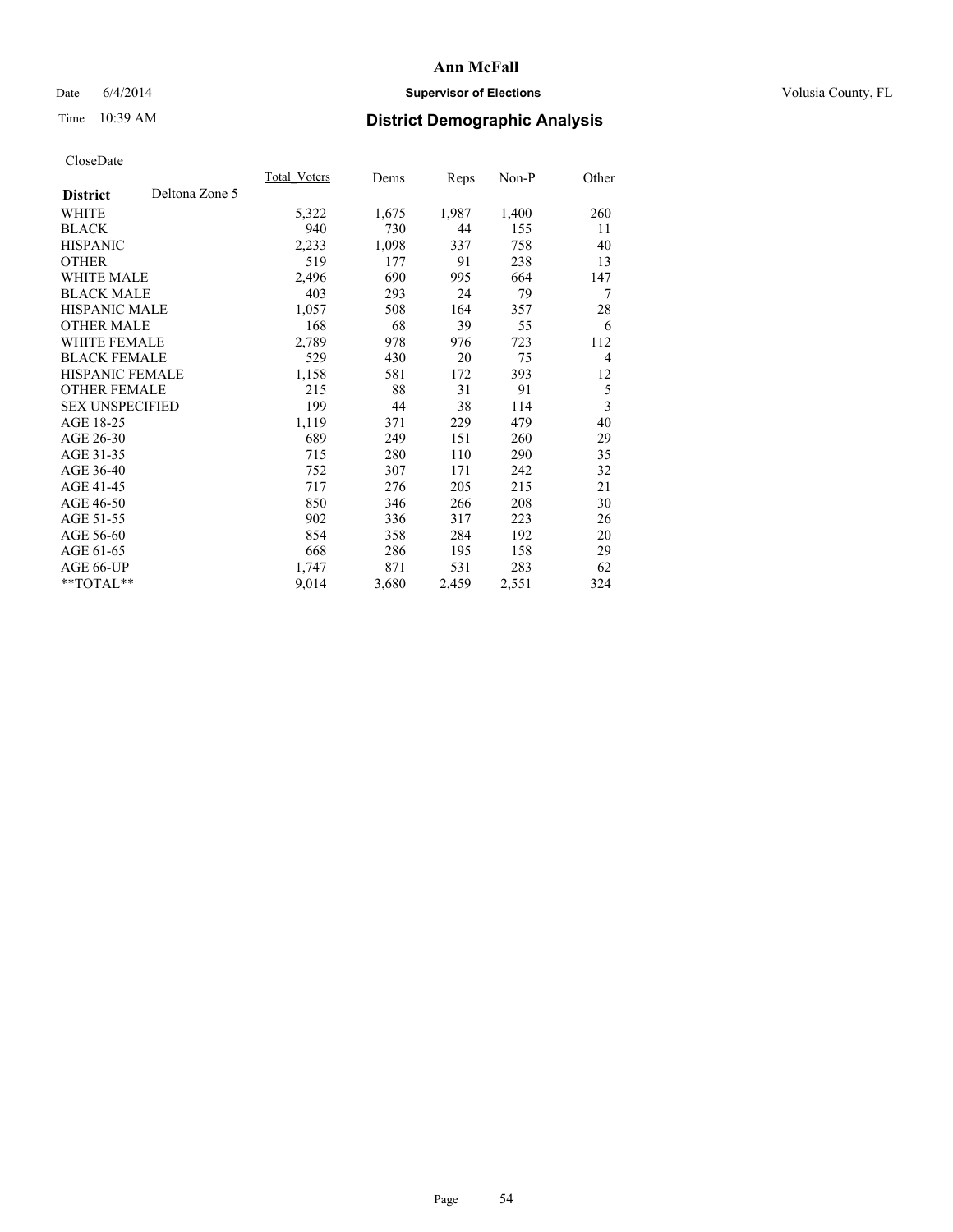**Ann McFall**

Date 6/4/2014 **Supervisor of Elections** Volusia County, FL

Time 10:39 AM **District Demographic Analysis**

CloseDate

| **District** Deltona Zone 5 | Total_Voters | Dems | Reps | Non-P | Other |
|---|---|---|---|---|---|
| WHITE | 5,322 | 1,675 | 1,987 | 1,400 | 260 |
| BLACK | 940 | 730 | 44 | 155 | 11 |
| HISPANIC | 2,233 | 1,098 | 337 | 758 | 40 |
| OTHER | 519 | 177 | 91 | 238 | 13 |
| WHITE MALE | 2,496 | 690 | 995 | 664 | 147 |
| BLACK MALE | 403 | 293 | 24 | 79 | 7 |
| HISPANIC MALE | 1,057 | 508 | 164 | 357 | 28 |
| OTHER MALE | 168 | 68 | 39 | 55 | 6 |
| WHITE FEMALE | 2,789 | 978 | 976 | 723 | 112 |
| BLACK FEMALE | 529 | 430 | 20 | 75 | 4 |
| HISPANIC FEMALE | 1,158 | 581 | 172 | 393 | 12 |
| OTHER FEMALE | 215 | 88 | 31 | 91 | 5 |
| SEX UNSPECIFIED | 199 | 44 | 38 | 114 | 3 |
| AGE 18-25 | 1,119 | 371 | 229 | 479 | 40 |
| AGE 26-30 | 689 | 249 | 151 | 260 | 29 |
| AGE 31-35 | 715 | 280 | 110 | 290 | 35 |
| AGE 36-40 | 752 | 307 | 171 | 242 | 32 |
| AGE 41-45 | 717 | 276 | 205 | 215 | 21 |
| AGE 46-50 | 850 | 346 | 266 | 208 | 30 |
| AGE 51-55 | 902 | 336 | 317 | 223 | 26 |
| AGE 56-60 | 854 | 358 | 284 | 192 | 20 |
| AGE 61-65 | 668 | 286 | 195 | 158 | 29 |
| AGE 66-UP | 1,747 | 871 | 531 | 283 | 62 |
| **TOTAL** | 9,014 | 3,680 | 2,459 | 2,551 | 324 |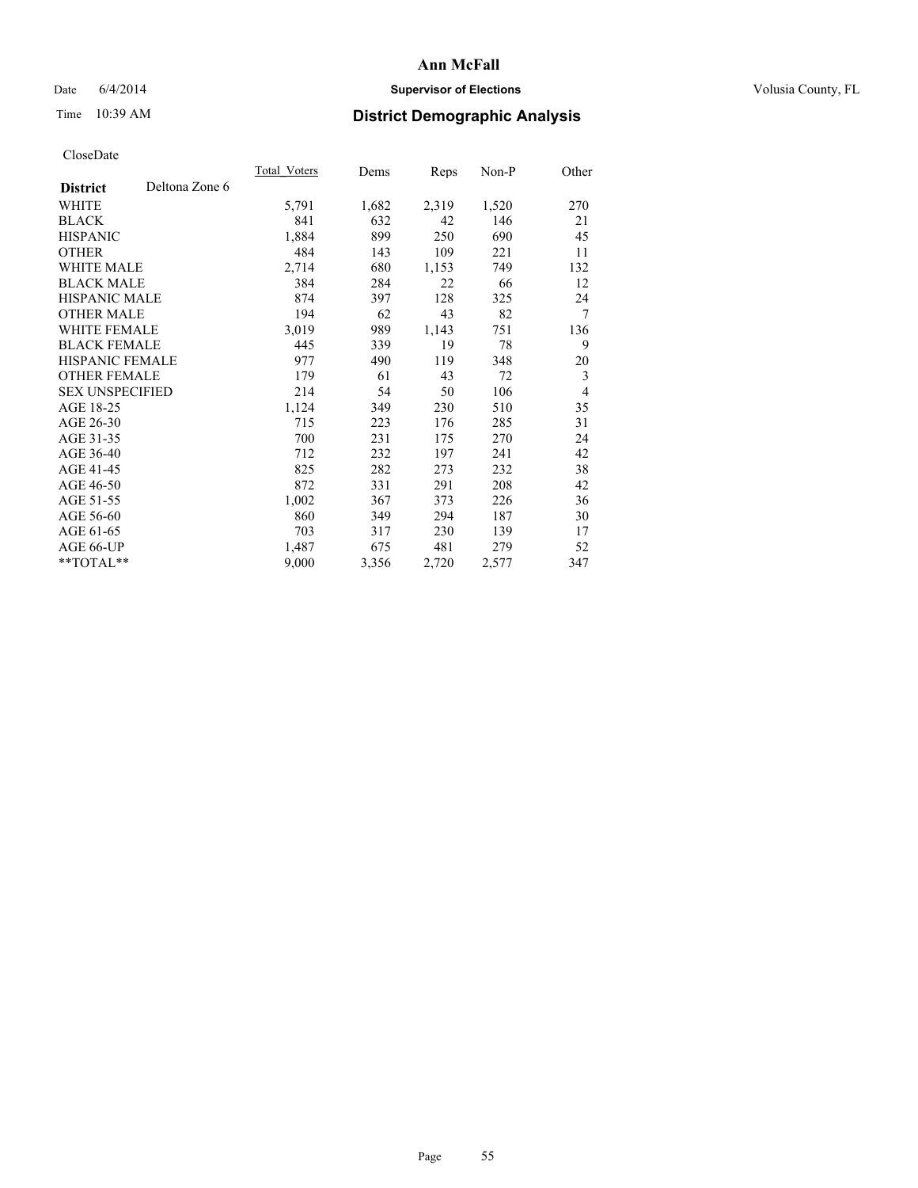# Ann McFall

Date 6/4/2014 **Supervisor of Elections** Volusia County, FL

Time 10:39 AM **District Demographic Analysis**

CloseDate

| **District** Deltona Zone 6 | Total_Voters | Dems | Reps | Non-P | Other |
|---|---|---|---|---|---|
| WHITE | 5,791 | 1,682 | 2,319 | 1,520 | 270 |
| BLACK | 841 | 632 | 42 | 146 | 21 |
| HISPANIC | 1,884 | 899 | 250 | 690 | 45 |
| OTHER | 484 | 143 | 109 | 221 | 11 |
| WHITE MALE | 2,714 | 680 | 1,153 | 749 | 132 |
| BLACK MALE | 384 | 284 | 22 | 66 | 12 |
| HISPANIC MALE | 874 | 397 | 128 | 325 | 24 |
| OTHER MALE | 194 | 62 | 43 | 82 | 7 |
| WHITE FEMALE | 3,019 | 989 | 1,143 | 751 | 136 |
| BLACK FEMALE | 445 | 339 | 19 | 78 | 9 |
| HISPANIC FEMALE | 977 | 490 | 119 | 348 | 20 |
| OTHER FEMALE | 179 | 61 | 43 | 72 | 3 |
| SEX UNSPECIFIED | 214 | 54 | 50 | 106 | 4 |
| AGE 18-25 | 1,124 | 349 | 230 | 510 | 35 |
| AGE 26-30 | 715 | 223 | 176 | 285 | 31 |
| AGE 31-35 | 700 | 231 | 175 | 270 | 24 |
| AGE 36-40 | 712 | 232 | 197 | 241 | 42 |
| AGE 41-45 | 825 | 282 | 273 | 232 | 38 |
| AGE 46-50 | 872 | 331 | 291 | 208 | 42 |
| AGE 51-55 | 1,002 | 367 | 373 | 226 | 36 |
| AGE 56-60 | 860 | 349 | 294 | 187 | 30 |
| AGE 61-65 | 703 | 317 | 230 | 139 | 17 |
| AGE 66-UP | 1,487 | 675 | 481 | 279 | 52 |
| **TOTAL** | 9,000 | 3,356 | 2,720 | 2,577 | 347 |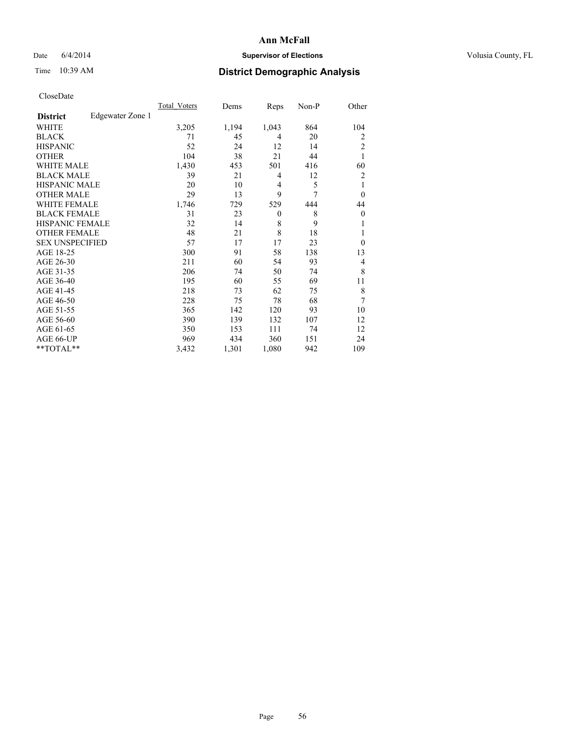# Ann McFall

Date 6/4/2014

**Supervisor of Elections**

Volusia County, FL

Time 10:39 AM

## District Demographic Analysis

CloseDate

| District | Edgewater Zone 1 | Total_Voters | Dems | Reps | Non-P | Other |
|---|---|---|---|---|---|---|
| WHITE | | 3,205 | 1,194 | 1,043 | 864 | 104 |
| BLACK | | 71 | 45 | 4 | 20 | 2 |
| HISPANIC | | 52 | 24 | 12 | 14 | 2 |
| OTHER | | 104 | 38 | 21 | 44 | 1 |
| WHITE MALE | | 1,430 | 453 | 501 | 416 | 60 |
| BLACK MALE | | 39 | 21 | 4 | 12 | 2 |
| HISPANIC MALE | | 20 | 10 | 4 | 5 | 1 |
| OTHER MALE | | 29 | 13 | 9 | 7 | 0 |
| WHITE FEMALE | | 1,746 | 729 | 529 | 444 | 44 |
| BLACK FEMALE | | 31 | 23 | 0 | 8 | 0 |
| HISPANIC FEMALE | | 32 | 14 | 8 | 9 | 1 |
| OTHER FEMALE | | 48 | 21 | 8 | 18 | 1 |
| SEX UNSPECIFIED | | 57 | 17 | 17 | 23 | 0 |
| AGE 18-25 | | 300 | 91 | 58 | 138 | 13 |
| AGE 26-30 | | 211 | 60 | 54 | 93 | 4 |
| AGE 31-35 | | 206 | 74 | 50 | 74 | 8 |
| AGE 36-40 | | 195 | 60 | 55 | 69 | 11 |
| AGE 41-45 | | 218 | 73 | 62 | 75 | 8 |
| AGE 46-50 | | 228 | 75 | 78 | 68 | 7 |
| AGE 51-55 | | 365 | 142 | 120 | 93 | 10 |
| AGE 56-60 | | 390 | 139 | 132 | 107 | 12 |
| AGE 61-65 | | 350 | 153 | 111 | 74 | 12 |
| AGE 66-UP | | 969 | 434 | 360 | 151 | 24 |
| **TOTAL** | | 3,432 | 1,301 | 1,080 | 942 | 109 |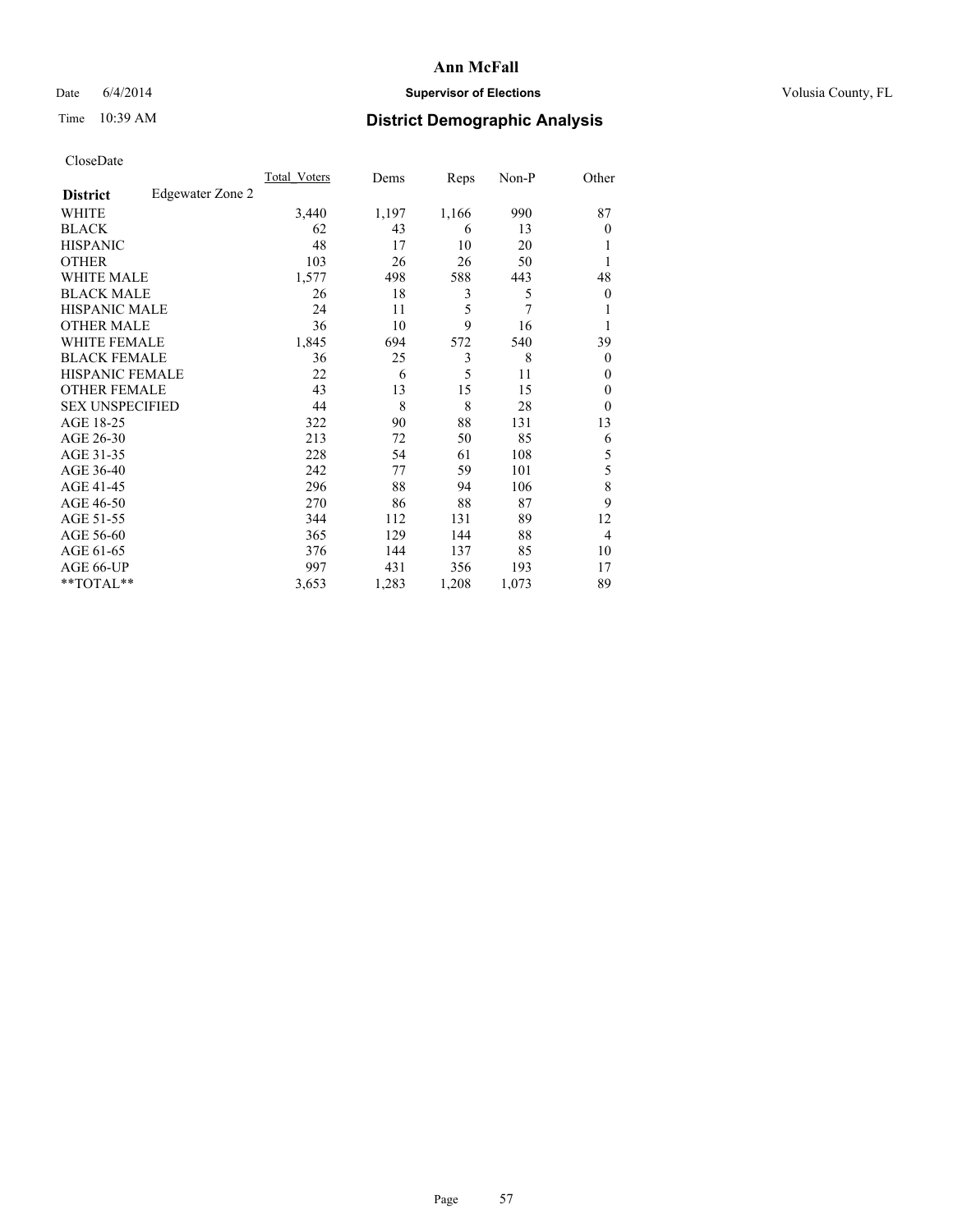# Ann McFall

Date 6/4/2014 **Supervisor of Elections** Volusia County, FL

Time 10:39 AM **District Demographic Analysis**

CloseDate

| **District** | Edgewater Zone 2 | Total_Voters | Dems | Reps | Non-P | Other |
|---|---|---|---|---|---|---|
| WHITE | | 3,440 | 1,197 | 1,166 | 990 | 87 |
| BLACK | | 62 | 43 | 6 | 13 | 0 |
| HISPANIC | | 48 | 17 | 10 | 20 | 1 |
| OTHER | | 103 | 26 | 26 | 50 | 1 |
| WHITE MALE | | 1,577 | 498 | 588 | 443 | 48 |
| BLACK MALE | | 26 | 18 | 3 | 5 | 0 |
| HISPANIC MALE | | 24 | 11 | 5 | 7 | 1 |
| OTHER MALE | | 36 | 10 | 9 | 16 | 1 |
| WHITE FEMALE | | 1,845 | 694 | 572 | 540 | 39 |
| BLACK FEMALE | | 36 | 25 | 3 | 8 | 0 |
| HISPANIC FEMALE | | 22 | 6 | 5 | 11 | 0 |
| OTHER FEMALE | | 43 | 13 | 15 | 15 | 0 |
| SEX UNSPECIFIED | | 44 | 8 | 8 | 28 | 0 |
| AGE 18-25 | | 322 | 90 | 88 | 131 | 13 |
| AGE 26-30 | | 213 | 72 | 50 | 85 | 6 |
| AGE 31-35 | | 228 | 54 | 61 | 108 | 5 |
| AGE 36-40 | | 242 | 77 | 59 | 101 | 5 |
| AGE 41-45 | | 296 | 88 | 94 | 106 | 8 |
| AGE 46-50 | | 270 | 86 | 88 | 87 | 9 |
| AGE 51-55 | | 344 | 112 | 131 | 89 | 12 |
| AGE 56-60 | | 365 | 129 | 144 | 88 | 4 |
| AGE 61-65 | | 376 | 144 | 137 | 85 | 10 |
| AGE 66-UP | | 997 | 431 | 356 | 193 | 17 |
| **TOTAL** | | 3,653 | 1,283 | 1,208 | 1,073 | 89 |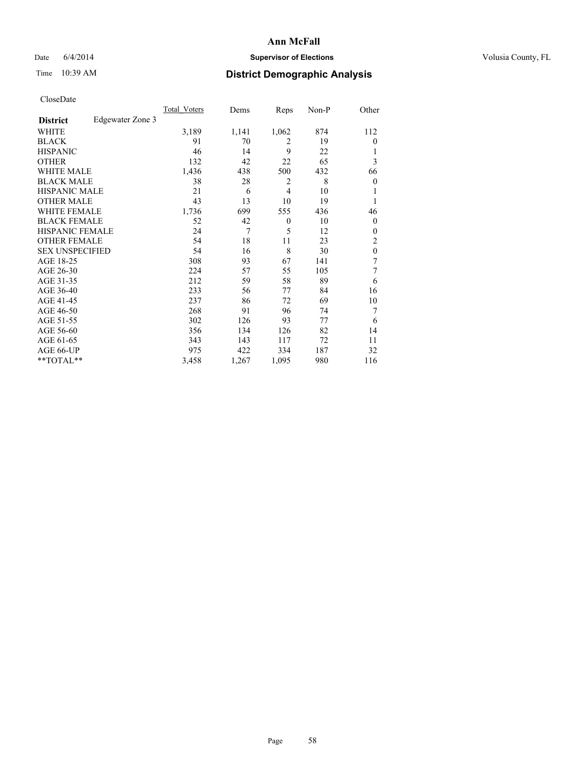# Ann McFall

Date 6/4/2014 **Supervisor of Elections** Volusia County, FL

Time 10:39 AM **District Demographic Analysis**

CloseDate

| **District** Edgewater Zone 3 | Total_Voters | Dems | Reps | Non-P | Other |
|---|---|---|---|---|---|
| WHITE | 3,189 | 1,141 | 1,062 | 874 | 112 |
| BLACK | 91 | 70 | 2 | 19 | 0 |
| HISPANIC | 46 | 14 | 9 | 22 | 1 |
| OTHER | 132 | 42 | 22 | 65 | 3 |
| WHITE MALE | 1,436 | 438 | 500 | 432 | 66 |
| BLACK MALE | 38 | 28 | 2 | 8 | 0 |
| HISPANIC MALE | 21 | 6 | 4 | 10 | 1 |
| OTHER MALE | 43 | 13 | 10 | 19 | 1 |
| WHITE FEMALE | 1,736 | 699 | 555 | 436 | 46 |
| BLACK FEMALE | 52 | 42 | 0 | 10 | 0 |
| HISPANIC FEMALE | 24 | 7 | 5 | 12 | 0 |
| OTHER FEMALE | 54 | 18 | 11 | 23 | 2 |
| SEX UNSPECIFIED | 54 | 16 | 8 | 30 | 0 |
| AGE 18-25 | 308 | 93 | 67 | 141 | 7 |
| AGE 26-30 | 224 | 57 | 55 | 105 | 7 |
| AGE 31-35 | 212 | 59 | 58 | 89 | 6 |
| AGE 36-40 | 233 | 56 | 77 | 84 | 16 |
| AGE 41-45 | 237 | 86 | 72 | 69 | 10 |
| AGE 46-50 | 268 | 91 | 96 | 74 | 7 |
| AGE 51-55 | 302 | 126 | 93 | 77 | 6 |
| AGE 56-60 | 356 | 134 | 126 | 82 | 14 |
| AGE 61-65 | 343 | 143 | 117 | 72 | 11 |
| AGE 66-UP | 975 | 422 | 334 | 187 | 32 |
| **TOTAL** | 3,458 | 1,267 | 1,095 | 980 | 116 |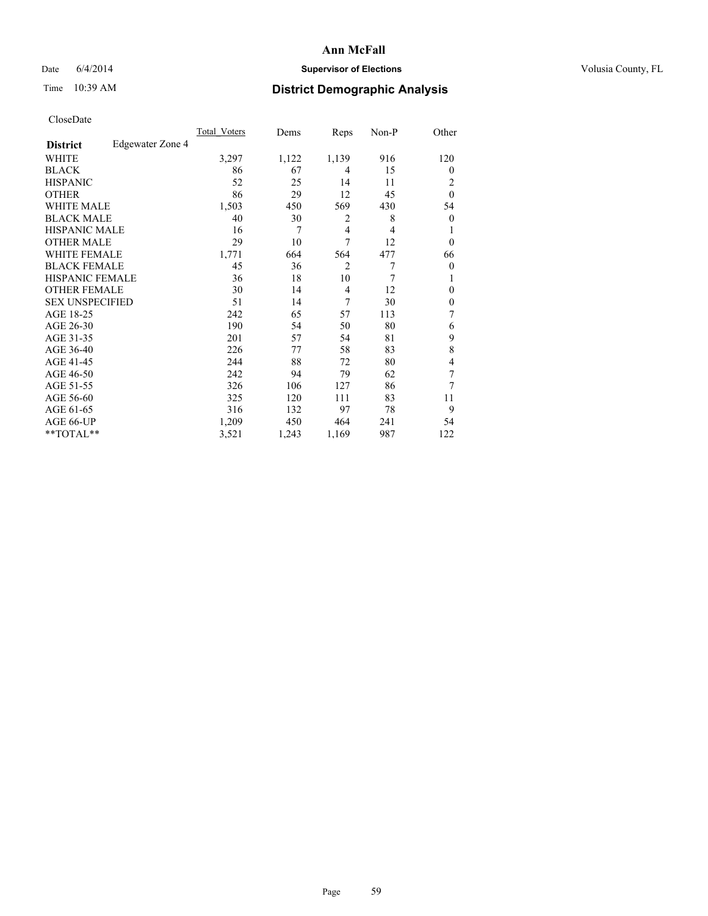# Ann McFall

Date 6/4/2014 **Supervisor of Elections** Volusia County, FL

Time 10:39 AM **District Demographic Analysis**

CloseDate

| **District** Edgewater Zone 4 | Total_Voters | Dems | Reps | Non-P | Other |
|---|---|---|---|---|---|
| WHITE | 3,297 | 1,122 | 1,139 | 916 | 120 |
| BLACK | 86 | 67 | 4 | 15 | 0 |
| HISPANIC | 52 | 25 | 14 | 11 | 2 |
| OTHER | 86 | 29 | 12 | 45 | 0 |
| WHITE MALE | 1,503 | 450 | 569 | 430 | 54 |
| BLACK MALE | 40 | 30 | 2 | 8 | 0 |
| HISPANIC MALE | 16 | 7 | 4 | 4 | 1 |
| OTHER MALE | 29 | 10 | 7 | 12 | 0 |
| WHITE FEMALE | 1,771 | 664 | 564 | 477 | 66 |
| BLACK FEMALE | 45 | 36 | 2 | 7 | 0 |
| HISPANIC FEMALE | 36 | 18 | 10 | 7 | 1 |
| OTHER FEMALE | 30 | 14 | 4 | 12 | 0 |
| SEX UNSPECIFIED | 51 | 14 | 7 | 30 | 0 |
| AGE 18-25 | 242 | 65 | 57 | 113 | 7 |
| AGE 26-30 | 190 | 54 | 50 | 80 | 6 |
| AGE 31-35 | 201 | 57 | 54 | 81 | 9 |
| AGE 36-40 | 226 | 77 | 58 | 83 | 8 |
| AGE 41-45 | 244 | 88 | 72 | 80 | 4 |
| AGE 46-50 | 242 | 94 | 79 | 62 | 7 |
| AGE 51-55 | 326 | 106 | 127 | 86 | 7 |
| AGE 56-60 | 325 | 120 | 111 | 83 | 11 |
| AGE 61-65 | 316 | 132 | 97 | 78 | 9 |
| AGE 66-UP | 1,209 | 450 | 464 | 241 | 54 |
| **TOTAL** | 3,521 | 1,243 | 1,169 | 987 | 122 |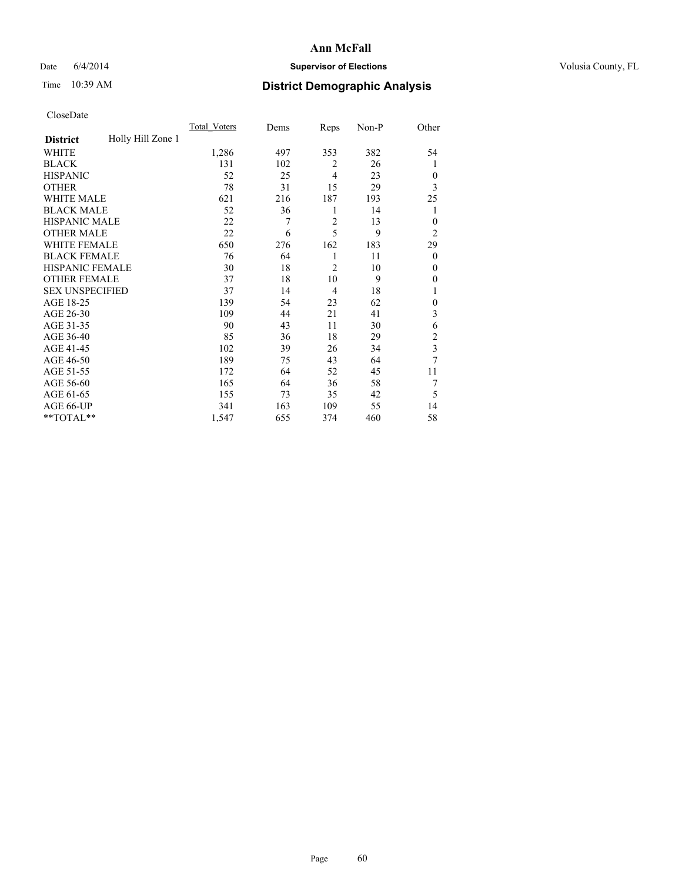# Ann McFall

Date 6/4/2014 **Supervisor of Elections** Volusia County, FL

Time 10:39 AM **District Demographic Analysis**

CloseDate

| **District** Holly Hill Zone 1 | Total_Voters | Dems | Reps | Non-P | Other |
|---|---|---|---|---|---|
| WHITE | 1,286 | 497 | 353 | 382 | 54 |
| BLACK | 131 | 102 | 2 | 26 | 1 |
| HISPANIC | 52 | 25 | 4 | 23 | 0 |
| OTHER | 78 | 31 | 15 | 29 | 3 |
| WHITE MALE | 621 | 216 | 187 | 193 | 25 |
| BLACK MALE | 52 | 36 | 1 | 14 | 1 |
| HISPANIC MALE | 22 | 7 | 2 | 13 | 0 |
| OTHER MALE | 22 | 6 | 5 | 9 | 2 |
| WHITE FEMALE | 650 | 276 | 162 | 183 | 29 |
| BLACK FEMALE | 76 | 64 | 1 | 11 | 0 |
| HISPANIC FEMALE | 30 | 18 | 2 | 10 | 0 |
| OTHER FEMALE | 37 | 18 | 10 | 9 | 0 |
| SEX UNSPECIFIED | 37 | 14 | 4 | 18 | 1 |
| AGE 18-25 | 139 | 54 | 23 | 62 | 0 |
| AGE 26-30 | 109 | 44 | 21 | 41 | 3 |
| AGE 31-35 | 90 | 43 | 11 | 30 | 6 |
| AGE 36-40 | 85 | 36 | 18 | 29 | 2 |
| AGE 41-45 | 102 | 39 | 26 | 34 | 3 |
| AGE 46-50 | 189 | 75 | 43 | 64 | 7 |
| AGE 51-55 | 172 | 64 | 52 | 45 | 11 |
| AGE 56-60 | 165 | 64 | 36 | 58 | 7 |
| AGE 61-65 | 155 | 73 | 35 | 42 | 5 |
| AGE 66-UP | 341 | 163 | 109 | 55 | 14 |
| **TOTAL** | 1,547 | 655 | 374 | 460 | 58 |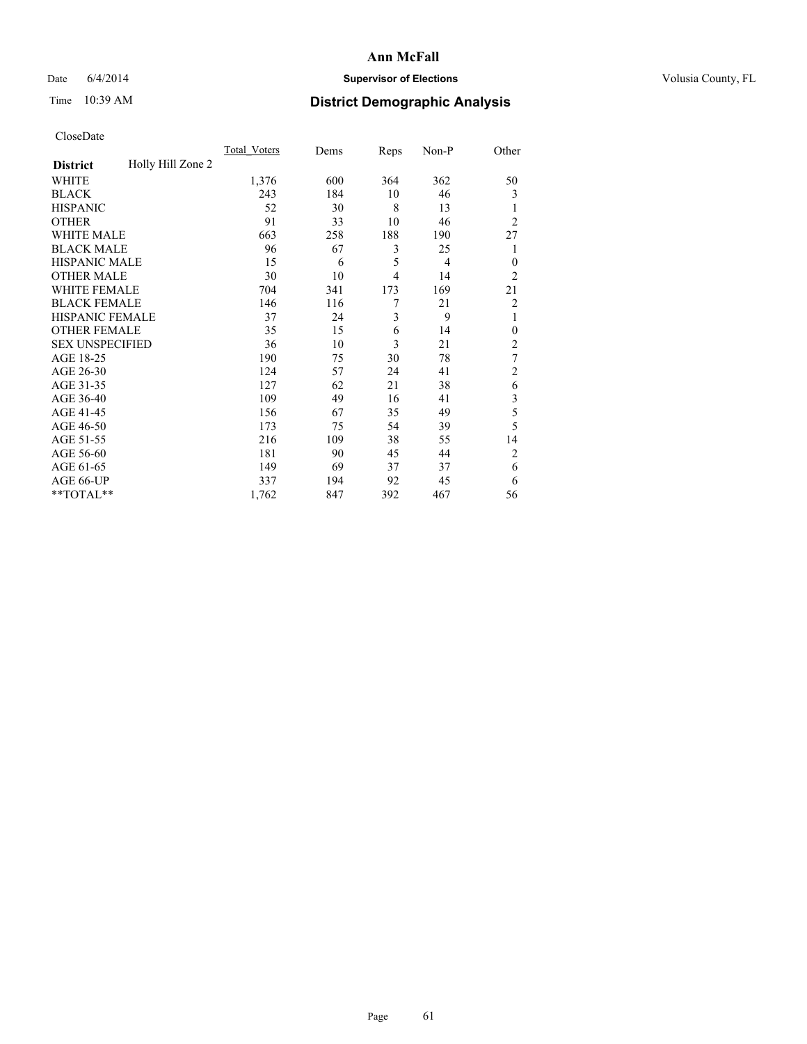**Ann McFall**

Date 6/4/2014 **Supervisor of Elections** Volusia County, FL

Time 10:39 AM **District Demographic Analysis**

CloseDate

| **District** Holly Hill Zone 2 | Total_Voters | Dems | Reps | Non-P | Other |
|---|---|---|---|---|---|
| WHITE | 1,376 | 600 | 364 | 362 | 50 |
| BLACK | 243 | 184 | 10 | 46 | 3 |
| HISPANIC | 52 | 30 | 8 | 13 | 1 |
| OTHER | 91 | 33 | 10 | 46 | 2 |
| WHITE MALE | 663 | 258 | 188 | 190 | 27 |
| BLACK MALE | 96 | 67 | 3 | 25 | 1 |
| HISPANIC MALE | 15 | 6 | 5 | 4 | 0 |
| OTHER MALE | 30 | 10 | 4 | 14 | 2 |
| WHITE FEMALE | 704 | 341 | 173 | 169 | 21 |
| BLACK FEMALE | 146 | 116 | 7 | 21 | 2 |
| HISPANIC FEMALE | 37 | 24 | 3 | 9 | 1 |
| OTHER FEMALE | 35 | 15 | 6 | 14 | 0 |
| SEX UNSPECIFIED | 36 | 10 | 3 | 21 | 2 |
| AGE 18-25 | 190 | 75 | 30 | 78 | 7 |
| AGE 26-30 | 124 | 57 | 24 | 41 | 2 |
| AGE 31-35 | 127 | 62 | 21 | 38 | 6 |
| AGE 36-40 | 109 | 49 | 16 | 41 | 3 |
| AGE 41-45 | 156 | 67 | 35 | 49 | 5 |
| AGE 46-50 | 173 | 75 | 54 | 39 | 5 |
| AGE 51-55 | 216 | 109 | 38 | 55 | 14 |
| AGE 56-60 | 181 | 90 | 45 | 44 | 2 |
| AGE 61-65 | 149 | 69 | 37 | 37 | 6 |
| AGE 66-UP | 337 | 194 | 92 | 45 | 6 |
| **TOTAL** | 1,762 | 847 | 392 | 467 | 56 |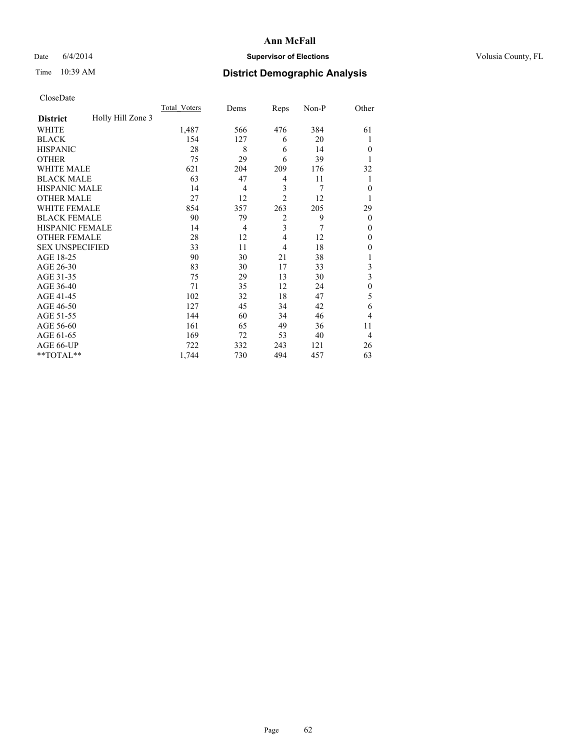# Ann McFall

Date 6/4/2014 **Supervisor of Elections** Volusia County, FL

Time 10:39 AM **District Demographic Analysis**

CloseDate

| **District** Holly Hill Zone 3 | Total_Voters | Dems | Reps | Non-P | Other |
|---|---|---|---|---|---|
| WHITE | 1,487 | 566 | 476 | 384 | 61 |
| BLACK | 154 | 127 | 6 | 20 | 1 |
| HISPANIC | 28 | 8 | 6 | 14 | 0 |
| OTHER | 75 | 29 | 6 | 39 | 1 |
| WHITE MALE | 621 | 204 | 209 | 176 | 32 |
| BLACK MALE | 63 | 47 | 4 | 11 | 1 |
| HISPANIC MALE | 14 | 4 | 3 | 7 | 0 |
| OTHER MALE | 27 | 12 | 2 | 12 | 1 |
| WHITE FEMALE | 854 | 357 | 263 | 205 | 29 |
| BLACK FEMALE | 90 | 79 | 2 | 9 | 0 |
| HISPANIC FEMALE | 14 | 4 | 3 | 7 | 0 |
| OTHER FEMALE | 28 | 12 | 4 | 12 | 0 |
| SEX UNSPECIFIED | 33 | 11 | 4 | 18 | 0 |
| AGE 18-25 | 90 | 30 | 21 | 38 | 1 |
| AGE 26-30 | 83 | 30 | 17 | 33 | 3 |
| AGE 31-35 | 75 | 29 | 13 | 30 | 3 |
| AGE 36-40 | 71 | 35 | 12 | 24 | 0 |
| AGE 41-45 | 102 | 32 | 18 | 47 | 5 |
| AGE 46-50 | 127 | 45 | 34 | 42 | 6 |
| AGE 51-55 | 144 | 60 | 34 | 46 | 4 |
| AGE 56-60 | 161 | 65 | 49 | 36 | 11 |
| AGE 61-65 | 169 | 72 | 53 | 40 | 4 |
| AGE 66-UP | 722 | 332 | 243 | 121 | 26 |
| **TOTAL** | 1,744 | 730 | 494 | 457 | 63 |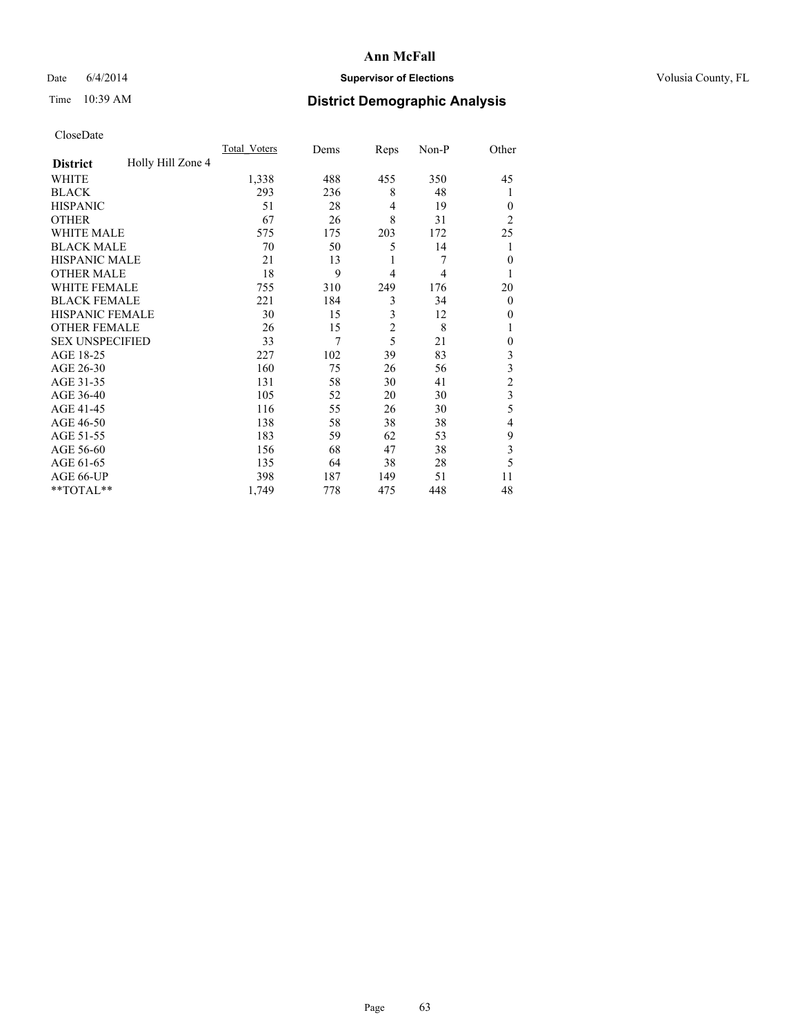# Ann McFall

Date 6/4/2014 **Supervisor of Elections** Volusia County, FL

Time 10:39 AM **District Demographic Analysis**

CloseDate

| **District** Holly Hill Zone 4 | Total_Voters | Dems | Reps | Non-P | Other |
|---|---|---|---|---|---|
| WHITE | 1,338 | 488 | 455 | 350 | 45 |
| BLACK | 293 | 236 | 8 | 48 | 1 |
| HISPANIC | 51 | 28 | 4 | 19 | 0 |
| OTHER | 67 | 26 | 8 | 31 | 2 |
| WHITE MALE | 575 | 175 | 203 | 172 | 25 |
| BLACK MALE | 70 | 50 | 5 | 14 | 1 |
| HISPANIC MALE | 21 | 13 | 1 | 7 | 0 |
| OTHER MALE | 18 | 9 | 4 | 4 | 1 |
| WHITE FEMALE | 755 | 310 | 249 | 176 | 20 |
| BLACK FEMALE | 221 | 184 | 3 | 34 | 0 |
| HISPANIC FEMALE | 30 | 15 | 3 | 12 | 0 |
| OTHER FEMALE | 26 | 15 | 2 | 8 | 1 |
| SEX UNSPECIFIED | 33 | 7 | 5 | 21 | 0 |
| AGE 18-25 | 227 | 102 | 39 | 83 | 3 |
| AGE 26-30 | 160 | 75 | 26 | 56 | 3 |
| AGE 31-35 | 131 | 58 | 30 | 41 | 2 |
| AGE 36-40 | 105 | 52 | 20 | 30 | 3 |
| AGE 41-45 | 116 | 55 | 26 | 30 | 5 |
| AGE 46-50 | 138 | 58 | 38 | 38 | 4 |
| AGE 51-55 | 183 | 59 | 62 | 53 | 9 |
| AGE 56-60 | 156 | 68 | 47 | 38 | 3 |
| AGE 61-65 | 135 | 64 | 38 | 28 | 5 |
| AGE 66-UP | 398 | 187 | 149 | 51 | 11 |
| **TOTAL** | 1,749 | 778 | 475 | 448 | 48 |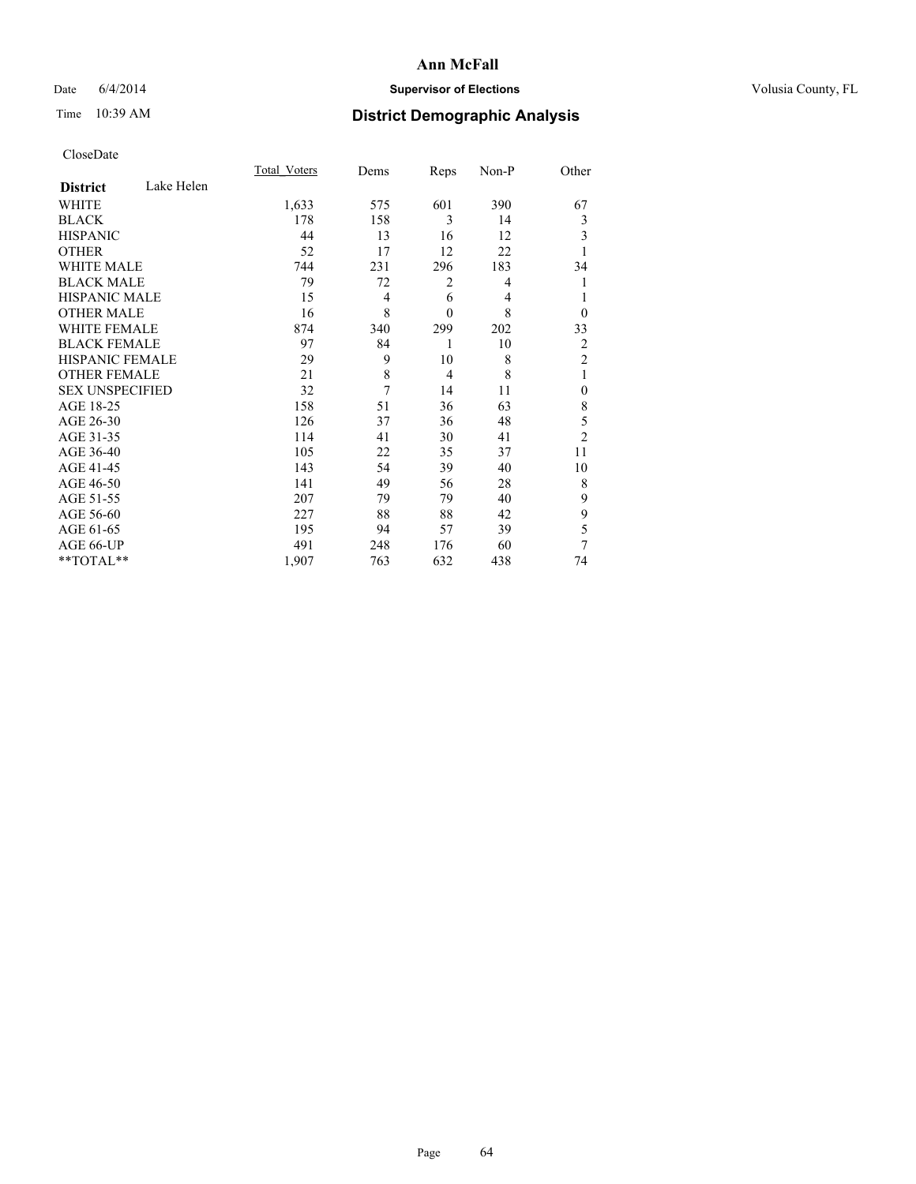# Ann McFall

Date 6/4/2014 **Supervisor of Elections** Volusia County, FL

Time 10:39 AM **District Demographic Analysis**

CloseDate

| **District** Lake Helen | Total_Voters | Dems | Reps | Non-P | Other |
|---|---|---|---|---|---|
| WHITE | 1,633 | 575 | 601 | 390 | 67 |
| BLACK | 178 | 158 | 3 | 14 | 3 |
| HISPANIC | 44 | 13 | 16 | 12 | 3 |
| OTHER | 52 | 17 | 12 | 22 | 1 |
| WHITE MALE | 744 | 231 | 296 | 183 | 34 |
| BLACK MALE | 79 | 72 | 2 | 4 | 1 |
| HISPANIC MALE | 15 | 4 | 6 | 4 | 1 |
| OTHER MALE | 16 | 8 | 0 | 8 | 0 |
| WHITE FEMALE | 874 | 340 | 299 | 202 | 33 |
| BLACK FEMALE | 97 | 84 | 1 | 10 | 2 |
| HISPANIC FEMALE | 29 | 9 | 10 | 8 | 2 |
| OTHER FEMALE | 21 | 8 | 4 | 8 | 1 |
| SEX UNSPECIFIED | 32 | 7 | 14 | 11 | 0 |
| AGE 18-25 | 158 | 51 | 36 | 63 | 8 |
| AGE 26-30 | 126 | 37 | 36 | 48 | 5 |
| AGE 31-35 | 114 | 41 | 30 | 41 | 2 |
| AGE 36-40 | 105 | 22 | 35 | 37 | 11 |
| AGE 41-45 | 143 | 54 | 39 | 40 | 10 |
| AGE 46-50 | 141 | 49 | 56 | 28 | 8 |
| AGE 51-55 | 207 | 79 | 79 | 40 | 9 |
| AGE 56-60 | 227 | 88 | 88 | 42 | 9 |
| AGE 61-65 | 195 | 94 | 57 | 39 | 5 |
| AGE 66-UP | 491 | 248 | 176 | 60 | 7 |
| **TOTAL** | 1,907 | 763 | 632 | 438 | 74 |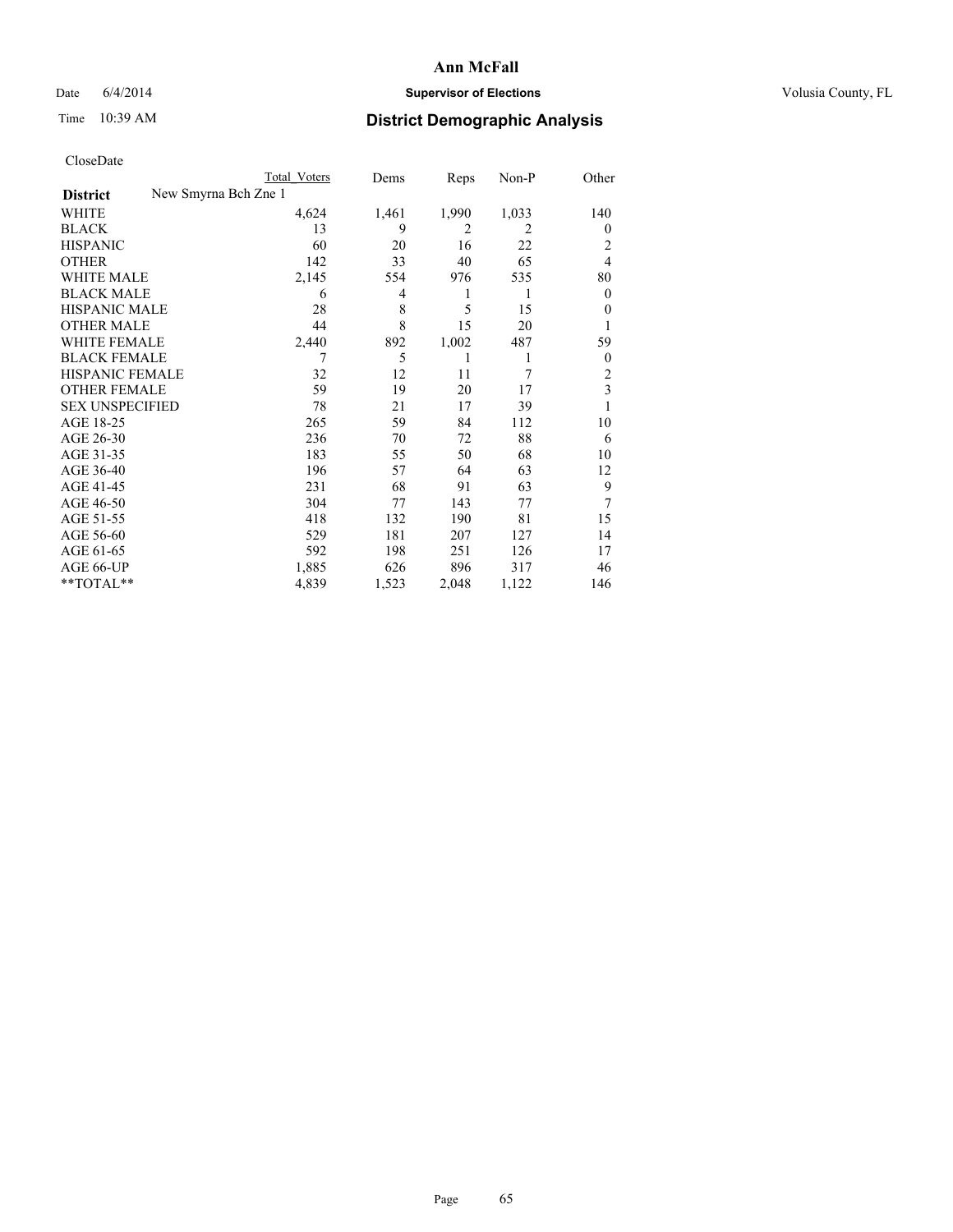# Ann McFall

Date 6/4/2014 **Supervisor of Elections** Volusia County, FL

Time 10:39 AM **District Demographic Analysis**

CloseDate

| | Total Voters | Dems | Reps | Non-P | Other |
|---|---|---|---|---|---|
| **District** New Smyrna Bch Zne 1 | | | | | |
| WHITE | 4,624 | 1,461 | 1,990 | 1,033 | 140 |
| BLACK | 13 | 9 | 2 | 2 | 0 |
| HISPANIC | 60 | 20 | 16 | 22 | 2 |
| OTHER | 142 | 33 | 40 | 65 | 4 |
| WHITE MALE | 2,145 | 554 | 976 | 535 | 80 |
| BLACK MALE | 6 | 4 | 1 | 1 | 0 |
| HISPANIC MALE | 28 | 8 | 5 | 15 | 0 |
| OTHER MALE | 44 | 8 | 15 | 20 | 1 |
| WHITE FEMALE | 2,440 | 892 | 1,002 | 487 | 59 |
| BLACK FEMALE | 7 | 5 | 1 | 1 | 0 |
| HISPANIC FEMALE | 32 | 12 | 11 | 7 | 2 |
| OTHER FEMALE | 59 | 19 | 20 | 17 | 3 |
| SEX UNSPECIFIED | 78 | 21 | 17 | 39 | 1 |
| AGE 18-25 | 265 | 59 | 84 | 112 | 10 |
| AGE 26-30 | 236 | 70 | 72 | 88 | 6 |
| AGE 31-35 | 183 | 55 | 50 | 68 | 10 |
| AGE 36-40 | 196 | 57 | 64 | 63 | 12 |
| AGE 41-45 | 231 | 68 | 91 | 63 | 9 |
| AGE 46-50 | 304 | 77 | 143 | 77 | 7 |
| AGE 51-55 | 418 | 132 | 190 | 81 | 15 |
| AGE 56-60 | 529 | 181 | 207 | 127 | 14 |
| AGE 61-65 | 592 | 198 | 251 | 126 | 17 |
| AGE 66-UP | 1,885 | 626 | 896 | 317 | 46 |
| **TOTAL** | 4,839 | 1,523 | 2,048 | 1,122 | 146 |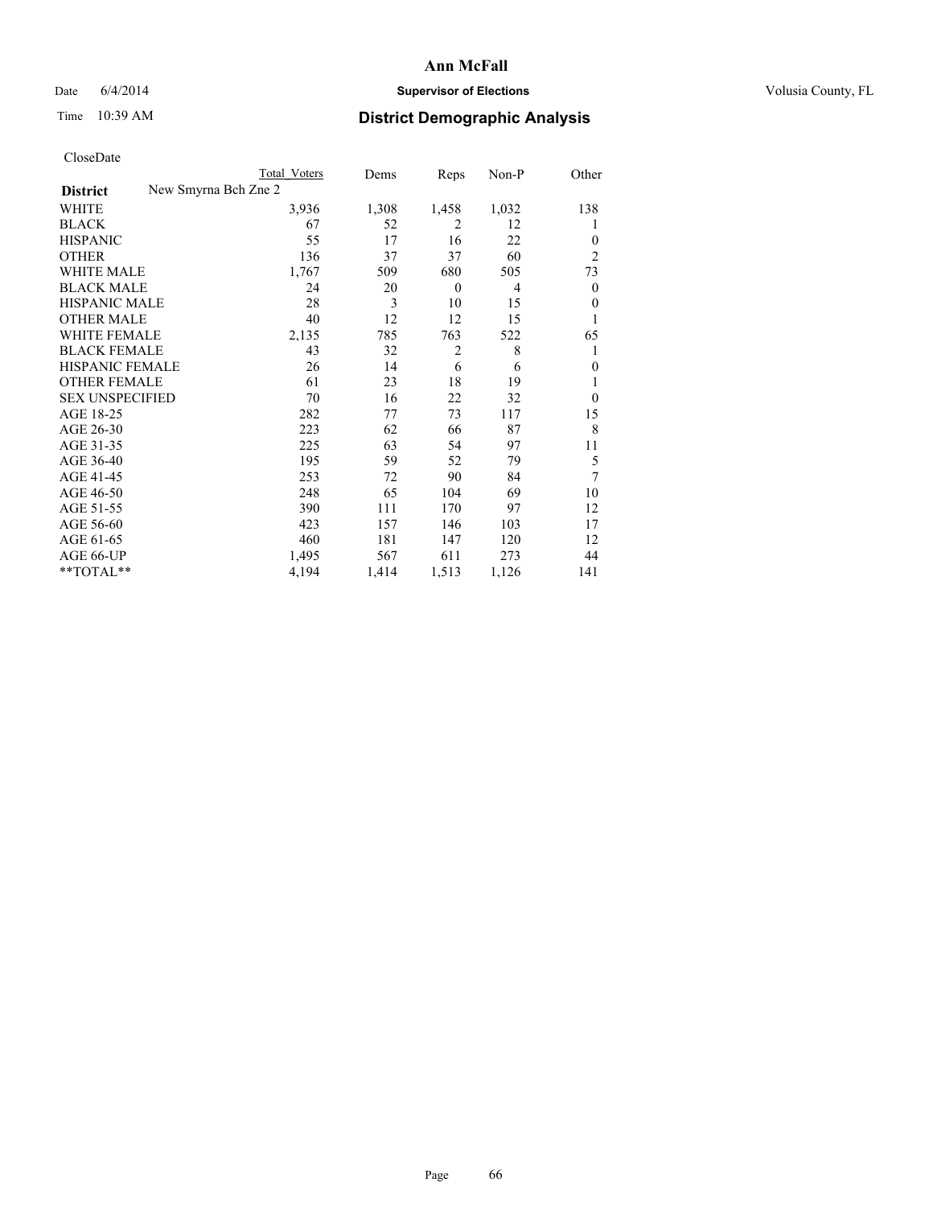# Ann McFall

Date 6/4/2014 **Supervisor of Elections** Volusia County, FL

Time 10:39 AM **District Demographic Analysis**

CloseDate

| | Total Voters | Dems | Reps | Non-P | Other |
|---|---|---|---|---|---|
| **District** New Smyrna Bch Zne 2 | | | | | |
| WHITE | 3,936 | 1,308 | 1,458 | 1,032 | 138 |
| BLACK | 67 | 52 | 2 | 12 | 1 |
| HISPANIC | 55 | 17 | 16 | 22 | 0 |
| OTHER | 136 | 37 | 37 | 60 | 2 |
| WHITE MALE | 1,767 | 509 | 680 | 505 | 73 |
| BLACK MALE | 24 | 20 | 0 | 4 | 0 |
| HISPANIC MALE | 28 | 3 | 10 | 15 | 0 |
| OTHER MALE | 40 | 12 | 12 | 15 | 1 |
| WHITE FEMALE | 2,135 | 785 | 763 | 522 | 65 |
| BLACK FEMALE | 43 | 32 | 2 | 8 | 1 |
| HISPANIC FEMALE | 26 | 14 | 6 | 6 | 0 |
| OTHER FEMALE | 61 | 23 | 18 | 19 | 1 |
| SEX UNSPECIFIED | 70 | 16 | 22 | 32 | 0 |
| AGE 18-25 | 282 | 77 | 73 | 117 | 15 |
| AGE 26-30 | 223 | 62 | 66 | 87 | 8 |
| AGE 31-35 | 225 | 63 | 54 | 97 | 11 |
| AGE 36-40 | 195 | 59 | 52 | 79 | 5 |
| AGE 41-45 | 253 | 72 | 90 | 84 | 7 |
| AGE 46-50 | 248 | 65 | 104 | 69 | 10 |
| AGE 51-55 | 390 | 111 | 170 | 97 | 12 |
| AGE 56-60 | 423 | 157 | 146 | 103 | 17 |
| AGE 61-65 | 460 | 181 | 147 | 120 | 12 |
| AGE 66-UP | 1,495 | 567 | 611 | 273 | 44 |
| **TOTAL** | 4,194 | 1,414 | 1,513 | 1,126 | 141 |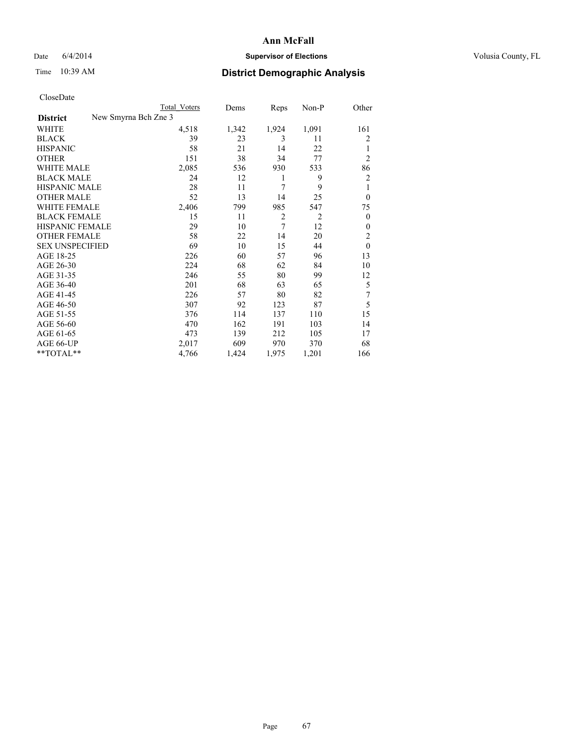# Ann McFall

Date 6/4/2014 **Supervisor of Elections** Volusia County, FL

Time 10:39 AM **District Demographic Analysis**

CloseDate

| | Total Voters | Dems | Reps | Non-P | Other |
|---|---|---|---|---|---|
| **District** New Smyrna Bch Zne 3 | | | | | |
| WHITE | 4,518 | 1,342 | 1,924 | 1,091 | 161 |
| BLACK | 39 | 23 | 3 | 11 | 2 |
| HISPANIC | 58 | 21 | 14 | 22 | 1 |
| OTHER | 151 | 38 | 34 | 77 | 2 |
| WHITE MALE | 2,085 | 536 | 930 | 533 | 86 |
| BLACK MALE | 24 | 12 | 1 | 9 | 2 |
| HISPANIC MALE | 28 | 11 | 7 | 9 | 1 |
| OTHER MALE | 52 | 13 | 14 | 25 | 0 |
| WHITE FEMALE | 2,406 | 799 | 985 | 547 | 75 |
| BLACK FEMALE | 15 | 11 | 2 | 2 | 0 |
| HISPANIC FEMALE | 29 | 10 | 7 | 12 | 0 |
| OTHER FEMALE | 58 | 22 | 14 | 20 | 2 |
| SEX UNSPECIFIED | 69 | 10 | 15 | 44 | 0 |
| AGE 18-25 | 226 | 60 | 57 | 96 | 13 |
| AGE 26-30 | 224 | 68 | 62 | 84 | 10 |
| AGE 31-35 | 246 | 55 | 80 | 99 | 12 |
| AGE 36-40 | 201 | 68 | 63 | 65 | 5 |
| AGE 41-45 | 226 | 57 | 80 | 82 | 7 |
| AGE 46-50 | 307 | 92 | 123 | 87 | 5 |
| AGE 51-55 | 376 | 114 | 137 | 110 | 15 |
| AGE 56-60 | 470 | 162 | 191 | 103 | 14 |
| AGE 61-65 | 473 | 139 | 212 | 105 | 17 |
| AGE 66-UP | 2,017 | 609 | 970 | 370 | 68 |
| **TOTAL** | 4,766 | 1,424 | 1,975 | 1,201 | 166 |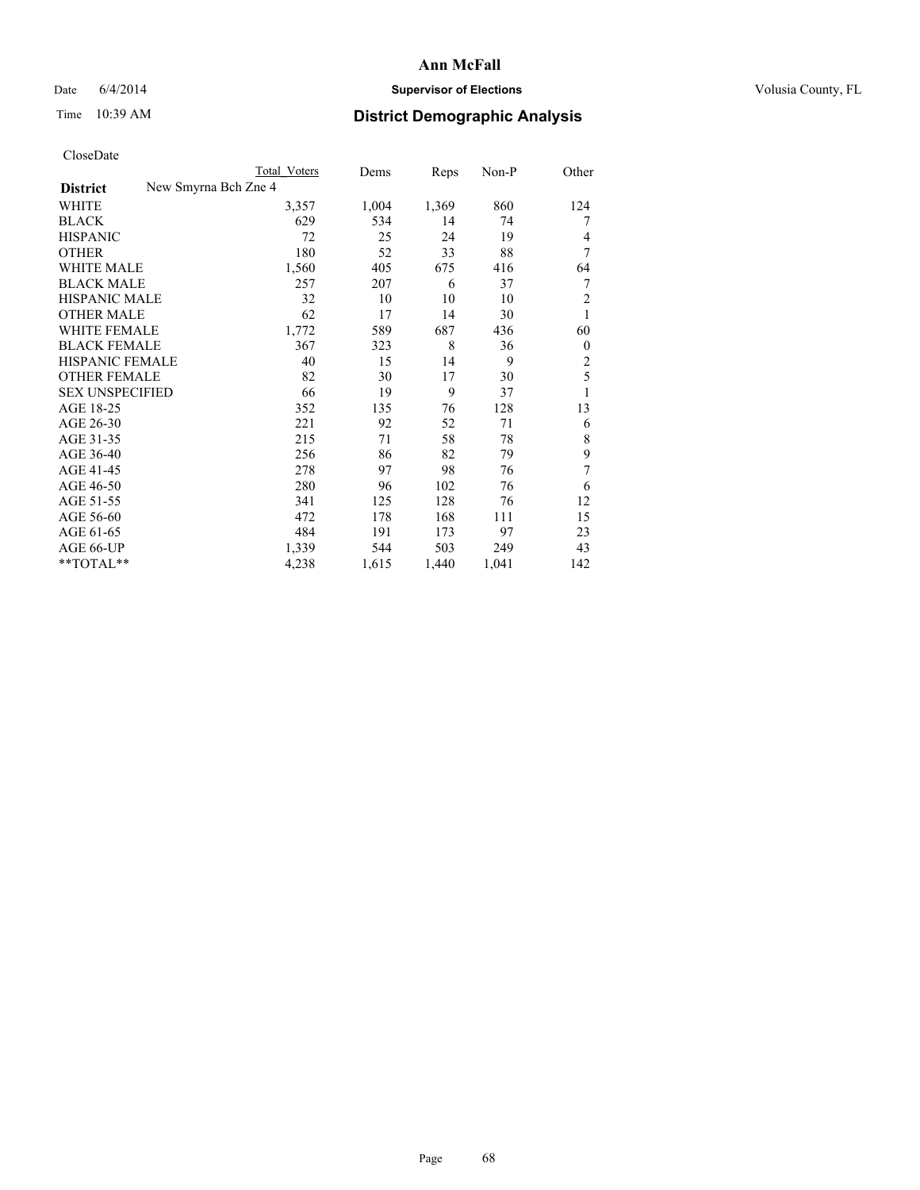# Ann McFall

Date 6/4/2014 **Supervisor of Elections** Volusia County, FL

Time 10:39 AM **District Demographic Analysis**

CloseDate

| | Total Voters | Dems | Reps | Non-P | Other |
|---|---|---|---|---|---|
| **District** New Smyrna Bch Zne 4 | | | | | |
| WHITE | 3,357 | 1,004 | 1,369 | 860 | 124 |
| BLACK | 629 | 534 | 14 | 74 | 7 |
| HISPANIC | 72 | 25 | 24 | 19 | 4 |
| OTHER | 180 | 52 | 33 | 88 | 7 |
| WHITE MALE | 1,560 | 405 | 675 | 416 | 64 |
| BLACK MALE | 257 | 207 | 6 | 37 | 7 |
| HISPANIC MALE | 32 | 10 | 10 | 10 | 2 |
| OTHER MALE | 62 | 17 | 14 | 30 | 1 |
| WHITE FEMALE | 1,772 | 589 | 687 | 436 | 60 |
| BLACK FEMALE | 367 | 323 | 8 | 36 | 0 |
| HISPANIC FEMALE | 40 | 15 | 14 | 9 | 2 |
| OTHER FEMALE | 82 | 30 | 17 | 30 | 5 |
| SEX UNSPECIFIED | 66 | 19 | 9 | 37 | 1 |
| AGE 18-25 | 352 | 135 | 76 | 128 | 13 |
| AGE 26-30 | 221 | 92 | 52 | 71 | 6 |
| AGE 31-35 | 215 | 71 | 58 | 78 | 8 |
| AGE 36-40 | 256 | 86 | 82 | 79 | 9 |
| AGE 41-45 | 278 | 97 | 98 | 76 | 7 |
| AGE 46-50 | 280 | 96 | 102 | 76 | 6 |
| AGE 51-55 | 341 | 125 | 128 | 76 | 12 |
| AGE 56-60 | 472 | 178 | 168 | 111 | 15 |
| AGE 61-65 | 484 | 191 | 173 | 97 | 23 |
| AGE 66-UP | 1,339 | 544 | 503 | 249 | 43 |
| **TOTAL** | 4,238 | 1,615 | 1,440 | 1,041 | 142 |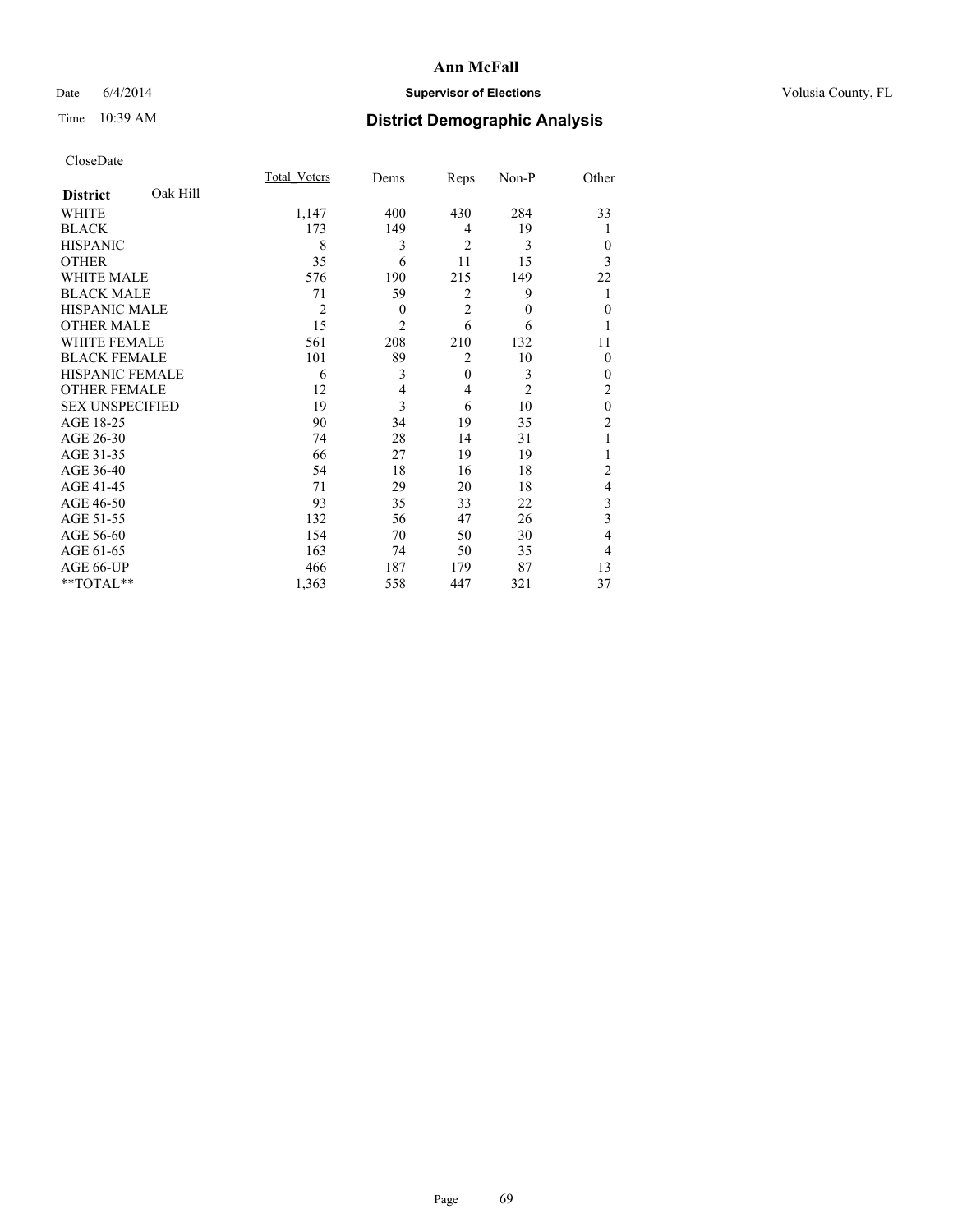# Ann McFall

Date 6/4/2014 **Supervisor of Elections** Volusia County, FL

Time 10:39 AM **District Demographic Analysis**

CloseDate

| **District** Oak Hill | Total_Voters | Dems | Reps | Non-P | Other |
|---|---|---|---|---|---|
| WHITE | 1,147 | 400 | 430 | 284 | 33 |
| BLACK | 173 | 149 | 4 | 19 | 1 |
| HISPANIC | 8 | 3 | 2 | 3 | 0 |
| OTHER | 35 | 6 | 11 | 15 | 3 |
| WHITE MALE | 576 | 190 | 215 | 149 | 22 |
| BLACK MALE | 71 | 59 | 2 | 9 | 1 |
| HISPANIC MALE | 2 | 0 | 2 | 0 | 0 |
| OTHER MALE | 15 | 2 | 6 | 6 | 1 |
| WHITE FEMALE | 561 | 208 | 210 | 132 | 11 |
| BLACK FEMALE | 101 | 89 | 2 | 10 | 0 |
| HISPANIC FEMALE | 6 | 3 | 0 | 3 | 0 |
| OTHER FEMALE | 12 | 4 | 4 | 2 | 2 |
| SEX UNSPECIFIED | 19 | 3 | 6 | 10 | 0 |
| AGE 18-25 | 90 | 34 | 19 | 35 | 2 |
| AGE 26-30 | 74 | 28 | 14 | 31 | 1 |
| AGE 31-35 | 66 | 27 | 19 | 19 | 1 |
| AGE 36-40 | 54 | 18 | 16 | 18 | 2 |
| AGE 41-45 | 71 | 29 | 20 | 18 | 4 |
| AGE 46-50 | 93 | 35 | 33 | 22 | 3 |
| AGE 51-55 | 132 | 56 | 47 | 26 | 3 |
| AGE 56-60 | 154 | 70 | 50 | 30 | 4 |
| AGE 61-65 | 163 | 74 | 50 | 35 | 4 |
| AGE 66-UP | 466 | 187 | 179 | 87 | 13 |
| **TOTAL** | 1,363 | 558 | 447 | 321 | 37 |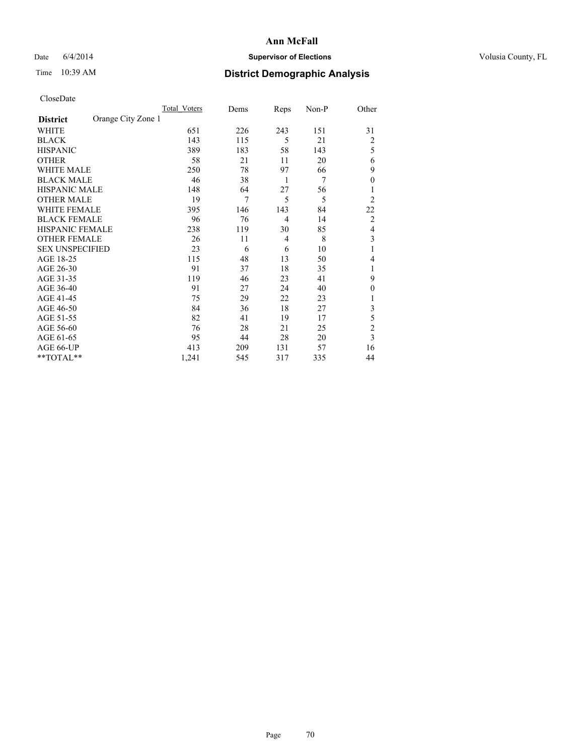# Ann McFall

Date 6/4/2014 **Supervisor of Elections** Volusia County, FL

Time 10:39 AM **District Demographic Analysis**

CloseDate

| | Total_Voters | Dems | Reps | Non-P | Other |
|---|---|---|---|---|---|
| **District** Orange City Zone 1 | | | | | |
| WHITE | 651 | 226 | 243 | 151 | 31 |
| BLACK | 143 | 115 | 5 | 21 | 2 |
| HISPANIC | 389 | 183 | 58 | 143 | 5 |
| OTHER | 58 | 21 | 11 | 20 | 6 |
| WHITE MALE | 250 | 78 | 97 | 66 | 9 |
| BLACK MALE | 46 | 38 | 1 | 7 | 0 |
| HISPANIC MALE | 148 | 64 | 27 | 56 | 1 |
| OTHER MALE | 19 | 7 | 5 | 5 | 2 |
| WHITE FEMALE | 395 | 146 | 143 | 84 | 22 |
| BLACK FEMALE | 96 | 76 | 4 | 14 | 2 |
| HISPANIC FEMALE | 238 | 119 | 30 | 85 | 4 |
| OTHER FEMALE | 26 | 11 | 4 | 8 | 3 |
| SEX UNSPECIFIED | 23 | 6 | 6 | 10 | 1 |
| AGE 18-25 | 115 | 48 | 13 | 50 | 4 |
| AGE 26-30 | 91 | 37 | 18 | 35 | 1 |
| AGE 31-35 | 119 | 46 | 23 | 41 | 9 |
| AGE 36-40 | 91 | 27 | 24 | 40 | 0 |
| AGE 41-45 | 75 | 29 | 22 | 23 | 1 |
| AGE 46-50 | 84 | 36 | 18 | 27 | 3 |
| AGE 51-55 | 82 | 41 | 19 | 17 | 5 |
| AGE 56-60 | 76 | 28 | 21 | 25 | 2 |
| AGE 61-65 | 95 | 44 | 28 | 20 | 3 |
| AGE 66-UP | 413 | 209 | 131 | 57 | 16 |
| **TOTAL** | 1,241 | 545 | 317 | 335 | 44 |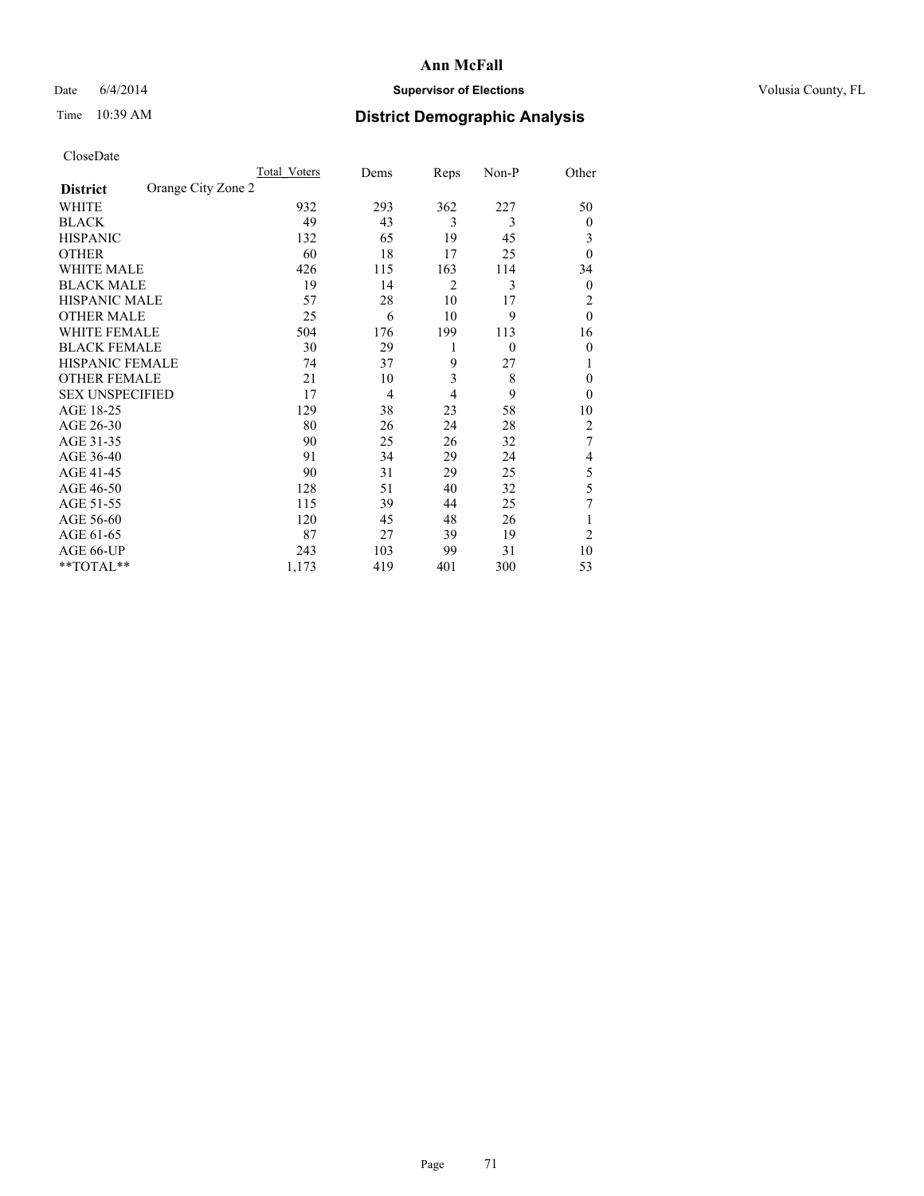# Ann McFall

Date 6/4/2014 **Supervisor of Elections** Volusia County, FL

Time 10:39 AM **District Demographic Analysis**

CloseDate

| **District** | Orange City Zone 2 | Total_Voters | Dems | Reps | Non-P | Other |
|---|---|---|---|---|---|---|
| WHITE | | 932 | 293 | 362 | 227 | 50 |
| BLACK | | 49 | 43 | 3 | 3 | 0 |
| HISPANIC | | 132 | 65 | 19 | 45 | 3 |
| OTHER | | 60 | 18 | 17 | 25 | 0 |
| WHITE MALE | | 426 | 115 | 163 | 114 | 34 |
| BLACK MALE | | 19 | 14 | 2 | 3 | 0 |
| HISPANIC MALE | | 57 | 28 | 10 | 17 | 2 |
| OTHER MALE | | 25 | 6 | 10 | 9 | 0 |
| WHITE FEMALE | | 504 | 176 | 199 | 113 | 16 |
| BLACK FEMALE | | 30 | 29 | 1 | 0 | 0 |
| HISPANIC FEMALE | | 74 | 37 | 9 | 27 | 1 |
| OTHER FEMALE | | 21 | 10 | 3 | 8 | 0 |
| SEX UNSPECIFIED | | 17 | 4 | 4 | 9 | 0 |
| AGE 18-25 | | 129 | 38 | 23 | 58 | 10 |
| AGE 26-30 | | 80 | 26 | 24 | 28 | 2 |
| AGE 31-35 | | 90 | 25 | 26 | 32 | 7 |
| AGE 36-40 | | 91 | 34 | 29 | 24 | 4 |
| AGE 41-45 | | 90 | 31 | 29 | 25 | 5 |
| AGE 46-50 | | 128 | 51 | 40 | 32 | 5 |
| AGE 51-55 | | 115 | 39 | 44 | 25 | 7 |
| AGE 56-60 | | 120 | 45 | 48 | 26 | 1 |
| AGE 61-65 | | 87 | 27 | 39 | 19 | 2 |
| AGE 66-UP | | 243 | 103 | 99 | 31 | 10 |
| **TOTAL** | | 1,173 | 419 | 401 | 300 | 53 |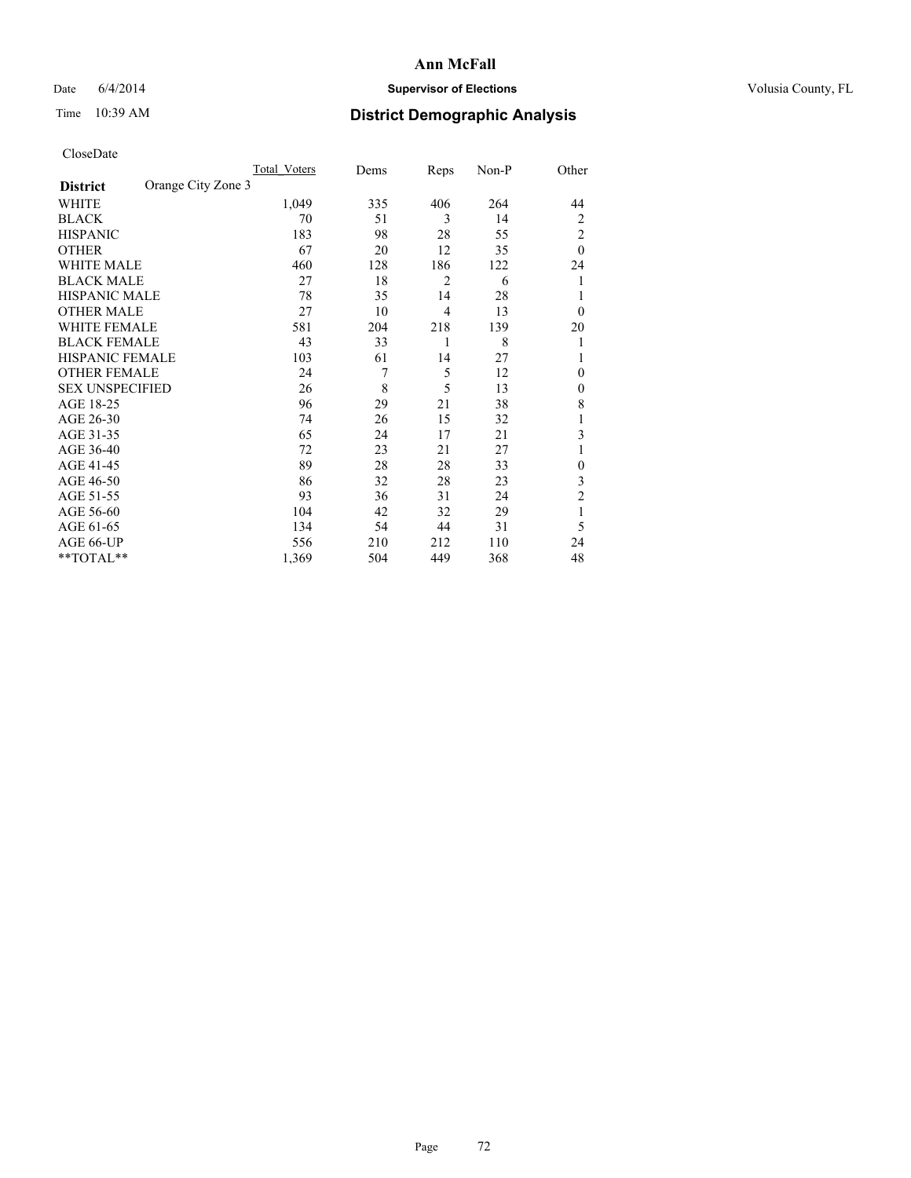# Ann McFall

Date 6/4/2014 **Supervisor of Elections** Volusia County, FL

Time 10:39 AM **District Demographic Analysis**

CloseDate

| **District** Orange City Zone 3 | Total_Voters | Dems | Reps | Non-P | Other |
|---|---|---|---|---|---|
| WHITE | 1,049 | 335 | 406 | 264 | 44 |
| BLACK | 70 | 51 | 3 | 14 | 2 |
| HISPANIC | 183 | 98 | 28 | 55 | 2 |
| OTHER | 67 | 20 | 12 | 35 | 0 |
| WHITE MALE | 460 | 128 | 186 | 122 | 24 |
| BLACK MALE | 27 | 18 | 2 | 6 | 1 |
| HISPANIC MALE | 78 | 35 | 14 | 28 | 1 |
| OTHER MALE | 27 | 10 | 4 | 13 | 0 |
| WHITE FEMALE | 581 | 204 | 218 | 139 | 20 |
| BLACK FEMALE | 43 | 33 | 1 | 8 | 1 |
| HISPANIC FEMALE | 103 | 61 | 14 | 27 | 1 |
| OTHER FEMALE | 24 | 7 | 5 | 12 | 0 |
| SEX UNSPECIFIED | 26 | 8 | 5 | 13 | 0 |
| AGE 18-25 | 96 | 29 | 21 | 38 | 8 |
| AGE 26-30 | 74 | 26 | 15 | 32 | 1 |
| AGE 31-35 | 65 | 24 | 17 | 21 | 3 |
| AGE 36-40 | 72 | 23 | 21 | 27 | 1 |
| AGE 41-45 | 89 | 28 | 28 | 33 | 0 |
| AGE 46-50 | 86 | 32 | 28 | 23 | 3 |
| AGE 51-55 | 93 | 36 | 31 | 24 | 2 |
| AGE 56-60 | 104 | 42 | 32 | 29 | 1 |
| AGE 61-65 | 134 | 54 | 44 | 31 | 5 |
| AGE 66-UP | 556 | 210 | 212 | 110 | 24 |
| **TOTAL** | 1,369 | 504 | 449 | 368 | 48 |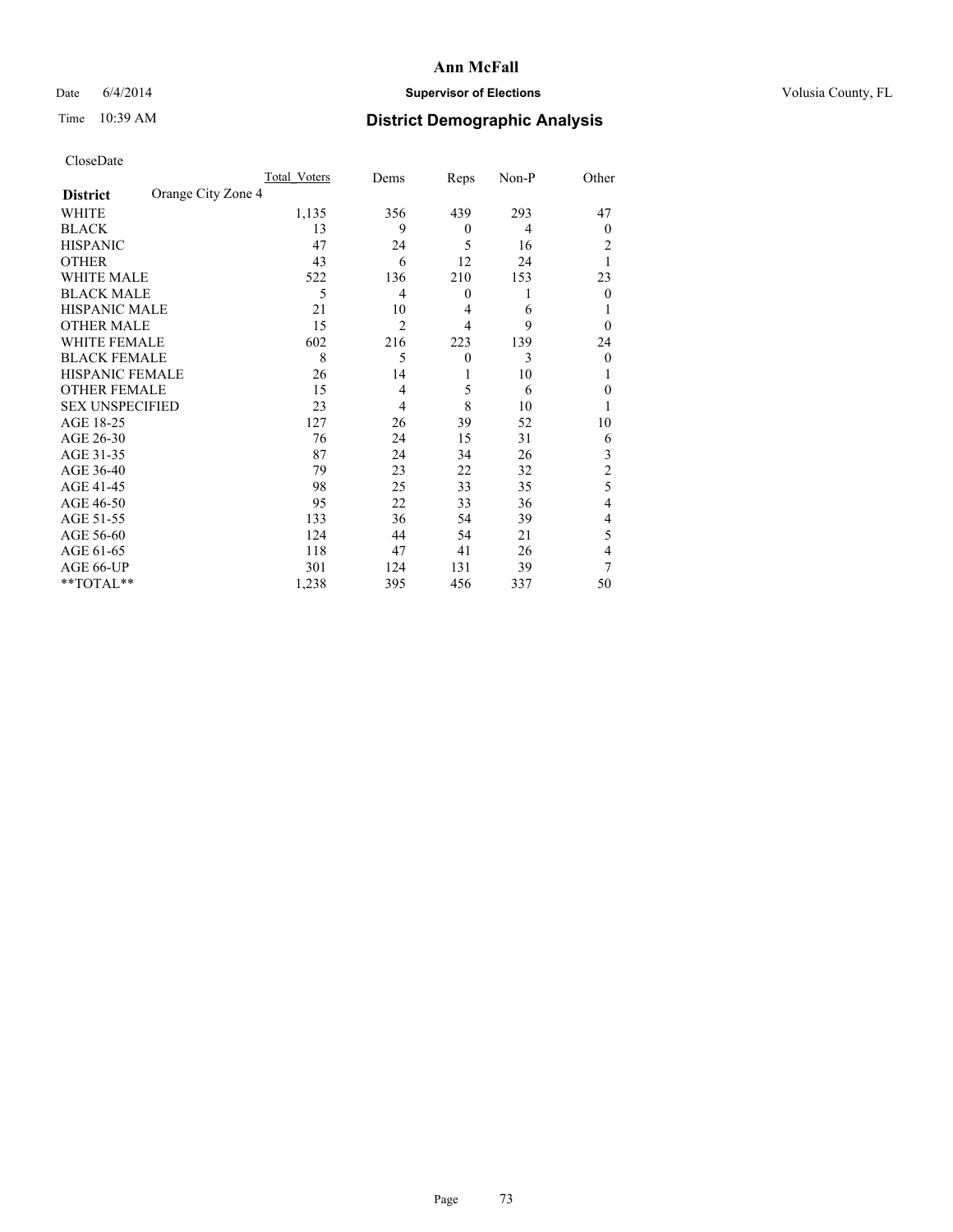# Ann McFall

Date 6/4/2014 **Supervisor of Elections** Volusia County, FL

Time 10:39 AM **District Demographic Analysis**

CloseDate

| **District** Orange City Zone 4 | Total Voters | Dems | Reps | Non-P | Other |
|---|---|---|---|---|---|
| WHITE | 1,135 | 356 | 439 | 293 | 47 |
| BLACK | 13 | 9 | 0 | 4 | 0 |
| HISPANIC | 47 | 24 | 5 | 16 | 2 |
| OTHER | 43 | 6 | 12 | 24 | 1 |
| WHITE MALE | 522 | 136 | 210 | 153 | 23 |
| BLACK MALE | 5 | 4 | 0 | 1 | 0 |
| HISPANIC MALE | 21 | 10 | 4 | 6 | 1 |
| OTHER MALE | 15 | 2 | 4 | 9 | 0 |
| WHITE FEMALE | 602 | 216 | 223 | 139 | 24 |
| BLACK FEMALE | 8 | 5 | 0 | 3 | 0 |
| HISPANIC FEMALE | 26 | 14 | 1 | 10 | 1 |
| OTHER FEMALE | 15 | 4 | 5 | 6 | 0 |
| SEX UNSPECIFIED | 23 | 4 | 8 | 10 | 1 |
| AGE 18-25 | 127 | 26 | 39 | 52 | 10 |
| AGE 26-30 | 76 | 24 | 15 | 31 | 6 |
| AGE 31-35 | 87 | 24 | 34 | 26 | 3 |
| AGE 36-40 | 79 | 23 | 22 | 32 | 2 |
| AGE 41-45 | 98 | 25 | 33 | 35 | 5 |
| AGE 46-50 | 95 | 22 | 33 | 36 | 4 |
| AGE 51-55 | 133 | 36 | 54 | 39 | 4 |
| AGE 56-60 | 124 | 44 | 54 | 21 | 5 |
| AGE 61-65 | 118 | 47 | 41 | 26 | 4 |
| AGE 66-UP | 301 | 124 | 131 | 39 | 7 |
| **TOTAL** | 1,238 | 395 | 456 | 337 | 50 |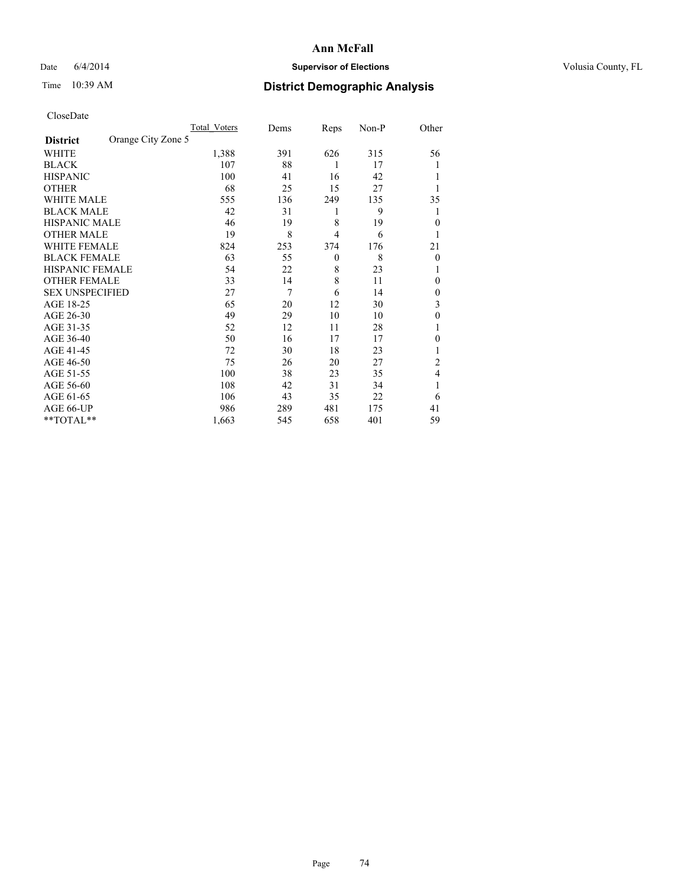# Ann McFall

Date 6/4/2014 **Supervisor of Elections** Volusia County, FL

Time 10:39 AM **District Demographic Analysis**

CloseDate

| **District** Orange City Zone 5 | Total_Voters | Dems | Reps | Non-P | Other |
|---|---|---|---|---|---|
| WHITE | 1,388 | 391 | 626 | 315 | 56 |
| BLACK | 107 | 88 | 1 | 17 | 1 |
| HISPANIC | 100 | 41 | 16 | 42 | 1 |
| OTHER | 68 | 25 | 15 | 27 | 1 |
| WHITE MALE | 555 | 136 | 249 | 135 | 35 |
| BLACK MALE | 42 | 31 | 1 | 9 | 1 |
| HISPANIC MALE | 46 | 19 | 8 | 19 | 0 |
| OTHER MALE | 19 | 8 | 4 | 6 | 1 |
| WHITE FEMALE | 824 | 253 | 374 | 176 | 21 |
| BLACK FEMALE | 63 | 55 | 0 | 8 | 0 |
| HISPANIC FEMALE | 54 | 22 | 8 | 23 | 1 |
| OTHER FEMALE | 33 | 14 | 8 | 11 | 0 |
| SEX UNSPECIFIED | 27 | 7 | 6 | 14 | 0 |
| AGE 18-25 | 65 | 20 | 12 | 30 | 3 |
| AGE 26-30 | 49 | 29 | 10 | 10 | 0 |
| AGE 31-35 | 52 | 12 | 11 | 28 | 1 |
| AGE 36-40 | 50 | 16 | 17 | 17 | 0 |
| AGE 41-45 | 72 | 30 | 18 | 23 | 1 |
| AGE 46-50 | 75 | 26 | 20 | 27 | 2 |
| AGE 51-55 | 100 | 38 | 23 | 35 | 4 |
| AGE 56-60 | 108 | 42 | 31 | 34 | 1 |
| AGE 61-65 | 106 | 43 | 35 | 22 | 6 |
| AGE 66-UP | 986 | 289 | 481 | 175 | 41 |
| **TOTAL** | 1,663 | 545 | 658 | 401 | 59 |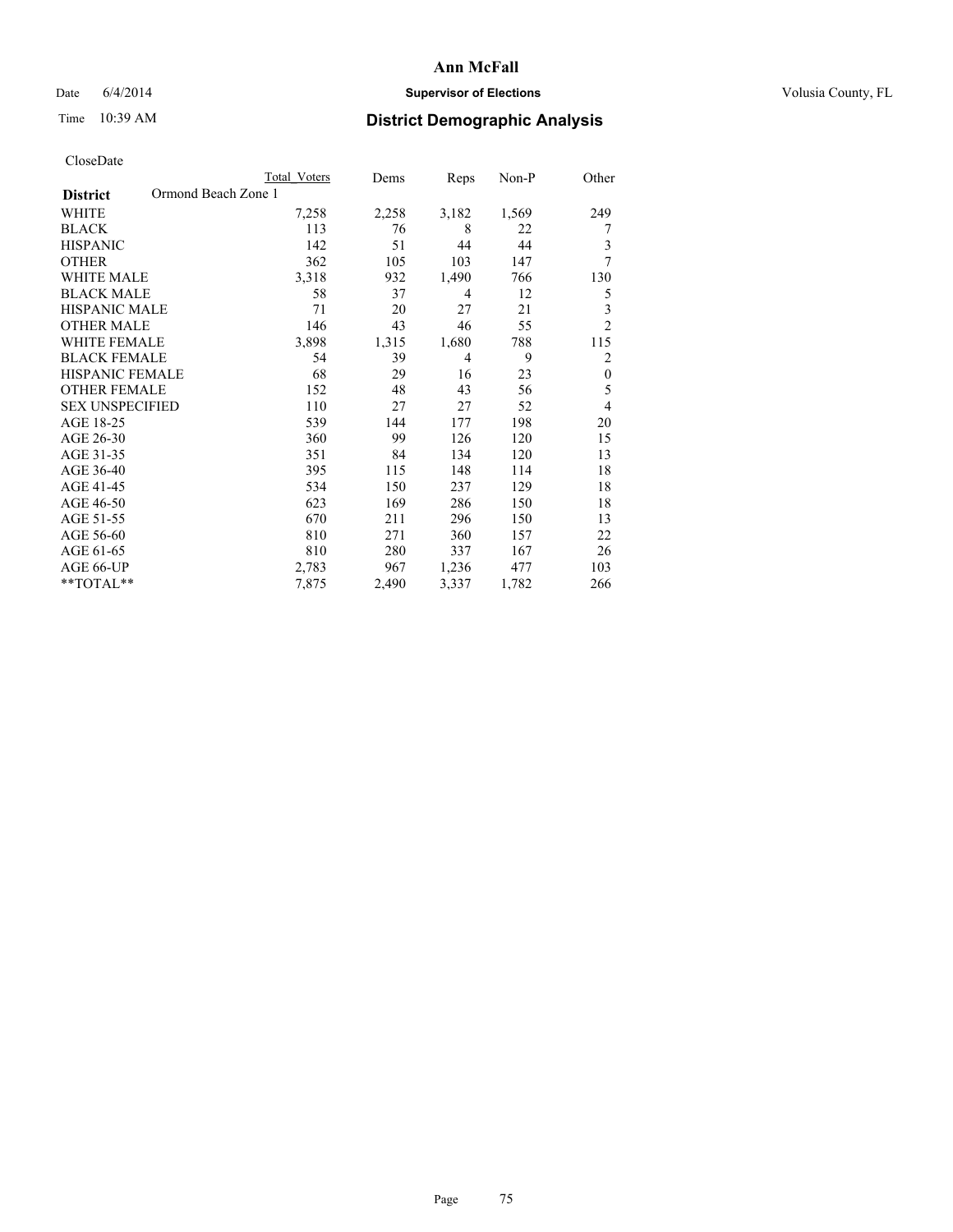**Ann McFall**

Date 6/4/2014 **Supervisor of Elections** Volusia County, FL

Time 10:39 AM **District Demographic Analysis**

CloseDate

| District | Ormond Beach Zone 1 | Total Voters | Dems | Reps | Non-P | Other |
|---|---|---|---|---|---|---|
| WHITE | | 7,258 | 2,258 | 3,182 | 1,569 | 249 |
| BLACK | | 113 | 76 | 8 | 22 | 7 |
| HISPANIC | | 142 | 51 | 44 | 44 | 3 |
| OTHER | | 362 | 105 | 103 | 147 | 7 |
| WHITE MALE | | 3,318 | 932 | 1,490 | 766 | 130 |
| BLACK MALE | | 58 | 37 | 4 | 12 | 5 |
| HISPANIC MALE | | 71 | 20 | 27 | 21 | 3 |
| OTHER MALE | | 146 | 43 | 46 | 55 | 2 |
| WHITE FEMALE | | 3,898 | 1,315 | 1,680 | 788 | 115 |
| BLACK FEMALE | | 54 | 39 | 4 | 9 | 2 |
| HISPANIC FEMALE | | 68 | 29 | 16 | 23 | 0 |
| OTHER FEMALE | | 152 | 48 | 43 | 56 | 5 |
| SEX UNSPECIFIED | | 110 | 27 | 27 | 52 | 4 |
| AGE 18-25 | | 539 | 144 | 177 | 198 | 20 |
| AGE 26-30 | | 360 | 99 | 126 | 120 | 15 |
| AGE 31-35 | | 351 | 84 | 134 | 120 | 13 |
| AGE 36-40 | | 395 | 115 | 148 | 114 | 18 |
| AGE 41-45 | | 534 | 150 | 237 | 129 | 18 |
| AGE 46-50 | | 623 | 169 | 286 | 150 | 18 |
| AGE 51-55 | | 670 | 211 | 296 | 150 | 13 |
| AGE 56-60 | | 810 | 271 | 360 | 157 | 22 |
| AGE 61-65 | | 810 | 280 | 337 | 167 | 26 |
| AGE 66-UP | | 2,783 | 967 | 1,236 | 477 | 103 |
| **TOTAL** | | 7,875 | 2,490 | 3,337 | 1,782 | 266 |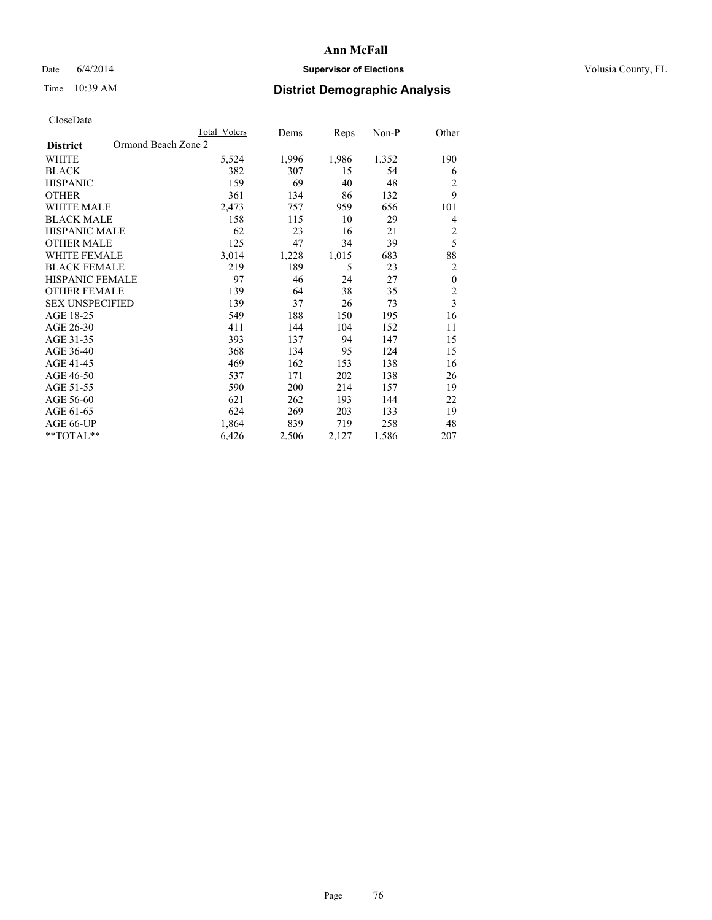**Ann McFall**

Date 6/4/2014 **Supervisor of Elections** Volusia County, FL

Time 10:39 AM **District Demographic Analysis**

CloseDate

| **District** Ormond Beach Zone 2 | Total Voters | Dems | Reps | Non-P | Other |
|---|---|---|---|---|---|
| WHITE | 5,524 | 1,996 | 1,986 | 1,352 | 190 |
| BLACK | 382 | 307 | 15 | 54 | 6 |
| HISPANIC | 159 | 69 | 40 | 48 | 2 |
| OTHER | 361 | 134 | 86 | 132 | 9 |
| WHITE MALE | 2,473 | 757 | 959 | 656 | 101 |
| BLACK MALE | 158 | 115 | 10 | 29 | 4 |
| HISPANIC MALE | 62 | 23 | 16 | 21 | 2 |
| OTHER MALE | 125 | 47 | 34 | 39 | 5 |
| WHITE FEMALE | 3,014 | 1,228 | 1,015 | 683 | 88 |
| BLACK FEMALE | 219 | 189 | 5 | 23 | 2 |
| HISPANIC FEMALE | 97 | 46 | 24 | 27 | 0 |
| OTHER FEMALE | 139 | 64 | 38 | 35 | 2 |
| SEX UNSPECIFIED | 139 | 37 | 26 | 73 | 3 |
| AGE 18-25 | 549 | 188 | 150 | 195 | 16 |
| AGE 26-30 | 411 | 144 | 104 | 152 | 11 |
| AGE 31-35 | 393 | 137 | 94 | 147 | 15 |
| AGE 36-40 | 368 | 134 | 95 | 124 | 15 |
| AGE 41-45 | 469 | 162 | 153 | 138 | 16 |
| AGE 46-50 | 537 | 171 | 202 | 138 | 26 |
| AGE 51-55 | 590 | 200 | 214 | 157 | 19 |
| AGE 56-60 | 621 | 262 | 193 | 144 | 22 |
| AGE 61-65 | 624 | 269 | 203 | 133 | 19 |
| AGE 66-UP | 1,864 | 839 | 719 | 258 | 48 |
| **TOTAL** | 6,426 | 2,506 | 2,127 | 1,586 | 207 |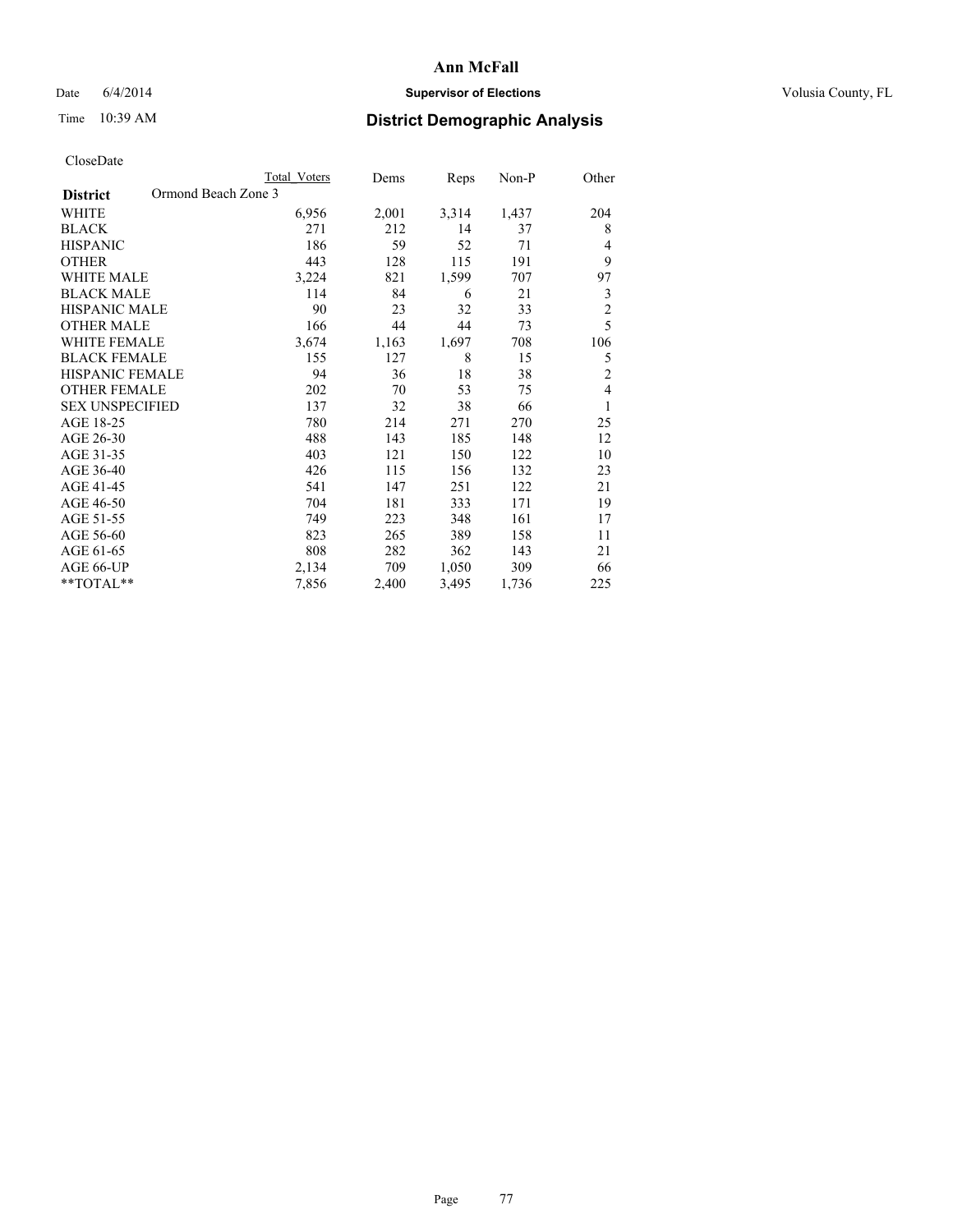# Ann McFall

Date 6/4/2014 **Supervisor of Elections** Volusia County, FL

Time 10:39 AM **District Demographic Analysis**

CloseDate

| | Total Voters | Dems | Reps | Non-P | Other |
|---|---|---|---|---|---|
| **District** Ormond Beach Zone 3 | | | | | |
| WHITE | 6,956 | 2,001 | 3,314 | 1,437 | 204 |
| BLACK | 271 | 212 | 14 | 37 | 8 |
| HISPANIC | 186 | 59 | 52 | 71 | 4 |
| OTHER | 443 | 128 | 115 | 191 | 9 |
| WHITE MALE | 3,224 | 821 | 1,599 | 707 | 97 |
| BLACK MALE | 114 | 84 | 6 | 21 | 3 |
| HISPANIC MALE | 90 | 23 | 32 | 33 | 2 |
| OTHER MALE | 166 | 44 | 44 | 73 | 5 |
| WHITE FEMALE | 3,674 | 1,163 | 1,697 | 708 | 106 |
| BLACK FEMALE | 155 | 127 | 8 | 15 | 5 |
| HISPANIC FEMALE | 94 | 36 | 18 | 38 | 2 |
| OTHER FEMALE | 202 | 70 | 53 | 75 | 4 |
| SEX UNSPECIFIED | 137 | 32 | 38 | 66 | 1 |
| AGE 18-25 | 780 | 214 | 271 | 270 | 25 |
| AGE 26-30 | 488 | 143 | 185 | 148 | 12 |
| AGE 31-35 | 403 | 121 | 150 | 122 | 10 |
| AGE 36-40 | 426 | 115 | 156 | 132 | 23 |
| AGE 41-45 | 541 | 147 | 251 | 122 | 21 |
| AGE 46-50 | 704 | 181 | 333 | 171 | 19 |
| AGE 51-55 | 749 | 223 | 348 | 161 | 17 |
| AGE 56-60 | 823 | 265 | 389 | 158 | 11 |
| AGE 61-65 | 808 | 282 | 362 | 143 | 21 |
| AGE 66-UP | 2,134 | 709 | 1,050 | 309 | 66 |
| **TOTAL** | 7,856 | 2,400 | 3,495 | 1,736 | 225 |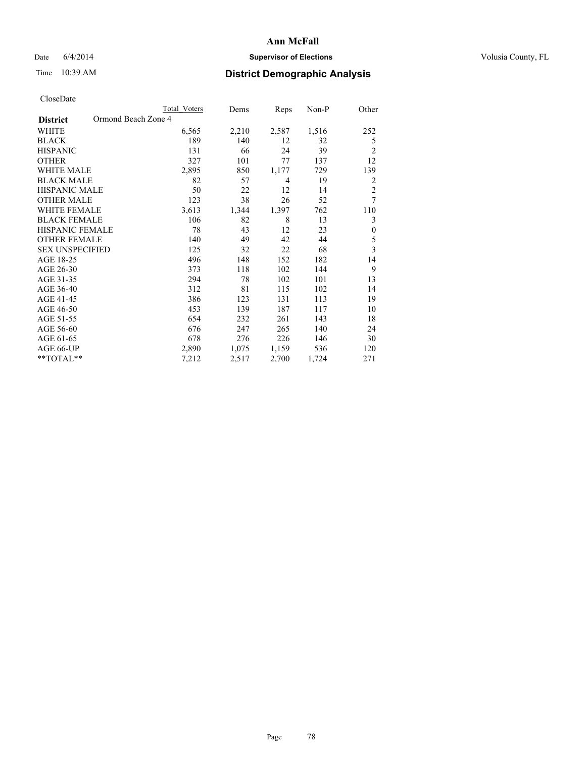# Ann McFall

Date 6/4/2014 **Supervisor of Elections** Volusia County, FL

Time 10:39 AM **District Demographic Analysis**

CloseDate

| **District** Ormond Beach Zone 4 | Total Voters | Dems | Reps | Non-P | Other |
|---|---|---|---|---|---|
| WHITE | 6,565 | 2,210 | 2,587 | 1,516 | 252 |
| BLACK | 189 | 140 | 12 | 32 | 5 |
| HISPANIC | 131 | 66 | 24 | 39 | 2 |
| OTHER | 327 | 101 | 77 | 137 | 12 |
| WHITE MALE | 2,895 | 850 | 1,177 | 729 | 139 |
| BLACK MALE | 82 | 57 | 4 | 19 | 2 |
| HISPANIC MALE | 50 | 22 | 12 | 14 | 2 |
| OTHER MALE | 123 | 38 | 26 | 52 | 7 |
| WHITE FEMALE | 3,613 | 1,344 | 1,397 | 762 | 110 |
| BLACK FEMALE | 106 | 82 | 8 | 13 | 3 |
| HISPANIC FEMALE | 78 | 43 | 12 | 23 | 0 |
| OTHER FEMALE | 140 | 49 | 42 | 44 | 5 |
| SEX UNSPECIFIED | 125 | 32 | 22 | 68 | 3 |
| AGE 18-25 | 496 | 148 | 152 | 182 | 14 |
| AGE 26-30 | 373 | 118 | 102 | 144 | 9 |
| AGE 31-35 | 294 | 78 | 102 | 101 | 13 |
| AGE 36-40 | 312 | 81 | 115 | 102 | 14 |
| AGE 41-45 | 386 | 123 | 131 | 113 | 19 |
| AGE 46-50 | 453 | 139 | 187 | 117 | 10 |
| AGE 51-55 | 654 | 232 | 261 | 143 | 18 |
| AGE 56-60 | 676 | 247 | 265 | 140 | 24 |
| AGE 61-65 | 678 | 276 | 226 | 146 | 30 |
| AGE 66-UP | 2,890 | 1,075 | 1,159 | 536 | 120 |
| **TOTAL** | 7,212 | 2,517 | 2,700 | 1,724 | 271 |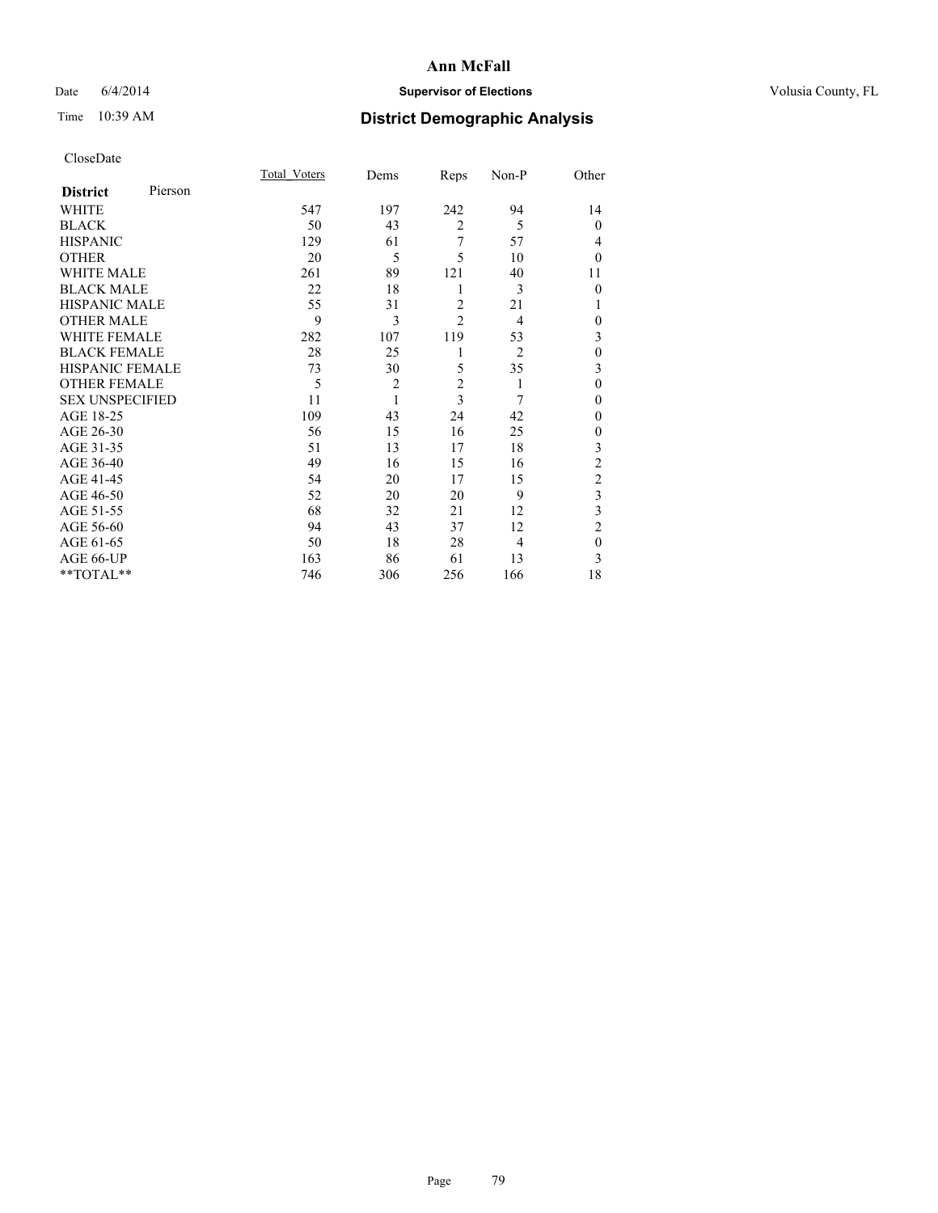# Ann McFall

Date 6/4/2014 **Supervisor of Elections** Volusia County, FL

Time 10:39 AM **District Demographic Analysis**

CloseDate

| **District** Pierson | Total_Voters | Dems | Reps | Non-P | Other |
|---|---|---|---|---|---|
| WHITE | 547 | 197 | 242 | 94 | 14 |
| BLACK | 50 | 43 | 2 | 5 | 0 |
| HISPANIC | 129 | 61 | 7 | 57 | 4 |
| OTHER | 20 | 5 | 5 | 10 | 0 |
| WHITE MALE | 261 | 89 | 121 | 40 | 11 |
| BLACK MALE | 22 | 18 | 1 | 3 | 0 |
| HISPANIC MALE | 55 | 31 | 2 | 21 | 1 |
| OTHER MALE | 9 | 3 | 2 | 4 | 0 |
| WHITE FEMALE | 282 | 107 | 119 | 53 | 3 |
| BLACK FEMALE | 28 | 25 | 1 | 2 | 0 |
| HISPANIC FEMALE | 73 | 30 | 5 | 35 | 3 |
| OTHER FEMALE | 5 | 2 | 2 | 1 | 0 |
| SEX UNSPECIFIED | 11 | 1 | 3 | 7 | 0 |
| AGE 18-25 | 109 | 43 | 24 | 42 | 0 |
| AGE 26-30 | 56 | 15 | 16 | 25 | 0 |
| AGE 31-35 | 51 | 13 | 17 | 18 | 3 |
| AGE 36-40 | 49 | 16 | 15 | 16 | 2 |
| AGE 41-45 | 54 | 20 | 17 | 15 | 2 |
| AGE 46-50 | 52 | 20 | 20 | 9 | 3 |
| AGE 51-55 | 68 | 32 | 21 | 12 | 3 |
| AGE 56-60 | 94 | 43 | 37 | 12 | 2 |
| AGE 61-65 | 50 | 18 | 28 | 4 | 0 |
| AGE 66-UP | 163 | 86 | 61 | 13 | 3 |
| **TOTAL** | 746 | 306 | 256 | 166 | 18 |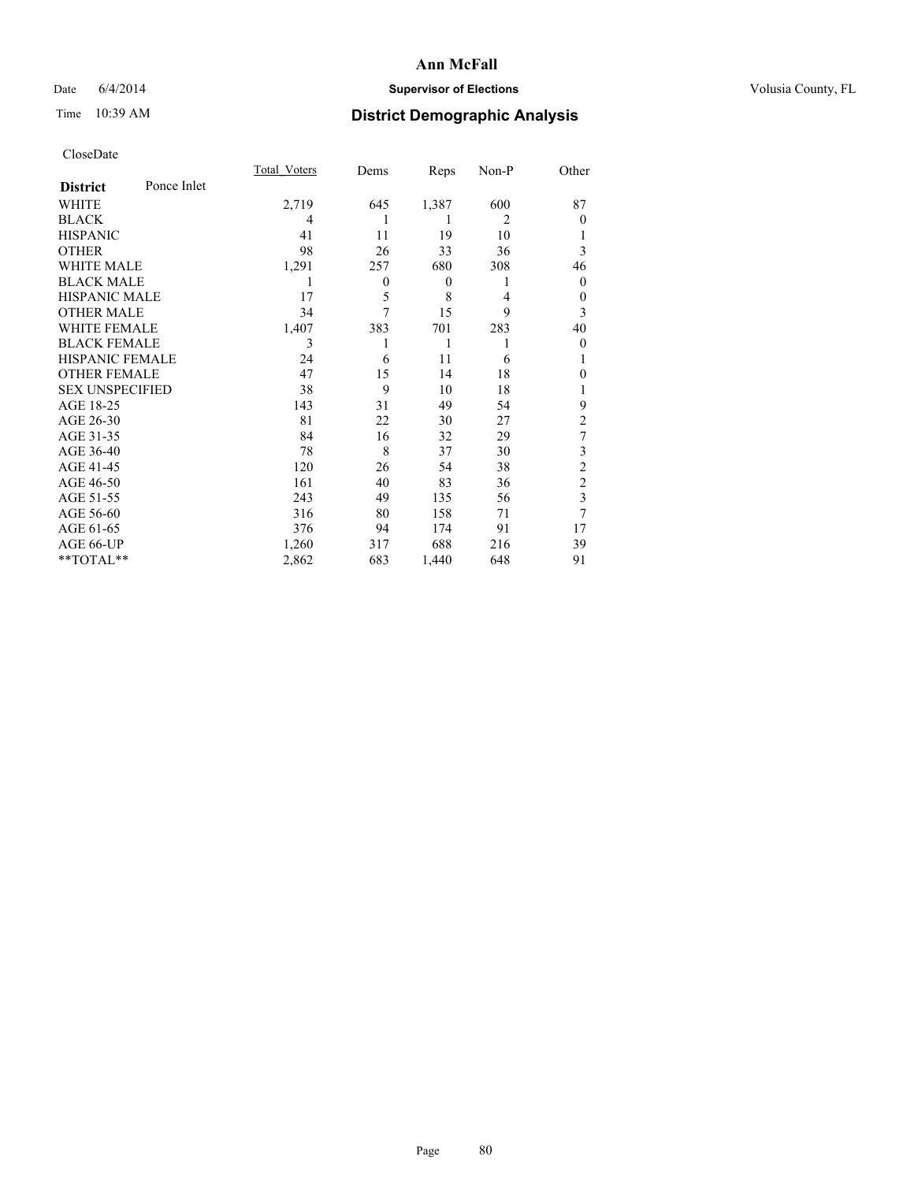# Ann McFall

Date 6/4/2014 **Supervisor of Elections** Volusia County, FL

Time 10:39 AM **District Demographic Analysis**

CloseDate

| **District** Ponce Inlet | Total_Voters | Dems | Reps | Non-P | Other |
|---|---|---|---|---|---|
| WHITE | 2,719 | 645 | 1,387 | 600 | 87 |
| BLACK | 4 | 1 | 1 | 2 | 0 |
| HISPANIC | 41 | 11 | 19 | 10 | 1 |
| OTHER | 98 | 26 | 33 | 36 | 3 |
| WHITE MALE | 1,291 | 257 | 680 | 308 | 46 |
| BLACK MALE | 1 | 0 | 0 | 1 | 0 |
| HISPANIC MALE | 17 | 5 | 8 | 4 | 0 |
| OTHER MALE | 34 | 7 | 15 | 9 | 3 |
| WHITE FEMALE | 1,407 | 383 | 701 | 283 | 40 |
| BLACK FEMALE | 3 | 1 | 1 | 1 | 0 |
| HISPANIC FEMALE | 24 | 6 | 11 | 6 | 1 |
| OTHER FEMALE | 47 | 15 | 14 | 18 | 0 |
| SEX UNSPECIFIED | 38 | 9 | 10 | 18 | 1 |
| AGE 18-25 | 143 | 31 | 49 | 54 | 9 |
| AGE 26-30 | 81 | 22 | 30 | 27 | 2 |
| AGE 31-35 | 84 | 16 | 32 | 29 | 7 |
| AGE 36-40 | 78 | 8 | 37 | 30 | 3 |
| AGE 41-45 | 120 | 26 | 54 | 38 | 2 |
| AGE 46-50 | 161 | 40 | 83 | 36 | 2 |
| AGE 51-55 | 243 | 49 | 135 | 56 | 3 |
| AGE 56-60 | 316 | 80 | 158 | 71 | 7 |
| AGE 61-65 | 376 | 94 | 174 | 91 | 17 |
| AGE 66-UP | 1,260 | 317 | 688 | 216 | 39 |
| **TOTAL** | 2,862 | 683 | 1,440 | 648 | 91 |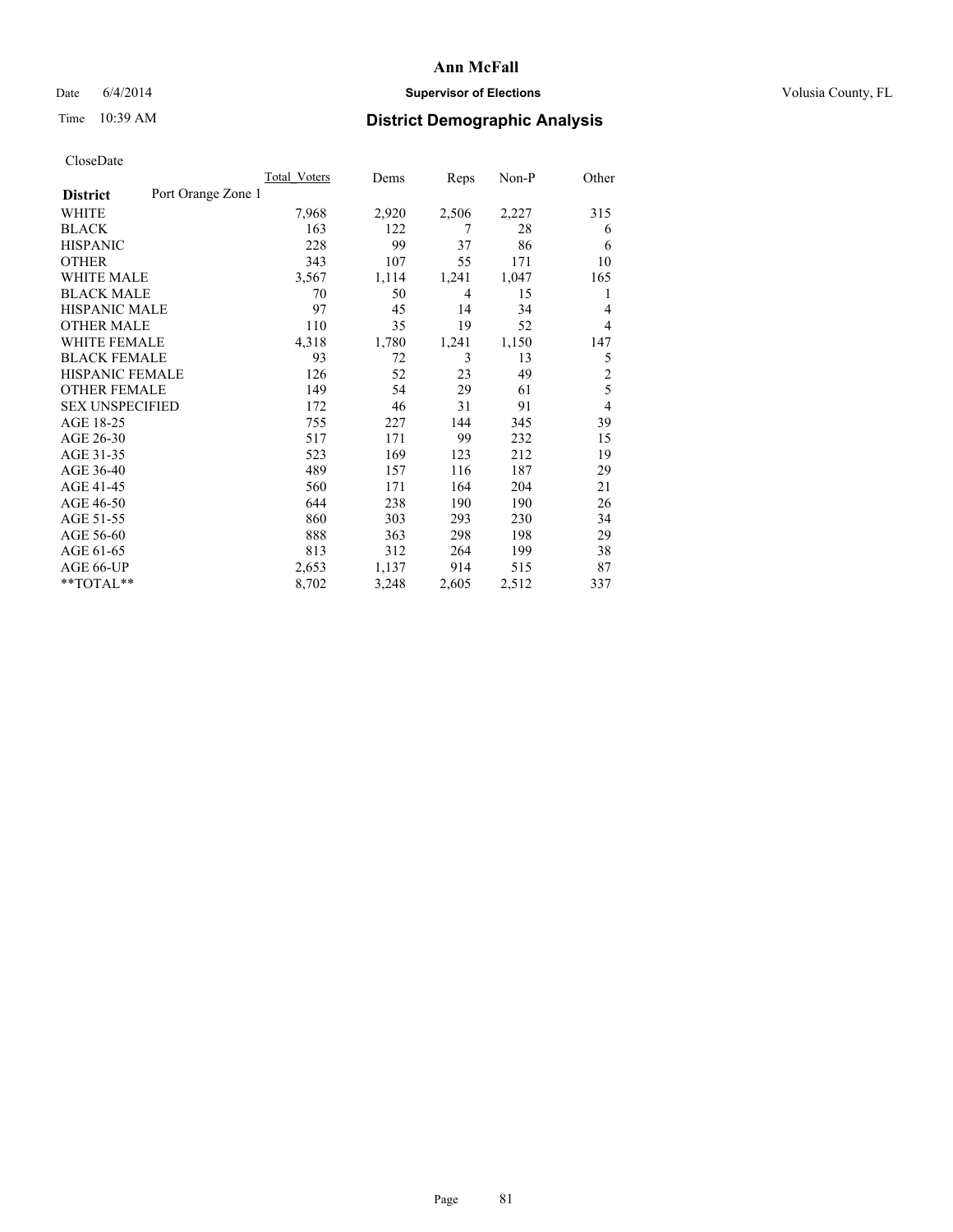**Ann McFall**

Date 6/4/2014 **Supervisor of Elections** Volusia County, FL

Time 10:39 AM **District Demographic Analysis**

CloseDate

| District | Port Orange Zone 1 | Total_Voters | Dems | Reps | Non-P | Other |
|---|---|---|---|---|---|---|
| WHITE | | 7,968 | 2,920 | 2,506 | 2,227 | 315 |
| BLACK | | 163 | 122 | 7 | 28 | 6 |
| HISPANIC | | 228 | 99 | 37 | 86 | 6 |
| OTHER | | 343 | 107 | 55 | 171 | 10 |
| WHITE MALE | | 3,567 | 1,114 | 1,241 | 1,047 | 165 |
| BLACK MALE | | 70 | 50 | 4 | 15 | 1 |
| HISPANIC MALE | | 97 | 45 | 14 | 34 | 4 |
| OTHER MALE | | 110 | 35 | 19 | 52 | 4 |
| WHITE FEMALE | | 4,318 | 1,780 | 1,241 | 1,150 | 147 |
| BLACK FEMALE | | 93 | 72 | 3 | 13 | 5 |
| HISPANIC FEMALE | | 126 | 52 | 23 | 49 | 2 |
| OTHER FEMALE | | 149 | 54 | 29 | 61 | 5 |
| SEX UNSPECIFIED | | 172 | 46 | 31 | 91 | 4 |
| AGE 18-25 | | 755 | 227 | 144 | 345 | 39 |
| AGE 26-30 | | 517 | 171 | 99 | 232 | 15 |
| AGE 31-35 | | 523 | 169 | 123 | 212 | 19 |
| AGE 36-40 | | 489 | 157 | 116 | 187 | 29 |
| AGE 41-45 | | 560 | 171 | 164 | 204 | 21 |
| AGE 46-50 | | 644 | 238 | 190 | 190 | 26 |
| AGE 51-55 | | 860 | 303 | 293 | 230 | 34 |
| AGE 56-60 | | 888 | 363 | 298 | 198 | 29 |
| AGE 61-65 | | 813 | 312 | 264 | 199 | 38 |
| AGE 66-UP | | 2,653 | 1,137 | 914 | 515 | 87 |
| **TOTAL** | | 8,702 | 3,248 | 2,605 | 2,512 | 337 |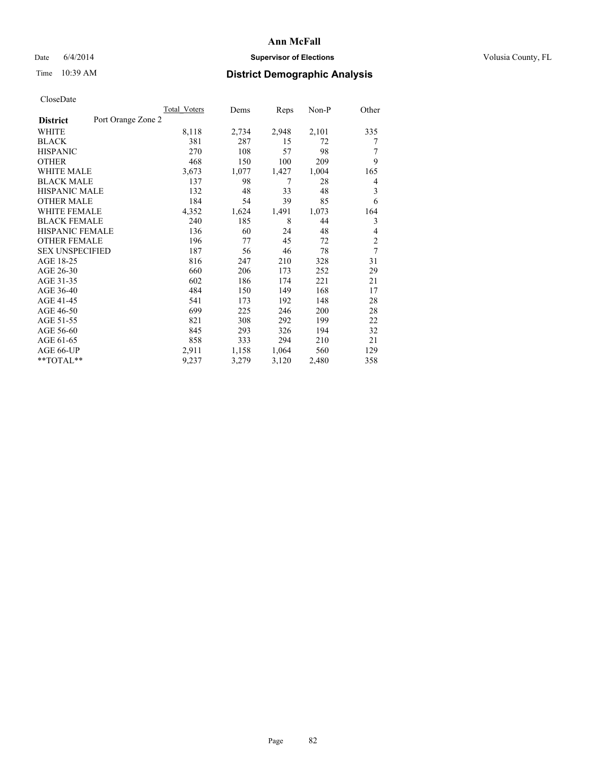# Ann McFall

Date 6/4/2014 **Supervisor of Elections** Volusia County, FL

Time 10:39 AM **District Demographic Analysis**

CloseDate

| **District** Port Orange Zone 2 | Total Voters | Dems | Reps | Non-P | Other |
|---|---|---|---|---|---|
| WHITE | 8,118 | 2,734 | 2,948 | 2,101 | 335 |
| BLACK | 381 | 287 | 15 | 72 | 7 |
| HISPANIC | 270 | 108 | 57 | 98 | 7 |
| OTHER | 468 | 150 | 100 | 209 | 9 |
| WHITE MALE | 3,673 | 1,077 | 1,427 | 1,004 | 165 |
| BLACK MALE | 137 | 98 | 7 | 28 | 4 |
| HISPANIC MALE | 132 | 48 | 33 | 48 | 3 |
| OTHER MALE | 184 | 54 | 39 | 85 | 6 |
| WHITE FEMALE | 4,352 | 1,624 | 1,491 | 1,073 | 164 |
| BLACK FEMALE | 240 | 185 | 8 | 44 | 3 |
| HISPANIC FEMALE | 136 | 60 | 24 | 48 | 4 |
| OTHER FEMALE | 196 | 77 | 45 | 72 | 2 |
| SEX UNSPECIFIED | 187 | 56 | 46 | 78 | 7 |
| AGE 18-25 | 816 | 247 | 210 | 328 | 31 |
| AGE 26-30 | 660 | 206 | 173 | 252 | 29 |
| AGE 31-35 | 602 | 186 | 174 | 221 | 21 |
| AGE 36-40 | 484 | 150 | 149 | 168 | 17 |
| AGE 41-45 | 541 | 173 | 192 | 148 | 28 |
| AGE 46-50 | 699 | 225 | 246 | 200 | 28 |
| AGE 51-55 | 821 | 308 | 292 | 199 | 22 |
| AGE 56-60 | 845 | 293 | 326 | 194 | 32 |
| AGE 61-65 | 858 | 333 | 294 | 210 | 21 |
| AGE 66-UP | 2,911 | 1,158 | 1,064 | 560 | 129 |
| **TOTAL** | 9,237 | 3,279 | 3,120 | 2,480 | 358 |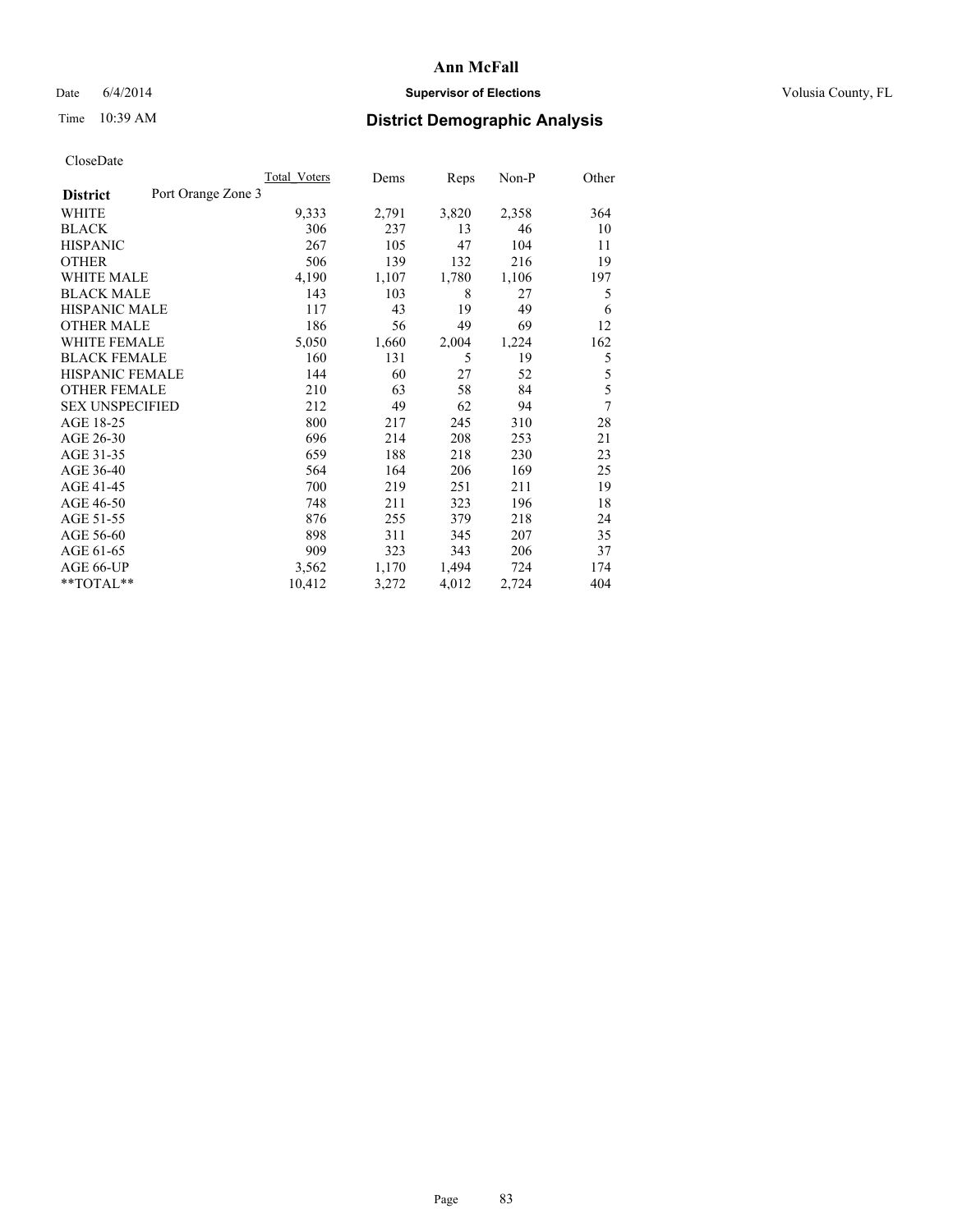# Ann McFall

Date 6/4/2014 **Supervisor of Elections** Volusia County, FL

Time 10:39 AM **District Demographic Analysis**

CloseDate

| | Total_Voters | Dems | Reps | Non-P | Other |
|---|---|---|---|---|---|
| **District** Port Orange Zone 3 | | | | | |
| WHITE | 9,333 | 2,791 | 3,820 | 2,358 | 364 |
| BLACK | 306 | 237 | 13 | 46 | 10 |
| HISPANIC | 267 | 105 | 47 | 104 | 11 |
| OTHER | 506 | 139 | 132 | 216 | 19 |
| WHITE MALE | 4,190 | 1,107 | 1,780 | 1,106 | 197 |
| BLACK MALE | 143 | 103 | 8 | 27 | 5 |
| HISPANIC MALE | 117 | 43 | 19 | 49 | 6 |
| OTHER MALE | 186 | 56 | 49 | 69 | 12 |
| WHITE FEMALE | 5,050 | 1,660 | 2,004 | 1,224 | 162 |
| BLACK FEMALE | 160 | 131 | 5 | 19 | 5 |
| HISPANIC FEMALE | 144 | 60 | 27 | 52 | 5 |
| OTHER FEMALE | 210 | 63 | 58 | 84 | 5 |
| SEX UNSPECIFIED | 212 | 49 | 62 | 94 | 7 |
| AGE 18-25 | 800 | 217 | 245 | 310 | 28 |
| AGE 26-30 | 696 | 214 | 208 | 253 | 21 |
| AGE 31-35 | 659 | 188 | 218 | 230 | 23 |
| AGE 36-40 | 564 | 164 | 206 | 169 | 25 |
| AGE 41-45 | 700 | 219 | 251 | 211 | 19 |
| AGE 46-50 | 748 | 211 | 323 | 196 | 18 |
| AGE 51-55 | 876 | 255 | 379 | 218 | 24 |
| AGE 56-60 | 898 | 311 | 345 | 207 | 35 |
| AGE 61-65 | 909 | 323 | 343 | 206 | 37 |
| AGE 66-UP | 3,562 | 1,170 | 1,494 | 724 | 174 |
| **TOTAL** | 10,412 | 3,272 | 4,012 | 2,724 | 404 |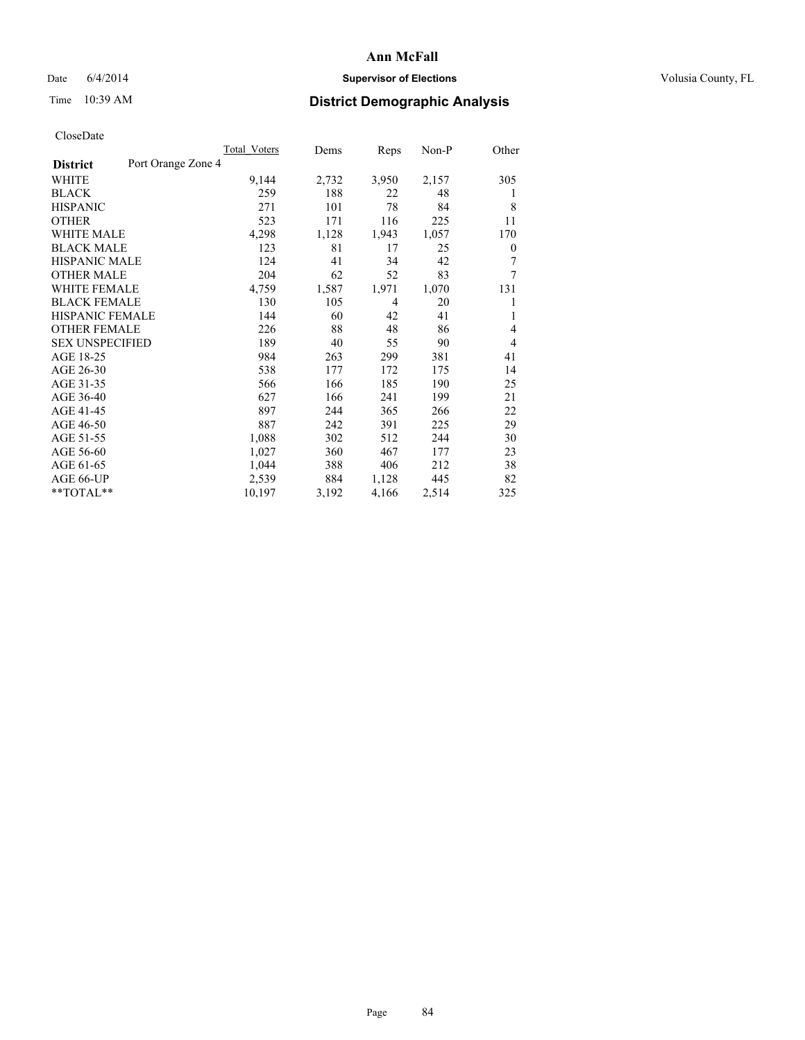# Ann McFall

Date 6/4/2014 **Supervisor of Elections** Volusia County, FL

Time 10:39 AM **District Demographic Analysis**

CloseDate

| | Total_Voters | Dems | Reps | Non-P | Other |
|---|---|---|---|---|---|
| **District** Port Orange Zone 4 | | | | | |
| WHITE | 9,144 | 2,732 | 3,950 | 2,157 | 305 |
| BLACK | 259 | 188 | 22 | 48 | 1 |
| HISPANIC | 271 | 101 | 78 | 84 | 8 |
| OTHER | 523 | 171 | 116 | 225 | 11 |
| WHITE MALE | 4,298 | 1,128 | 1,943 | 1,057 | 170 |
| BLACK MALE | 123 | 81 | 17 | 25 | 0 |
| HISPANIC MALE | 124 | 41 | 34 | 42 | 7 |
| OTHER MALE | 204 | 62 | 52 | 83 | 7 |
| WHITE FEMALE | 4,759 | 1,587 | 1,971 | 1,070 | 131 |
| BLACK FEMALE | 130 | 105 | 4 | 20 | 1 |
| HISPANIC FEMALE | 144 | 60 | 42 | 41 | 1 |
| OTHER FEMALE | 226 | 88 | 48 | 86 | 4 |
| SEX UNSPECIFIED | 189 | 40 | 55 | 90 | 4 |
| AGE 18-25 | 984 | 263 | 299 | 381 | 41 |
| AGE 26-30 | 538 | 177 | 172 | 175 | 14 |
| AGE 31-35 | 566 | 166 | 185 | 190 | 25 |
| AGE 36-40 | 627 | 166 | 241 | 199 | 21 |
| AGE 41-45 | 897 | 244 | 365 | 266 | 22 |
| AGE 46-50 | 887 | 242 | 391 | 225 | 29 |
| AGE 51-55 | 1,088 | 302 | 512 | 244 | 30 |
| AGE 56-60 | 1,027 | 360 | 467 | 177 | 23 |
| AGE 61-65 | 1,044 | 388 | 406 | 212 | 38 |
| AGE 66-UP | 2,539 | 884 | 1,128 | 445 | 82 |
| **TOTAL** | 10,197 | 3,192 | 4,166 | 2,514 | 325 |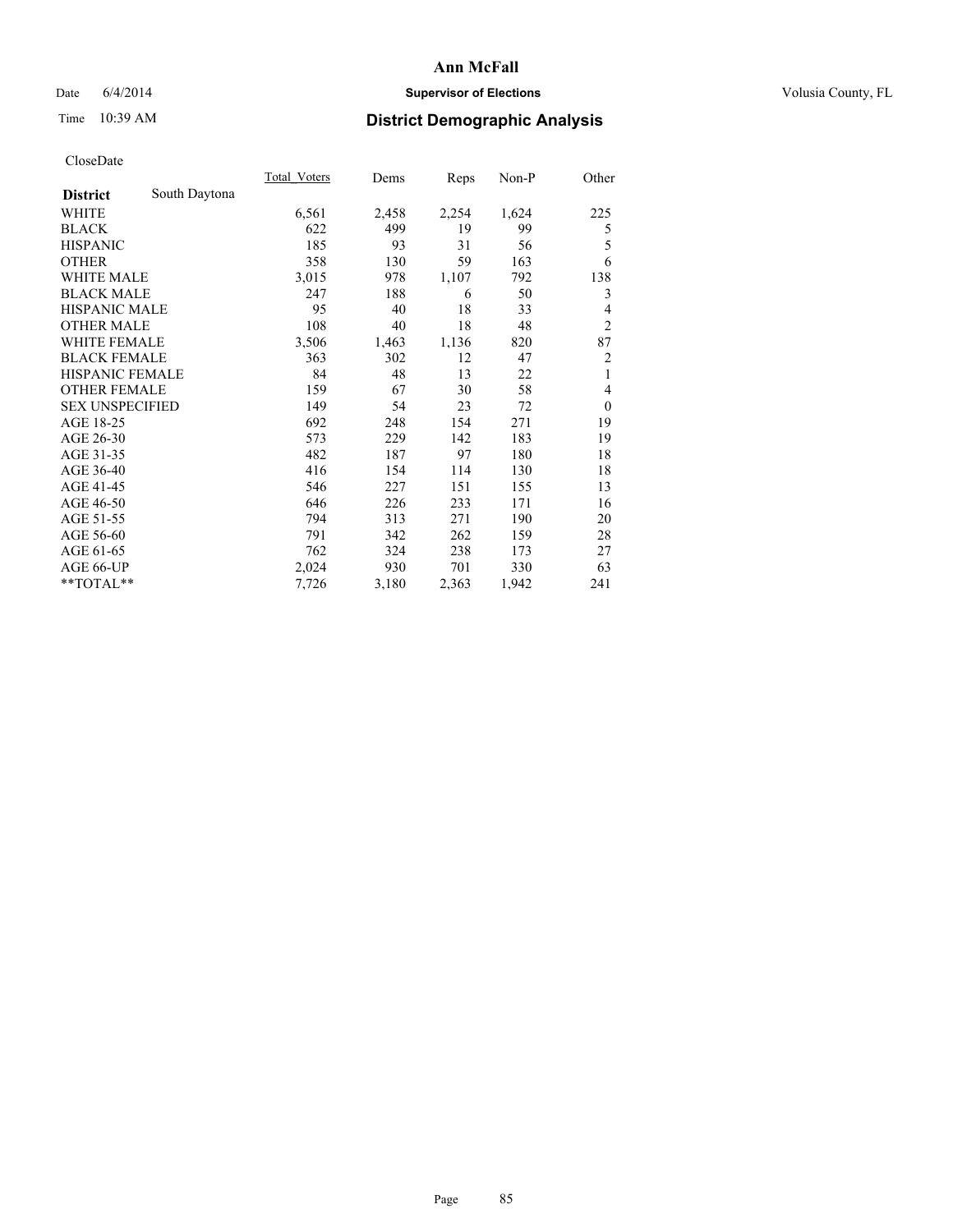# Ann McFall

Date 6/4/2014 **Supervisor of Elections** Volusia County, FL

Time 10:39 AM **District Demographic Analysis**

CloseDate

| **District** South Daytona | Total_Voters | Dems | Reps | Non-P | Other |
|---|---|---|---|---|---|
| WHITE | 6,561 | 2,458 | 2,254 | 1,624 | 225 |
| BLACK | 622 | 499 | 19 | 99 | 5 |
| HISPANIC | 185 | 93 | 31 | 56 | 5 |
| OTHER | 358 | 130 | 59 | 163 | 6 |
| WHITE MALE | 3,015 | 978 | 1,107 | 792 | 138 |
| BLACK MALE | 247 | 188 | 6 | 50 | 3 |
| HISPANIC MALE | 95 | 40 | 18 | 33 | 4 |
| OTHER MALE | 108 | 40 | 18 | 48 | 2 |
| WHITE FEMALE | 3,506 | 1,463 | 1,136 | 820 | 87 |
| BLACK FEMALE | 363 | 302 | 12 | 47 | 2 |
| HISPANIC FEMALE | 84 | 48 | 13 | 22 | 1 |
| OTHER FEMALE | 159 | 67 | 30 | 58 | 4 |
| SEX UNSPECIFIED | 149 | 54 | 23 | 72 | 0 |
| AGE 18-25 | 692 | 248 | 154 | 271 | 19 |
| AGE 26-30 | 573 | 229 | 142 | 183 | 19 |
| AGE 31-35 | 482 | 187 | 97 | 180 | 18 |
| AGE 36-40 | 416 | 154 | 114 | 130 | 18 |
| AGE 41-45 | 546 | 227 | 151 | 155 | 13 |
| AGE 46-50 | 646 | 226 | 233 | 171 | 16 |
| AGE 51-55 | 794 | 313 | 271 | 190 | 20 |
| AGE 56-60 | 791 | 342 | 262 | 159 | 28 |
| AGE 61-65 | 762 | 324 | 238 | 173 | 27 |
| AGE 66-UP | 2,024 | 930 | 701 | 330 | 63 |
| **TOTAL** | 7,726 | 3,180 | 2,363 | 1,942 | 241 |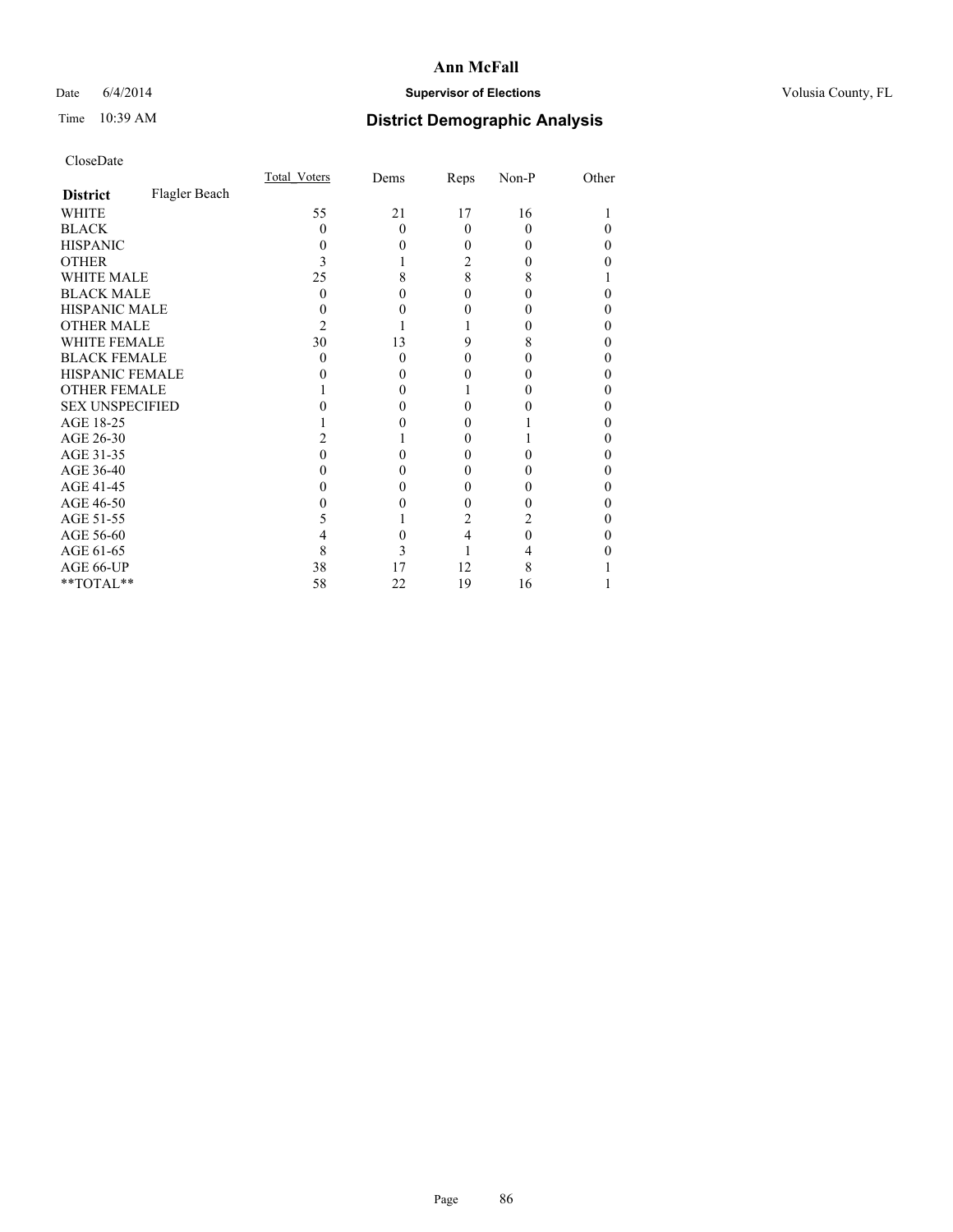# Ann McFall

Date 6/4/2014 **Supervisor of Elections** Volusia County, FL

Time 10:39 AM **District Demographic Analysis**

CloseDate

| **District** Flagler Beach | Total_Voters | Dems | Reps | Non-P | Other |
|---|---|---|---|---|---|
| WHITE | 55 | 21 | 17 | 16 | 1 |
| BLACK | 0 | 0 | 0 | 0 | 0 |
| HISPANIC | 0 | 0 | 0 | 0 | 0 |
| OTHER | 3 | 1 | 2 | 0 | 0 |
| WHITE MALE | 25 | 8 | 8 | 8 | 1 |
| BLACK MALE | 0 | 0 | 0 | 0 | 0 |
| HISPANIC MALE | 0 | 0 | 0 | 0 | 0 |
| OTHER MALE | 2 | 1 | 1 | 0 | 0 |
| WHITE FEMALE | 30 | 13 | 9 | 8 | 0 |
| BLACK FEMALE | 0 | 0 | 0 | 0 | 0 |
| HISPANIC FEMALE | 0 | 0 | 0 | 0 | 0 |
| OTHER FEMALE | 1 | 0 | 1 | 0 | 0 |
| SEX UNSPECIFIED | 0 | 0 | 0 | 0 | 0 |
| AGE 18-25 | 1 | 0 | 0 | 1 | 0 |
| AGE 26-30 | 2 | 1 | 0 | 1 | 0 |
| AGE 31-35 | 0 | 0 | 0 | 0 | 0 |
| AGE 36-40 | 0 | 0 | 0 | 0 | 0 |
| AGE 41-45 | 0 | 0 | 0 | 0 | 0 |
| AGE 46-50 | 0 | 0 | 0 | 0 | 0 |
| AGE 51-55 | 5 | 1 | 2 | 2 | 0 |
| AGE 56-60 | 4 | 0 | 4 | 0 | 0 |
| AGE 61-65 | 8 | 3 | 1 | 4 | 0 |
| AGE 66-UP | 38 | 17 | 12 | 8 | 1 |
| **TOTAL** | 58 | 22 | 19 | 16 | 1 |